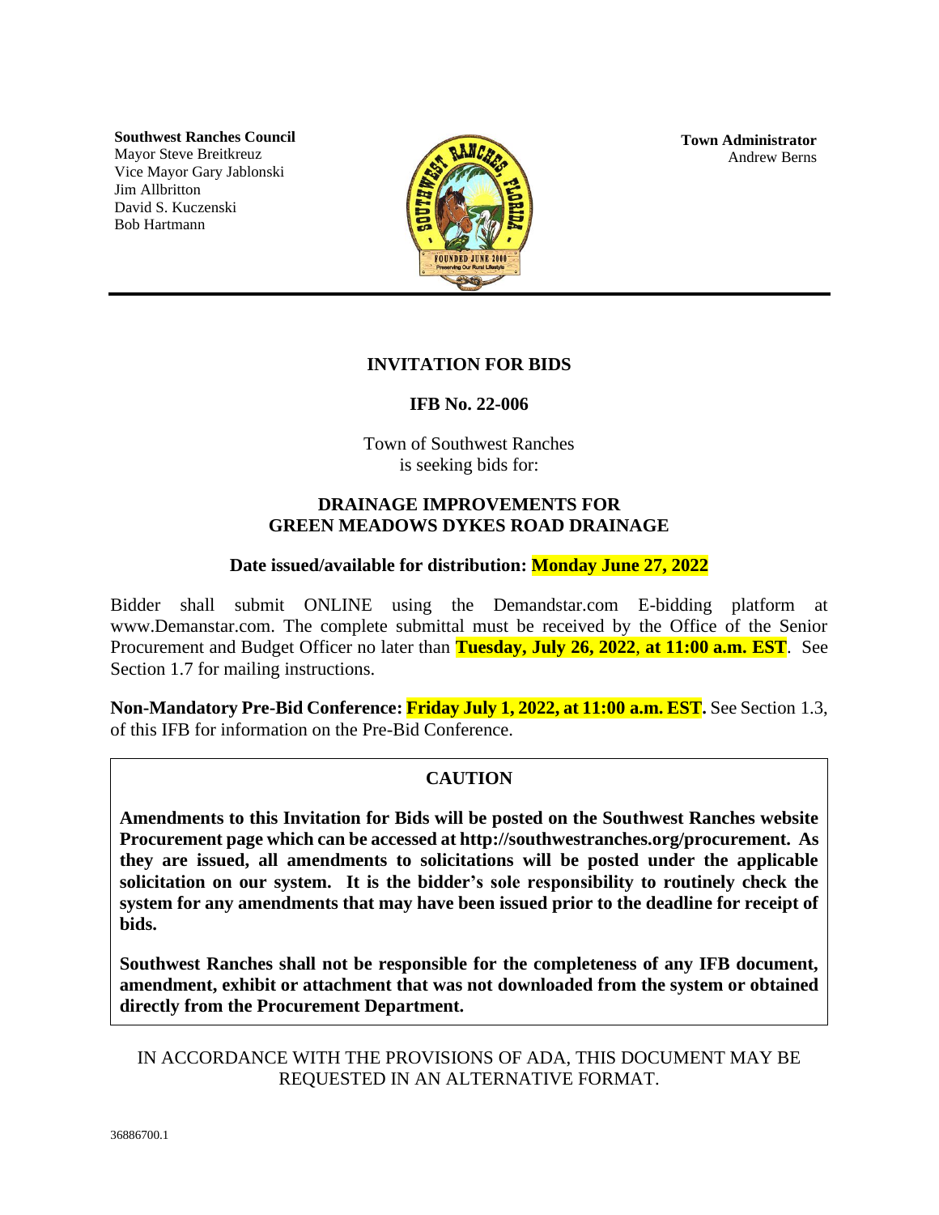**Southwest Ranches Council**
Mayor Steve Breitkreuz
Vice Mayor Gary Jablonski
Jim Allbritton
David S. Kuczenski
Bob Hartmann

**Town Administrator**
Andrew Berns

# INVITATION FOR BIDS

## IFB No. 22-006

Town of Southwest Ranches
is seeking bids for:

## DRAINAGE IMPROVEMENTS FOR GREEN MEADOWS DYKES ROAD DRAINAGE

**Date issued/available for distribution: Monday June 27, 2022**

Bidder shall submit ONLINE using the Demandstar.com E-bidding platform at www.Demanstar.com. The complete submittal must be received by the Office of the Senior Procurement and Budget Officer no later than **Tuesday, July 26, 2022**, **at 11:00 a.m. EST**. See Section 1.7 for mailing instructions.

**Non-Mandatory Pre-Bid Conference: Friday July 1, 2022, at 11:00 a.m. EST.** See Section 1.3, of this IFB for information on the Pre-Bid Conference.

**CAUTION**

**Amendments to this Invitation for Bids will be posted on the Southwest Ranches website Procurement page which can be accessed at http://southwestranches.org/procurement. As they are issued, all amendments to solicitations will be posted under the applicable solicitation on our system. It is the bidder's sole responsibility to routinely check the system for any amendments that may have been issued prior to the deadline for receipt of bids.**

**Southwest Ranches shall not be responsible for the completeness of any IFB document, amendment, exhibit or attachment that was not downloaded from the system or obtained directly from the Procurement Department.**

IN ACCORDANCE WITH THE PROVISIONS OF ADA, THIS DOCUMENT MAY BE REQUESTED IN AN ALTERNATIVE FORMAT.

36886700.1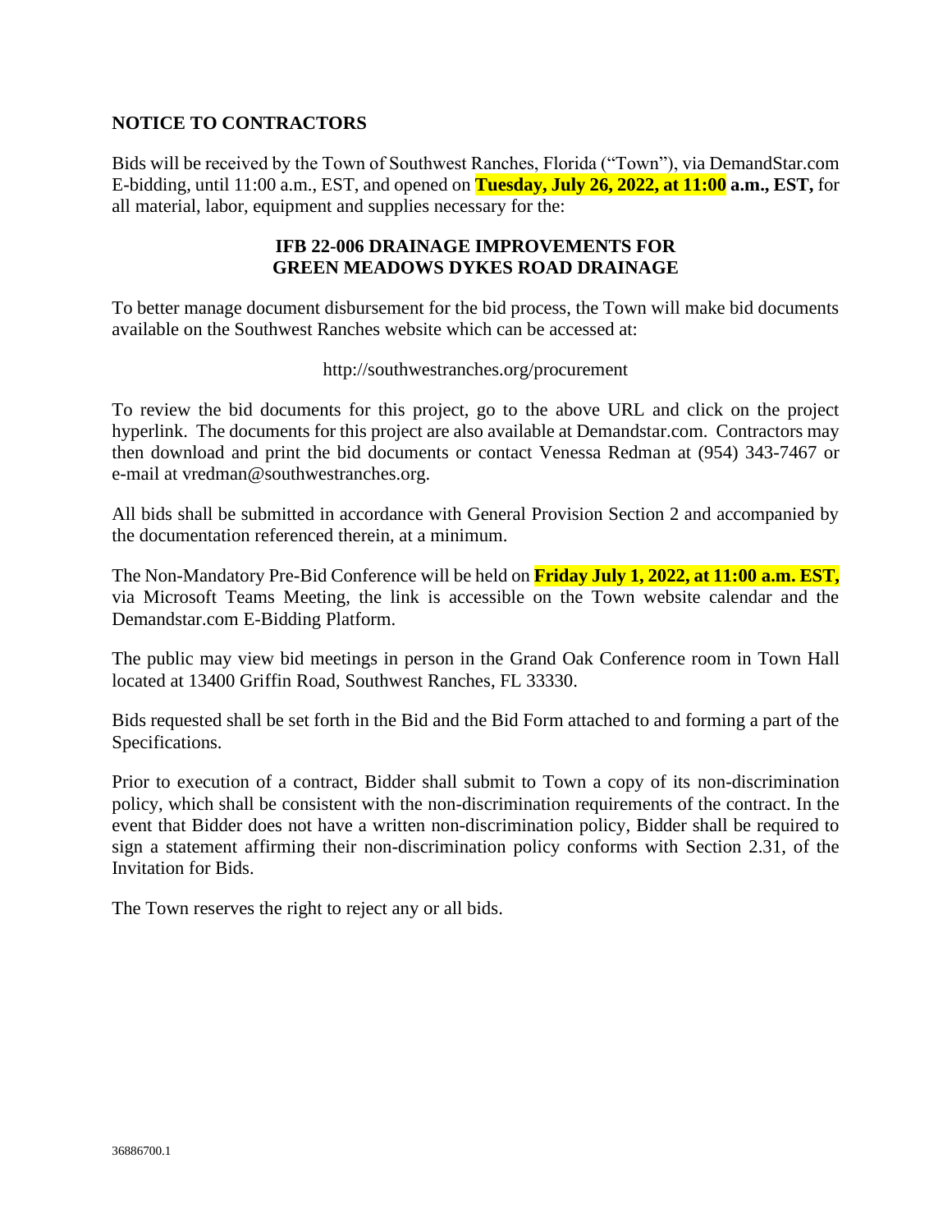## NOTICE TO CONTRACTORS

Bids will be received by the Town of Southwest Ranches, Florida ("Town"), via DemandStar.com E-bidding, until 11:00 a.m., EST, and opened on **Tuesday, July 26, 2022, at 11:00 a.m., EST,** for all material, labor, equipment and supplies necessary for the:

**IFB 22-006 DRAINAGE IMPROVEMENTS FOR GREEN MEADOWS DYKES ROAD DRAINAGE**

To better manage document disbursement for the bid process, the Town will make bid documents available on the Southwest Ranches website which can be accessed at:

http://southwestranches.org/procurement

To review the bid documents for this project, go to the above URL and click on the project hyperlink. The documents for this project are also available at Demandstar.com. Contractors may then download and print the bid documents or contact Venessa Redman at (954) 343-7467 or e-mail at vredman@southwestranches.org.

All bids shall be submitted in accordance with General Provision Section 2 and accompanied by the documentation referenced therein, at a minimum.

The Non-Mandatory Pre-Bid Conference will be held on **Friday July 1, 2022, at 11:00 a.m. EST,** via Microsoft Teams Meeting, the link is accessible on the Town website calendar and the Demandstar.com E-Bidding Platform.

The public may view bid meetings in person in the Grand Oak Conference room in Town Hall located at 13400 Griffin Road, Southwest Ranches, FL 33330.

Bids requested shall be set forth in the Bid and the Bid Form attached to and forming a part of the Specifications.

Prior to execution of a contract, Bidder shall submit to Town a copy of its non-discrimination policy, which shall be consistent with the non-discrimination requirements of the contract. In the event that Bidder does not have a written non-discrimination policy, Bidder shall be required to sign a statement affirming their non-discrimination policy conforms with Section 2.31, of the Invitation for Bids.

The Town reserves the right to reject any or all bids.

36886700.1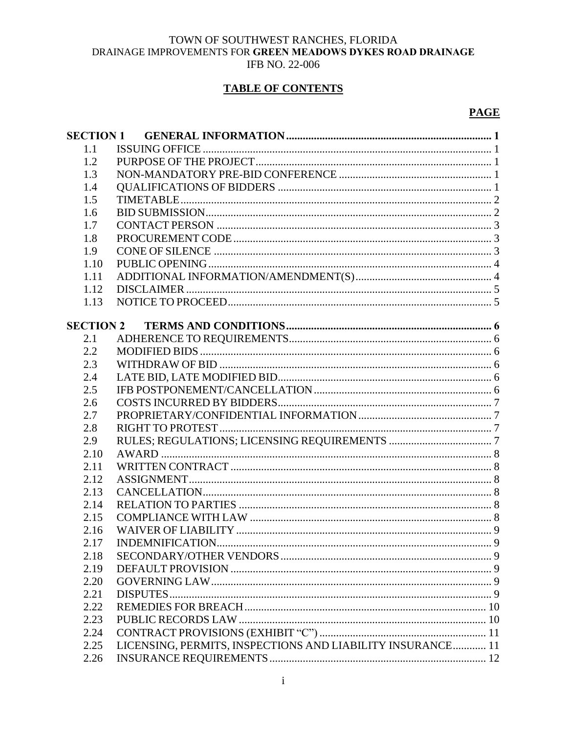TOWN OF SOUTHWEST RANCHES, FLORIDA
DRAINAGE IMPROVEMENTS FOR **GREEN MEADOWS DYKES ROAD DRAINAGE**
IFB NO. 22-006

**TABLE OF CONTENTS**

| | | **PAGE** |
|---|---|---|
| **SECTION 1** | **GENERAL INFORMATION** | **1** |
| 1.1 | ISSUING OFFICE | 1 |
| 1.2 | PURPOSE OF THE PROJECT | 1 |
| 1.3 | NON-MANDATORY PRE-BID CONFERENCE | 1 |
| 1.4 | QUALIFICATIONS OF BIDDERS | 1 |
| 1.5 | TIMETABLE | 2 |
| 1.6 | BID SUBMISSION | 2 |
| 1.7 | CONTACT PERSON | 3 |
| 1.8 | PROCUREMENT CODE | 3 |
| 1.9 | CONE OF SILENCE | 3 |
| 1.10 | PUBLIC OPENING | 4 |
| 1.11 | ADDITIONAL INFORMATION/AMENDMENT(S) | 4 |
| 1.12 | DISCLAIMER | 5 |
| 1.13 | NOTICE TO PROCEED | 5 |
| **SECTION 2** | **TERMS AND CONDITIONS** | **6** |
| 2.1 | ADHERENCE TO REQUIREMENTS | 6 |
| 2.2 | MODIFIED BIDS | 6 |
| 2.3 | WITHDRAW OF BID | 6 |
| 2.4 | LATE BID, LATE MODIFIED BID | 6 |
| 2.5 | IFB POSTPONEMENT/CANCELLATION | 6 |
| 2.6 | COSTS INCURRED BY BIDDERS | 7 |
| 2.7 | PROPRIETARY/CONFIDENTIAL INFORMATION | 7 |
| 2.8 | RIGHT TO PROTEST | 7 |
| 2.9 | RULES; REGULATIONS; LICENSING REQUIREMENTS | 7 |
| 2.10 | AWARD | 8 |
| 2.11 | WRITTEN CONTRACT | 8 |
| 2.12 | ASSIGNMENT | 8 |
| 2.13 | CANCELLATION | 8 |
| 2.14 | RELATION TO PARTIES | 8 |
| 2.15 | COMPLIANCE WITH LAW | 8 |
| 2.16 | WAIVER OF LIABILITY | 9 |
| 2.17 | INDEMNIFICATION | 9 |
| 2.18 | SECONDARY/OTHER VENDORS | 9 |
| 2.19 | DEFAULT PROVISION | 9 |
| 2.20 | GOVERNING LAW | 9 |
| 2.21 | DISPUTES | 9 |
| 2.22 | REMEDIES FOR BREACH | 10 |
| 2.23 | PUBLIC RECORDS LAW | 10 |
| 2.24 | CONTRACT PROVISIONS (EXHIBIT "C") | 11 |
| 2.25 | LICENSING, PERMITS, INSPECTIONS AND LIABILITY INSURANCE | 11 |
| 2.26 | INSURANCE REQUIREMENTS | 12 |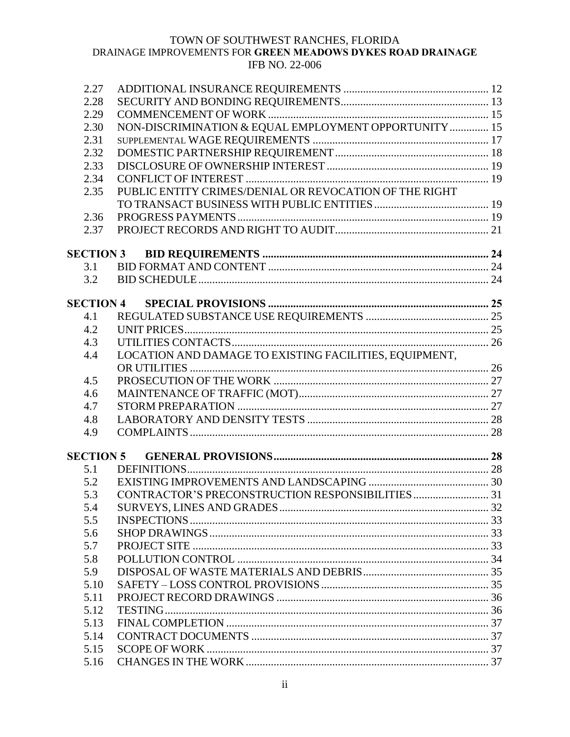| | | |
|---|---|---|
| 2.27 | ADDITIONAL INSURANCE REQUIREMENTS | 12 |
| 2.28 | SECURITY AND BONDING REQUIREMENTS | 13 |
| 2.29 | COMMENCEMENT OF WORK | 15 |
| 2.30 | NON-DISCRIMINATION & EQUAL EMPLOYMENT OPPORTUNITY | 15 |
| 2.31 | SUPPLEMENTAL WAGE REQUIREMENTS | 17 |
| 2.32 | DOMESTIC PARTNERSHIP REQUIREMENT | 18 |
| 2.33 | DISCLOSURE OF OWNERSHIP INTEREST | 19 |
| 2.34 | CONFLICT OF INTEREST | 19 |
| 2.35 | PUBLIC ENTITY CRIMES/DENIAL OR REVOCATION OF THE RIGHT TO TRANSACT BUSINESS WITH PUBLIC ENTITIES | 19 |
| 2.36 | PROGRESS PAYMENTS | 19 |
| 2.37 | PROJECT RECORDS AND RIGHT TO AUDIT | 21 |
| **SECTION 3** | **BID REQUIREMENTS** | **24** |
| 3.1 | BID FORMAT AND CONTENT | 24 |
| 3.2 | BID SCHEDULE | 24 |
| **SECTION 4** | **SPECIAL PROVISIONS** | **25** |
| 4.1 | REGULATED SUBSTANCE USE REQUIREMENTS | 25 |
| 4.2 | UNIT PRICES | 25 |
| 4.3 | UTILITIES CONTACTS | 26 |
| 4.4 | LOCATION AND DAMAGE TO EXISTING FACILITIES, EQUIPMENT, OR UTILITIES | 26 |
| 4.5 | PROSECUTION OF THE WORK | 27 |
| 4.6 | MAINTENANCE OF TRAFFIC (MOT) | 27 |
| 4.7 | STORM PREPARATION | 27 |
| 4.8 | LABORATORY AND DENSITY TESTS | 28 |
| 4.9 | COMPLAINTS | 28 |
| **SECTION 5** | **GENERAL PROVISIONS** | **28** |
| 5.1 | DEFINITIONS | 28 |
| 5.2 | EXISTING IMPROVEMENTS AND LANDSCAPING | 30 |
| 5.3 | CONTRACTOR'S PRECONSTRUCTION RESPONSIBILITIES | 31 |
| 5.4 | SURVEYS, LINES AND GRADES | 32 |
| 5.5 | INSPECTIONS | 33 |
| 5.6 | SHOP DRAWINGS | 33 |
| 5.7 | PROJECT SITE | 33 |
| 5.8 | POLLUTION CONTROL | 34 |
| 5.9 | DISPOSAL OF WASTE MATERIALS AND DEBRIS | 35 |
| 5.10 | SAFETY – LOSS CONTROL PROVISIONS | 35 |
| 5.11 | PROJECT RECORD DRAWINGS | 36 |
| 5.12 | TESTING | 36 |
| 5.13 | FINAL COMPLETION | 37 |
| 5.14 | CONTRACT DOCUMENTS | 37 |
| 5.15 | SCOPE OF WORK | 37 |
| 5.16 | CHANGES IN THE WORK | 37 |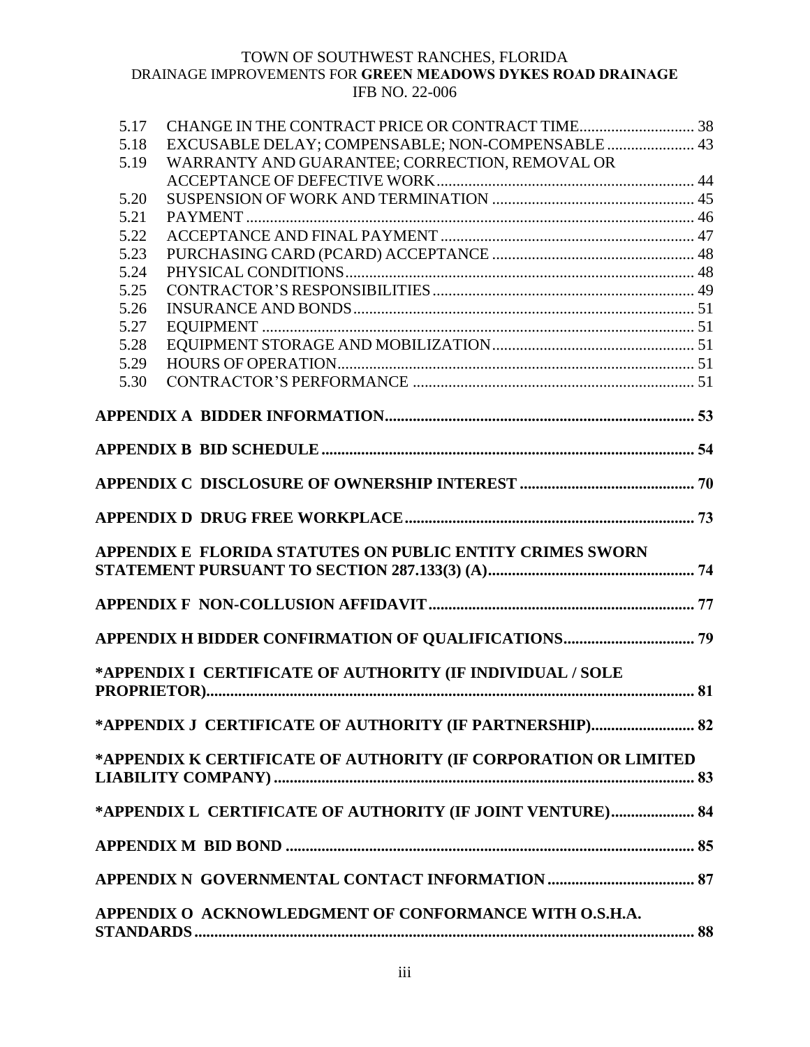5.17 CHANGE IN THE CONTRACT PRICE OR CONTRACT TIME ............................ 38
5.18 EXCUSABLE DELAY; COMPENSABLE; NON-COMPENSABLE ...................... 43
5.19 WARRANTY AND GUARANTEE; CORRECTION, REMOVAL OR ACCEPTANCE OF DEFECTIVE WORK ................................................................ 44
5.20 SUSPENSION OF WORK AND TERMINATION .................................................. 45
5.21 PAYMENT ................................................................................................ 46
5.22 ACCEPTANCE AND FINAL PAYMENT ............................................................ 47
5.23 PURCHASING CARD (PCARD) ACCEPTANCE .................................................. 48
5.24 PHYSICAL CONDITIONS ....................................................................... 48
5.25 CONTRACTOR'S RESPONSIBILITIES ................................................................ 49
5.26 INSURANCE AND BONDS ...................................................................... 51
5.27 EQUIPMENT ............................................................................................ 51
5.28 EQUIPMENT STORAGE AND MOBILIZATION .................................................. 51
5.29 HOURS OF OPERATION ......................................................................... 51
5.30 CONTRACTOR'S PERFORMANCE ...................................................................... 51

**APPENDIX A BIDDER INFORMATION ............................................................................. 53**

**APPENDIX B BID SCHEDULE ............................................................................. 54**

**APPENDIX C DISCLOSURE OF OWNERSHIP INTEREST ............................................ 70**

**APPENDIX D DRUG FREE WORKPLACE ........................................................................ 73**

**APPENDIX E FLORIDA STATUTES ON PUBLIC ENTITY CRIMES SWORN STATEMENT PURSUANT TO SECTION 287.133(3) (A) .................................................... 74**

**APPENDIX F NON-COLLUSION AFFIDAVIT ................................................................... 77**

**APPENDIX H BIDDER CONFIRMATION OF QUALIFICATIONS ................................. 79**

**\*APPENDIX I CERTIFICATE OF AUTHORITY (IF INDIVIDUAL / SOLE PROPRIETOR) ........................................................................................................... 81**

**\*APPENDIX J CERTIFICATE OF AUTHORITY (IF PARTNERSHIP) .......................... 82**

**\*APPENDIX K CERTIFICATE OF AUTHORITY (IF CORPORATION OR LIMITED LIABILITY COMPANY) ........................................................................................ 83**

**\*APPENDIX L CERTIFICATE OF AUTHORITY (IF JOINT VENTURE) ..................... 84**

**APPENDIX M BID BOND ....................................................................................... 85**

**APPENDIX N GOVERNMENTAL CONTACT INFORMATION ..................................... 87**

**APPENDIX O ACKNOWLEDGMENT OF CONFORMANCE WITH O.S.H.A. STANDARDS .............................................................................................................. 88**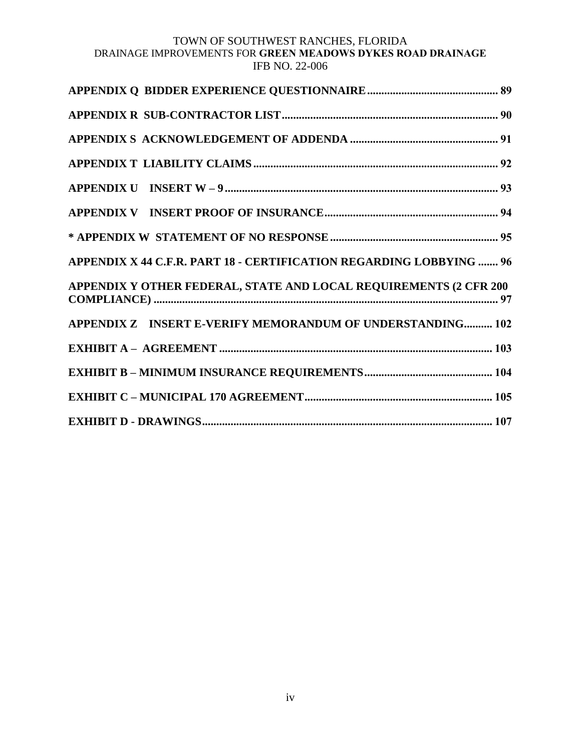**APPENDIX Q BIDDER EXPERIENCE QUESTIONNAIRE** .......... **89**

**APPENDIX R SUB-CONTRACTOR LIST** .......... **90**

**APPENDIX S ACKNOWLEDGEMENT OF ADDENDA** .......... **91**

**APPENDIX T LIABILITY CLAIMS** .......... **92**

**APPENDIX U INSERT W – 9** .......... **93**

**APPENDIX V INSERT PROOF OF INSURANCE** .......... **94**

**\* APPENDIX W STATEMENT OF NO RESPONSE** .......... **95**

**APPENDIX X 44 C.F.R. PART 18 - CERTIFICATION REGARDING LOBBYING** .......... **96**

**APPENDIX Y OTHER FEDERAL, STATE AND LOCAL REQUIREMENTS (2 CFR 200 COMPLIANCE)** .......... **97**

**APPENDIX Z INSERT E-VERIFY MEMORANDUM OF UNDERSTANDING** .......... **102**

**EXHIBIT A – AGREEMENT** .......... **103**

**EXHIBIT B – MINIMUM INSURANCE REQUIREMENTS** .......... **104**

**EXHIBIT C – MUNICIPAL 170 AGREEMENT** .......... **105**

**EXHIBIT D - DRAWINGS** .......... **107**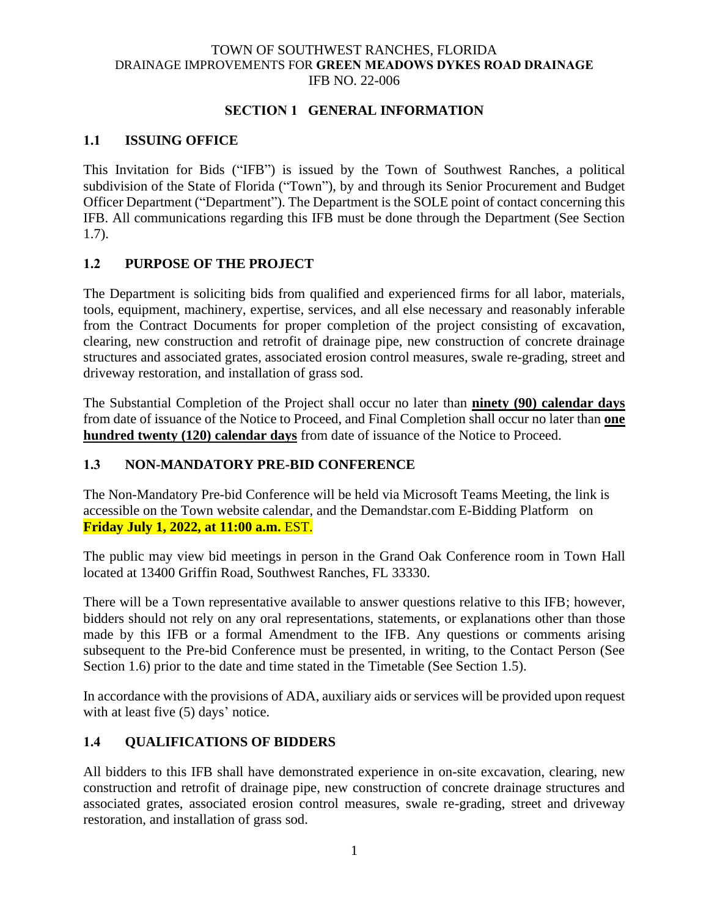TOWN OF SOUTHWEST RANCHES, FLORIDA
DRAINAGE IMPROVEMENTS FOR **GREEN MEADOWS DYKES ROAD DRAINAGE**
IFB NO. 22-006

## SECTION 1 GENERAL INFORMATION

### 1.1 ISSUING OFFICE

This Invitation for Bids ("IFB") is issued by the Town of Southwest Ranches, a political subdivision of the State of Florida ("Town"), by and through its Senior Procurement and Budget Officer Department ("Department"). The Department is the SOLE point of contact concerning this IFB. All communications regarding this IFB must be done through the Department (See Section 1.7).

### 1.2 PURPOSE OF THE PROJECT

The Department is soliciting bids from qualified and experienced firms for all labor, materials, tools, equipment, machinery, expertise, services, and all else necessary and reasonably inferable from the Contract Documents for proper completion of the project consisting of excavation, clearing, new construction and retrofit of drainage pipe, new construction of concrete drainage structures and associated grates, associated erosion control measures, swale re-grading, street and driveway restoration, and installation of grass sod.

The Substantial Completion of the Project shall occur no later than **ninety (90) calendar days** from date of issuance of the Notice to Proceed, and Final Completion shall occur no later than **one hundred twenty (120) calendar days** from date of issuance of the Notice to Proceed.

### 1.3 NON-MANDATORY PRE-BID CONFERENCE

The Non-Mandatory Pre-bid Conference will be held via Microsoft Teams Meeting, the link is accessible on the Town website calendar, and the Demandstar.com E-Bidding Platform on **Friday July 1, 2022, at 11:00 a.m.** EST.

The public may view bid meetings in person in the Grand Oak Conference room in Town Hall located at 13400 Griffin Road, Southwest Ranches, FL 33330.

There will be a Town representative available to answer questions relative to this IFB; however, bidders should not rely on any oral representations, statements, or explanations other than those made by this IFB or a formal Amendment to the IFB. Any questions or comments arising subsequent to the Pre-bid Conference must be presented, in writing, to the Contact Person (See Section 1.6) prior to the date and time stated in the Timetable (See Section 1.5).

In accordance with the provisions of ADA, auxiliary aids or services will be provided upon request with at least five (5) days' notice.

### 1.4 QUALIFICATIONS OF BIDDERS

All bidders to this IFB shall have demonstrated experience in on-site excavation, clearing, new construction and retrofit of drainage pipe, new construction of concrete drainage structures and associated grates, associated erosion control measures, swale re-grading, street and driveway restoration, and installation of grass sod.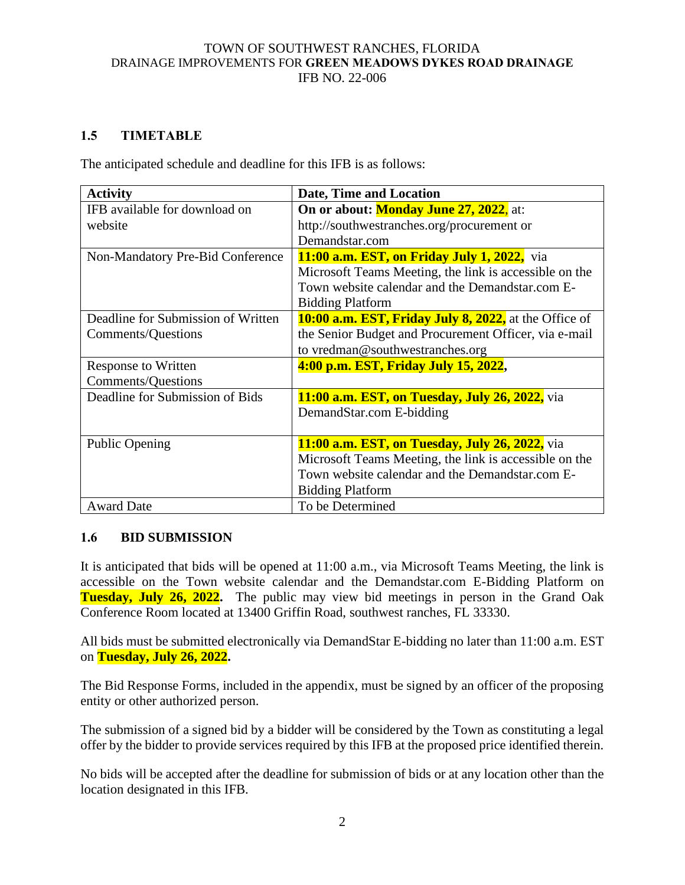## 1.5 TIMETABLE

The anticipated schedule and deadline for this IFB is as follows:

| Activity | Date, Time and Location |
|---|---|
| IFB available for download on website | **On or about: Monday June 27, 2022**, at: http://southwestranches.org/procurement or Demandstar.com |
| Non-Mandatory Pre-Bid Conference | **11:00 a.m. EST, on Friday July 1, 2022,** via Microsoft Teams Meeting, the link is accessible on the Town website calendar and the Demandstar.com E-Bidding Platform |
| Deadline for Submission of Written Comments/Questions | **10:00 a.m. EST, Friday July 8, 2022,** at the Office of the Senior Budget and Procurement Officer, via e-mail to vredman@southwestranches.org |
| Response to Written Comments/Questions | **4:00 p.m. EST, Friday July 15, 2022,** |
| Deadline for Submission of Bids | **11:00 a.m. EST, on Tuesday, July 26, 2022,** via DemandStar.com E-bidding |
| Public Opening | **11:00 a.m. EST, on Tuesday, July 26, 2022,** via Microsoft Teams Meeting, the link is accessible on the Town website calendar and the Demandstar.com E-Bidding Platform |
| Award Date | To be Determined |

## 1.6 BID SUBMISSION

It is anticipated that bids will be opened at 11:00 a.m., via Microsoft Teams Meeting, the link is accessible on the Town website calendar and the Demandstar.com E-Bidding Platform on **Tuesday, July 26, 2022.** The public may view bid meetings in person in the Grand Oak Conference Room located at 13400 Griffin Road, southwest ranches, FL 33330.

All bids must be submitted electronically via DemandStar E-bidding no later than 11:00 a.m. EST on **Tuesday, July 26, 2022.**

The Bid Response Forms, included in the appendix, must be signed by an officer of the proposing entity or other authorized person.

The submission of a signed bid by a bidder will be considered by the Town as constituting a legal offer by the bidder to provide services required by this IFB at the proposed price identified therein.

No bids will be accepted after the deadline for submission of bids or at any location other than the location designated in this IFB.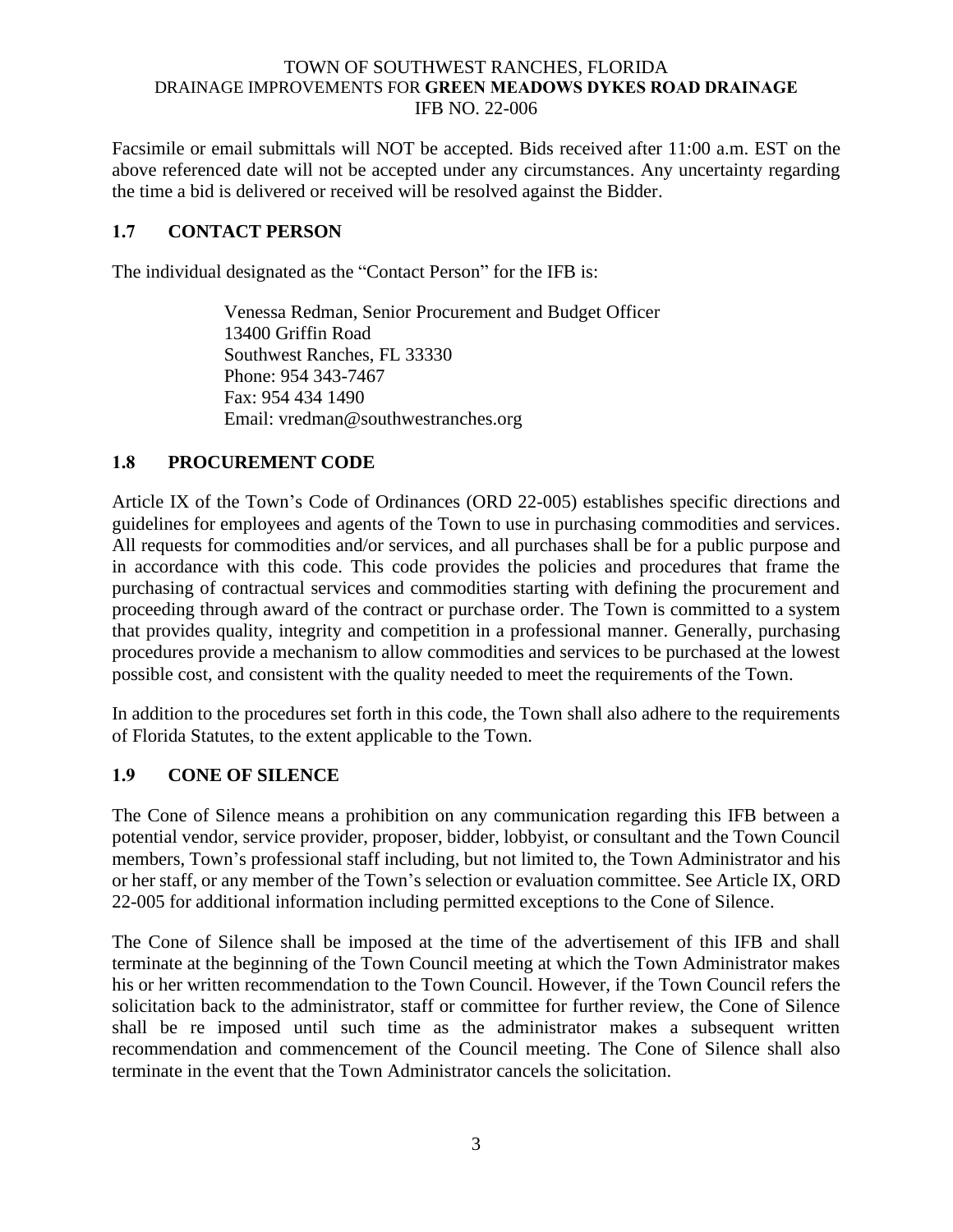Facsimile or email submittals will NOT be accepted. Bids received after 11:00 a.m. EST on the above referenced date will not be accepted under any circumstances. Any uncertainty regarding the time a bid is delivered or received will be resolved against the Bidder.

## 1.7 CONTACT PERSON

The individual designated as the "Contact Person" for the IFB is:

Venessa Redman, Senior Procurement and Budget Officer
13400 Griffin Road
Southwest Ranches, FL 33330
Phone: 954 343-7467
Fax: 954 434 1490
Email: vredman@southwestranches.org

## 1.8 PROCUREMENT CODE

Article IX of the Town's Code of Ordinances (ORD 22-005) establishes specific directions and guidelines for employees and agents of the Town to use in purchasing commodities and services. All requests for commodities and/or services, and all purchases shall be for a public purpose and in accordance with this code. This code provides the policies and procedures that frame the purchasing of contractual services and commodities starting with defining the procurement and proceeding through award of the contract or purchase order. The Town is committed to a system that provides quality, integrity and competition in a professional manner. Generally, purchasing procedures provide a mechanism to allow commodities and services to be purchased at the lowest possible cost, and consistent with the quality needed to meet the requirements of the Town.

In addition to the procedures set forth in this code, the Town shall also adhere to the requirements of Florida Statutes, to the extent applicable to the Town.

## 1.9 CONE OF SILENCE

The Cone of Silence means a prohibition on any communication regarding this IFB between a potential vendor, service provider, proposer, bidder, lobbyist, or consultant and the Town Council members, Town's professional staff including, but not limited to, the Town Administrator and his or her staff, or any member of the Town's selection or evaluation committee. See Article IX, ORD 22-005 for additional information including permitted exceptions to the Cone of Silence.

The Cone of Silence shall be imposed at the time of the advertisement of this IFB and shall terminate at the beginning of the Town Council meeting at which the Town Administrator makes his or her written recommendation to the Town Council. However, if the Town Council refers the solicitation back to the administrator, staff or committee for further review, the Cone of Silence shall be re imposed until such time as the administrator makes a subsequent written recommendation and commencement of the Council meeting. The Cone of Silence shall also terminate in the event that the Town Administrator cancels the solicitation.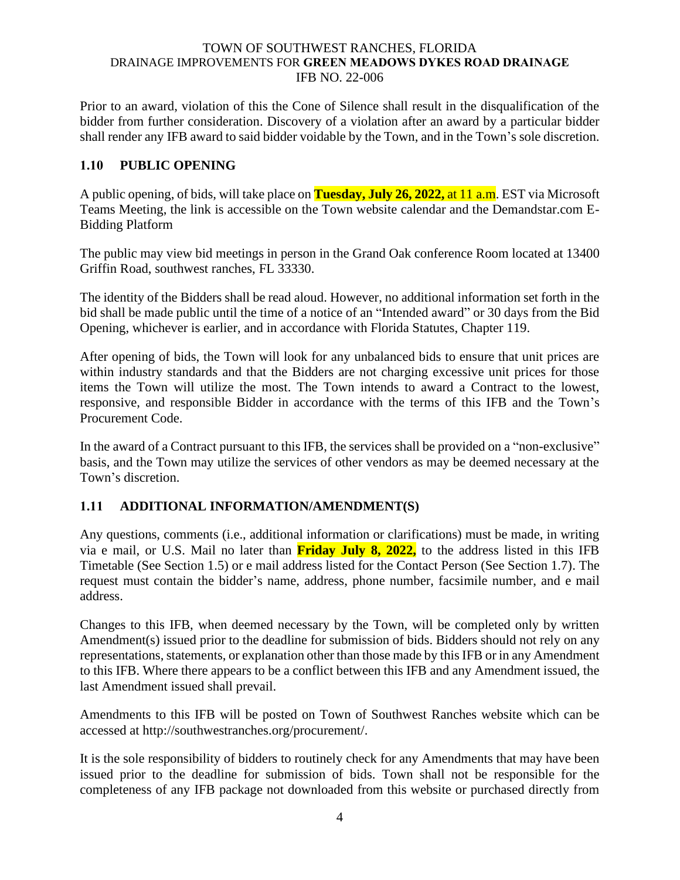Prior to an award, violation of this the Cone of Silence shall result in the disqualification of the bidder from further consideration. Discovery of a violation after an award by a particular bidder shall render any IFB award to said bidder voidable by the Town, and in the Town's sole discretion.

## 1.10 PUBLIC OPENING

A public opening, of bids, will take place on **Tuesday, July 26, 2022,** at 11 a.m. EST via Microsoft Teams Meeting, the link is accessible on the Town website calendar and the Demandstar.com E-Bidding Platform

The public may view bid meetings in person in the Grand Oak conference Room located at 13400 Griffin Road, southwest ranches, FL 33330.

The identity of the Bidders shall be read aloud. However, no additional information set forth in the bid shall be made public until the time of a notice of an "Intended award" or 30 days from the Bid Opening, whichever is earlier, and in accordance with Florida Statutes, Chapter 119.

After opening of bids, the Town will look for any unbalanced bids to ensure that unit prices are within industry standards and that the Bidders are not charging excessive unit prices for those items the Town will utilize the most. The Town intends to award a Contract to the lowest, responsive, and responsible Bidder in accordance with the terms of this IFB and the Town's Procurement Code.

In the award of a Contract pursuant to this IFB, the services shall be provided on a "non-exclusive" basis, and the Town may utilize the services of other vendors as may be deemed necessary at the Town's discretion.

## 1.11 ADDITIONAL INFORMATION/AMENDMENT(S)

Any questions, comments (i.e., additional information or clarifications) must be made, in writing via e mail, or U.S. Mail no later than **Friday July 8, 2022,** to the address listed in this IFB Timetable (See Section 1.5) or e mail address listed for the Contact Person (See Section 1.7). The request must contain the bidder's name, address, phone number, facsimile number, and e mail address.

Changes to this IFB, when deemed necessary by the Town, will be completed only by written Amendment(s) issued prior to the deadline for submission of bids. Bidders should not rely on any representations, statements, or explanation other than those made by this IFB or in any Amendment to this IFB. Where there appears to be a conflict between this IFB and any Amendment issued, the last Amendment issued shall prevail.

Amendments to this IFB will be posted on Town of Southwest Ranches website which can be accessed at http://southwestranches.org/procurement/.

It is the sole responsibility of bidders to routinely check for any Amendments that may have been issued prior to the deadline for submission of bids. Town shall not be responsible for the completeness of any IFB package not downloaded from this website or purchased directly from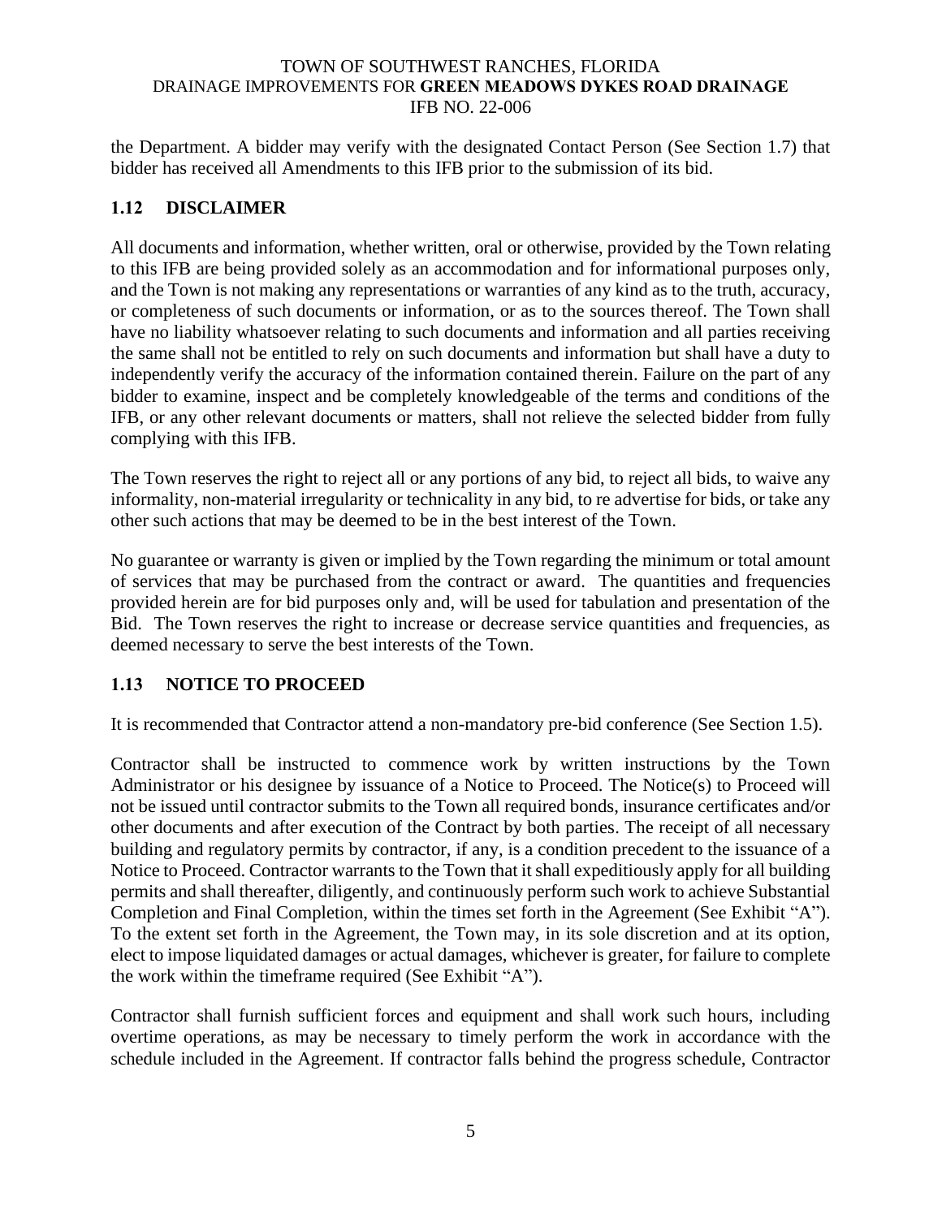the Department. A bidder may verify with the designated Contact Person (See Section 1.7) that bidder has received all Amendments to this IFB prior to the submission of its bid.

## 1.12 DISCLAIMER

All documents and information, whether written, oral or otherwise, provided by the Town relating to this IFB are being provided solely as an accommodation and for informational purposes only, and the Town is not making any representations or warranties of any kind as to the truth, accuracy, or completeness of such documents or information, or as to the sources thereof. The Town shall have no liability whatsoever relating to such documents and information and all parties receiving the same shall not be entitled to rely on such documents and information but shall have a duty to independently verify the accuracy of the information contained therein. Failure on the part of any bidder to examine, inspect and be completely knowledgeable of the terms and conditions of the IFB, or any other relevant documents or matters, shall not relieve the selected bidder from fully complying with this IFB.

The Town reserves the right to reject all or any portions of any bid, to reject all bids, to waive any informality, non-material irregularity or technicality in any bid, to re advertise for bids, or take any other such actions that may be deemed to be in the best interest of the Town.

No guarantee or warranty is given or implied by the Town regarding the minimum or total amount of services that may be purchased from the contract or award. The quantities and frequencies provided herein are for bid purposes only and, will be used for tabulation and presentation of the Bid. The Town reserves the right to increase or decrease service quantities and frequencies, as deemed necessary to serve the best interests of the Town.

## 1.13 NOTICE TO PROCEED

It is recommended that Contractor attend a non-mandatory pre-bid conference (See Section 1.5).

Contractor shall be instructed to commence work by written instructions by the Town Administrator or his designee by issuance of a Notice to Proceed. The Notice(s) to Proceed will not be issued until contractor submits to the Town all required bonds, insurance certificates and/or other documents and after execution of the Contract by both parties. The receipt of all necessary building and regulatory permits by contractor, if any, is a condition precedent to the issuance of a Notice to Proceed. Contractor warrants to the Town that it shall expeditiously apply for all building permits and shall thereafter, diligently, and continuously perform such work to achieve Substantial Completion and Final Completion, within the times set forth in the Agreement (See Exhibit "A"). To the extent set forth in the Agreement, the Town may, in its sole discretion and at its option, elect to impose liquidated damages or actual damages, whichever is greater, for failure to complete the work within the timeframe required (See Exhibit "A").

Contractor shall furnish sufficient forces and equipment and shall work such hours, including overtime operations, as may be necessary to timely perform the work in accordance with the schedule included in the Agreement. If contractor falls behind the progress schedule, Contractor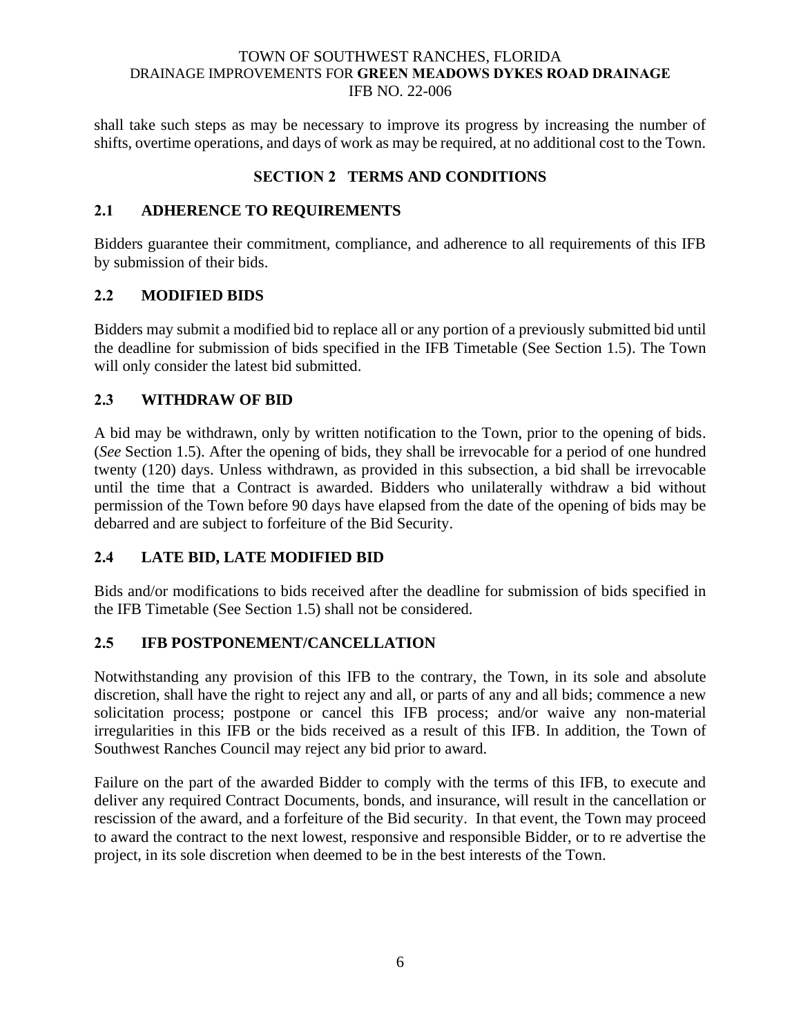shall take such steps as may be necessary to improve its progress by increasing the number of shifts, overtime operations, and days of work as may be required, at no additional cost to the Town.

## SECTION 2 TERMS AND CONDITIONS

### 2.1 ADHERENCE TO REQUIREMENTS

Bidders guarantee their commitment, compliance, and adherence to all requirements of this IFB by submission of their bids.

### 2.2 MODIFIED BIDS

Bidders may submit a modified bid to replace all or any portion of a previously submitted bid until the deadline for submission of bids specified in the IFB Timetable (See Section 1.5). The Town will only consider the latest bid submitted.

### 2.3 WITHDRAW OF BID

A bid may be withdrawn, only by written notification to the Town, prior to the opening of bids. (*See* Section 1.5). After the opening of bids, they shall be irrevocable for a period of one hundred twenty (120) days. Unless withdrawn, as provided in this subsection, a bid shall be irrevocable until the time that a Contract is awarded. Bidders who unilaterally withdraw a bid without permission of the Town before 90 days have elapsed from the date of the opening of bids may be debarred and are subject to forfeiture of the Bid Security.

### 2.4 LATE BID, LATE MODIFIED BID

Bids and/or modifications to bids received after the deadline for submission of bids specified in the IFB Timetable (See Section 1.5) shall not be considered.

### 2.5 IFB POSTPONEMENT/CANCELLATION

Notwithstanding any provision of this IFB to the contrary, the Town, in its sole and absolute discretion, shall have the right to reject any and all, or parts of any and all bids; commence a new solicitation process; postpone or cancel this IFB process; and/or waive any non-material irregularities in this IFB or the bids received as a result of this IFB. In addition, the Town of Southwest Ranches Council may reject any bid prior to award.

Failure on the part of the awarded Bidder to comply with the terms of this IFB, to execute and deliver any required Contract Documents, bonds, and insurance, will result in the cancellation or rescission of the award, and a forfeiture of the Bid security. In that event, the Town may proceed to award the contract to the next lowest, responsive and responsible Bidder, or to re advertise the project, in its sole discretion when deemed to be in the best interests of the Town.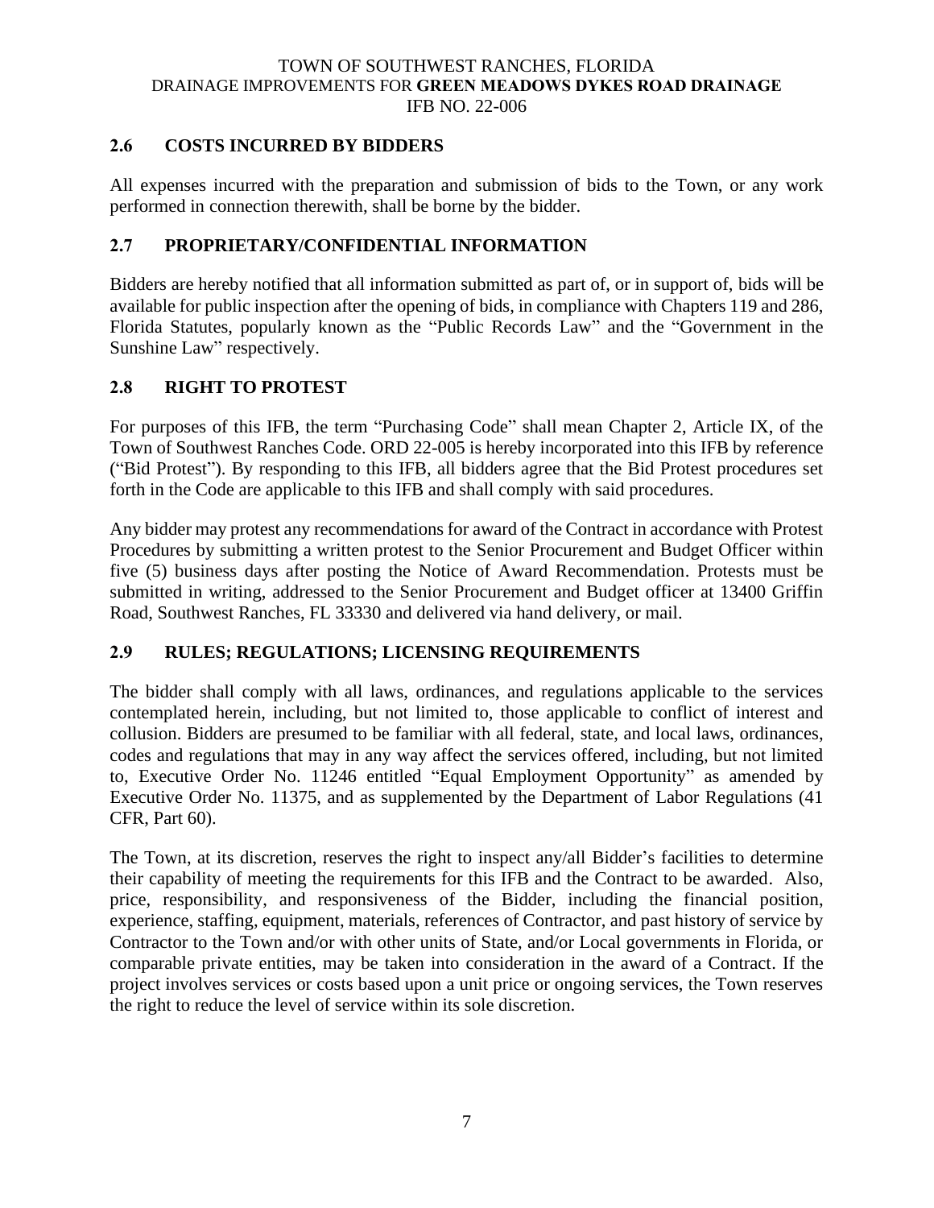## 2.6 COSTS INCURRED BY BIDDERS

All expenses incurred with the preparation and submission of bids to the Town, or any work performed in connection therewith, shall be borne by the bidder.

## 2.7 PROPRIETARY/CONFIDENTIAL INFORMATION

Bidders are hereby notified that all information submitted as part of, or in support of, bids will be available for public inspection after the opening of bids, in compliance with Chapters 119 and 286, Florida Statutes, popularly known as the "Public Records Law" and the "Government in the Sunshine Law" respectively.

## 2.8 RIGHT TO PROTEST

For purposes of this IFB, the term "Purchasing Code" shall mean Chapter 2, Article IX, of the Town of Southwest Ranches Code. ORD 22-005 is hereby incorporated into this IFB by reference ("Bid Protest"). By responding to this IFB, all bidders agree that the Bid Protest procedures set forth in the Code are applicable to this IFB and shall comply with said procedures.

Any bidder may protest any recommendations for award of the Contract in accordance with Protest Procedures by submitting a written protest to the Senior Procurement and Budget Officer within five (5) business days after posting the Notice of Award Recommendation. Protests must be submitted in writing, addressed to the Senior Procurement and Budget officer at 13400 Griffin Road, Southwest Ranches, FL 33330 and delivered via hand delivery, or mail.

## 2.9 RULES; REGULATIONS; LICENSING REQUIREMENTS

The bidder shall comply with all laws, ordinances, and regulations applicable to the services contemplated herein, including, but not limited to, those applicable to conflict of interest and collusion. Bidders are presumed to be familiar with all federal, state, and local laws, ordinances, codes and regulations that may in any way affect the services offered, including, but not limited to, Executive Order No. 11246 entitled "Equal Employment Opportunity" as amended by Executive Order No. 11375, and as supplemented by the Department of Labor Regulations (41 CFR, Part 60).

The Town, at its discretion, reserves the right to inspect any/all Bidder's facilities to determine their capability of meeting the requirements for this IFB and the Contract to be awarded. Also, price, responsibility, and responsiveness of the Bidder, including the financial position, experience, staffing, equipment, materials, references of Contractor, and past history of service by Contractor to the Town and/or with other units of State, and/or Local governments in Florida, or comparable private entities, may be taken into consideration in the award of a Contract. If the project involves services or costs based upon a unit price or ongoing services, the Town reserves the right to reduce the level of service within its sole discretion.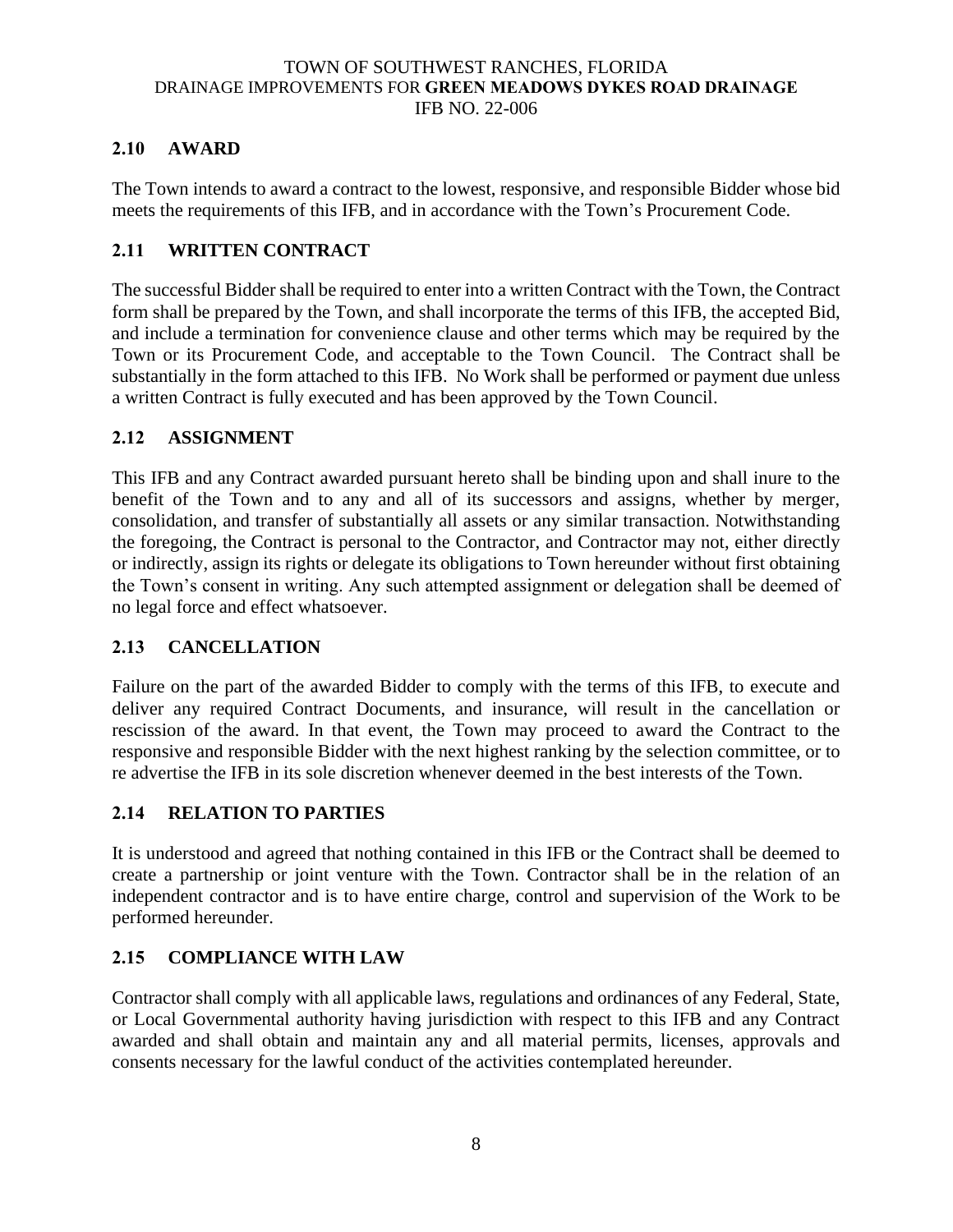## 2.10 AWARD

The Town intends to award a contract to the lowest, responsive, and responsible Bidder whose bid meets the requirements of this IFB, and in accordance with the Town's Procurement Code.

## 2.11 WRITTEN CONTRACT

The successful Bidder shall be required to enter into a written Contract with the Town, the Contract form shall be prepared by the Town, and shall incorporate the terms of this IFB, the accepted Bid, and include a termination for convenience clause and other terms which may be required by the Town or its Procurement Code, and acceptable to the Town Council. The Contract shall be substantially in the form attached to this IFB. No Work shall be performed or payment due unless a written Contract is fully executed and has been approved by the Town Council.

## 2.12 ASSIGNMENT

This IFB and any Contract awarded pursuant hereto shall be binding upon and shall inure to the benefit of the Town and to any and all of its successors and assigns, whether by merger, consolidation, and transfer of substantially all assets or any similar transaction. Notwithstanding the foregoing, the Contract is personal to the Contractor, and Contractor may not, either directly or indirectly, assign its rights or delegate its obligations to Town hereunder without first obtaining the Town's consent in writing. Any such attempted assignment or delegation shall be deemed of no legal force and effect whatsoever.

## 2.13 CANCELLATION

Failure on the part of the awarded Bidder to comply with the terms of this IFB, to execute and deliver any required Contract Documents, and insurance, will result in the cancellation or rescission of the award. In that event, the Town may proceed to award the Contract to the responsive and responsible Bidder with the next highest ranking by the selection committee, or to re advertise the IFB in its sole discretion whenever deemed in the best interests of the Town.

## 2.14 RELATION TO PARTIES

It is understood and agreed that nothing contained in this IFB or the Contract shall be deemed to create a partnership or joint venture with the Town. Contractor shall be in the relation of an independent contractor and is to have entire charge, control and supervision of the Work to be performed hereunder.

## 2.15 COMPLIANCE WITH LAW

Contractor shall comply with all applicable laws, regulations and ordinances of any Federal, State, or Local Governmental authority having jurisdiction with respect to this IFB and any Contract awarded and shall obtain and maintain any and all material permits, licenses, approvals and consents necessary for the lawful conduct of the activities contemplated hereunder.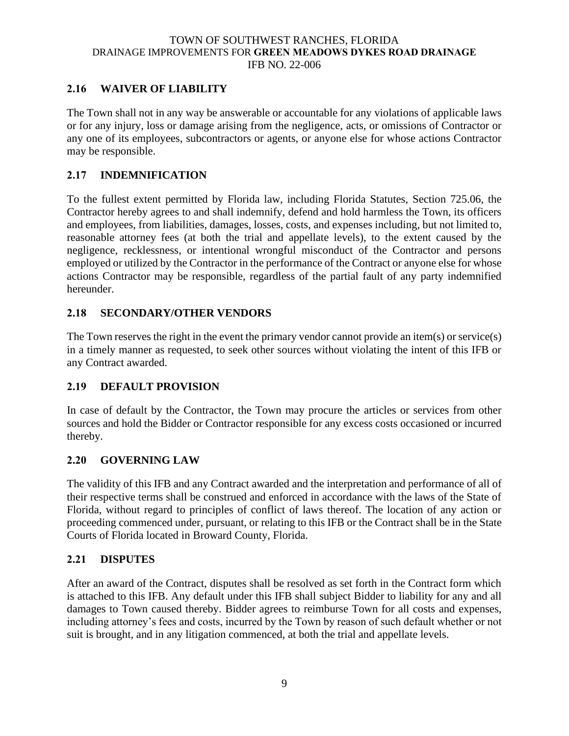## 2.16 WAIVER OF LIABILITY

The Town shall not in any way be answerable or accountable for any violations of applicable laws or for any injury, loss or damage arising from the negligence, acts, or omissions of Contractor or any one of its employees, subcontractors or agents, or anyone else for whose actions Contractor may be responsible.

## 2.17 INDEMNIFICATION

To the fullest extent permitted by Florida law, including Florida Statutes, Section 725.06, the Contractor hereby agrees to and shall indemnify, defend and hold harmless the Town, its officers and employees, from liabilities, damages, losses, costs, and expenses including, but not limited to, reasonable attorney fees (at both the trial and appellate levels), to the extent caused by the negligence, recklessness, or intentional wrongful misconduct of the Contractor and persons employed or utilized by the Contractor in the performance of the Contract or anyone else for whose actions Contractor may be responsible, regardless of the partial fault of any party indemnified hereunder.

## 2.18 SECONDARY/OTHER VENDORS

The Town reserves the right in the event the primary vendor cannot provide an item(s) or service(s) in a timely manner as requested, to seek other sources without violating the intent of this IFB or any Contract awarded.

## 2.19 DEFAULT PROVISION

In case of default by the Contractor, the Town may procure the articles or services from other sources and hold the Bidder or Contractor responsible for any excess costs occasioned or incurred thereby.

## 2.20 GOVERNING LAW

The validity of this IFB and any Contract awarded and the interpretation and performance of all of their respective terms shall be construed and enforced in accordance with the laws of the State of Florida, without regard to principles of conflict of laws thereof. The location of any action or proceeding commenced under, pursuant, or relating to this IFB or the Contract shall be in the State Courts of Florida located in Broward County, Florida.

## 2.21 DISPUTES

After an award of the Contract, disputes shall be resolved as set forth in the Contract form which is attached to this IFB. Any default under this IFB shall subject Bidder to liability for any and all damages to Town caused thereby. Bidder agrees to reimburse Town for all costs and expenses, including attorney's fees and costs, incurred by the Town by reason of such default whether or not suit is brought, and in any litigation commenced, at both the trial and appellate levels.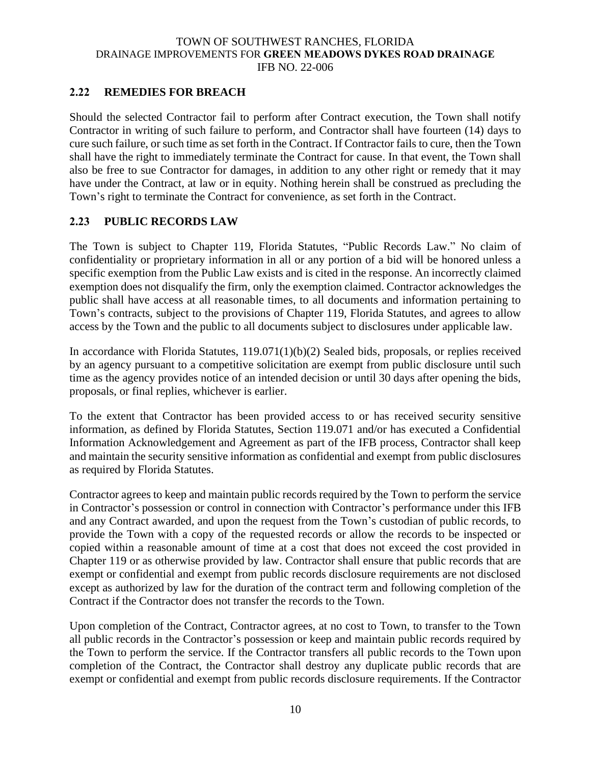## 2.22 REMEDIES FOR BREACH

Should the selected Contractor fail to perform after Contract execution, the Town shall notify Contractor in writing of such failure to perform, and Contractor shall have fourteen (14) days to cure such failure, or such time as set forth in the Contract. If Contractor fails to cure, then the Town shall have the right to immediately terminate the Contract for cause. In that event, the Town shall also be free to sue Contractor for damages, in addition to any other right or remedy that it may have under the Contract, at law or in equity. Nothing herein shall be construed as precluding the Town's right to terminate the Contract for convenience, as set forth in the Contract.

## 2.23 PUBLIC RECORDS LAW

The Town is subject to Chapter 119, Florida Statutes, "Public Records Law." No claim of confidentiality or proprietary information in all or any portion of a bid will be honored unless a specific exemption from the Public Law exists and is cited in the response. An incorrectly claimed exemption does not disqualify the firm, only the exemption claimed. Contractor acknowledges the public shall have access at all reasonable times, to all documents and information pertaining to Town's contracts, subject to the provisions of Chapter 119, Florida Statutes, and agrees to allow access by the Town and the public to all documents subject to disclosures under applicable law.

In accordance with Florida Statutes, 119.071(1)(b)(2) Sealed bids, proposals, or replies received by an agency pursuant to a competitive solicitation are exempt from public disclosure until such time as the agency provides notice of an intended decision or until 30 days after opening the bids, proposals, or final replies, whichever is earlier.

To the extent that Contractor has been provided access to or has received security sensitive information, as defined by Florida Statutes, Section 119.071 and/or has executed a Confidential Information Acknowledgement and Agreement as part of the IFB process, Contractor shall keep and maintain the security sensitive information as confidential and exempt from public disclosures as required by Florida Statutes.

Contractor agrees to keep and maintain public records required by the Town to perform the service in Contractor's possession or control in connection with Contractor's performance under this IFB and any Contract awarded, and upon the request from the Town's custodian of public records, to provide the Town with a copy of the requested records or allow the records to be inspected or copied within a reasonable amount of time at a cost that does not exceed the cost provided in Chapter 119 or as otherwise provided by law. Contractor shall ensure that public records that are exempt or confidential and exempt from public records disclosure requirements are not disclosed except as authorized by law for the duration of the contract term and following completion of the Contract if the Contractor does not transfer the records to the Town.

Upon completion of the Contract, Contractor agrees, at no cost to Town, to transfer to the Town all public records in the Contractor's possession or keep and maintain public records required by the Town to perform the service. If the Contractor transfers all public records to the Town upon completion of the Contract, the Contractor shall destroy any duplicate public records that are exempt or confidential and exempt from public records disclosure requirements. If the Contractor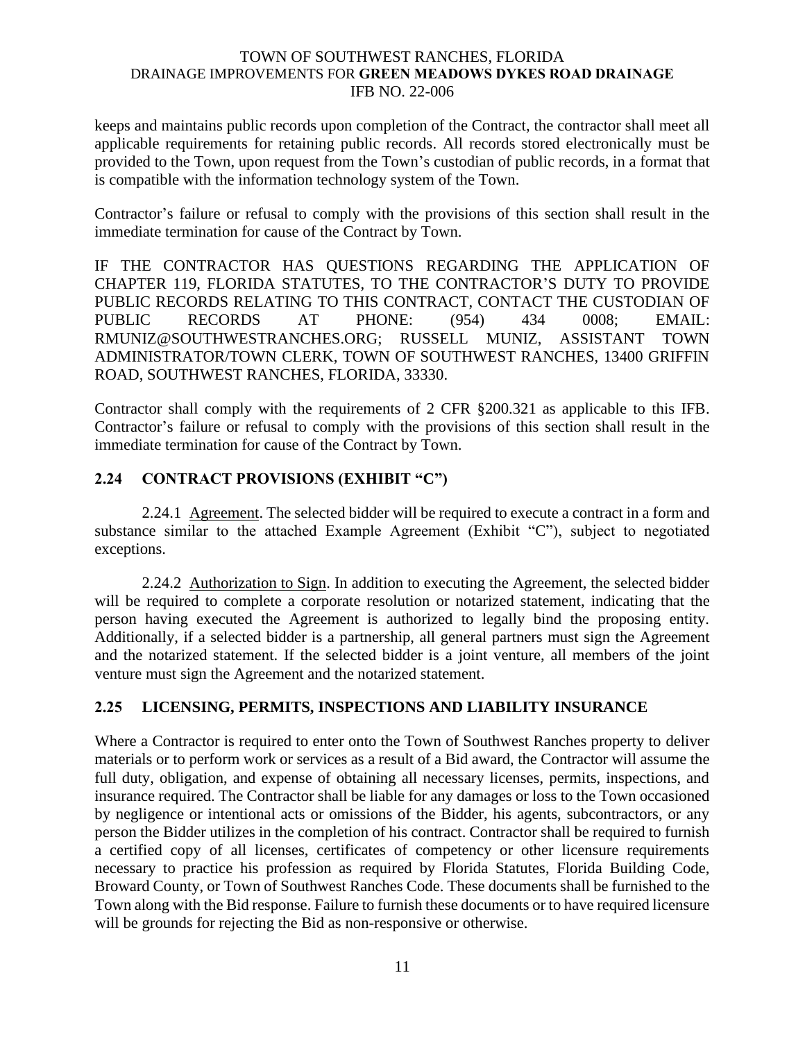keeps and maintains public records upon completion of the Contract, the contractor shall meet all applicable requirements for retaining public records. All records stored electronically must be provided to the Town, upon request from the Town's custodian of public records, in a format that is compatible with the information technology system of the Town.

Contractor's failure or refusal to comply with the provisions of this section shall result in the immediate termination for cause of the Contract by Town.

IF THE CONTRACTOR HAS QUESTIONS REGARDING THE APPLICATION OF CHAPTER 119, FLORIDA STATUTES, TO THE CONTRACTOR'S DUTY TO PROVIDE PUBLIC RECORDS RELATING TO THIS CONTRACT, CONTACT THE CUSTODIAN OF PUBLIC RECORDS AT PHONE: (954) 434 0008; EMAIL: RMUNIZ@SOUTHWESTRANCHES.ORG; RUSSELL MUNIZ, ASSISTANT TOWN ADMINISTRATOR/TOWN CLERK, TOWN OF SOUTHWEST RANCHES, 13400 GRIFFIN ROAD, SOUTHWEST RANCHES, FLORIDA, 33330.

Contractor shall comply with the requirements of 2 CFR §200.321 as applicable to this IFB. Contractor's failure or refusal to comply with the provisions of this section shall result in the immediate termination for cause of the Contract by Town.

## 2.24 CONTRACT PROVISIONS (EXHIBIT "C")

2.24.1 Agreement. The selected bidder will be required to execute a contract in a form and substance similar to the attached Example Agreement (Exhibit "C"), subject to negotiated exceptions.

2.24.2 Authorization to Sign. In addition to executing the Agreement, the selected bidder will be required to complete a corporate resolution or notarized statement, indicating that the person having executed the Agreement is authorized to legally bind the proposing entity. Additionally, if a selected bidder is a partnership, all general partners must sign the Agreement and the notarized statement. If the selected bidder is a joint venture, all members of the joint venture must sign the Agreement and the notarized statement.

## 2.25 LICENSING, PERMITS, INSPECTIONS AND LIABILITY INSURANCE

Where a Contractor is required to enter onto the Town of Southwest Ranches property to deliver materials or to perform work or services as a result of a Bid award, the Contractor will assume the full duty, obligation, and expense of obtaining all necessary licenses, permits, inspections, and insurance required. The Contractor shall be liable for any damages or loss to the Town occasioned by negligence or intentional acts or omissions of the Bidder, his agents, subcontractors, or any person the Bidder utilizes in the completion of his contract. Contractor shall be required to furnish a certified copy of all licenses, certificates of competency or other licensure requirements necessary to practice his profession as required by Florida Statutes, Florida Building Code, Broward County, or Town of Southwest Ranches Code. These documents shall be furnished to the Town along with the Bid response. Failure to furnish these documents or to have required licensure will be grounds for rejecting the Bid as non-responsive or otherwise.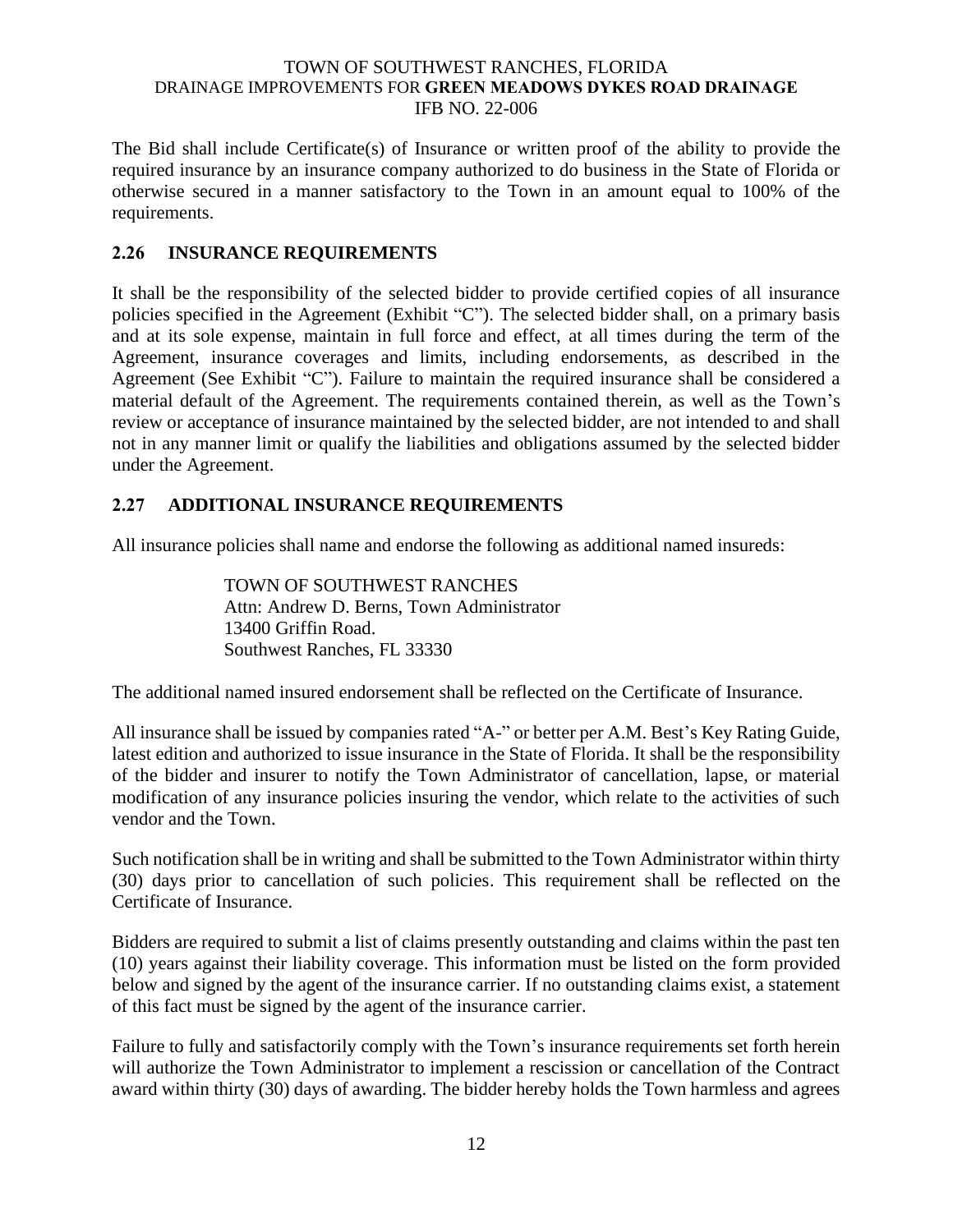The Bid shall include Certificate(s) of Insurance or written proof of the ability to provide the required insurance by an insurance company authorized to do business in the State of Florida or otherwise secured in a manner satisfactory to the Town in an amount equal to 100% of the requirements.

## 2.26 INSURANCE REQUIREMENTS

It shall be the responsibility of the selected bidder to provide certified copies of all insurance policies specified in the Agreement (Exhibit "C"). The selected bidder shall, on a primary basis and at its sole expense, maintain in full force and effect, at all times during the term of the Agreement, insurance coverages and limits, including endorsements, as described in the Agreement (See Exhibit "C"). Failure to maintain the required insurance shall be considered a material default of the Agreement. The requirements contained therein, as well as the Town's review or acceptance of insurance maintained by the selected bidder, are not intended to and shall not in any manner limit or qualify the liabilities and obligations assumed by the selected bidder under the Agreement.

## 2.27 ADDITIONAL INSURANCE REQUIREMENTS

All insurance policies shall name and endorse the following as additional named insureds:

TOWN OF SOUTHWEST RANCHES
Attn: Andrew D. Berns, Town Administrator
13400 Griffin Road.
Southwest Ranches, FL 33330

The additional named insured endorsement shall be reflected on the Certificate of Insurance.

All insurance shall be issued by companies rated "A-" or better per A.M. Best's Key Rating Guide, latest edition and authorized to issue insurance in the State of Florida. It shall be the responsibility of the bidder and insurer to notify the Town Administrator of cancellation, lapse, or material modification of any insurance policies insuring the vendor, which relate to the activities of such vendor and the Town.

Such notification shall be in writing and shall be submitted to the Town Administrator within thirty (30) days prior to cancellation of such policies. This requirement shall be reflected on the Certificate of Insurance.

Bidders are required to submit a list of claims presently outstanding and claims within the past ten (10) years against their liability coverage. This information must be listed on the form provided below and signed by the agent of the insurance carrier. If no outstanding claims exist, a statement of this fact must be signed by the agent of the insurance carrier.

Failure to fully and satisfactorily comply with the Town's insurance requirements set forth herein will authorize the Town Administrator to implement a rescission or cancellation of the Contract award within thirty (30) days of awarding. The bidder hereby holds the Town harmless and agrees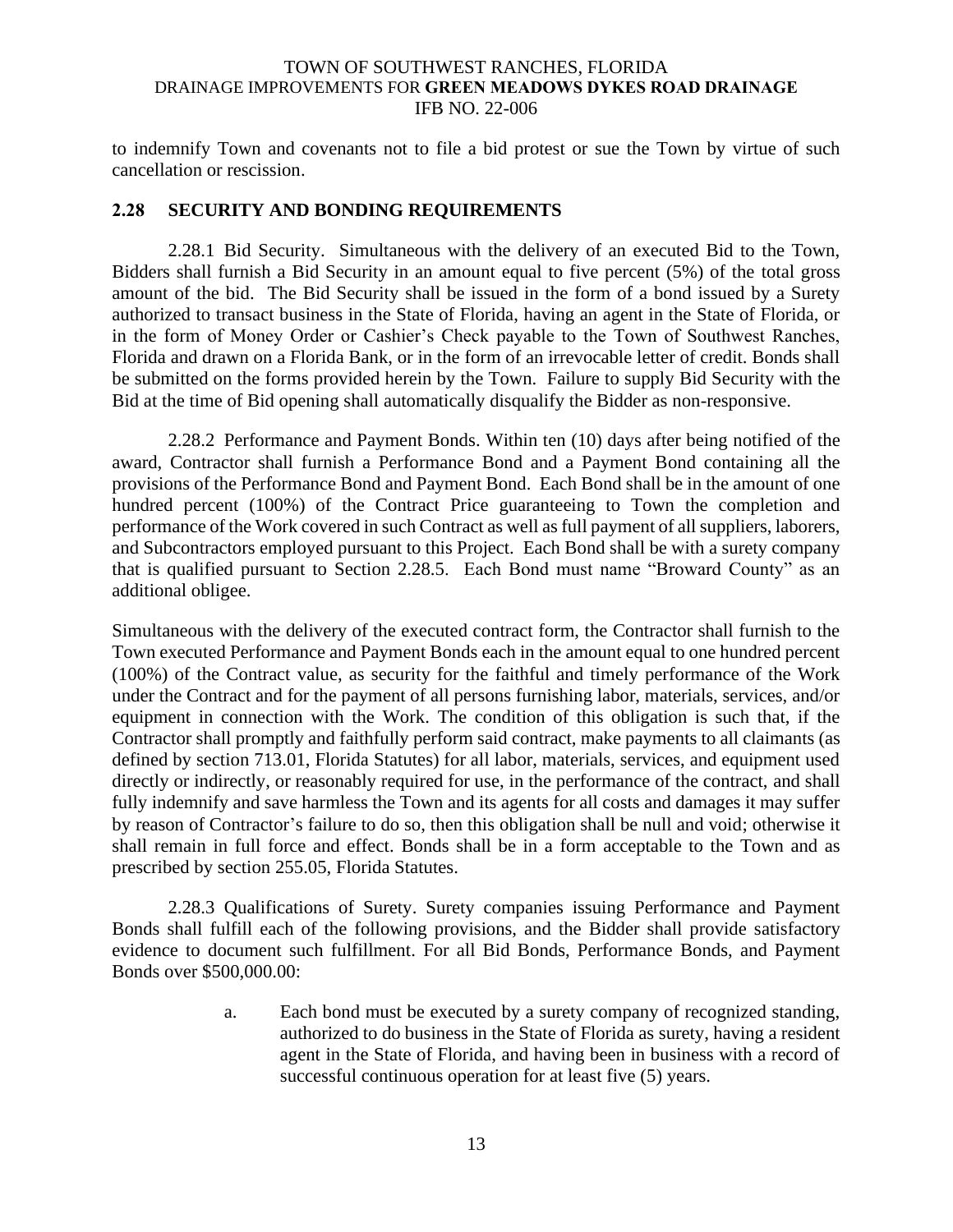to indemnify Town and covenants not to file a bid protest or sue the Town by virtue of such cancellation or rescission.

## 2.28 SECURITY AND BONDING REQUIREMENTS

2.28.1 Bid Security. Simultaneous with the delivery of an executed Bid to the Town, Bidders shall furnish a Bid Security in an amount equal to five percent (5%) of the total gross amount of the bid. The Bid Security shall be issued in the form of a bond issued by a Surety authorized to transact business in the State of Florida, having an agent in the State of Florida, or in the form of Money Order or Cashier's Check payable to the Town of Southwest Ranches, Florida and drawn on a Florida Bank, or in the form of an irrevocable letter of credit. Bonds shall be submitted on the forms provided herein by the Town. Failure to supply Bid Security with the Bid at the time of Bid opening shall automatically disqualify the Bidder as non-responsive.

2.28.2 Performance and Payment Bonds. Within ten (10) days after being notified of the award, Contractor shall furnish a Performance Bond and a Payment Bond containing all the provisions of the Performance Bond and Payment Bond. Each Bond shall be in the amount of one hundred percent (100%) of the Contract Price guaranteeing to Town the completion and performance of the Work covered in such Contract as well as full payment of all suppliers, laborers, and Subcontractors employed pursuant to this Project. Each Bond shall be with a surety company that is qualified pursuant to Section 2.28.5. Each Bond must name "Broward County" as an additional obligee.

Simultaneous with the delivery of the executed contract form, the Contractor shall furnish to the Town executed Performance and Payment Bonds each in the amount equal to one hundred percent (100%) of the Contract value, as security for the faithful and timely performance of the Work under the Contract and for the payment of all persons furnishing labor, materials, services, and/or equipment in connection with the Work. The condition of this obligation is such that, if the Contractor shall promptly and faithfully perform said contract, make payments to all claimants (as defined by section 713.01, Florida Statutes) for all labor, materials, services, and equipment used directly or indirectly, or reasonably required for use, in the performance of the contract, and shall fully indemnify and save harmless the Town and its agents for all costs and damages it may suffer by reason of Contractor's failure to do so, then this obligation shall be null and void; otherwise it shall remain in full force and effect. Bonds shall be in a form acceptable to the Town and as prescribed by section 255.05, Florida Statutes.

2.28.3 Qualifications of Surety. Surety companies issuing Performance and Payment Bonds shall fulfill each of the following provisions, and the Bidder shall provide satisfactory evidence to document such fulfillment. For all Bid Bonds, Performance Bonds, and Payment Bonds over $500,000.00:

a. Each bond must be executed by a surety company of recognized standing, authorized to do business in the State of Florida as surety, having a resident agent in the State of Florida, and having been in business with a record of successful continuous operation for at least five (5) years.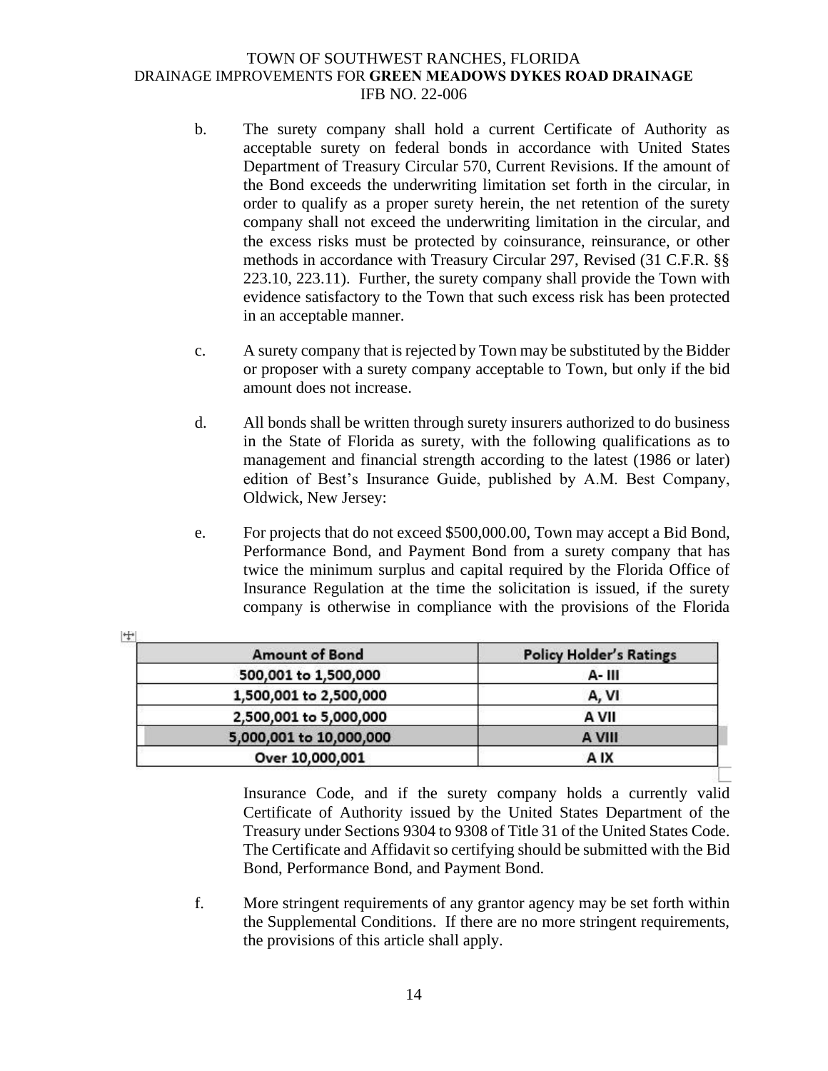b. The surety company shall hold a current Certificate of Authority as acceptable surety on federal bonds in accordance with United States Department of Treasury Circular 570, Current Revisions. If the amount of the Bond exceeds the underwriting limitation set forth in the circular, in order to qualify as a proper surety herein, the net retention of the surety company shall not exceed the underwriting limitation in the circular, and the excess risks must be protected by coinsurance, reinsurance, or other methods in accordance with Treasury Circular 297, Revised (31 C.F.R. §§ 223.10, 223.11). Further, the surety company shall provide the Town with evidence satisfactory to the Town that such excess risk has been protected in an acceptable manner.

c. A surety company that is rejected by Town may be substituted by the Bidder or proposer with a surety company acceptable to Town, but only if the bid amount does not increase.

d. All bonds shall be written through surety insurers authorized to do business in the State of Florida as surety, with the following qualifications as to management and financial strength according to the latest (1986 or later) edition of Best's Insurance Guide, published by A.M. Best Company, Oldwick, New Jersey:

| Amount of Bond | Policy Holder's Ratings |
|---|---|
| 500,001 to 1,500,000 | A- III |
| 1,500,001 to 2,500,000 | A, VI |
| 2,500,001 to 5,000,000 | A VII |
| 5,000,001 to 10,000,000 | A VIII |
| Over 10,000,001 | A IX |

e. For projects that do not exceed $500,000.00, Town may accept a Bid Bond, Performance Bond, and Payment Bond from a surety company that has twice the minimum surplus and capital required by the Florida Office of Insurance Regulation at the time the solicitation is issued, if the surety company is otherwise in compliance with the provisions of the Florida Insurance Code, and if the surety company holds a currently valid Certificate of Authority issued by the United States Department of the Treasury under Sections 9304 to 9308 of Title 31 of the United States Code. The Certificate and Affidavit so certifying should be submitted with the Bid Bond, Performance Bond, and Payment Bond.

f. More stringent requirements of any grantor agency may be set forth within the Supplemental Conditions. If there are no more stringent requirements, the provisions of this article shall apply.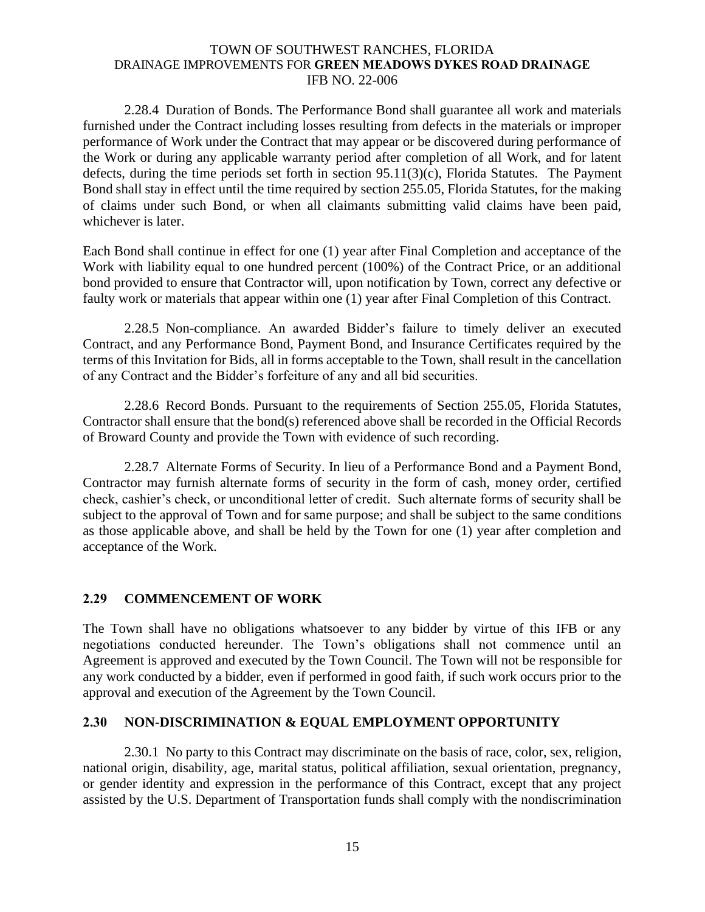2.28.4 Duration of Bonds. The Performance Bond shall guarantee all work and materials furnished under the Contract including losses resulting from defects in the materials or improper performance of Work under the Contract that may appear or be discovered during performance of the Work or during any applicable warranty period after completion of all Work, and for latent defects, during the time periods set forth in section 95.11(3)(c), Florida Statutes. The Payment Bond shall stay in effect until the time required by section 255.05, Florida Statutes, for the making of claims under such Bond, or when all claimants submitting valid claims have been paid, whichever is later.

Each Bond shall continue in effect for one (1) year after Final Completion and acceptance of the Work with liability equal to one hundred percent (100%) of the Contract Price, or an additional bond provided to ensure that Contractor will, upon notification by Town, correct any defective or faulty work or materials that appear within one (1) year after Final Completion of this Contract.

2.28.5 Non-compliance. An awarded Bidder's failure to timely deliver an executed Contract, and any Performance Bond, Payment Bond, and Insurance Certificates required by the terms of this Invitation for Bids, all in forms acceptable to the Town, shall result in the cancellation of any Contract and the Bidder's forfeiture of any and all bid securities.

2.28.6 Record Bonds. Pursuant to the requirements of Section 255.05, Florida Statutes, Contractor shall ensure that the bond(s) referenced above shall be recorded in the Official Records of Broward County and provide the Town with evidence of such recording.

2.28.7 Alternate Forms of Security. In lieu of a Performance Bond and a Payment Bond, Contractor may furnish alternate forms of security in the form of cash, money order, certified check, cashier's check, or unconditional letter of credit. Such alternate forms of security shall be subject to the approval of Town and for same purpose; and shall be subject to the same conditions as those applicable above, and shall be held by the Town for one (1) year after completion and acceptance of the Work.

## 2.29 COMMENCEMENT OF WORK

The Town shall have no obligations whatsoever to any bidder by virtue of this IFB or any negotiations conducted hereunder. The Town's obligations shall not commence until an Agreement is approved and executed by the Town Council. The Town will not be responsible for any work conducted by a bidder, even if performed in good faith, if such work occurs prior to the approval and execution of the Agreement by the Town Council.

## 2.30 NON-DISCRIMINATION & EQUAL EMPLOYMENT OPPORTUNITY

2.30.1 No party to this Contract may discriminate on the basis of race, color, sex, religion, national origin, disability, age, marital status, political affiliation, sexual orientation, pregnancy, or gender identity and expression in the performance of this Contract, except that any project assisted by the U.S. Department of Transportation funds shall comply with the nondiscrimination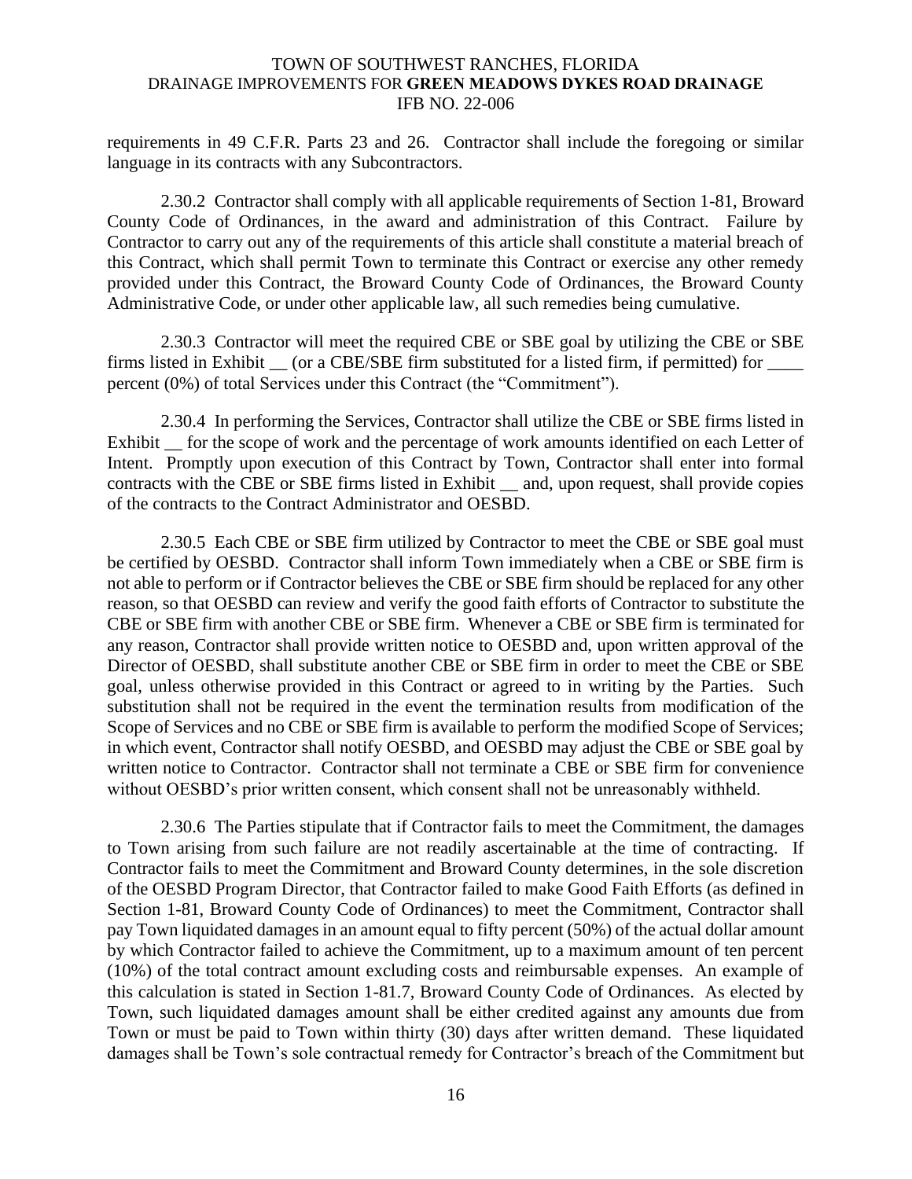requirements in 49 C.F.R. Parts 23 and 26. Contractor shall include the foregoing or similar language in its contracts with any Subcontractors.

2.30.2 Contractor shall comply with all applicable requirements of Section 1-81, Broward County Code of Ordinances, in the award and administration of this Contract. Failure by Contractor to carry out any of the requirements of this article shall constitute a material breach of this Contract, which shall permit Town to terminate this Contract or exercise any other remedy provided under this Contract, the Broward County Code of Ordinances, the Broward County Administrative Code, or under other applicable law, all such remedies being cumulative.

2.30.3 Contractor will meet the required CBE or SBE goal by utilizing the CBE or SBE firms listed in Exhibit __ (or a CBE/SBE firm substituted for a listed firm, if permitted) for ____ percent (0%) of total Services under this Contract (the "Commitment").

2.30.4 In performing the Services, Contractor shall utilize the CBE or SBE firms listed in Exhibit __ for the scope of work and the percentage of work amounts identified on each Letter of Intent. Promptly upon execution of this Contract by Town, Contractor shall enter into formal contracts with the CBE or SBE firms listed in Exhibit __ and, upon request, shall provide copies of the contracts to the Contract Administrator and OESBD.

2.30.5 Each CBE or SBE firm utilized by Contractor to meet the CBE or SBE goal must be certified by OESBD. Contractor shall inform Town immediately when a CBE or SBE firm is not able to perform or if Contractor believes the CBE or SBE firm should be replaced for any other reason, so that OESBD can review and verify the good faith efforts of Contractor to substitute the CBE or SBE firm with another CBE or SBE firm. Whenever a CBE or SBE firm is terminated for any reason, Contractor shall provide written notice to OESBD and, upon written approval of the Director of OESBD, shall substitute another CBE or SBE firm in order to meet the CBE or SBE goal, unless otherwise provided in this Contract or agreed to in writing by the Parties. Such substitution shall not be required in the event the termination results from modification of the Scope of Services and no CBE or SBE firm is available to perform the modified Scope of Services; in which event, Contractor shall notify OESBD, and OESBD may adjust the CBE or SBE goal by written notice to Contractor. Contractor shall not terminate a CBE or SBE firm for convenience without OESBD's prior written consent, which consent shall not be unreasonably withheld.

2.30.6 The Parties stipulate that if Contractor fails to meet the Commitment, the damages to Town arising from such failure are not readily ascertainable at the time of contracting. If Contractor fails to meet the Commitment and Broward County determines, in the sole discretion of the OESBD Program Director, that Contractor failed to make Good Faith Efforts (as defined in Section 1-81, Broward County Code of Ordinances) to meet the Commitment, Contractor shall pay Town liquidated damages in an amount equal to fifty percent (50%) of the actual dollar amount by which Contractor failed to achieve the Commitment, up to a maximum amount of ten percent (10%) of the total contract amount excluding costs and reimbursable expenses. An example of this calculation is stated in Section 1-81.7, Broward County Code of Ordinances. As elected by Town, such liquidated damages amount shall be either credited against any amounts due from Town or must be paid to Town within thirty (30) days after written demand. These liquidated damages shall be Town's sole contractual remedy for Contractor's breach of the Commitment but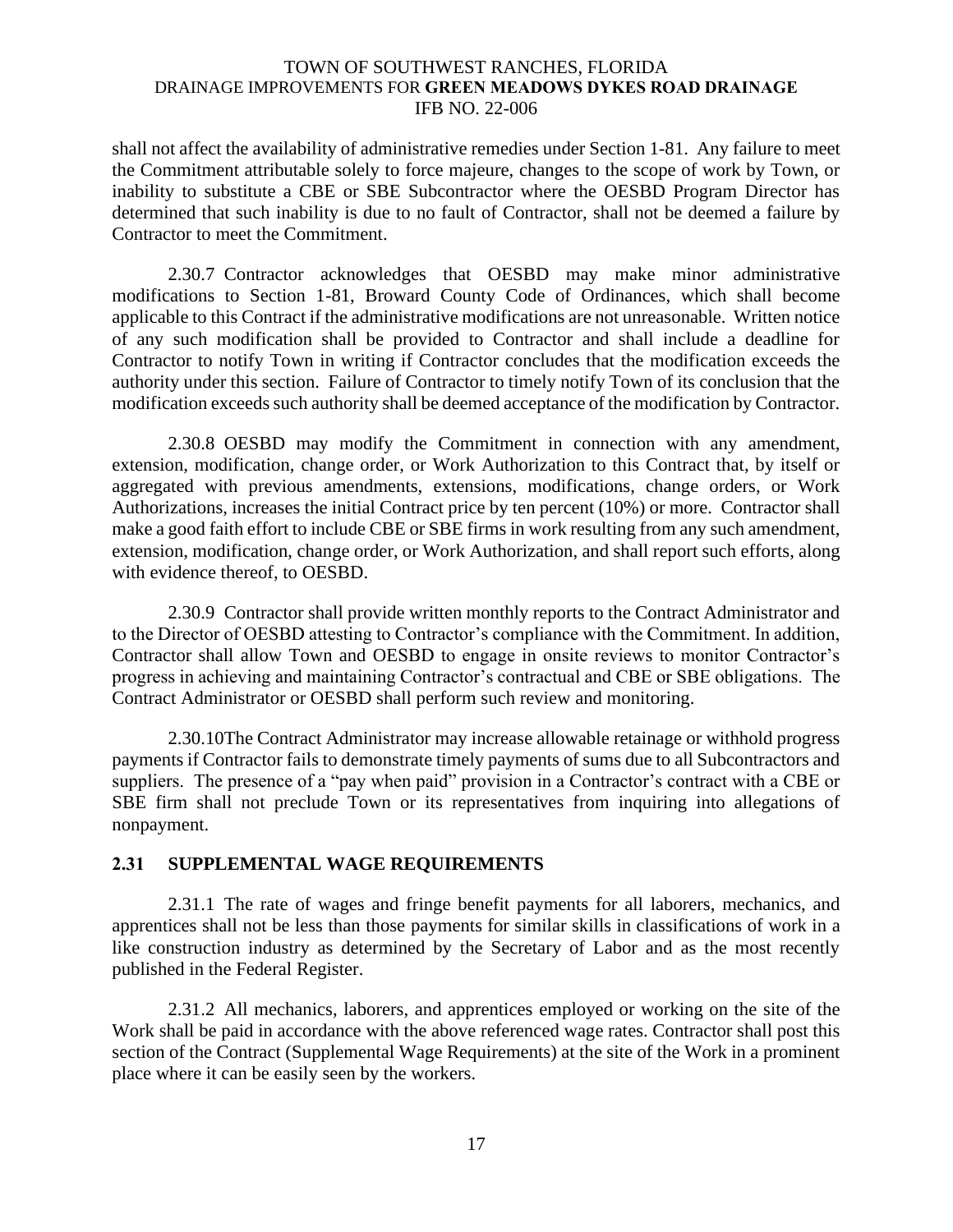shall not affect the availability of administrative remedies under Section 1-81. Any failure to meet the Commitment attributable solely to force majeure, changes to the scope of work by Town, or inability to substitute a CBE or SBE Subcontractor where the OESBD Program Director has determined that such inability is due to no fault of Contractor, shall not be deemed a failure by Contractor to meet the Commitment.

2.30.7 Contractor acknowledges that OESBD may make minor administrative modifications to Section 1-81, Broward County Code of Ordinances, which shall become applicable to this Contract if the administrative modifications are not unreasonable. Written notice of any such modification shall be provided to Contractor and shall include a deadline for Contractor to notify Town in writing if Contractor concludes that the modification exceeds the authority under this section. Failure of Contractor to timely notify Town of its conclusion that the modification exceeds such authority shall be deemed acceptance of the modification by Contractor.

2.30.8 OESBD may modify the Commitment in connection with any amendment, extension, modification, change order, or Work Authorization to this Contract that, by itself or aggregated with previous amendments, extensions, modifications, change orders, or Work Authorizations, increases the initial Contract price by ten percent (10%) or more. Contractor shall make a good faith effort to include CBE or SBE firms in work resulting from any such amendment, extension, modification, change order, or Work Authorization, and shall report such efforts, along with evidence thereof, to OESBD.

2.30.9 Contractor shall provide written monthly reports to the Contract Administrator and to the Director of OESBD attesting to Contractor's compliance with the Commitment. In addition, Contractor shall allow Town and OESBD to engage in onsite reviews to monitor Contractor's progress in achieving and maintaining Contractor's contractual and CBE or SBE obligations. The Contract Administrator or OESBD shall perform such review and monitoring.

2.30.10The Contract Administrator may increase allowable retainage or withhold progress payments if Contractor fails to demonstrate timely payments of sums due to all Subcontractors and suppliers. The presence of a "pay when paid" provision in a Contractor's contract with a CBE or SBE firm shall not preclude Town or its representatives from inquiring into allegations of nonpayment.

## 2.31 SUPPLEMENTAL WAGE REQUIREMENTS

2.31.1 The rate of wages and fringe benefit payments for all laborers, mechanics, and apprentices shall not be less than those payments for similar skills in classifications of work in a like construction industry as determined by the Secretary of Labor and as the most recently published in the Federal Register.

2.31.2 All mechanics, laborers, and apprentices employed or working on the site of the Work shall be paid in accordance with the above referenced wage rates. Contractor shall post this section of the Contract (Supplemental Wage Requirements) at the site of the Work in a prominent place where it can be easily seen by the workers.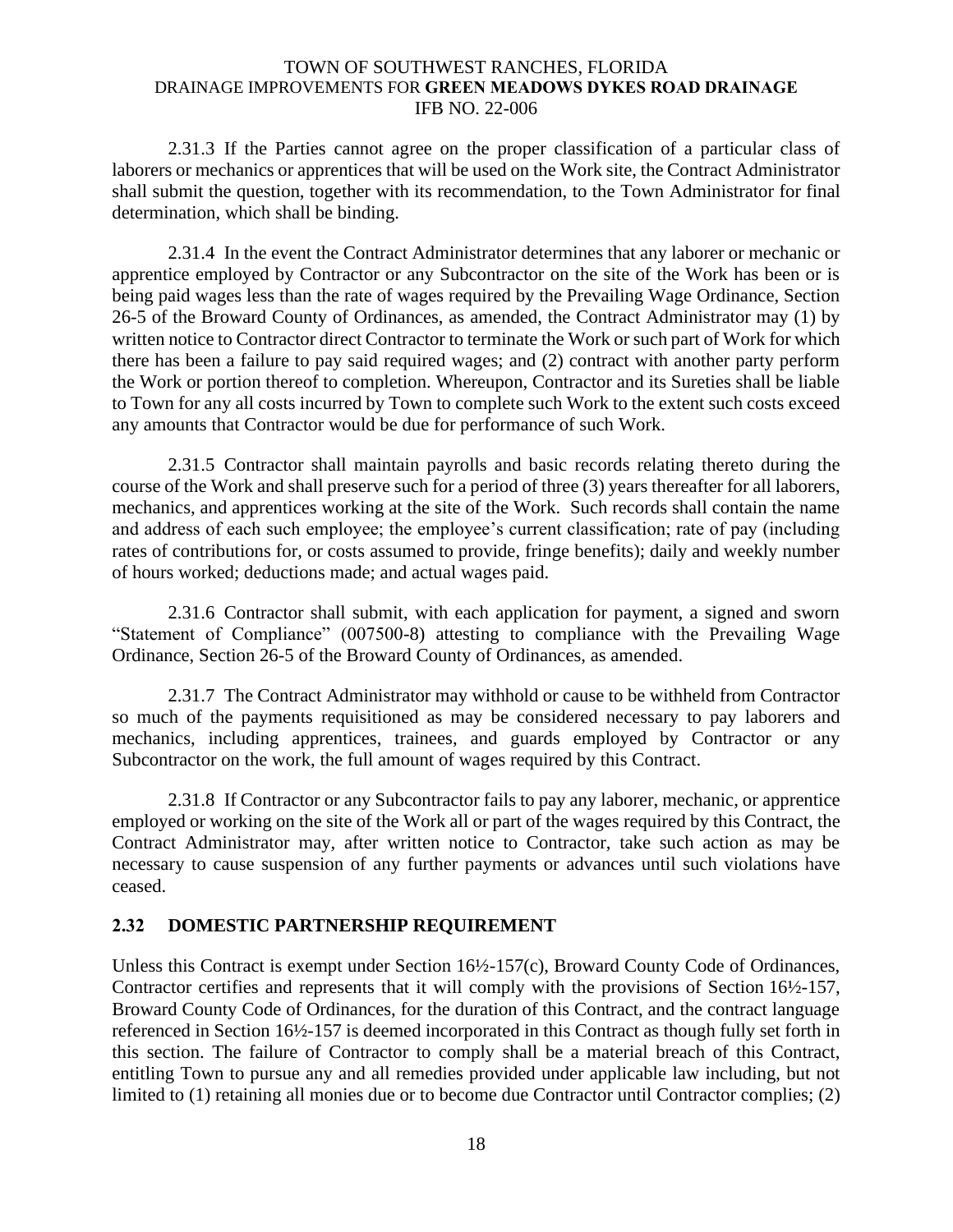2.31.3 If the Parties cannot agree on the proper classification of a particular class of laborers or mechanics or apprentices that will be used on the Work site, the Contract Administrator shall submit the question, together with its recommendation, to the Town Administrator for final determination, which shall be binding.

2.31.4 In the event the Contract Administrator determines that any laborer or mechanic or apprentice employed by Contractor or any Subcontractor on the site of the Work has been or is being paid wages less than the rate of wages required by the Prevailing Wage Ordinance, Section 26-5 of the Broward County of Ordinances, as amended, the Contract Administrator may (1) by written notice to Contractor direct Contractor to terminate the Work or such part of Work for which there has been a failure to pay said required wages; and (2) contract with another party perform the Work or portion thereof to completion. Whereupon, Contractor and its Sureties shall be liable to Town for any all costs incurred by Town to complete such Work to the extent such costs exceed any amounts that Contractor would be due for performance of such Work.

2.31.5 Contractor shall maintain payrolls and basic records relating thereto during the course of the Work and shall preserve such for a period of three (3) years thereafter for all laborers, mechanics, and apprentices working at the site of the Work. Such records shall contain the name and address of each such employee; the employee's current classification; rate of pay (including rates of contributions for, or costs assumed to provide, fringe benefits); daily and weekly number of hours worked; deductions made; and actual wages paid.

2.31.6 Contractor shall submit, with each application for payment, a signed and sworn "Statement of Compliance" (007500-8) attesting to compliance with the Prevailing Wage Ordinance, Section 26-5 of the Broward County of Ordinances, as amended.

2.31.7 The Contract Administrator may withhold or cause to be withheld from Contractor so much of the payments requisitioned as may be considered necessary to pay laborers and mechanics, including apprentices, trainees, and guards employed by Contractor or any Subcontractor on the work, the full amount of wages required by this Contract.

2.31.8 If Contractor or any Subcontractor fails to pay any laborer, mechanic, or apprentice employed or working on the site of the Work all or part of the wages required by this Contract, the Contract Administrator may, after written notice to Contractor, take such action as may be necessary to cause suspension of any further payments or advances until such violations have ceased.

### 2.32 DOMESTIC PARTNERSHIP REQUIREMENT

Unless this Contract is exempt under Section 16½-157(c), Broward County Code of Ordinances, Contractor certifies and represents that it will comply with the provisions of Section 16½-157, Broward County Code of Ordinances, for the duration of this Contract, and the contract language referenced in Section 16½-157 is deemed incorporated in this Contract as though fully set forth in this section. The failure of Contractor to comply shall be a material breach of this Contract, entitling Town to pursue any and all remedies provided under applicable law including, but not limited to (1) retaining all monies due or to become due Contractor until Contractor complies; (2)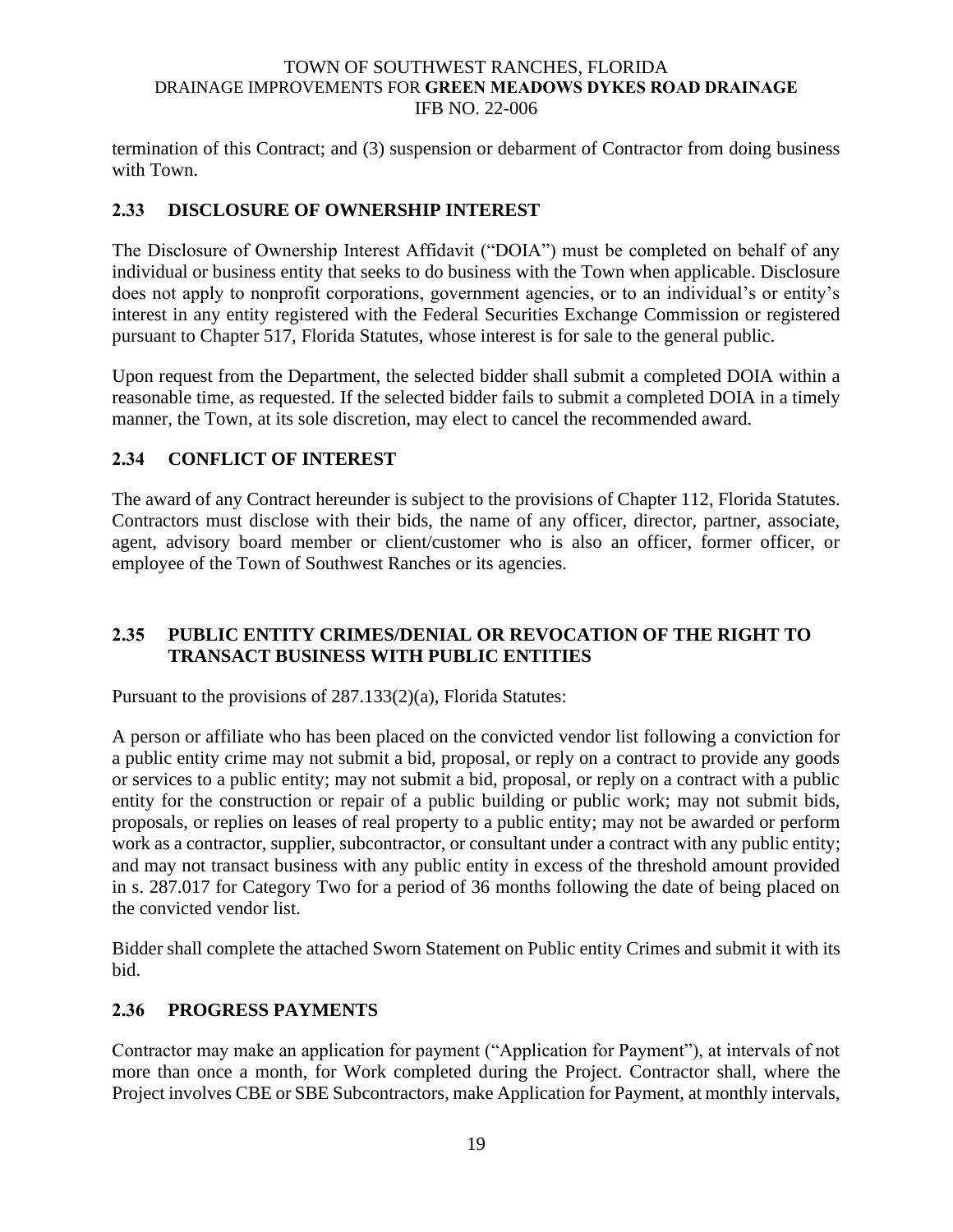termination of this Contract; and (3) suspension or debarment of Contractor from doing business with Town.

## 2.33 DISCLOSURE OF OWNERSHIP INTEREST

The Disclosure of Ownership Interest Affidavit ("DOIA") must be completed on behalf of any individual or business entity that seeks to do business with the Town when applicable. Disclosure does not apply to nonprofit corporations, government agencies, or to an individual's or entity's interest in any entity registered with the Federal Securities Exchange Commission or registered pursuant to Chapter 517, Florida Statutes, whose interest is for sale to the general public.

Upon request from the Department, the selected bidder shall submit a completed DOIA within a reasonable time, as requested. If the selected bidder fails to submit a completed DOIA in a timely manner, the Town, at its sole discretion, may elect to cancel the recommended award.

## 2.34 CONFLICT OF INTEREST

The award of any Contract hereunder is subject to the provisions of Chapter 112, Florida Statutes. Contractors must disclose with their bids, the name of any officer, director, partner, associate, agent, advisory board member or client/customer who is also an officer, former officer, or employee of the Town of Southwest Ranches or its agencies.

## 2.35 PUBLIC ENTITY CRIMES/DENIAL OR REVOCATION OF THE RIGHT TO TRANSACT BUSINESS WITH PUBLIC ENTITIES

Pursuant to the provisions of 287.133(2)(a), Florida Statutes:

A person or affiliate who has been placed on the convicted vendor list following a conviction for a public entity crime may not submit a bid, proposal, or reply on a contract to provide any goods or services to a public entity; may not submit a bid, proposal, or reply on a contract with a public entity for the construction or repair of a public building or public work; may not submit bids, proposals, or replies on leases of real property to a public entity; may not be awarded or perform work as a contractor, supplier, subcontractor, or consultant under a contract with any public entity; and may not transact business with any public entity in excess of the threshold amount provided in s. 287.017 for Category Two for a period of 36 months following the date of being placed on the convicted vendor list.

Bidder shall complete the attached Sworn Statement on Public entity Crimes and submit it with its bid.

## 2.36 PROGRESS PAYMENTS

Contractor may make an application for payment ("Application for Payment"), at intervals of not more than once a month, for Work completed during the Project. Contractor shall, where the Project involves CBE or SBE Subcontractors, make Application for Payment, at monthly intervals,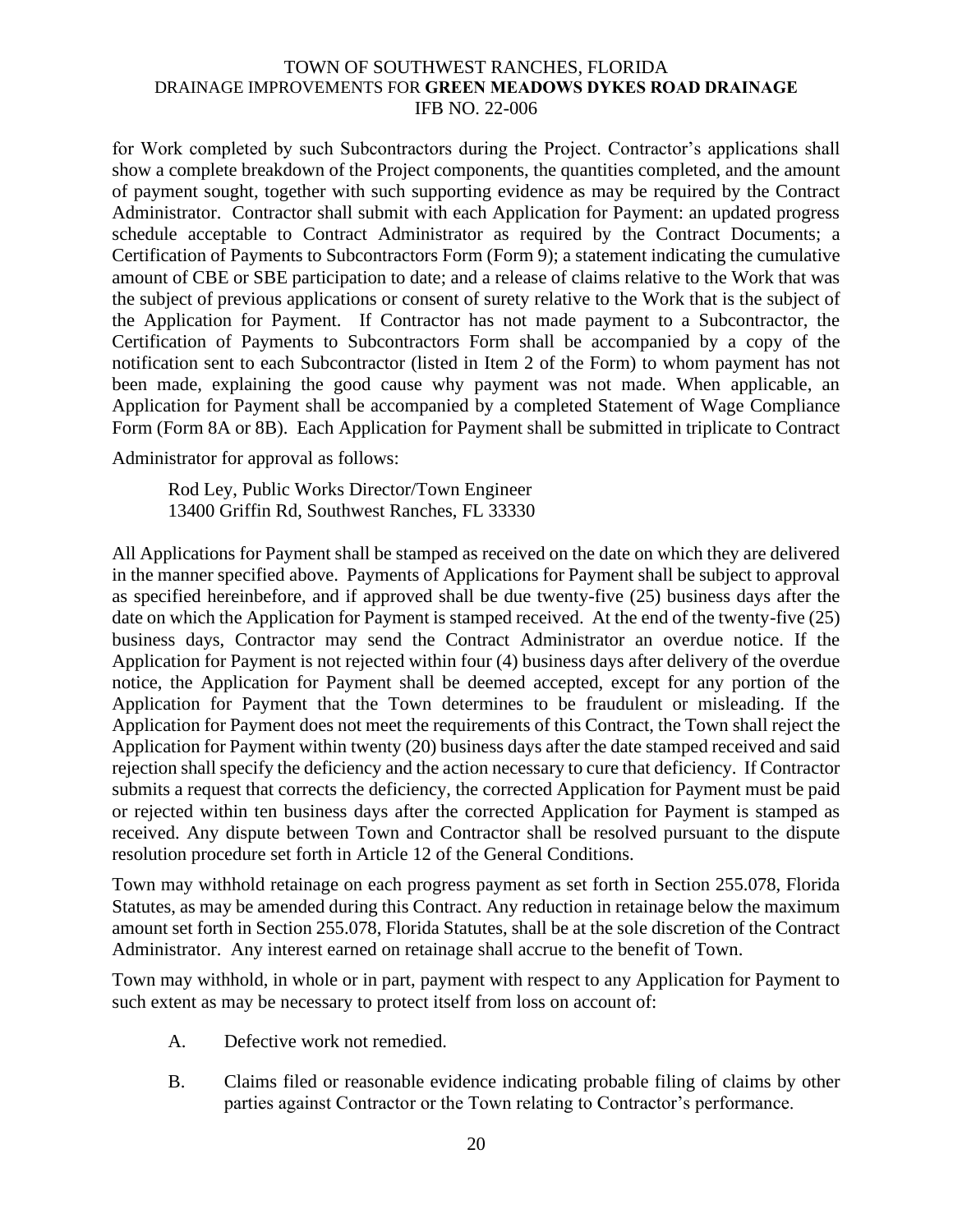for Work completed by such Subcontractors during the Project. Contractor's applications shall show a complete breakdown of the Project components, the quantities completed, and the amount of payment sought, together with such supporting evidence as may be required by the Contract Administrator. Contractor shall submit with each Application for Payment: an updated progress schedule acceptable to Contract Administrator as required by the Contract Documents; a Certification of Payments to Subcontractors Form (Form 9); a statement indicating the cumulative amount of CBE or SBE participation to date; and a release of claims relative to the Work that was the subject of previous applications or consent of surety relative to the Work that is the subject of the Application for Payment. If Contractor has not made payment to a Subcontractor, the Certification of Payments to Subcontractors Form shall be accompanied by a copy of the notification sent to each Subcontractor (listed in Item 2 of the Form) to whom payment has not been made, explaining the good cause why payment was not made. When applicable, an Application for Payment shall be accompanied by a completed Statement of Wage Compliance Form (Form 8A or 8B). Each Application for Payment shall be submitted in triplicate to Contract Administrator for approval as follows:

Rod Ley, Public Works Director/Town Engineer
13400 Griffin Rd, Southwest Ranches, FL 33330

All Applications for Payment shall be stamped as received on the date on which they are delivered in the manner specified above. Payments of Applications for Payment shall be subject to approval as specified hereinbefore, and if approved shall be due twenty-five (25) business days after the date on which the Application for Payment is stamped received. At the end of the twenty-five (25) business days, Contractor may send the Contract Administrator an overdue notice. If the Application for Payment is not rejected within four (4) business days after delivery of the overdue notice, the Application for Payment shall be deemed accepted, except for any portion of the Application for Payment that the Town determines to be fraudulent or misleading. If the Application for Payment does not meet the requirements of this Contract, the Town shall reject the Application for Payment within twenty (20) business days after the date stamped received and said rejection shall specify the deficiency and the action necessary to cure that deficiency. If Contractor submits a request that corrects the deficiency, the corrected Application for Payment must be paid or rejected within ten business days after the corrected Application for Payment is stamped as received. Any dispute between Town and Contractor shall be resolved pursuant to the dispute resolution procedure set forth in Article 12 of the General Conditions.

Town may withhold retainage on each progress payment as set forth in Section 255.078, Florida Statutes, as may be amended during this Contract. Any reduction in retainage below the maximum amount set forth in Section 255.078, Florida Statutes, shall be at the sole discretion of the Contract Administrator. Any interest earned on retainage shall accrue to the benefit of Town.

Town may withhold, in whole or in part, payment with respect to any Application for Payment to such extent as may be necessary to protect itself from loss on account of:

A. Defective work not remedied.

B. Claims filed or reasonable evidence indicating probable filing of claims by other parties against Contractor or the Town relating to Contractor's performance.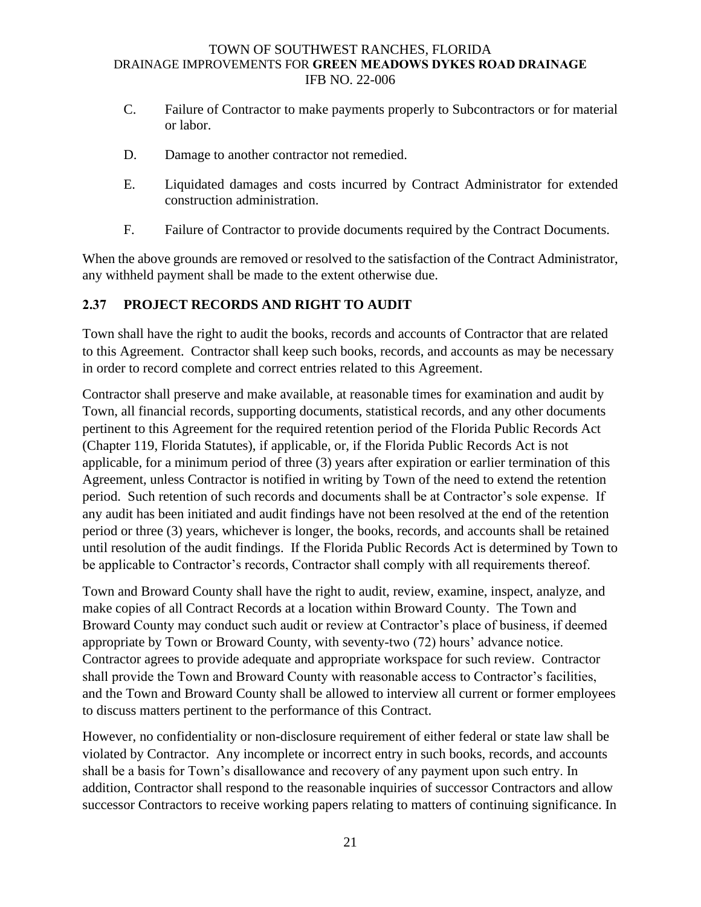C. Failure of Contractor to make payments properly to Subcontractors or for material or labor.

D. Damage to another contractor not remedied.

E. Liquidated damages and costs incurred by Contract Administrator for extended construction administration.

F. Failure of Contractor to provide documents required by the Contract Documents.

When the above grounds are removed or resolved to the satisfaction of the Contract Administrator, any withheld payment shall be made to the extent otherwise due.

## 2.37 PROJECT RECORDS AND RIGHT TO AUDIT

Town shall have the right to audit the books, records and accounts of Contractor that are related to this Agreement. Contractor shall keep such books, records, and accounts as may be necessary in order to record complete and correct entries related to this Agreement.

Contractor shall preserve and make available, at reasonable times for examination and audit by Town, all financial records, supporting documents, statistical records, and any other documents pertinent to this Agreement for the required retention period of the Florida Public Records Act (Chapter 119, Florida Statutes), if applicable, or, if the Florida Public Records Act is not applicable, for a minimum period of three (3) years after expiration or earlier termination of this Agreement, unless Contractor is notified in writing by Town of the need to extend the retention period. Such retention of such records and documents shall be at Contractor's sole expense. If any audit has been initiated and audit findings have not been resolved at the end of the retention period or three (3) years, whichever is longer, the books, records, and accounts shall be retained until resolution of the audit findings. If the Florida Public Records Act is determined by Town to be applicable to Contractor's records, Contractor shall comply with all requirements thereof.

Town and Broward County shall have the right to audit, review, examine, inspect, analyze, and make copies of all Contract Records at a location within Broward County. The Town and Broward County may conduct such audit or review at Contractor's place of business, if deemed appropriate by Town or Broward County, with seventy-two (72) hours' advance notice. Contractor agrees to provide adequate and appropriate workspace for such review. Contractor shall provide the Town and Broward County with reasonable access to Contractor's facilities, and the Town and Broward County shall be allowed to interview all current or former employees to discuss matters pertinent to the performance of this Contract.

However, no confidentiality or non-disclosure requirement of either federal or state law shall be violated by Contractor. Any incomplete or incorrect entry in such books, records, and accounts shall be a basis for Town's disallowance and recovery of any payment upon such entry. In addition, Contractor shall respond to the reasonable inquiries of successor Contractors and allow successor Contractors to receive working papers relating to matters of continuing significance. In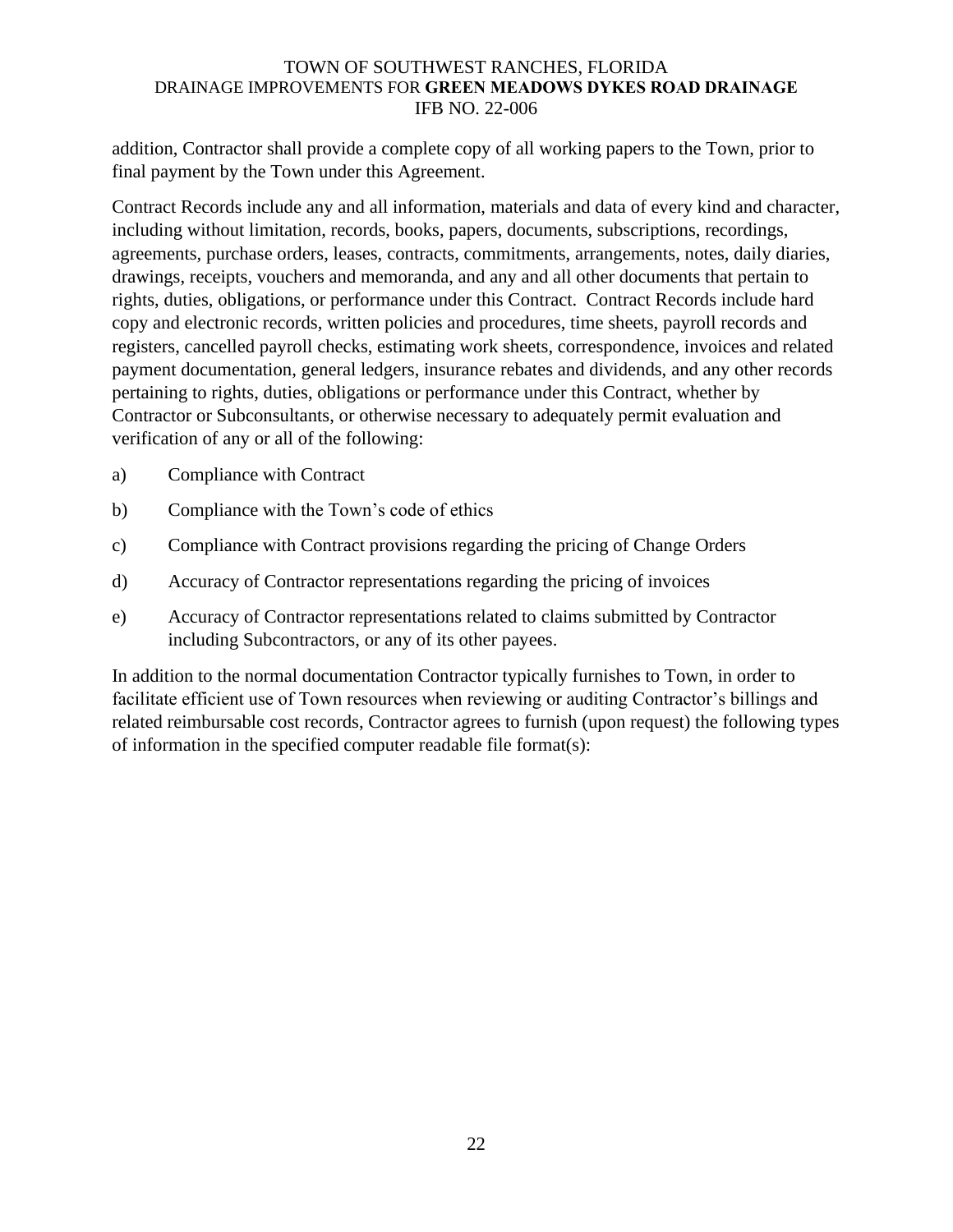addition, Contractor shall provide a complete copy of all working papers to the Town, prior to final payment by the Town under this Agreement.

Contract Records include any and all information, materials and data of every kind and character, including without limitation, records, books, papers, documents, subscriptions, recordings, agreements, purchase orders, leases, contracts, commitments, arrangements, notes, daily diaries, drawings, receipts, vouchers and memoranda, and any and all other documents that pertain to rights, duties, obligations, or performance under this Contract. Contract Records include hard copy and electronic records, written policies and procedures, time sheets, payroll records and registers, cancelled payroll checks, estimating work sheets, correspondence, invoices and related payment documentation, general ledgers, insurance rebates and dividends, and any other records pertaining to rights, duties, obligations or performance under this Contract, whether by Contractor or Subconsultants, or otherwise necessary to adequately permit evaluation and verification of any or all of the following:

a) Compliance with Contract

b) Compliance with the Town's code of ethics

c) Compliance with Contract provisions regarding the pricing of Change Orders

d) Accuracy of Contractor representations regarding the pricing of invoices

e) Accuracy of Contractor representations related to claims submitted by Contractor including Subcontractors, or any of its other payees.

In addition to the normal documentation Contractor typically furnishes to Town, in order to facilitate efficient use of Town resources when reviewing or auditing Contractor's billings and related reimbursable cost records, Contractor agrees to furnish (upon request) the following types of information in the specified computer readable file format(s):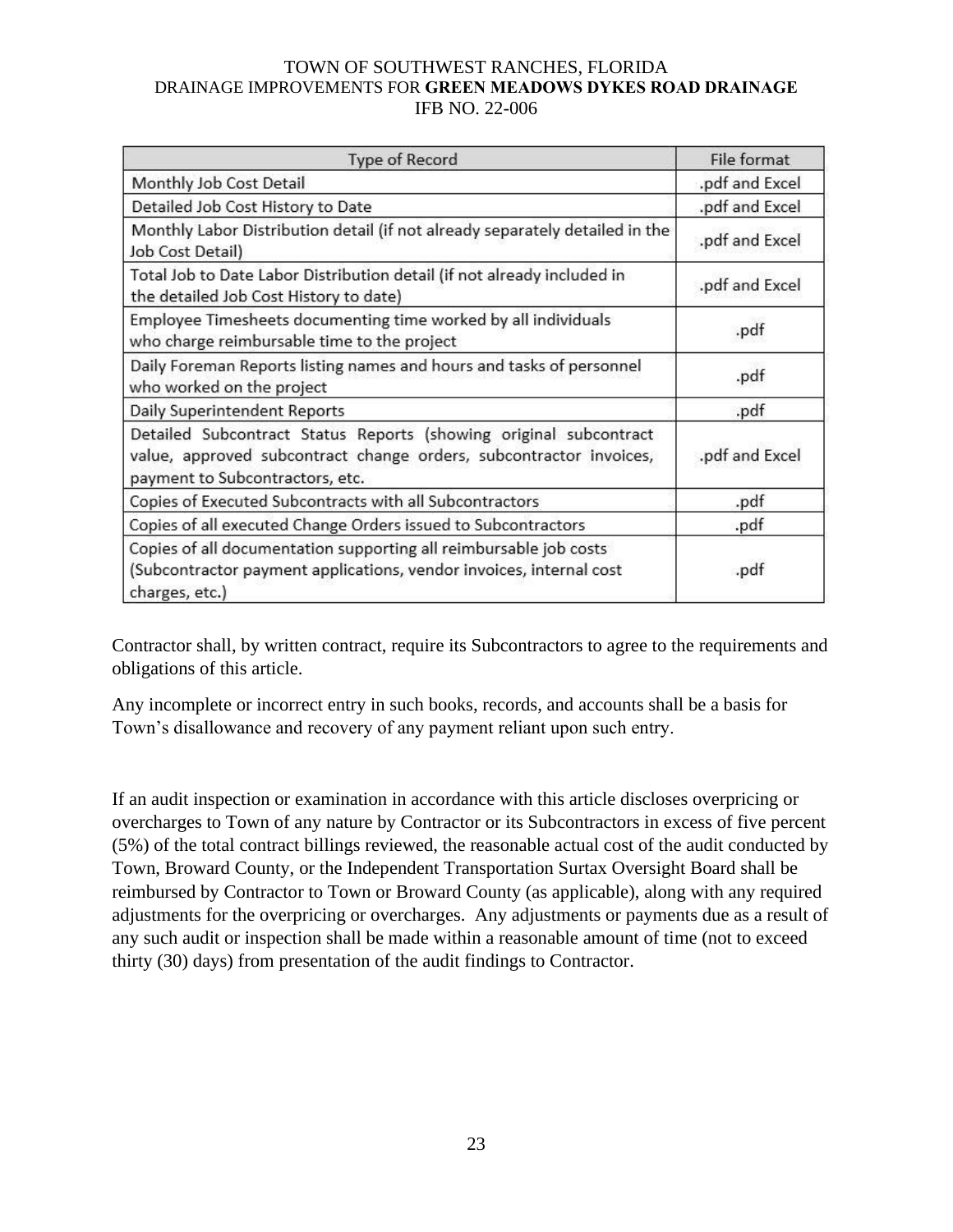| Type of Record | File format |
| --- | --- |
| Monthly Job Cost Detail | .pdf and Excel |
| Detailed Job Cost History to Date | .pdf and Excel |
| Monthly Labor Distribution detail (if not already separately detailed in the Job Cost Detail) | .pdf and Excel |
| Total Job to Date Labor Distribution detail (if not already included in the detailed Job Cost History to date) | .pdf and Excel |
| Employee Timesheets documenting time worked by all individuals who charge reimbursable time to the project | .pdf |
| Daily Foreman Reports listing names and hours and tasks of personnel who worked on the project | .pdf |
| Daily Superintendent Reports | .pdf |
| Detailed Subcontract Status Reports (showing original subcontract value, approved subcontract change orders, subcontractor invoices, payment to Subcontractors, etc. | .pdf and Excel |
| Copies of Executed Subcontracts with all Subcontractors | .pdf |
| Copies of all executed Change Orders issued to Subcontractors | .pdf |
| Copies of all documentation supporting all reimbursable job costs (Subcontractor payment applications, vendor invoices, internal cost charges, etc.) | .pdf |

Contractor shall, by written contract, require its Subcontractors to agree to the requirements and obligations of this article.

Any incomplete or incorrect entry in such books, records, and accounts shall be a basis for Town's disallowance and recovery of any payment reliant upon such entry.

If an audit inspection or examination in accordance with this article discloses overpricing or overcharges to Town of any nature by Contractor or its Subcontractors in excess of five percent (5%) of the total contract billings reviewed, the reasonable actual cost of the audit conducted by Town, Broward County, or the Independent Transportation Surtax Oversight Board shall be reimbursed by Contractor to Town or Broward County (as applicable), along with any required adjustments for the overpricing or overcharges. Any adjustments or payments due as a result of any such audit or inspection shall be made within a reasonable amount of time (not to exceed thirty (30) days) from presentation of the audit findings to Contractor.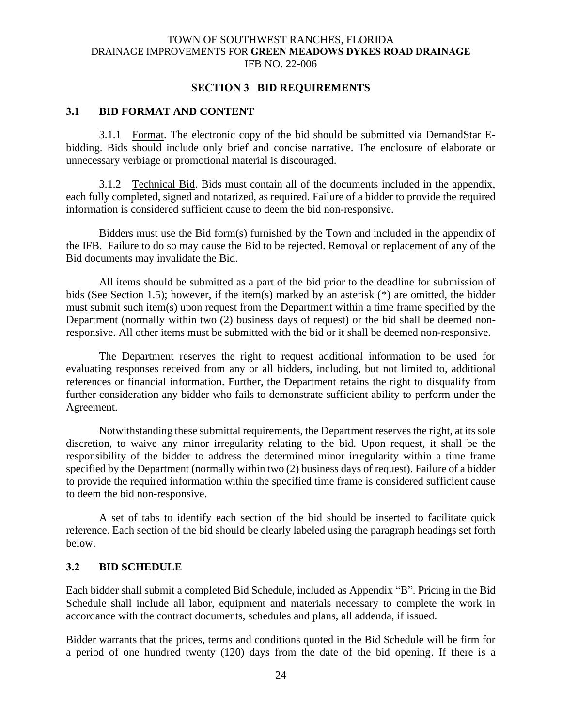## SECTION 3 BID REQUIREMENTS

### 3.1 BID FORMAT AND CONTENT

3.1.1 Format. The electronic copy of the bid should be submitted via DemandStar E-bidding. Bids should include only brief and concise narrative. The enclosure of elaborate or unnecessary verbiage or promotional material is discouraged.

3.1.2 Technical Bid. Bids must contain all of the documents included in the appendix, each fully completed, signed and notarized, as required. Failure of a bidder to provide the required information is considered sufficient cause to deem the bid non-responsive.

Bidders must use the Bid form(s) furnished by the Town and included in the appendix of the IFB. Failure to do so may cause the Bid to be rejected. Removal or replacement of any of the Bid documents may invalidate the Bid.

All items should be submitted as a part of the bid prior to the deadline for submission of bids (See Section 1.5); however, if the item(s) marked by an asterisk (*) are omitted, the bidder must submit such item(s) upon request from the Department within a time frame specified by the Department (normally within two (2) business days of request) or the bid shall be deemed non-responsive. All other items must be submitted with the bid or it shall be deemed non-responsive.

The Department reserves the right to request additional information to be used for evaluating responses received from any or all bidders, including, but not limited to, additional references or financial information. Further, the Department retains the right to disqualify from further consideration any bidder who fails to demonstrate sufficient ability to perform under the Agreement.

Notwithstanding these submittal requirements, the Department reserves the right, at its sole discretion, to waive any minor irregularity relating to the bid. Upon request, it shall be the responsibility of the bidder to address the determined minor irregularity within a time frame specified by the Department (normally within two (2) business days of request). Failure of a bidder to provide the required information within the specified time frame is considered sufficient cause to deem the bid non-responsive.

A set of tabs to identify each section of the bid should be inserted to facilitate quick reference. Each section of the bid should be clearly labeled using the paragraph headings set forth below.

### 3.2 BID SCHEDULE

Each bidder shall submit a completed Bid Schedule, included as Appendix "B". Pricing in the Bid Schedule shall include all labor, equipment and materials necessary to complete the work in accordance with the contract documents, schedules and plans, all addenda, if issued.

Bidder warrants that the prices, terms and conditions quoted in the Bid Schedule will be firm for a period of one hundred twenty (120) days from the date of the bid opening. If there is a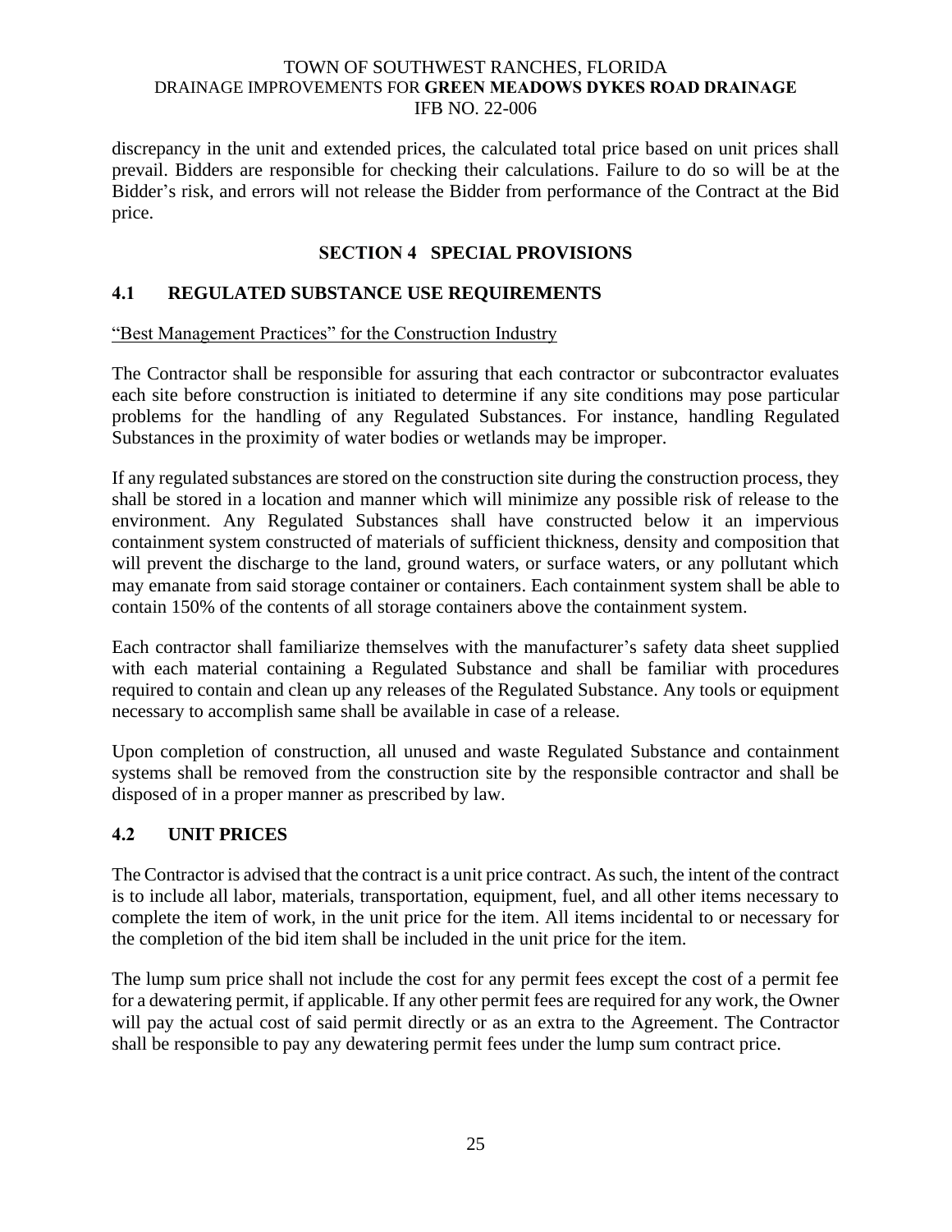discrepancy in the unit and extended prices, the calculated total price based on unit prices shall prevail. Bidders are responsible for checking their calculations. Failure to do so will be at the Bidder's risk, and errors will not release the Bidder from performance of the Contract at the Bid price.

## SECTION 4 SPECIAL PROVISIONS

### 4.1 REGULATED SUBSTANCE USE REQUIREMENTS

"Best Management Practices" for the Construction Industry

The Contractor shall be responsible for assuring that each contractor or subcontractor evaluates each site before construction is initiated to determine if any site conditions may pose particular problems for the handling of any Regulated Substances. For instance, handling Regulated Substances in the proximity of water bodies or wetlands may be improper.

If any regulated substances are stored on the construction site during the construction process, they shall be stored in a location and manner which will minimize any possible risk of release to the environment. Any Regulated Substances shall have constructed below it an impervious containment system constructed of materials of sufficient thickness, density and composition that will prevent the discharge to the land, ground waters, or surface waters, or any pollutant which may emanate from said storage container or containers. Each containment system shall be able to contain 150% of the contents of all storage containers above the containment system.

Each contractor shall familiarize themselves with the manufacturer's safety data sheet supplied with each material containing a Regulated Substance and shall be familiar with procedures required to contain and clean up any releases of the Regulated Substance. Any tools or equipment necessary to accomplish same shall be available in case of a release.

Upon completion of construction, all unused and waste Regulated Substance and containment systems shall be removed from the construction site by the responsible contractor and shall be disposed of in a proper manner as prescribed by law.

### 4.2 UNIT PRICES

The Contractor is advised that the contract is a unit price contract. As such, the intent of the contract is to include all labor, materials, transportation, equipment, fuel, and all other items necessary to complete the item of work, in the unit price for the item. All items incidental to or necessary for the completion of the bid item shall be included in the unit price for the item.

The lump sum price shall not include the cost for any permit fees except the cost of a permit fee for a dewatering permit, if applicable. If any other permit fees are required for any work, the Owner will pay the actual cost of said permit directly or as an extra to the Agreement. The Contractor shall be responsible to pay any dewatering permit fees under the lump sum contract price.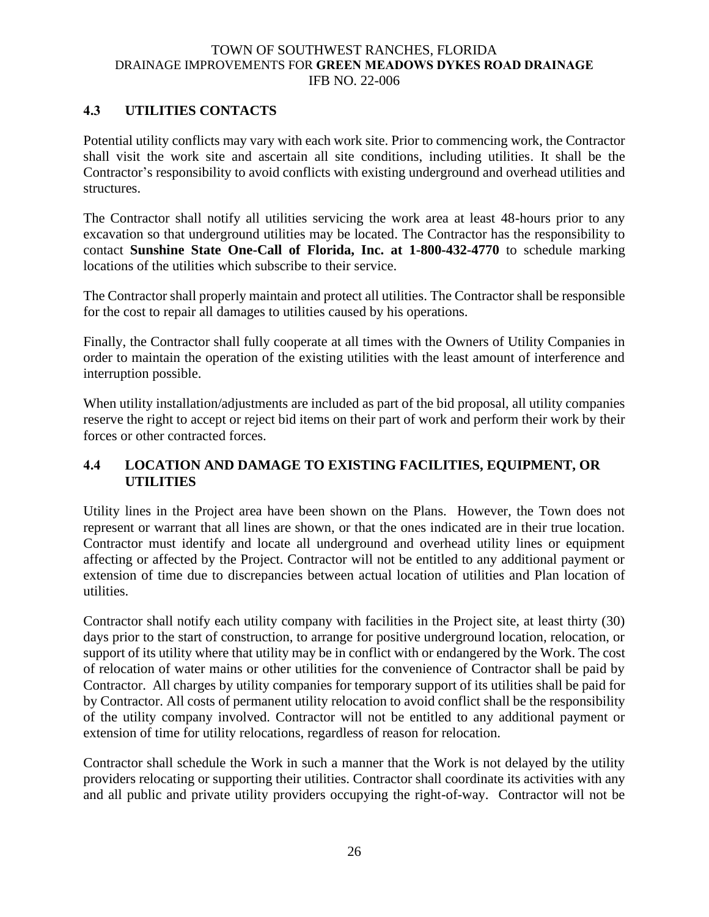## 4.3 UTILITIES CONTACTS

Potential utility conflicts may vary with each work site. Prior to commencing work, the Contractor shall visit the work site and ascertain all site conditions, including utilities. It shall be the Contractor's responsibility to avoid conflicts with existing underground and overhead utilities and structures.

The Contractor shall notify all utilities servicing the work area at least 48-hours prior to any excavation so that underground utilities may be located. The Contractor has the responsibility to contact **Sunshine State One-Call of Florida, Inc. at 1-800-432-4770** to schedule marking locations of the utilities which subscribe to their service.

The Contractor shall properly maintain and protect all utilities. The Contractor shall be responsible for the cost to repair all damages to utilities caused by his operations.

Finally, the Contractor shall fully cooperate at all times with the Owners of Utility Companies in order to maintain the operation of the existing utilities with the least amount of interference and interruption possible.

When utility installation/adjustments are included as part of the bid proposal, all utility companies reserve the right to accept or reject bid items on their part of work and perform their work by their forces or other contracted forces.

## 4.4 LOCATION AND DAMAGE TO EXISTING FACILITIES, EQUIPMENT, OR UTILITIES

Utility lines in the Project area have been shown on the Plans. However, the Town does not represent or warrant that all lines are shown, or that the ones indicated are in their true location. Contractor must identify and locate all underground and overhead utility lines or equipment affecting or affected by the Project. Contractor will not be entitled to any additional payment or extension of time due to discrepancies between actual location of utilities and Plan location of utilities.

Contractor shall notify each utility company with facilities in the Project site, at least thirty (30) days prior to the start of construction, to arrange for positive underground location, relocation, or support of its utility where that utility may be in conflict with or endangered by the Work. The cost of relocation of water mains or other utilities for the convenience of Contractor shall be paid by Contractor. All charges by utility companies for temporary support of its utilities shall be paid for by Contractor. All costs of permanent utility relocation to avoid conflict shall be the responsibility of the utility company involved. Contractor will not be entitled to any additional payment or extension of time for utility relocations, regardless of reason for relocation.

Contractor shall schedule the Work in such a manner that the Work is not delayed by the utility providers relocating or supporting their utilities. Contractor shall coordinate its activities with any and all public and private utility providers occupying the right-of-way. Contractor will not be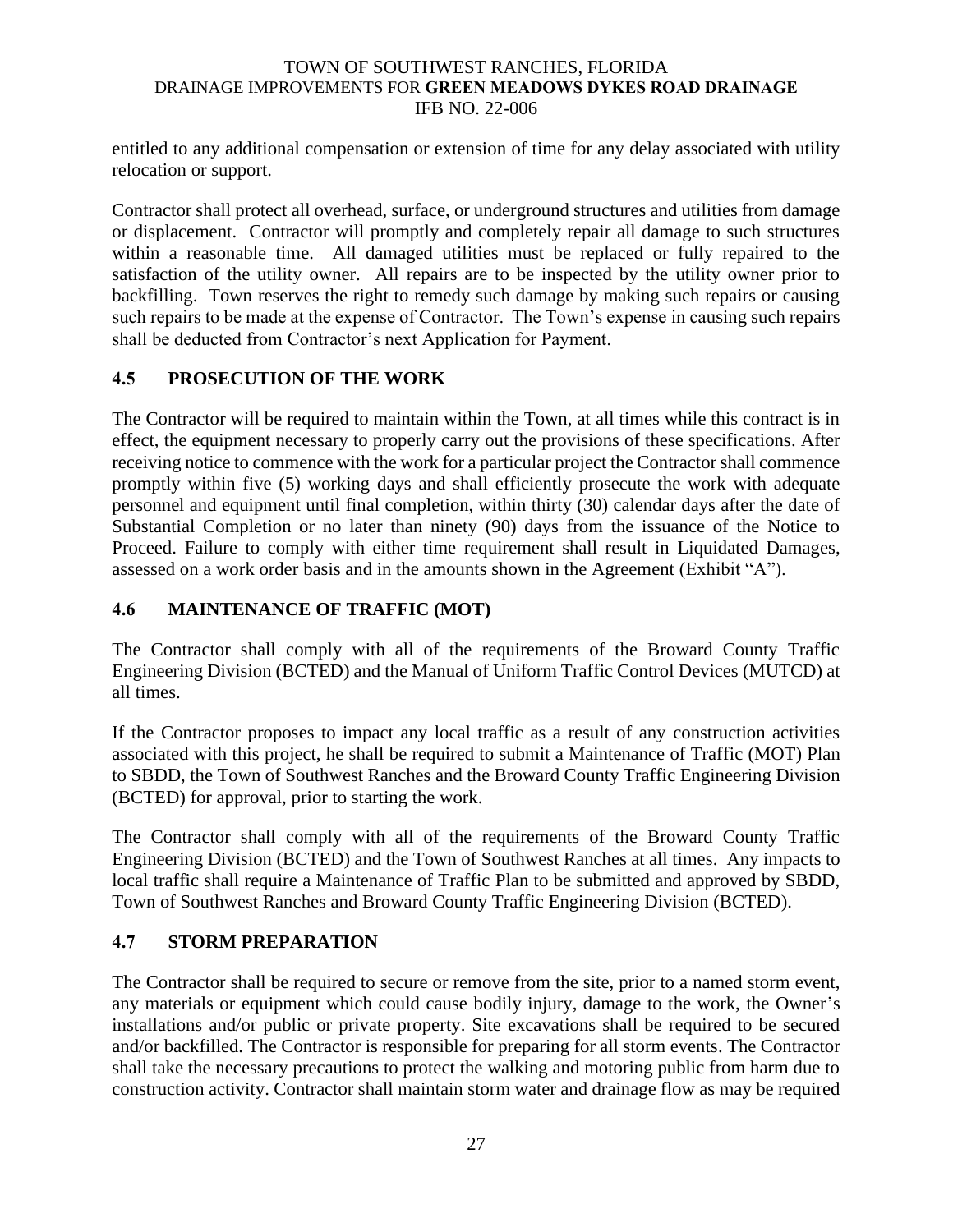entitled to any additional compensation or extension of time for any delay associated with utility relocation or support.

Contractor shall protect all overhead, surface, or underground structures and utilities from damage or displacement. Contractor will promptly and completely repair all damage to such structures within a reasonable time. All damaged utilities must be replaced or fully repaired to the satisfaction of the utility owner. All repairs are to be inspected by the utility owner prior to backfilling. Town reserves the right to remedy such damage by making such repairs or causing such repairs to be made at the expense of Contractor. The Town's expense in causing such repairs shall be deducted from Contractor's next Application for Payment.

## 4.5 PROSECUTION OF THE WORK

The Contractor will be required to maintain within the Town, at all times while this contract is in effect, the equipment necessary to properly carry out the provisions of these specifications. After receiving notice to commence with the work for a particular project the Contractor shall commence promptly within five (5) working days and shall efficiently prosecute the work with adequate personnel and equipment until final completion, within thirty (30) calendar days after the date of Substantial Completion or no later than ninety (90) days from the issuance of the Notice to Proceed. Failure to comply with either time requirement shall result in Liquidated Damages, assessed on a work order basis and in the amounts shown in the Agreement (Exhibit "A").

## 4.6 MAINTENANCE OF TRAFFIC (MOT)

The Contractor shall comply with all of the requirements of the Broward County Traffic Engineering Division (BCTED) and the Manual of Uniform Traffic Control Devices (MUTCD) at all times.

If the Contractor proposes to impact any local traffic as a result of any construction activities associated with this project, he shall be required to submit a Maintenance of Traffic (MOT) Plan to SBDD, the Town of Southwest Ranches and the Broward County Traffic Engineering Division (BCTED) for approval, prior to starting the work.

The Contractor shall comply with all of the requirements of the Broward County Traffic Engineering Division (BCTED) and the Town of Southwest Ranches at all times. Any impacts to local traffic shall require a Maintenance of Traffic Plan to be submitted and approved by SBDD, Town of Southwest Ranches and Broward County Traffic Engineering Division (BCTED).

## 4.7 STORM PREPARATION

The Contractor shall be required to secure or remove from the site, prior to a named storm event, any materials or equipment which could cause bodily injury, damage to the work, the Owner's installations and/or public or private property. Site excavations shall be required to be secured and/or backfilled. The Contractor is responsible for preparing for all storm events. The Contractor shall take the necessary precautions to protect the walking and motoring public from harm due to construction activity. Contractor shall maintain storm water and drainage flow as may be required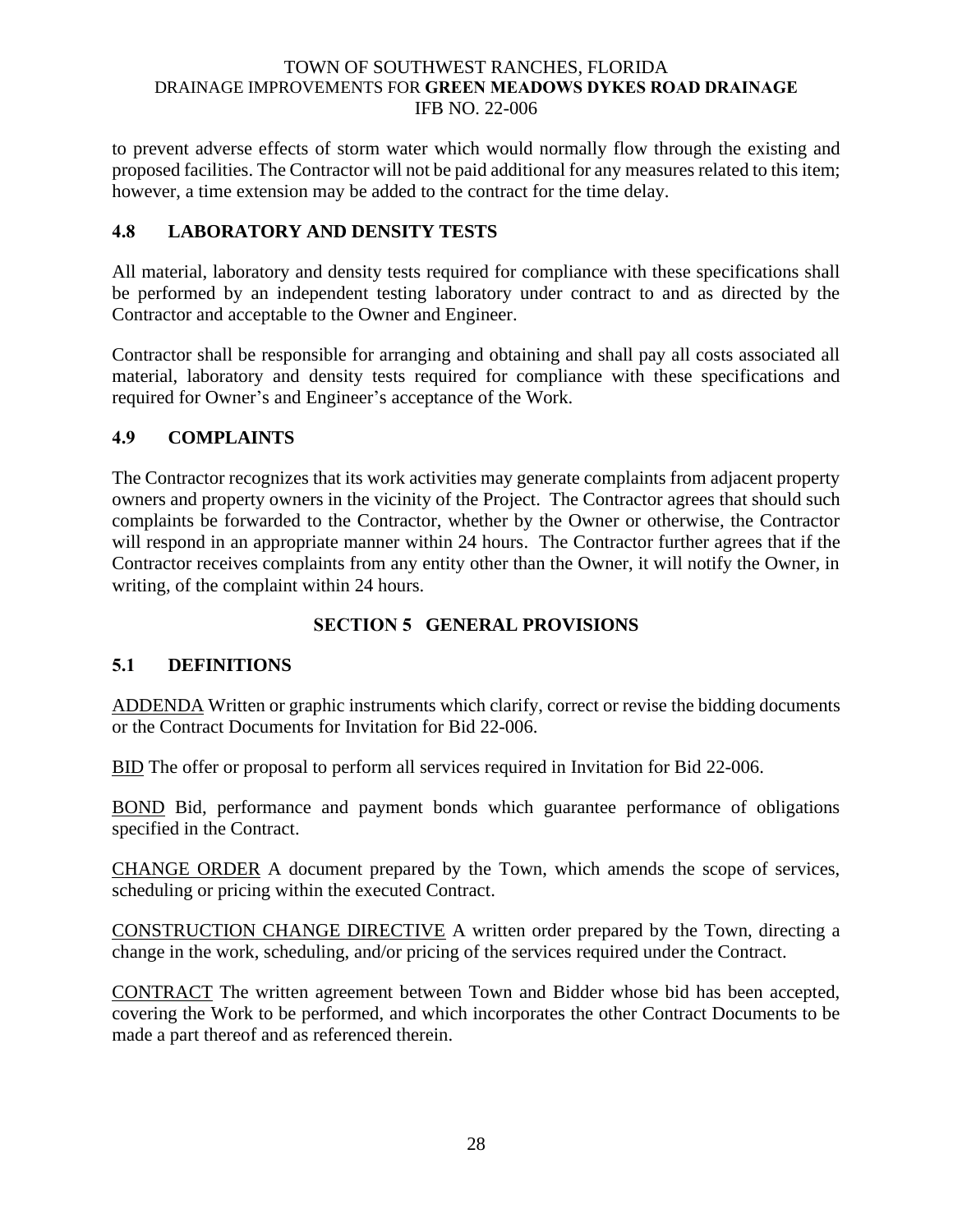to prevent adverse effects of storm water which would normally flow through the existing and proposed facilities. The Contractor will not be paid additional for any measures related to this item; however, a time extension may be added to the contract for the time delay.

## 4.8 LABORATORY AND DENSITY TESTS

All material, laboratory and density tests required for compliance with these specifications shall be performed by an independent testing laboratory under contract to and as directed by the Contractor and acceptable to the Owner and Engineer.

Contractor shall be responsible for arranging and obtaining and shall pay all costs associated all material, laboratory and density tests required for compliance with these specifications and required for Owner's and Engineer's acceptance of the Work.

## 4.9 COMPLAINTS

The Contractor recognizes that its work activities may generate complaints from adjacent property owners and property owners in the vicinity of the Project. The Contractor agrees that should such complaints be forwarded to the Contractor, whether by the Owner or otherwise, the Contractor will respond in an appropriate manner within 24 hours. The Contractor further agrees that if the Contractor receives complaints from any entity other than the Owner, it will notify the Owner, in writing, of the complaint within 24 hours.

# SECTION 5 GENERAL PROVISIONS

## 5.1 DEFINITIONS

ADDENDA Written or graphic instruments which clarify, correct or revise the bidding documents or the Contract Documents for Invitation for Bid 22-006.

BID The offer or proposal to perform all services required in Invitation for Bid 22-006.

BOND Bid, performance and payment bonds which guarantee performance of obligations specified in the Contract.

CHANGE ORDER A document prepared by the Town, which amends the scope of services, scheduling or pricing within the executed Contract.

CONSTRUCTION CHANGE DIRECTIVE A written order prepared by the Town, directing a change in the work, scheduling, and/or pricing of the services required under the Contract.

CONTRACT The written agreement between Town and Bidder whose bid has been accepted, covering the Work to be performed, and which incorporates the other Contract Documents to be made a part thereof and as referenced therein.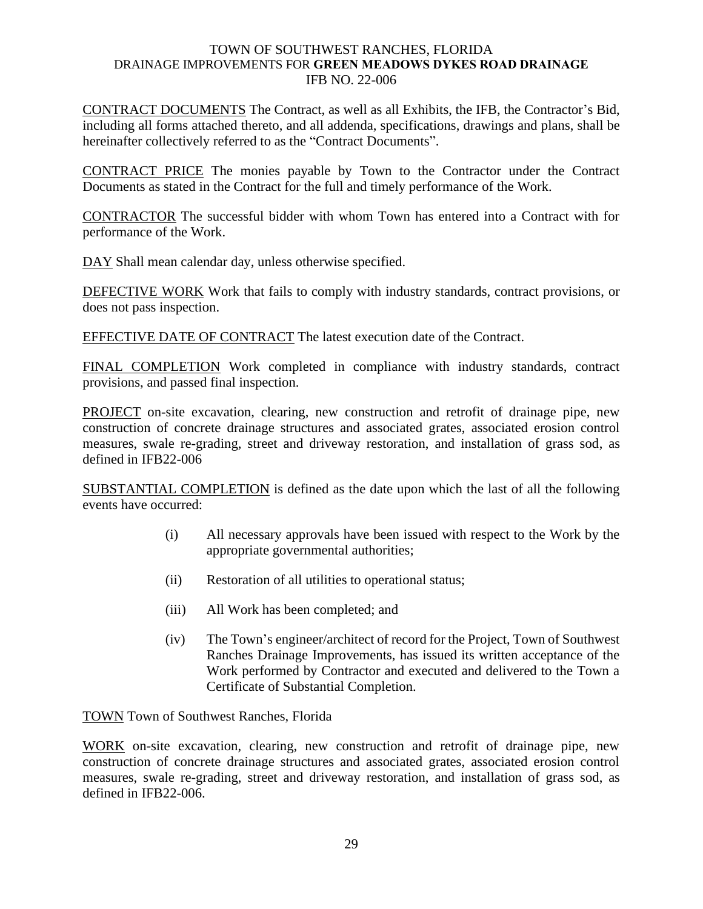CONTRACT DOCUMENTS The Contract, as well as all Exhibits, the IFB, the Contractor's Bid, including all forms attached thereto, and all addenda, specifications, drawings and plans, shall be hereinafter collectively referred to as the "Contract Documents".

CONTRACT PRICE The monies payable by Town to the Contractor under the Contract Documents as stated in the Contract for the full and timely performance of the Work.

CONTRACTOR The successful bidder with whom Town has entered into a Contract with for performance of the Work.

DAY Shall mean calendar day, unless otherwise specified.

DEFECTIVE WORK Work that fails to comply with industry standards, contract provisions, or does not pass inspection.

EFFECTIVE DATE OF CONTRACT The latest execution date of the Contract.

FINAL COMPLETION Work completed in compliance with industry standards, contract provisions, and passed final inspection.

PROJECT on-site excavation, clearing, new construction and retrofit of drainage pipe, new construction of concrete drainage structures and associated grates, associated erosion control measures, swale re-grading, street and driveway restoration, and installation of grass sod, as defined in IFB22-006

SUBSTANTIAL COMPLETION is defined as the date upon which the last of all the following events have occurred:

(i) All necessary approvals have been issued with respect to the Work by the appropriate governmental authorities;

(ii) Restoration of all utilities to operational status;

(iii) All Work has been completed; and

(iv) The Town's engineer/architect of record for the Project, Town of Southwest Ranches Drainage Improvements, has issued its written acceptance of the Work performed by Contractor and executed and delivered to the Town a Certificate of Substantial Completion.

TOWN Town of Southwest Ranches, Florida

WORK on-site excavation, clearing, new construction and retrofit of drainage pipe, new construction of concrete drainage structures and associated grates, associated erosion control measures, swale re-grading, street and driveway restoration, and installation of grass sod, as defined in IFB22-006.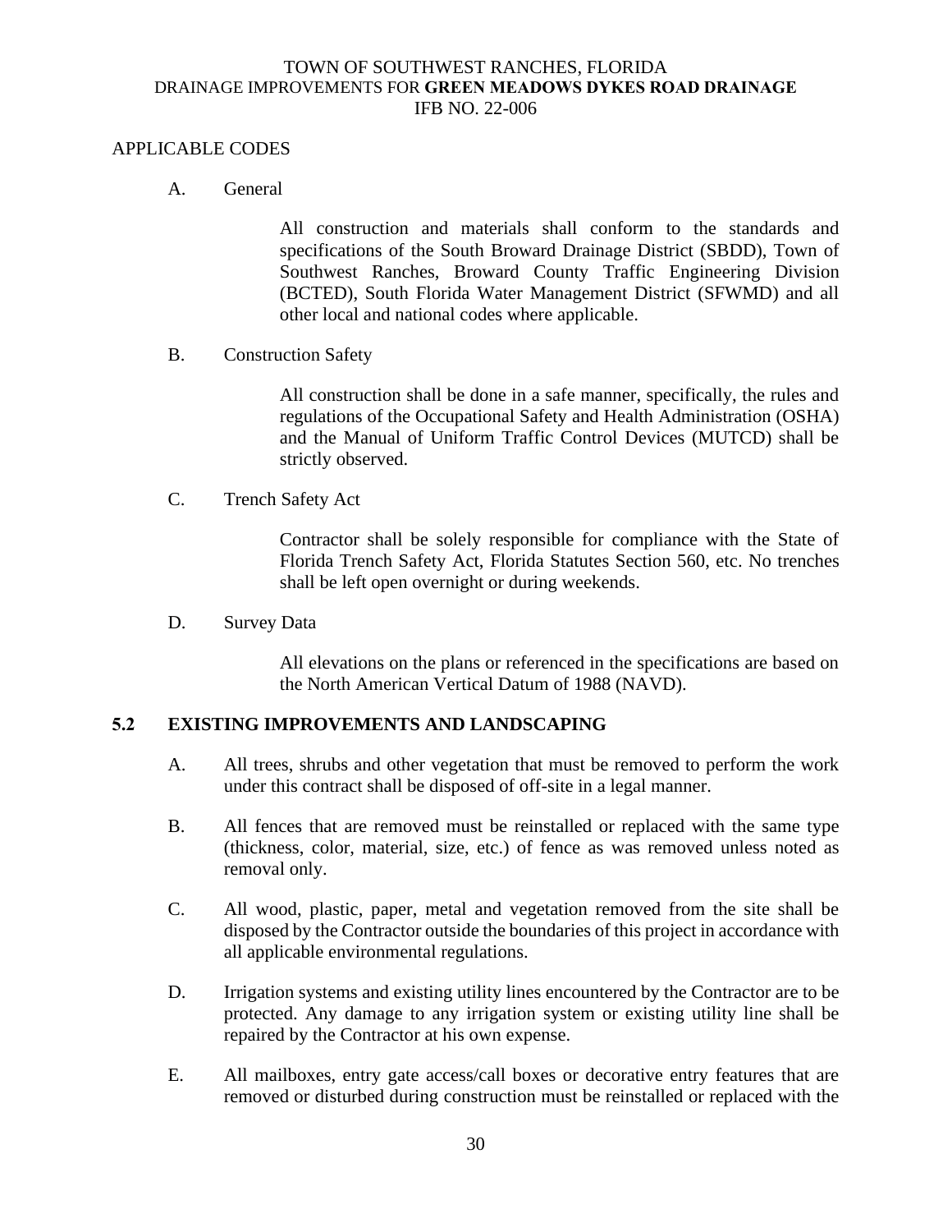APPLICABLE CODES

A. General

All construction and materials shall conform to the standards and specifications of the South Broward Drainage District (SBDD), Town of Southwest Ranches, Broward County Traffic Engineering Division (BCTED), South Florida Water Management District (SFWMD) and all other local and national codes where applicable.

B. Construction Safety

All construction shall be done in a safe manner, specifically, the rules and regulations of the Occupational Safety and Health Administration (OSHA) and the Manual of Uniform Traffic Control Devices (MUTCD) shall be strictly observed.

C. Trench Safety Act

Contractor shall be solely responsible for compliance with the State of Florida Trench Safety Act, Florida Statutes Section 560, etc. No trenches shall be left open overnight or during weekends.

D. Survey Data

All elevations on the plans or referenced in the specifications are based on the North American Vertical Datum of 1988 (NAVD).

## 5.2 EXISTING IMPROVEMENTS AND LANDSCAPING

A. All trees, shrubs and other vegetation that must be removed to perform the work under this contract shall be disposed of off-site in a legal manner.

B. All fences that are removed must be reinstalled or replaced with the same type (thickness, color, material, size, etc.) of fence as was removed unless noted as removal only.

C. All wood, plastic, paper, metal and vegetation removed from the site shall be disposed by the Contractor outside the boundaries of this project in accordance with all applicable environmental regulations.

D. Irrigation systems and existing utility lines encountered by the Contractor are to be protected. Any damage to any irrigation system or existing utility line shall be repaired by the Contractor at his own expense.

E. All mailboxes, entry gate access/call boxes or decorative entry features that are removed or disturbed during construction must be reinstalled or replaced with the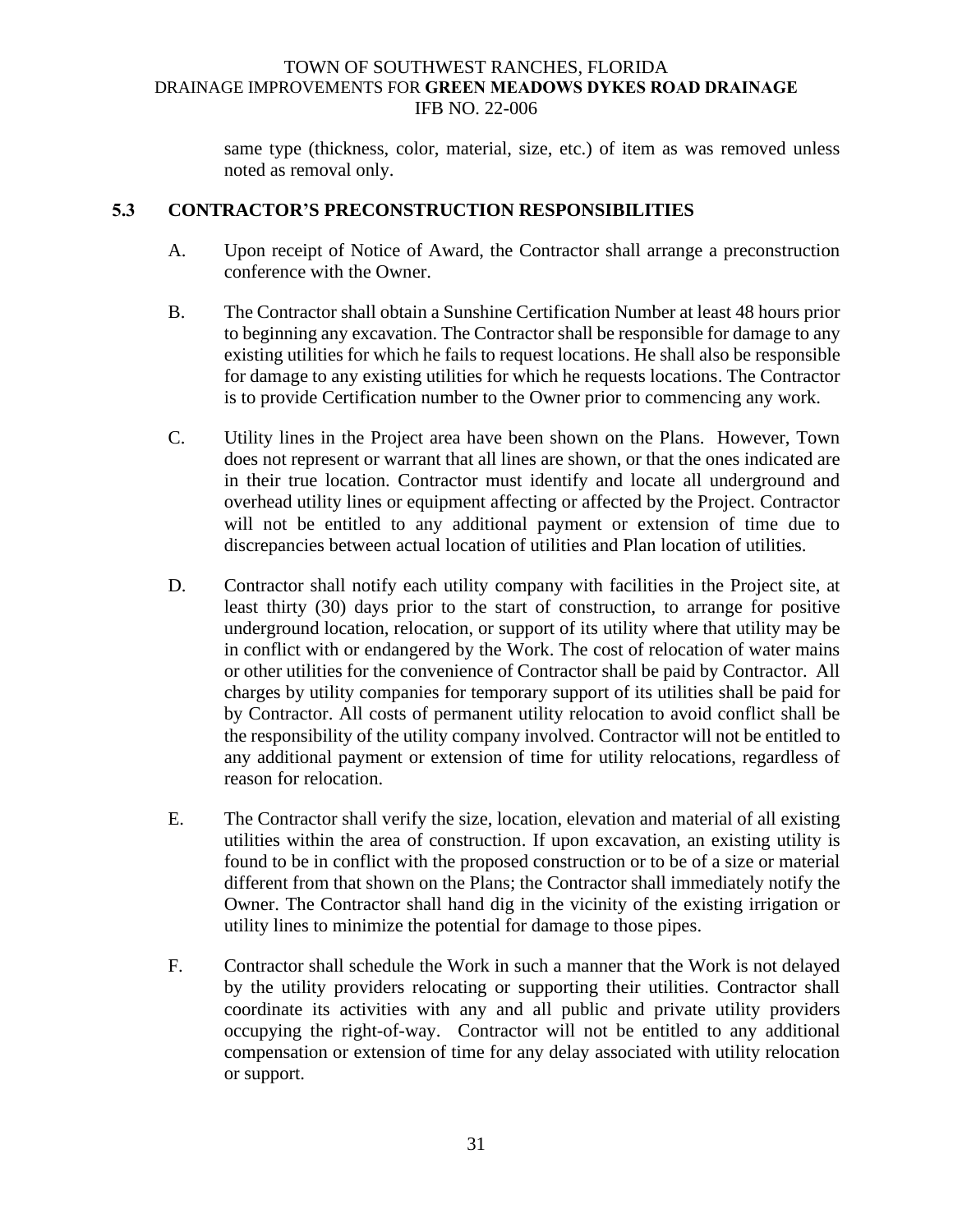same type (thickness, color, material, size, etc.) of item as was removed unless noted as removal only.

## 5.3 CONTRACTOR'S PRECONSTRUCTION RESPONSIBILITIES

A. Upon receipt of Notice of Award, the Contractor shall arrange a preconstruction conference with the Owner.

B. The Contractor shall obtain a Sunshine Certification Number at least 48 hours prior to beginning any excavation. The Contractor shall be responsible for damage to any existing utilities for which he fails to request locations. He shall also be responsible for damage to any existing utilities for which he requests locations. The Contractor is to provide Certification number to the Owner prior to commencing any work.

C. Utility lines in the Project area have been shown on the Plans. However, Town does not represent or warrant that all lines are shown, or that the ones indicated are in their true location. Contractor must identify and locate all underground and overhead utility lines or equipment affecting or affected by the Project. Contractor will not be entitled to any additional payment or extension of time due to discrepancies between actual location of utilities and Plan location of utilities.

D. Contractor shall notify each utility company with facilities in the Project site, at least thirty (30) days prior to the start of construction, to arrange for positive underground location, relocation, or support of its utility where that utility may be in conflict with or endangered by the Work. The cost of relocation of water mains or other utilities for the convenience of Contractor shall be paid by Contractor. All charges by utility companies for temporary support of its utilities shall be paid for by Contractor. All costs of permanent utility relocation to avoid conflict shall be the responsibility of the utility company involved. Contractor will not be entitled to any additional payment or extension of time for utility relocations, regardless of reason for relocation.

E. The Contractor shall verify the size, location, elevation and material of all existing utilities within the area of construction. If upon excavation, an existing utility is found to be in conflict with the proposed construction or to be of a size or material different from that shown on the Plans; the Contractor shall immediately notify the Owner. The Contractor shall hand dig in the vicinity of the existing irrigation or utility lines to minimize the potential for damage to those pipes.

F. Contractor shall schedule the Work in such a manner that the Work is not delayed by the utility providers relocating or supporting their utilities. Contractor shall coordinate its activities with any and all public and private utility providers occupying the right-of-way. Contractor will not be entitled to any additional compensation or extension of time for any delay associated with utility relocation or support.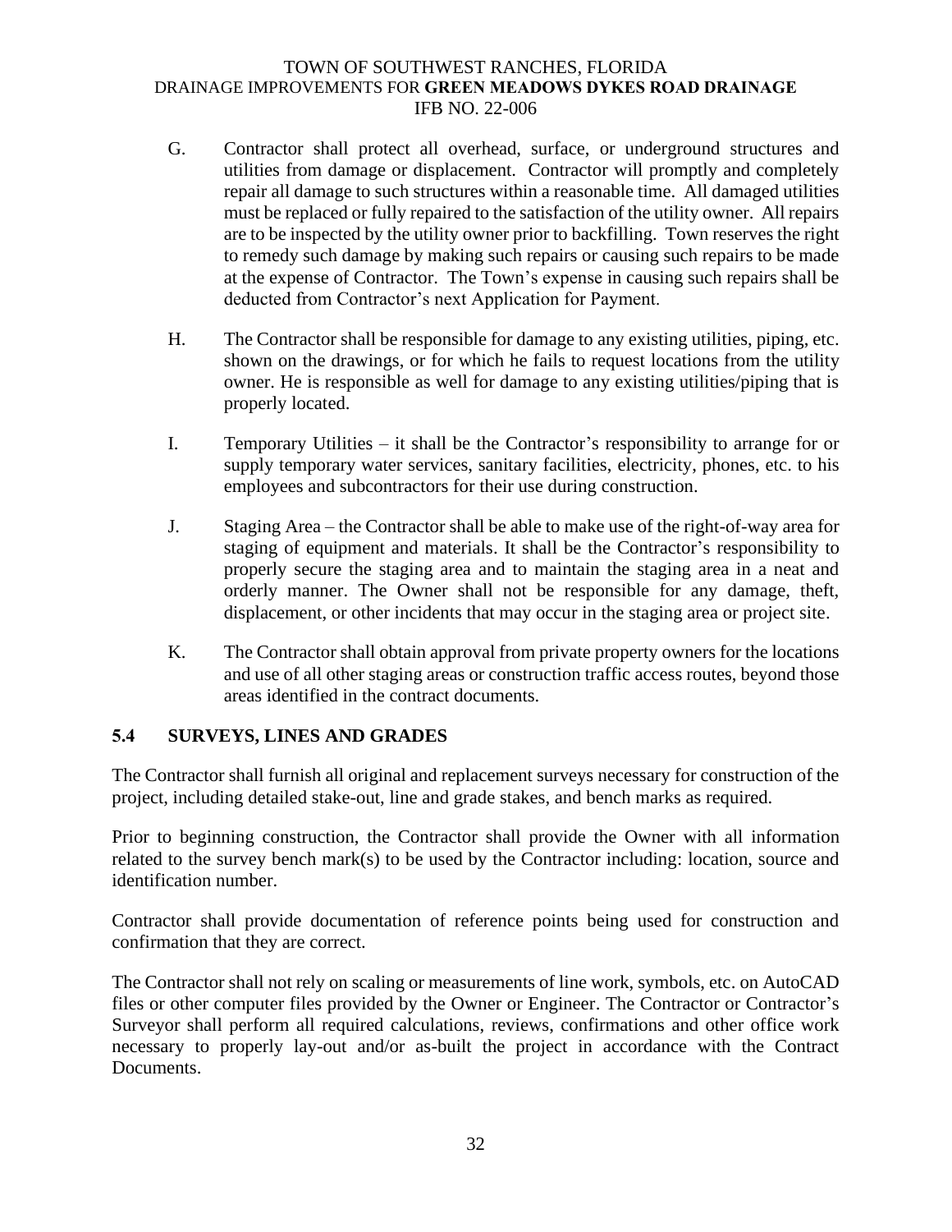G. Contractor shall protect all overhead, surface, or underground structures and utilities from damage or displacement. Contractor will promptly and completely repair all damage to such structures within a reasonable time. All damaged utilities must be replaced or fully repaired to the satisfaction of the utility owner. All repairs are to be inspected by the utility owner prior to backfilling. Town reserves the right to remedy such damage by making such repairs or causing such repairs to be made at the expense of Contractor. The Town's expense in causing such repairs shall be deducted from Contractor's next Application for Payment.

H. The Contractor shall be responsible for damage to any existing utilities, piping, etc. shown on the drawings, or for which he fails to request locations from the utility owner. He is responsible as well for damage to any existing utilities/piping that is properly located.

I. Temporary Utilities – it shall be the Contractor's responsibility to arrange for or supply temporary water services, sanitary facilities, electricity, phones, etc. to his employees and subcontractors for their use during construction.

J. Staging Area – the Contractor shall be able to make use of the right-of-way area for staging of equipment and materials. It shall be the Contractor's responsibility to properly secure the staging area and to maintain the staging area in a neat and orderly manner. The Owner shall not be responsible for any damage, theft, displacement, or other incidents that may occur in the staging area or project site.

K. The Contractor shall obtain approval from private property owners for the locations and use of all other staging areas or construction traffic access routes, beyond those areas identified in the contract documents.

## 5.4 SURVEYS, LINES AND GRADES

The Contractor shall furnish all original and replacement surveys necessary for construction of the project, including detailed stake-out, line and grade stakes, and bench marks as required.

Prior to beginning construction, the Contractor shall provide the Owner with all information related to the survey bench mark(s) to be used by the Contractor including: location, source and identification number.

Contractor shall provide documentation of reference points being used for construction and confirmation that they are correct.

The Contractor shall not rely on scaling or measurements of line work, symbols, etc. on AutoCAD files or other computer files provided by the Owner or Engineer. The Contractor or Contractor's Surveyor shall perform all required calculations, reviews, confirmations and other office work necessary to properly lay-out and/or as-built the project in accordance with the Contract Documents.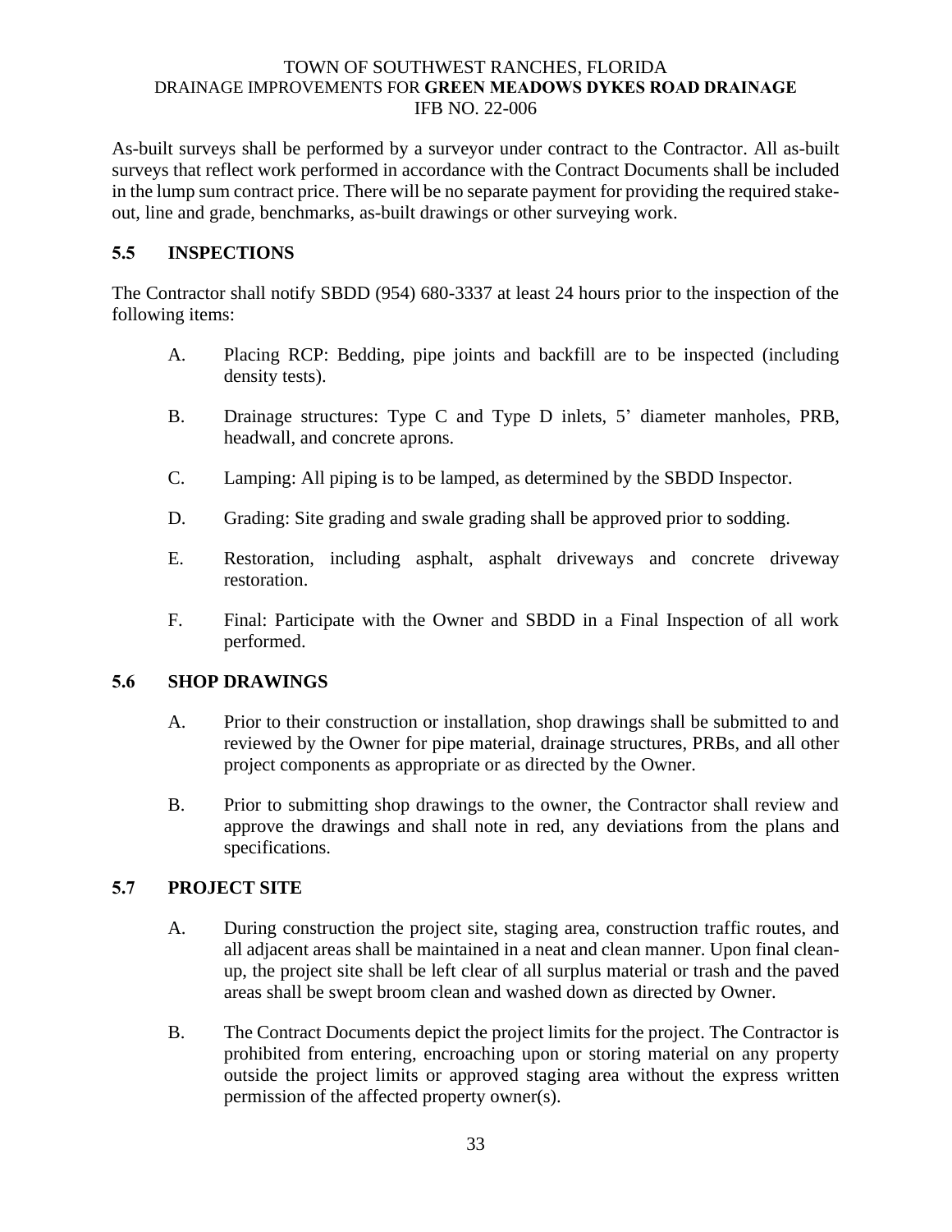As-built surveys shall be performed by a surveyor under contract to the Contractor. All as-built surveys that reflect work performed in accordance with the Contract Documents shall be included in the lump sum contract price. There will be no separate payment for providing the required stake-out, line and grade, benchmarks, as-built drawings or other surveying work.

## 5.5 INSPECTIONS

The Contractor shall notify SBDD (954) 680-3337 at least 24 hours prior to the inspection of the following items:

A. Placing RCP: Bedding, pipe joints and backfill are to be inspected (including density tests).

B. Drainage structures: Type C and Type D inlets, 5' diameter manholes, PRB, headwall, and concrete aprons.

C. Lamping: All piping is to be lamped, as determined by the SBDD Inspector.

D. Grading: Site grading and swale grading shall be approved prior to sodding.

E. Restoration, including asphalt, asphalt driveways and concrete driveway restoration.

F. Final: Participate with the Owner and SBDD in a Final Inspection of all work performed.

## 5.6 SHOP DRAWINGS

A. Prior to their construction or installation, shop drawings shall be submitted to and reviewed by the Owner for pipe material, drainage structures, PRBs, and all other project components as appropriate or as directed by the Owner.

B. Prior to submitting shop drawings to the owner, the Contractor shall review and approve the drawings and shall note in red, any deviations from the plans and specifications.

## 5.7 PROJECT SITE

A. During construction the project site, staging area, construction traffic routes, and all adjacent areas shall be maintained in a neat and clean manner. Upon final clean-up, the project site shall be left clear of all surplus material or trash and the paved areas shall be swept broom clean and washed down as directed by Owner.

B. The Contract Documents depict the project limits for the project. The Contractor is prohibited from entering, encroaching upon or storing material on any property outside the project limits or approved staging area without the express written permission of the affected property owner(s).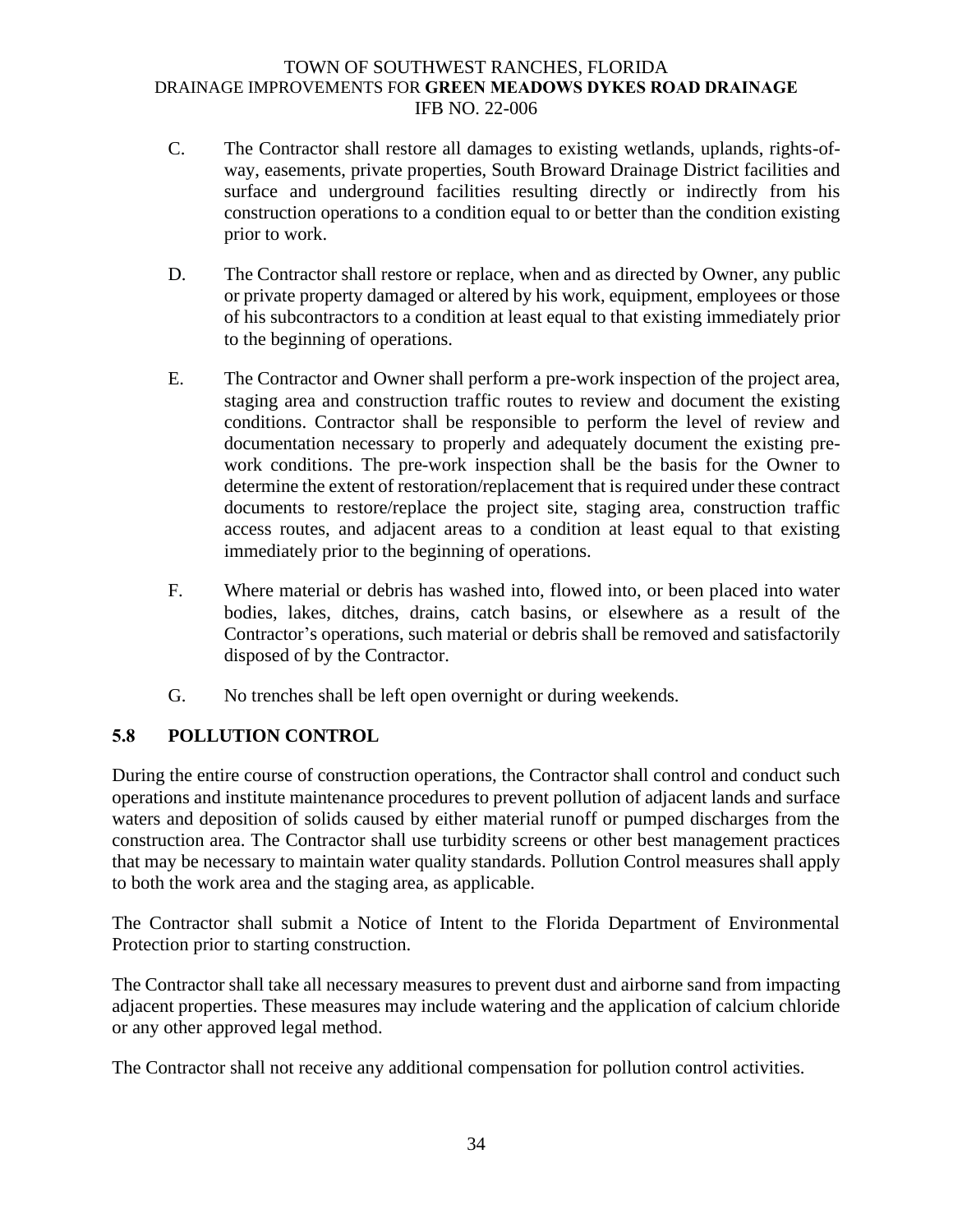C. The Contractor shall restore all damages to existing wetlands, uplands, rights-of-way, easements, private properties, South Broward Drainage District facilities and surface and underground facilities resulting directly or indirectly from his construction operations to a condition equal to or better than the condition existing prior to work.

D. The Contractor shall restore or replace, when and as directed by Owner, any public or private property damaged or altered by his work, equipment, employees or those of his subcontractors to a condition at least equal to that existing immediately prior to the beginning of operations.

E. The Contractor and Owner shall perform a pre-work inspection of the project area, staging area and construction traffic routes to review and document the existing conditions. Contractor shall be responsible to perform the level of review and documentation necessary to properly and adequately document the existing pre-work conditions. The pre-work inspection shall be the basis for the Owner to determine the extent of restoration/replacement that is required under these contract documents to restore/replace the project site, staging area, construction traffic access routes, and adjacent areas to a condition at least equal to that existing immediately prior to the beginning of operations.

F. Where material or debris has washed into, flowed into, or been placed into water bodies, lakes, ditches, drains, catch basins, or elsewhere as a result of the Contractor's operations, such material or debris shall be removed and satisfactorily disposed of by the Contractor.

G. No trenches shall be left open overnight or during weekends.

## 5.8 POLLUTION CONTROL

During the entire course of construction operations, the Contractor shall control and conduct such operations and institute maintenance procedures to prevent pollution of adjacent lands and surface waters and deposition of solids caused by either material runoff or pumped discharges from the construction area. The Contractor shall use turbidity screens or other best management practices that may be necessary to maintain water quality standards. Pollution Control measures shall apply to both the work area and the staging area, as applicable.

The Contractor shall submit a Notice of Intent to the Florida Department of Environmental Protection prior to starting construction.

The Contractor shall take all necessary measures to prevent dust and airborne sand from impacting adjacent properties. These measures may include watering and the application of calcium chloride or any other approved legal method.

The Contractor shall not receive any additional compensation for pollution control activities.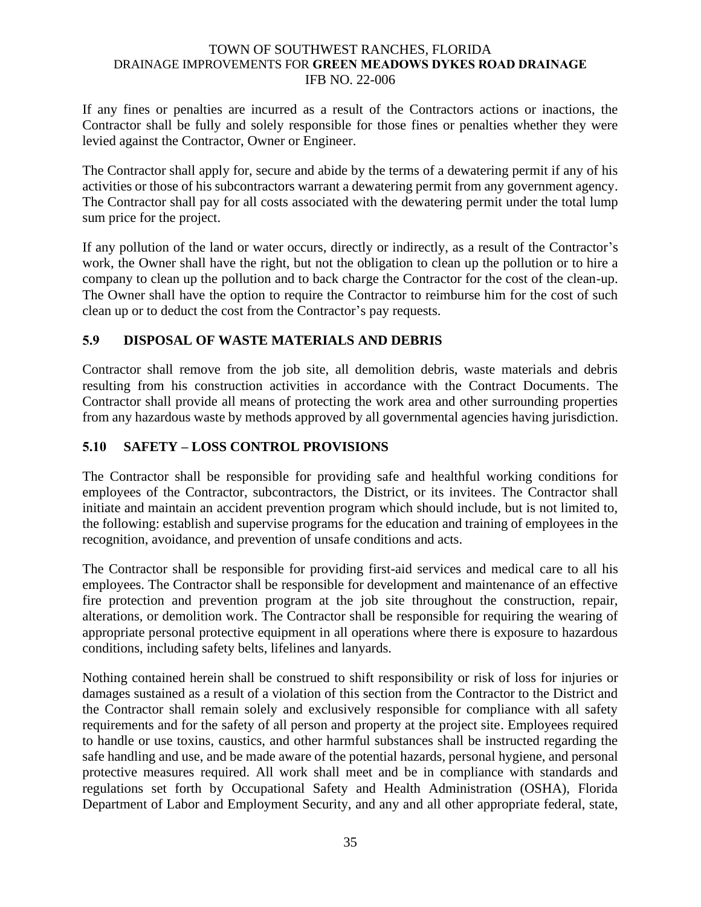If any fines or penalties are incurred as a result of the Contractors actions or inactions, the Contractor shall be fully and solely responsible for those fines or penalties whether they were levied against the Contractor, Owner or Engineer.

The Contractor shall apply for, secure and abide by the terms of a dewatering permit if any of his activities or those of his subcontractors warrant a dewatering permit from any government agency. The Contractor shall pay for all costs associated with the dewatering permit under the total lump sum price for the project.

If any pollution of the land or water occurs, directly or indirectly, as a result of the Contractor's work, the Owner shall have the right, but not the obligation to clean up the pollution or to hire a company to clean up the pollution and to back charge the Contractor for the cost of the clean-up. The Owner shall have the option to require the Contractor to reimburse him for the cost of such clean up or to deduct the cost from the Contractor's pay requests.

### 5.9 DISPOSAL OF WASTE MATERIALS AND DEBRIS

Contractor shall remove from the job site, all demolition debris, waste materials and debris resulting from his construction activities in accordance with the Contract Documents. The Contractor shall provide all means of protecting the work area and other surrounding properties from any hazardous waste by methods approved by all governmental agencies having jurisdiction.

### 5.10 SAFETY – LOSS CONTROL PROVISIONS

The Contractor shall be responsible for providing safe and healthful working conditions for employees of the Contractor, subcontractors, the District, or its invitees. The Contractor shall initiate and maintain an accident prevention program which should include, but is not limited to, the following: establish and supervise programs for the education and training of employees in the recognition, avoidance, and prevention of unsafe conditions and acts.

The Contractor shall be responsible for providing first-aid services and medical care to all his employees. The Contractor shall be responsible for development and maintenance of an effective fire protection and prevention program at the job site throughout the construction, repair, alterations, or demolition work. The Contractor shall be responsible for requiring the wearing of appropriate personal protective equipment in all operations where there is exposure to hazardous conditions, including safety belts, lifelines and lanyards.

Nothing contained herein shall be construed to shift responsibility or risk of loss for injuries or damages sustained as a result of a violation of this section from the Contractor to the District and the Contractor shall remain solely and exclusively responsible for compliance with all safety requirements and for the safety of all person and property at the project site. Employees required to handle or use toxins, caustics, and other harmful substances shall be instructed regarding the safe handling and use, and be made aware of the potential hazards, personal hygiene, and personal protective measures required. All work shall meet and be in compliance with standards and regulations set forth by Occupational Safety and Health Administration (OSHA), Florida Department of Labor and Employment Security, and any and all other appropriate federal, state,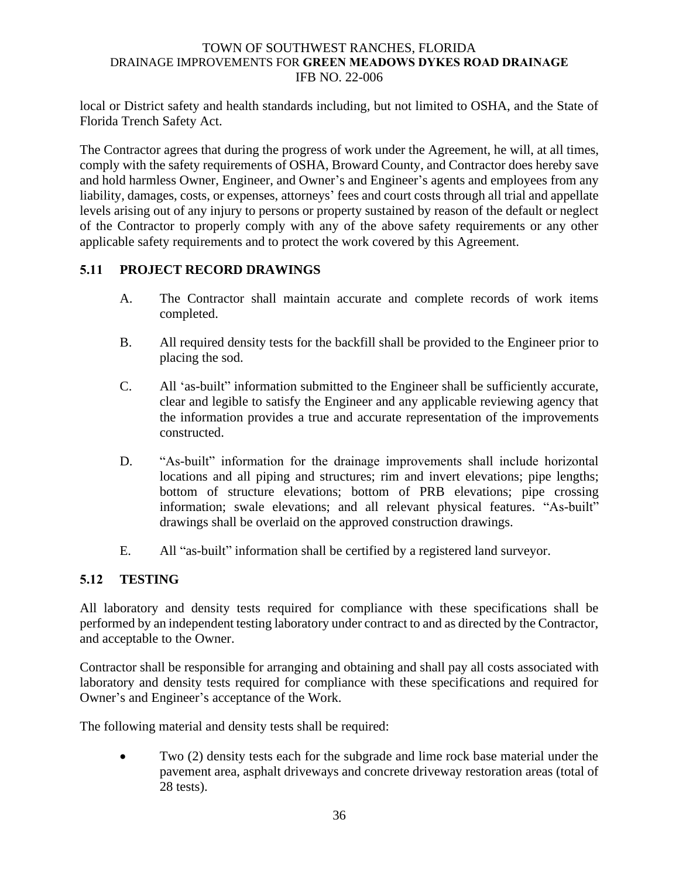local or District safety and health standards including, but not limited to OSHA, and the State of Florida Trench Safety Act.

The Contractor agrees that during the progress of work under the Agreement, he will, at all times, comply with the safety requirements of OSHA, Broward County, and Contractor does hereby save and hold harmless Owner, Engineer, and Owner's and Engineer's agents and employees from any liability, damages, costs, or expenses, attorneys' fees and court costs through all trial and appellate levels arising out of any injury to persons or property sustained by reason of the default or neglect of the Contractor to properly comply with any of the above safety requirements or any other applicable safety requirements and to protect the work covered by this Agreement.

## 5.11 PROJECT RECORD DRAWINGS

A. The Contractor shall maintain accurate and complete records of work items completed.

B. All required density tests for the backfill shall be provided to the Engineer prior to placing the sod.

C. All 'as-built" information submitted to the Engineer shall be sufficiently accurate, clear and legible to satisfy the Engineer and any applicable reviewing agency that the information provides a true and accurate representation of the improvements constructed.

D. "As-built" information for the drainage improvements shall include horizontal locations and all piping and structures; rim and invert elevations; pipe lengths; bottom of structure elevations; bottom of PRB elevations; pipe crossing information; swale elevations; and all relevant physical features. "As-built" drawings shall be overlaid on the approved construction drawings.

E. All "as-built" information shall be certified by a registered land surveyor.

## 5.12 TESTING

All laboratory and density tests required for compliance with these specifications shall be performed by an independent testing laboratory under contract to and as directed by the Contractor, and acceptable to the Owner.

Contractor shall be responsible for arranging and obtaining and shall pay all costs associated with laboratory and density tests required for compliance with these specifications and required for Owner's and Engineer's acceptance of the Work.

The following material and density tests shall be required:

- Two (2) density tests each for the subgrade and lime rock base material under the pavement area, asphalt driveways and concrete driveway restoration areas (total of 28 tests).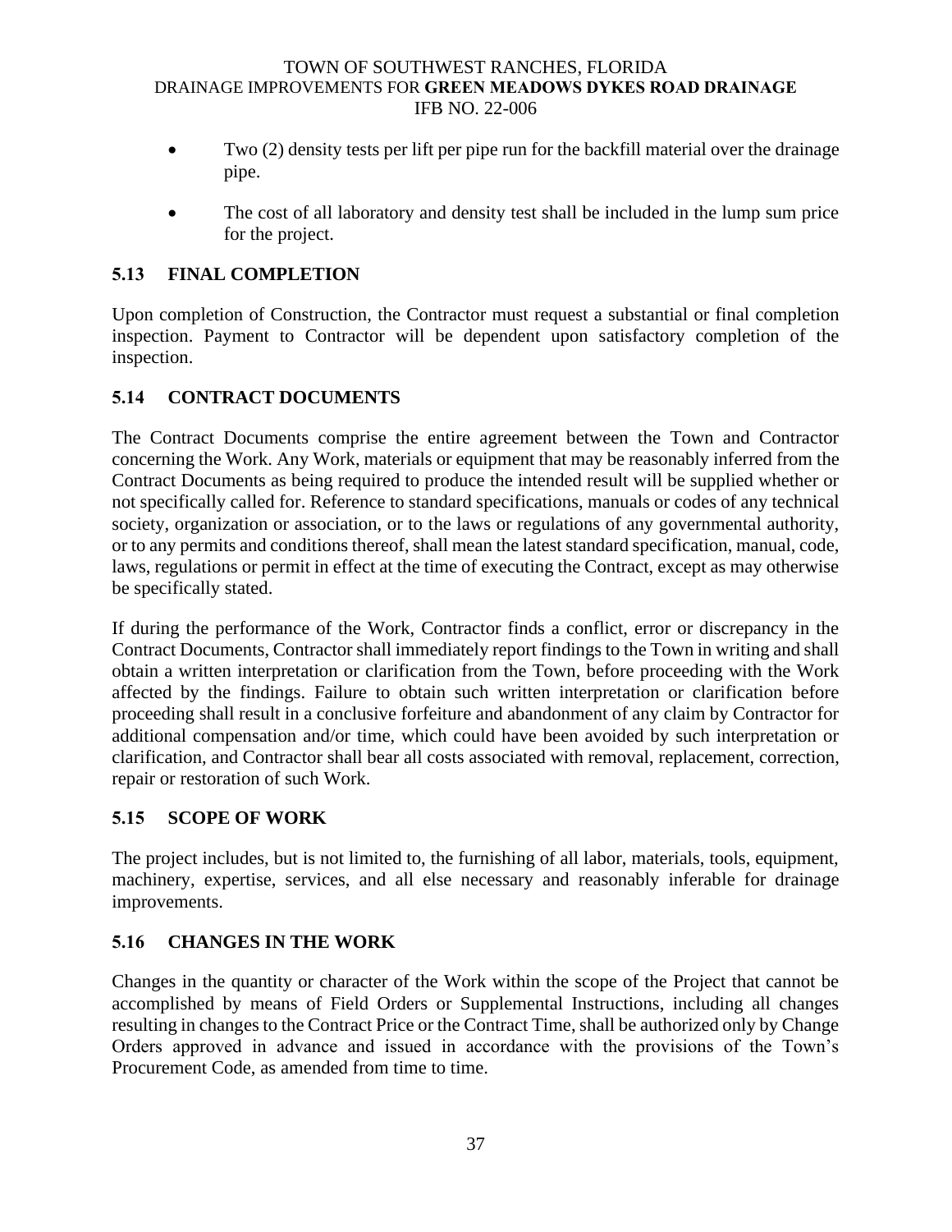- Two (2) density tests per lift per pipe run for the backfill material over the drainage pipe.

- The cost of all laboratory and density test shall be included in the lump sum price for the project.

## 5.13 FINAL COMPLETION

Upon completion of Construction, the Contractor must request a substantial or final completion inspection. Payment to Contractor will be dependent upon satisfactory completion of the inspection.

## 5.14 CONTRACT DOCUMENTS

The Contract Documents comprise the entire agreement between the Town and Contractor concerning the Work. Any Work, materials or equipment that may be reasonably inferred from the Contract Documents as being required to produce the intended result will be supplied whether or not specifically called for. Reference to standard specifications, manuals or codes of any technical society, organization or association, or to the laws or regulations of any governmental authority, or to any permits and conditions thereof, shall mean the latest standard specification, manual, code, laws, regulations or permit in effect at the time of executing the Contract, except as may otherwise be specifically stated.

If during the performance of the Work, Contractor finds a conflict, error or discrepancy in the Contract Documents, Contractor shall immediately report findings to the Town in writing and shall obtain a written interpretation or clarification from the Town, before proceeding with the Work affected by the findings. Failure to obtain such written interpretation or clarification before proceeding shall result in a conclusive forfeiture and abandonment of any claim by Contractor for additional compensation and/or time, which could have been avoided by such interpretation or clarification, and Contractor shall bear all costs associated with removal, replacement, correction, repair or restoration of such Work.

## 5.15 SCOPE OF WORK

The project includes, but is not limited to, the furnishing of all labor, materials, tools, equipment, machinery, expertise, services, and all else necessary and reasonably inferable for drainage improvements.

## 5.16 CHANGES IN THE WORK

Changes in the quantity or character of the Work within the scope of the Project that cannot be accomplished by means of Field Orders or Supplemental Instructions, including all changes resulting in changes to the Contract Price or the Contract Time, shall be authorized only by Change Orders approved in advance and issued in accordance with the provisions of the Town's Procurement Code, as amended from time to time.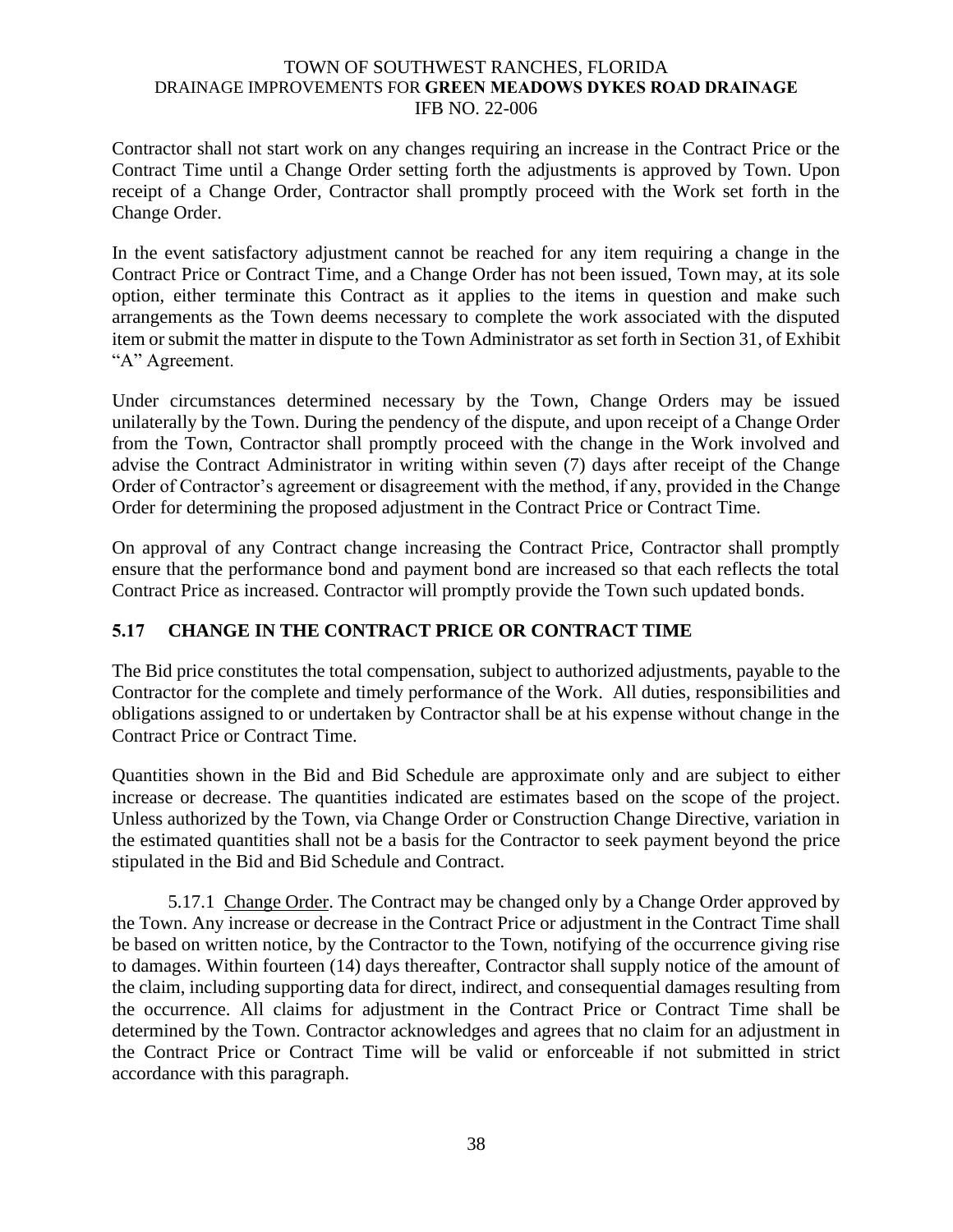Contractor shall not start work on any changes requiring an increase in the Contract Price or the Contract Time until a Change Order setting forth the adjustments is approved by Town. Upon receipt of a Change Order, Contractor shall promptly proceed with the Work set forth in the Change Order.

In the event satisfactory adjustment cannot be reached for any item requiring a change in the Contract Price or Contract Time, and a Change Order has not been issued, Town may, at its sole option, either terminate this Contract as it applies to the items in question and make such arrangements as the Town deems necessary to complete the work associated with the disputed item or submit the matter in dispute to the Town Administrator as set forth in Section 31, of Exhibit "A" Agreement.

Under circumstances determined necessary by the Town, Change Orders may be issued unilaterally by the Town. During the pendency of the dispute, and upon receipt of a Change Order from the Town, Contractor shall promptly proceed with the change in the Work involved and advise the Contract Administrator in writing within seven (7) days after receipt of the Change Order of Contractor's agreement or disagreement with the method, if any, provided in the Change Order for determining the proposed adjustment in the Contract Price or Contract Time.

On approval of any Contract change increasing the Contract Price, Contractor shall promptly ensure that the performance bond and payment bond are increased so that each reflects the total Contract Price as increased. Contractor will promptly provide the Town such updated bonds.

## 5.17 CHANGE IN THE CONTRACT PRICE OR CONTRACT TIME

The Bid price constitutes the total compensation, subject to authorized adjustments, payable to the Contractor for the complete and timely performance of the Work. All duties, responsibilities and obligations assigned to or undertaken by Contractor shall be at his expense without change in the Contract Price or Contract Time.

Quantities shown in the Bid and Bid Schedule are approximate only and are subject to either increase or decrease. The quantities indicated are estimates based on the scope of the project. Unless authorized by the Town, via Change Order or Construction Change Directive, variation in the estimated quantities shall not be a basis for the Contractor to seek payment beyond the price stipulated in the Bid and Bid Schedule and Contract.

5.17.1 Change Order. The Contract may be changed only by a Change Order approved by the Town. Any increase or decrease in the Contract Price or adjustment in the Contract Time shall be based on written notice, by the Contractor to the Town, notifying of the occurrence giving rise to damages. Within fourteen (14) days thereafter, Contractor shall supply notice of the amount of the claim, including supporting data for direct, indirect, and consequential damages resulting from the occurrence. All claims for adjustment in the Contract Price or Contract Time shall be determined by the Town. Contractor acknowledges and agrees that no claim for an adjustment in the Contract Price or Contract Time will be valid or enforceable if not submitted in strict accordance with this paragraph.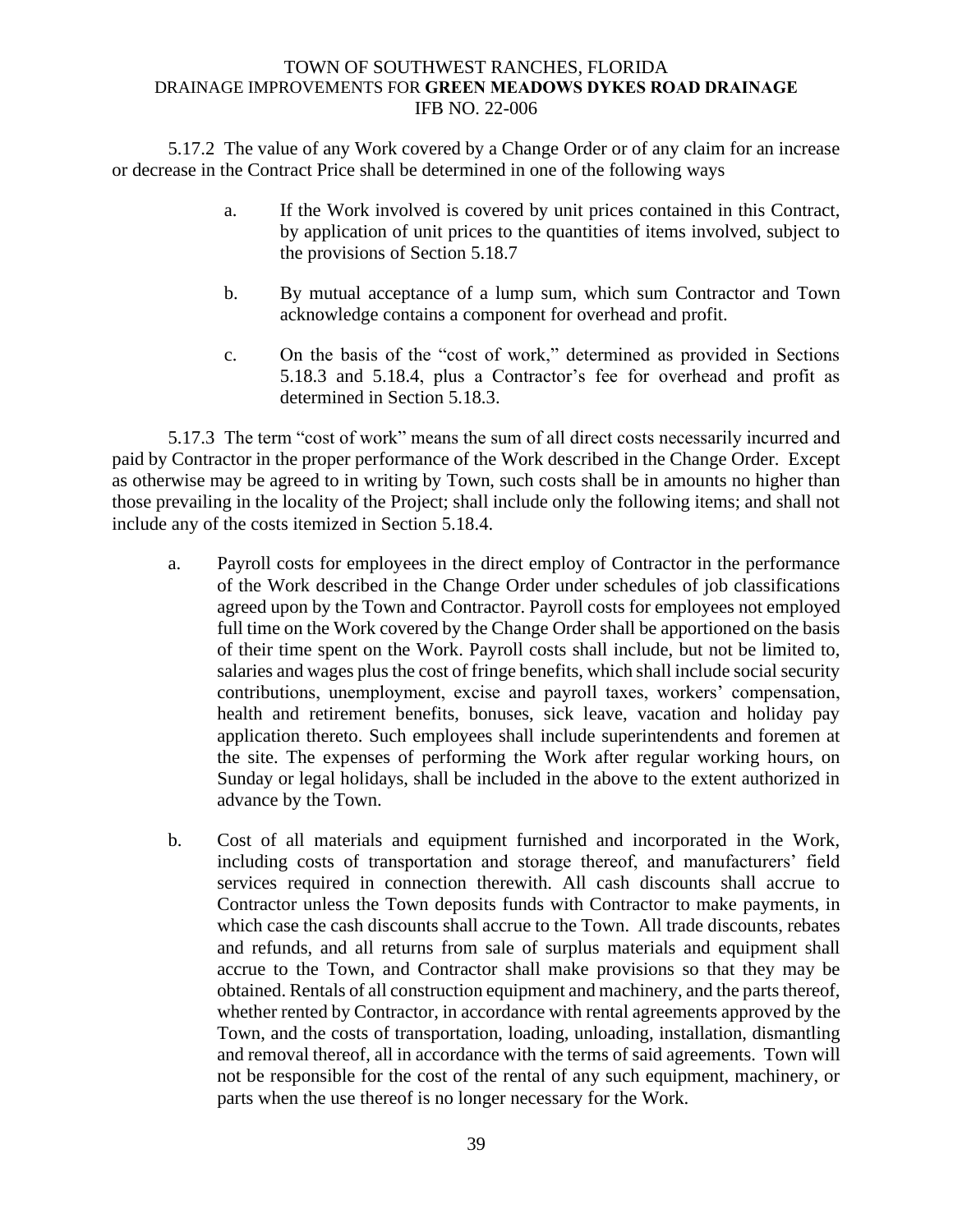5.17.2 The value of any Work covered by a Change Order or of any claim for an increase or decrease in the Contract Price shall be determined in one of the following ways

a. If the Work involved is covered by unit prices contained in this Contract, by application of unit prices to the quantities of items involved, subject to the provisions of Section 5.18.7

b. By mutual acceptance of a lump sum, which sum Contractor and Town acknowledge contains a component for overhead and profit.

c. On the basis of the "cost of work," determined as provided in Sections 5.18.3 and 5.18.4, plus a Contractor's fee for overhead and profit as determined in Section 5.18.3.

5.17.3 The term "cost of work" means the sum of all direct costs necessarily incurred and paid by Contractor in the proper performance of the Work described in the Change Order. Except as otherwise may be agreed to in writing by Town, such costs shall be in amounts no higher than those prevailing in the locality of the Project; shall include only the following items; and shall not include any of the costs itemized in Section 5.18.4.

a. Payroll costs for employees in the direct employ of Contractor in the performance of the Work described in the Change Order under schedules of job classifications agreed upon by the Town and Contractor. Payroll costs for employees not employed full time on the Work covered by the Change Order shall be apportioned on the basis of their time spent on the Work. Payroll costs shall include, but not be limited to, salaries and wages plus the cost of fringe benefits, which shall include social security contributions, unemployment, excise and payroll taxes, workers' compensation, health and retirement benefits, bonuses, sick leave, vacation and holiday pay application thereto. Such employees shall include superintendents and foremen at the site. The expenses of performing the Work after regular working hours, on Sunday or legal holidays, shall be included in the above to the extent authorized in advance by the Town.

b. Cost of all materials and equipment furnished and incorporated in the Work, including costs of transportation and storage thereof, and manufacturers' field services required in connection therewith. All cash discounts shall accrue to Contractor unless the Town deposits funds with Contractor to make payments, in which case the cash discounts shall accrue to the Town. All trade discounts, rebates and refunds, and all returns from sale of surplus materials and equipment shall accrue to the Town, and Contractor shall make provisions so that they may be obtained. Rentals of all construction equipment and machinery, and the parts thereof, whether rented by Contractor, in accordance with rental agreements approved by the Town, and the costs of transportation, loading, unloading, installation, dismantling and removal thereof, all in accordance with the terms of said agreements. Town will not be responsible for the cost of the rental of any such equipment, machinery, or parts when the use thereof is no longer necessary for the Work.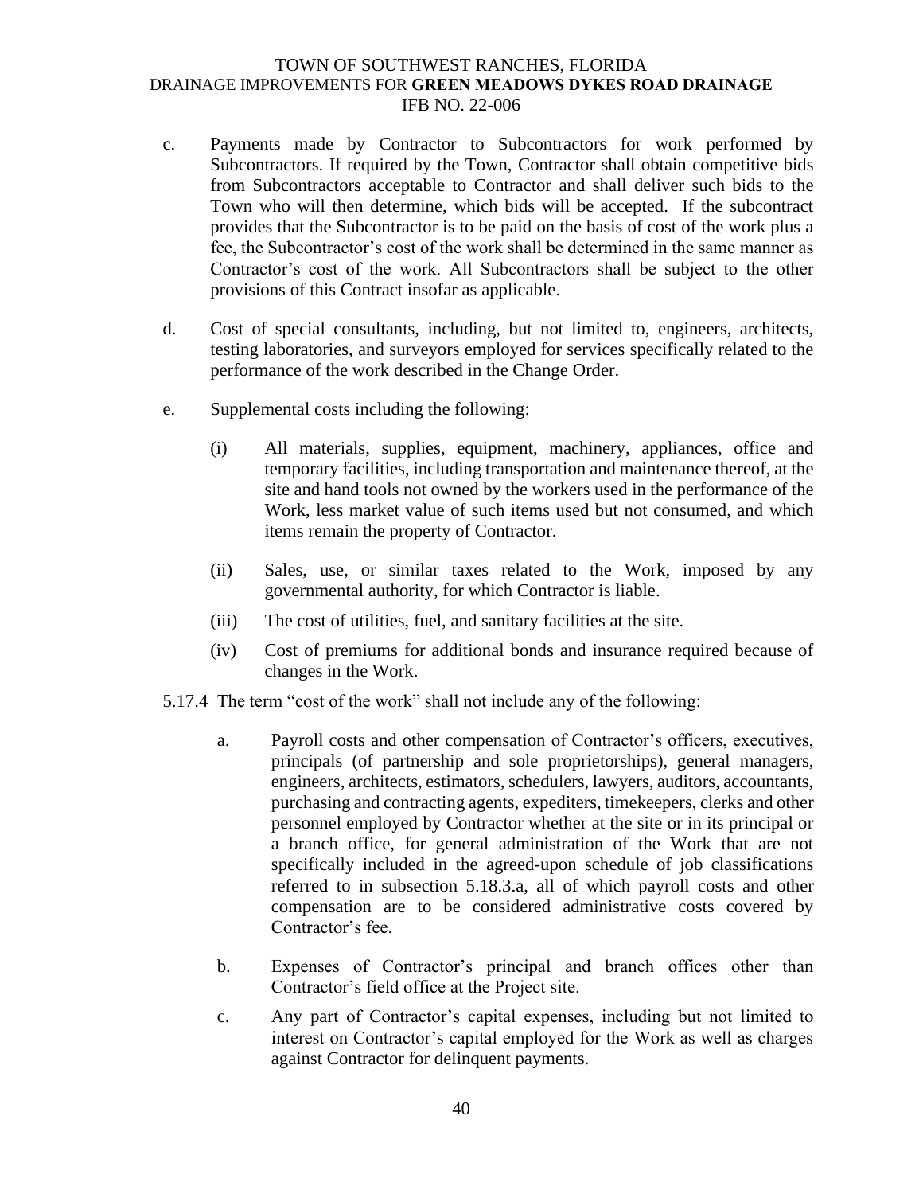c. Payments made by Contractor to Subcontractors for work performed by Subcontractors. If required by the Town, Contractor shall obtain competitive bids from Subcontractors acceptable to Contractor and shall deliver such bids to the Town who will then determine, which bids will be accepted. If the subcontract provides that the Subcontractor is to be paid on the basis of cost of the work plus a fee, the Subcontractor's cost of the work shall be determined in the same manner as Contractor's cost of the work. All Subcontractors shall be subject to the other provisions of this Contract insofar as applicable.

d. Cost of special consultants, including, but not limited to, engineers, architects, testing laboratories, and surveyors employed for services specifically related to the performance of the work described in the Change Order.

e. Supplemental costs including the following:

   (i) All materials, supplies, equipment, machinery, appliances, office and temporary facilities, including transportation and maintenance thereof, at the site and hand tools not owned by the workers used in the performance of the Work, less market value of such items used but not consumed, and which items remain the property of Contractor.

   (ii) Sales, use, or similar taxes related to the Work, imposed by any governmental authority, for which Contractor is liable.

   (iii) The cost of utilities, fuel, and sanitary facilities at the site.

   (iv) Cost of premiums for additional bonds and insurance required because of changes in the Work.

5.17.4 The term "cost of the work" shall not include any of the following:

   a. Payroll costs and other compensation of Contractor's officers, executives, principals (of partnership and sole proprietorships), general managers, engineers, architects, estimators, schedulers, lawyers, auditors, accountants, purchasing and contracting agents, expediters, timekeepers, clerks and other personnel employed by Contractor whether at the site or in its principal or a branch office, for general administration of the Work that are not specifically included in the agreed-upon schedule of job classifications referred to in subsection 5.18.3.a, all of which payroll costs and other compensation are to be considered administrative costs covered by Contractor's fee.

   b. Expenses of Contractor's principal and branch offices other than Contractor's field office at the Project site.

   c. Any part of Contractor's capital expenses, including but not limited to interest on Contractor's capital employed for the Work as well as charges against Contractor for delinquent payments.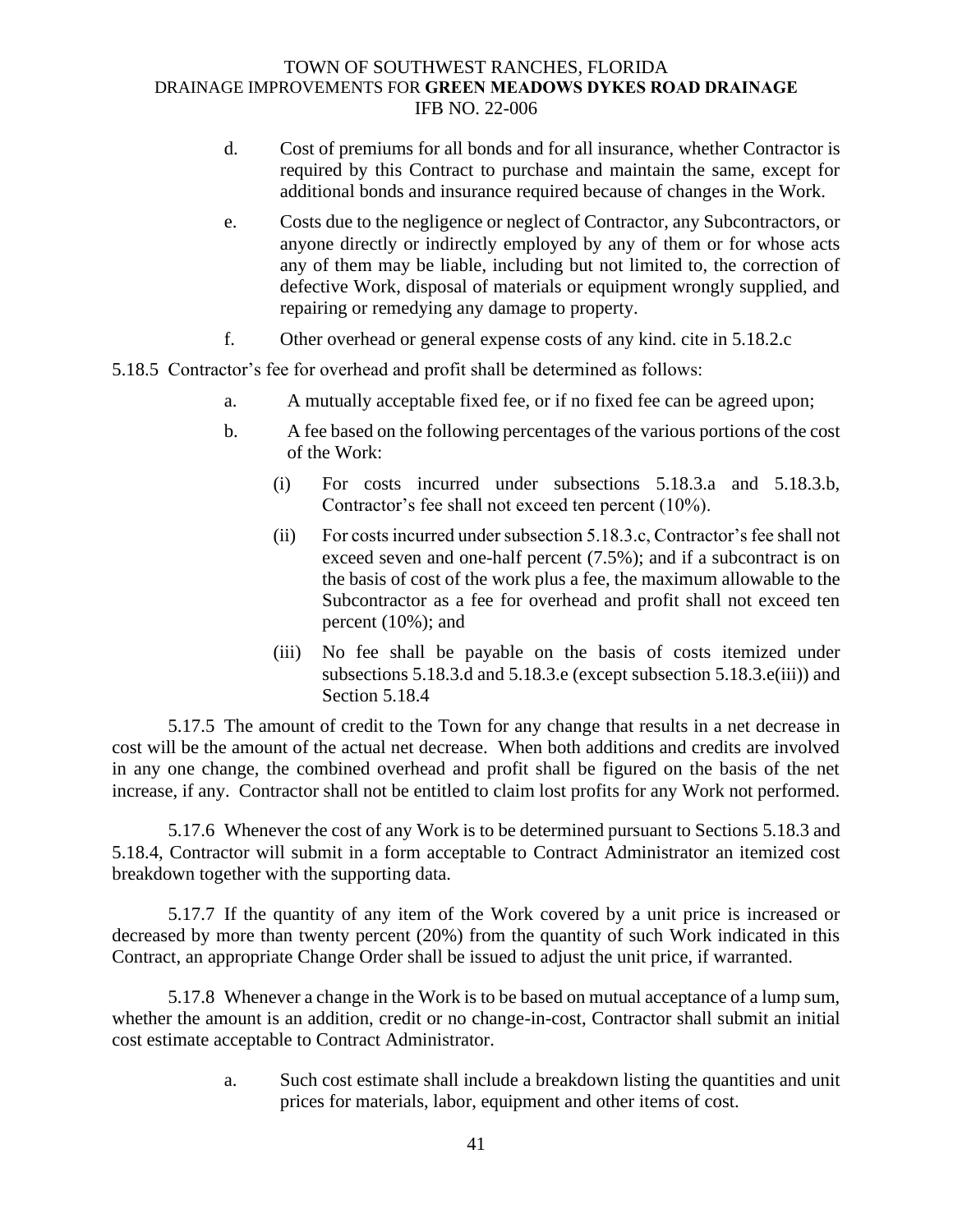d. Cost of premiums for all bonds and for all insurance, whether Contractor is required by this Contract to purchase and maintain the same, except for additional bonds and insurance required because of changes in the Work.

e. Costs due to the negligence or neglect of Contractor, any Subcontractors, or anyone directly or indirectly employed by any of them or for whose acts any of them may be liable, including but not limited to, the correction of defective Work, disposal of materials or equipment wrongly supplied, and repairing or remedying any damage to property.

f. Other overhead or general expense costs of any kind. cite in 5.18.2.c

5.18.5 Contractor's fee for overhead and profit shall be determined as follows:

a. A mutually acceptable fixed fee, or if no fixed fee can be agreed upon;

b. A fee based on the following percentages of the various portions of the cost of the Work:

(i) For costs incurred under subsections 5.18.3.a and 5.18.3.b, Contractor's fee shall not exceed ten percent (10%).

(ii) For costs incurred under subsection 5.18.3.c, Contractor's fee shall not exceed seven and one-half percent (7.5%); and if a subcontract is on the basis of cost of the work plus a fee, the maximum allowable to the Subcontractor as a fee for overhead and profit shall not exceed ten percent (10%); and

(iii) No fee shall be payable on the basis of costs itemized under subsections 5.18.3.d and 5.18.3.e (except subsection 5.18.3.e(iii)) and Section 5.18.4

5.17.5 The amount of credit to the Town for any change that results in a net decrease in cost will be the amount of the actual net decrease. When both additions and credits are involved in any one change, the combined overhead and profit shall be figured on the basis of the net increase, if any. Contractor shall not be entitled to claim lost profits for any Work not performed.

5.17.6 Whenever the cost of any Work is to be determined pursuant to Sections 5.18.3 and 5.18.4, Contractor will submit in a form acceptable to Contract Administrator an itemized cost breakdown together with the supporting data.

5.17.7 If the quantity of any item of the Work covered by a unit price is increased or decreased by more than twenty percent (20%) from the quantity of such Work indicated in this Contract, an appropriate Change Order shall be issued to adjust the unit price, if warranted.

5.17.8 Whenever a change in the Work is to be based on mutual acceptance of a lump sum, whether the amount is an addition, credit or no change-in-cost, Contractor shall submit an initial cost estimate acceptable to Contract Administrator.

a. Such cost estimate shall include a breakdown listing the quantities and unit prices for materials, labor, equipment and other items of cost.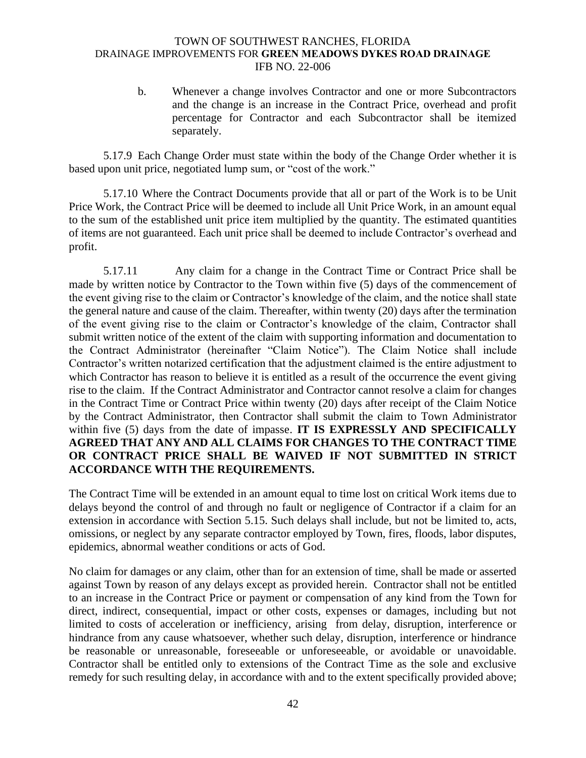b. Whenever a change involves Contractor and one or more Subcontractors and the change is an increase in the Contract Price, overhead and profit percentage for Contractor and each Subcontractor shall be itemized separately.

5.17.9 Each Change Order must state within the body of the Change Order whether it is based upon unit price, negotiated lump sum, or "cost of the work."

5.17.10 Where the Contract Documents provide that all or part of the Work is to be Unit Price Work, the Contract Price will be deemed to include all Unit Price Work, in an amount equal to the sum of the established unit price item multiplied by the quantity. The estimated quantities of items are not guaranteed. Each unit price shall be deemed to include Contractor's overhead and profit.

5.17.11 Any claim for a change in the Contract Time or Contract Price shall be made by written notice by Contractor to the Town within five (5) days of the commencement of the event giving rise to the claim or Contractor's knowledge of the claim, and the notice shall state the general nature and cause of the claim. Thereafter, within twenty (20) days after the termination of the event giving rise to the claim or Contractor's knowledge of the claim, Contractor shall submit written notice of the extent of the claim with supporting information and documentation to the Contract Administrator (hereinafter "Claim Notice"). The Claim Notice shall include Contractor's written notarized certification that the adjustment claimed is the entire adjustment to which Contractor has reason to believe it is entitled as a result of the occurrence the event giving rise to the claim. If the Contract Administrator and Contractor cannot resolve a claim for changes in the Contract Time or Contract Price within twenty (20) days after receipt of the Claim Notice by the Contract Administrator, then Contractor shall submit the claim to Town Administrator within five (5) days from the date of impasse. **IT IS EXPRESSLY AND SPECIFICALLY AGREED THAT ANY AND ALL CLAIMS FOR CHANGES TO THE CONTRACT TIME OR CONTRACT PRICE SHALL BE WAIVED IF NOT SUBMITTED IN STRICT ACCORDANCE WITH THE REQUIREMENTS.**

The Contract Time will be extended in an amount equal to time lost on critical Work items due to delays beyond the control of and through no fault or negligence of Contractor if a claim for an extension in accordance with Section 5.15. Such delays shall include, but not be limited to, acts, omissions, or neglect by any separate contractor employed by Town, fires, floods, labor disputes, epidemics, abnormal weather conditions or acts of God.

No claim for damages or any claim, other than for an extension of time, shall be made or asserted against Town by reason of any delays except as provided herein. Contractor shall not be entitled to an increase in the Contract Price or payment or compensation of any kind from the Town for direct, indirect, consequential, impact or other costs, expenses or damages, including but not limited to costs of acceleration or inefficiency, arising from delay, disruption, interference or hindrance from any cause whatsoever, whether such delay, disruption, interference or hindrance be reasonable or unreasonable, foreseeable or unforeseeable, or avoidable or unavoidable. Contractor shall be entitled only to extensions of the Contract Time as the sole and exclusive remedy for such resulting delay, in accordance with and to the extent specifically provided above;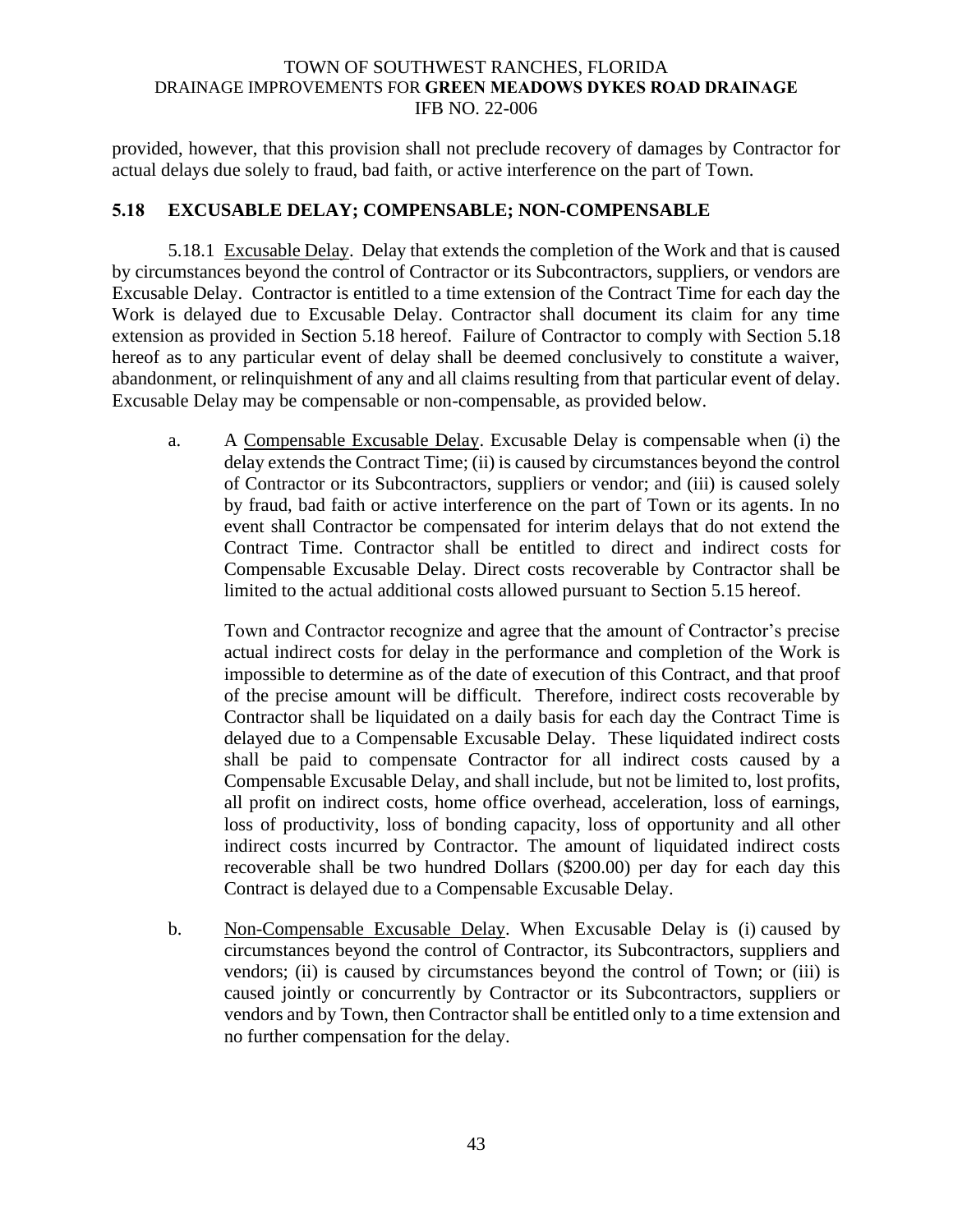provided, however, that this provision shall not preclude recovery of damages by Contractor for actual delays due solely to fraud, bad faith, or active interference on the part of Town.

## 5.18 EXCUSABLE DELAY; COMPENSABLE; NON-COMPENSABLE

5.18.1 Excusable Delay. Delay that extends the completion of the Work and that is caused by circumstances beyond the control of Contractor or its Subcontractors, suppliers, or vendors are Excusable Delay. Contractor is entitled to a time extension of the Contract Time for each day the Work is delayed due to Excusable Delay. Contractor shall document its claim for any time extension as provided in Section 5.18 hereof. Failure of Contractor to comply with Section 5.18 hereof as to any particular event of delay shall be deemed conclusively to constitute a waiver, abandonment, or relinquishment of any and all claims resulting from that particular event of delay. Excusable Delay may be compensable or non-compensable, as provided below.

a. A Compensable Excusable Delay. Excusable Delay is compensable when (i) the delay extends the Contract Time; (ii) is caused by circumstances beyond the control of Contractor or its Subcontractors, suppliers or vendor; and (iii) is caused solely by fraud, bad faith or active interference on the part of Town or its agents. In no event shall Contractor be compensated for interim delays that do not extend the Contract Time. Contractor shall be entitled to direct and indirect costs for Compensable Excusable Delay. Direct costs recoverable by Contractor shall be limited to the actual additional costs allowed pursuant to Section 5.15 hereof.

   Town and Contractor recognize and agree that the amount of Contractor's precise actual indirect costs for delay in the performance and completion of the Work is impossible to determine as of the date of execution of this Contract, and that proof of the precise amount will be difficult. Therefore, indirect costs recoverable by Contractor shall be liquidated on a daily basis for each day the Contract Time is delayed due to a Compensable Excusable Delay. These liquidated indirect costs shall be paid to compensate Contractor for all indirect costs caused by a Compensable Excusable Delay, and shall include, but not be limited to, lost profits, all profit on indirect costs, home office overhead, acceleration, loss of earnings, loss of productivity, loss of bonding capacity, loss of opportunity and all other indirect costs incurred by Contractor. The amount of liquidated indirect costs recoverable shall be two hundred Dollars ($200.00) per day for each day this Contract is delayed due to a Compensable Excusable Delay.

b. Non-Compensable Excusable Delay. When Excusable Delay is (i) caused by circumstances beyond the control of Contractor, its Subcontractors, suppliers and vendors; (ii) is caused by circumstances beyond the control of Town; or (iii) is caused jointly or concurrently by Contractor or its Subcontractors, suppliers or vendors and by Town, then Contractor shall be entitled only to a time extension and no further compensation for the delay.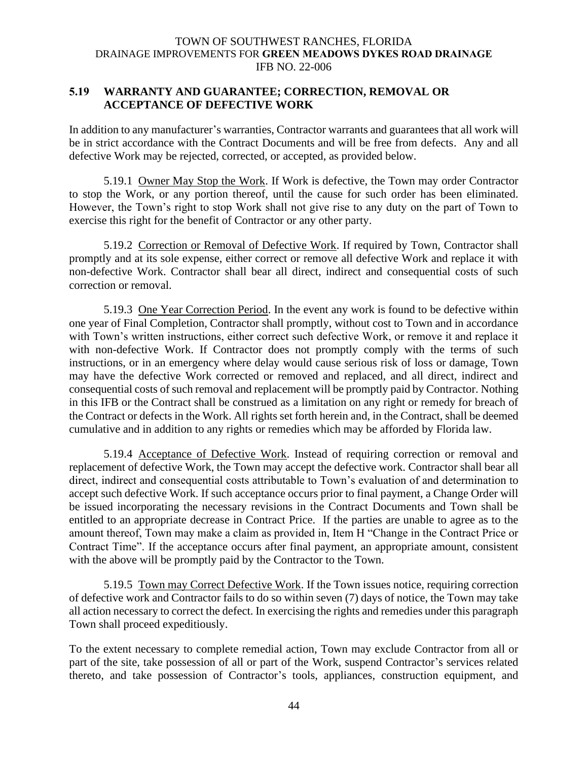### 5.19 WARRANTY AND GUARANTEE; CORRECTION, REMOVAL OR ACCEPTANCE OF DEFECTIVE WORK

In addition to any manufacturer's warranties, Contractor warrants and guarantees that all work will be in strict accordance with the Contract Documents and will be free from defects. Any and all defective Work may be rejected, corrected, or accepted, as provided below.

5.19.1 Owner May Stop the Work. If Work is defective, the Town may order Contractor to stop the Work, or any portion thereof, until the cause for such order has been eliminated. However, the Town's right to stop Work shall not give rise to any duty on the part of Town to exercise this right for the benefit of Contractor or any other party.

5.19.2 Correction or Removal of Defective Work. If required by Town, Contractor shall promptly and at its sole expense, either correct or remove all defective Work and replace it with non-defective Work. Contractor shall bear all direct, indirect and consequential costs of such correction or removal.

5.19.3 One Year Correction Period. In the event any work is found to be defective within one year of Final Completion, Contractor shall promptly, without cost to Town and in accordance with Town's written instructions, either correct such defective Work, or remove it and replace it with non-defective Work. If Contractor does not promptly comply with the terms of such instructions, or in an emergency where delay would cause serious risk of loss or damage, Town may have the defective Work corrected or removed and replaced, and all direct, indirect and consequential costs of such removal and replacement will be promptly paid by Contractor. Nothing in this IFB or the Contract shall be construed as a limitation on any right or remedy for breach of the Contract or defects in the Work. All rights set forth herein and, in the Contract, shall be deemed cumulative and in addition to any rights or remedies which may be afforded by Florida law.

5.19.4 Acceptance of Defective Work. Instead of requiring correction or removal and replacement of defective Work, the Town may accept the defective work. Contractor shall bear all direct, indirect and consequential costs attributable to Town's evaluation of and determination to accept such defective Work. If such acceptance occurs prior to final payment, a Change Order will be issued incorporating the necessary revisions in the Contract Documents and Town shall be entitled to an appropriate decrease in Contract Price. If the parties are unable to agree as to the amount thereof, Town may make a claim as provided in, Item H "Change in the Contract Price or Contract Time". If the acceptance occurs after final payment, an appropriate amount, consistent with the above will be promptly paid by the Contractor to the Town.

5.19.5 Town may Correct Defective Work. If the Town issues notice, requiring correction of defective work and Contractor fails to do so within seven (7) days of notice, the Town may take all action necessary to correct the defect. In exercising the rights and remedies under this paragraph Town shall proceed expeditiously.

To the extent necessary to complete remedial action, Town may exclude Contractor from all or part of the site, take possession of all or part of the Work, suspend Contractor's services related thereto, and take possession of Contractor's tools, appliances, construction equipment, and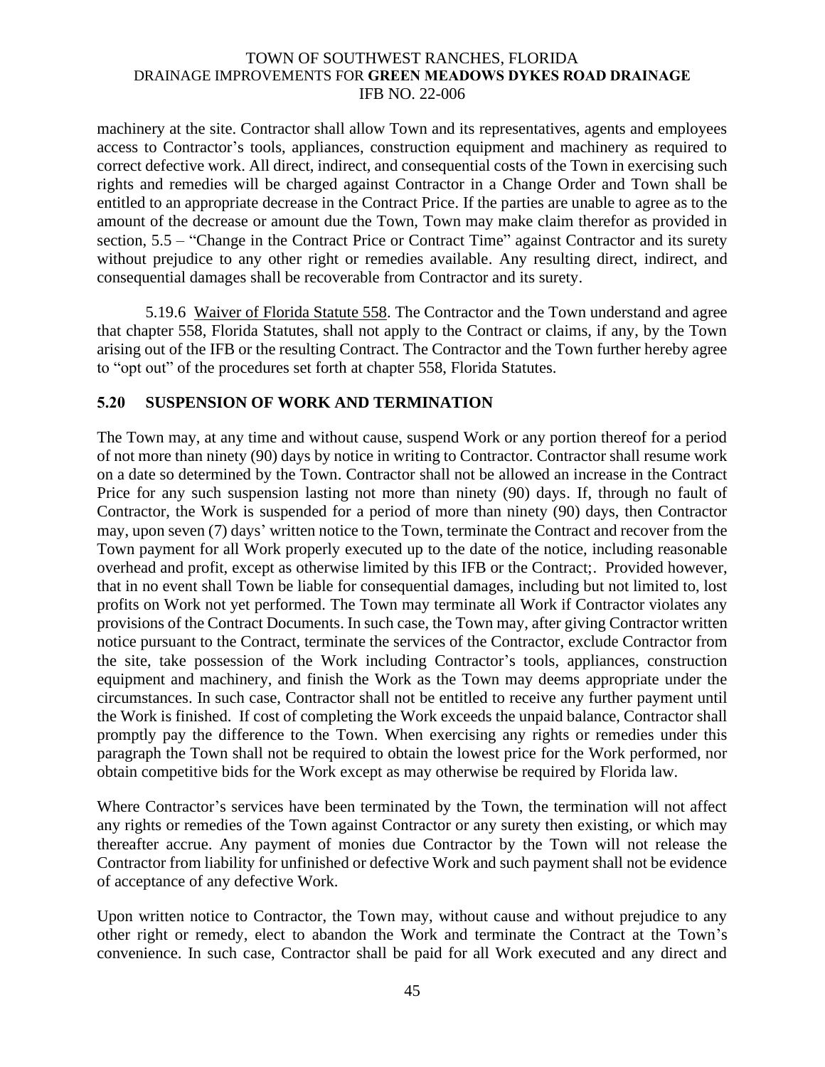machinery at the site. Contractor shall allow Town and its representatives, agents and employees access to Contractor's tools, appliances, construction equipment and machinery as required to correct defective work. All direct, indirect, and consequential costs of the Town in exercising such rights and remedies will be charged against Contractor in a Change Order and Town shall be entitled to an appropriate decrease in the Contract Price. If the parties are unable to agree as to the amount of the decrease or amount due the Town, Town may make claim therefor as provided in section, 5.5 – "Change in the Contract Price or Contract Time" against Contractor and its surety without prejudice to any other right or remedies available. Any resulting direct, indirect, and consequential damages shall be recoverable from Contractor and its surety.

5.19.6 Waiver of Florida Statute 558. The Contractor and the Town understand and agree that chapter 558, Florida Statutes, shall not apply to the Contract or claims, if any, by the Town arising out of the IFB or the resulting Contract. The Contractor and the Town further hereby agree to "opt out" of the procedures set forth at chapter 558, Florida Statutes.

## 5.20 SUSPENSION OF WORK AND TERMINATION

The Town may, at any time and without cause, suspend Work or any portion thereof for a period of not more than ninety (90) days by notice in writing to Contractor. Contractor shall resume work on a date so determined by the Town. Contractor shall not be allowed an increase in the Contract Price for any such suspension lasting not more than ninety (90) days. If, through no fault of Contractor, the Work is suspended for a period of more than ninety (90) days, then Contractor may, upon seven (7) days' written notice to the Town, terminate the Contract and recover from the Town payment for all Work properly executed up to the date of the notice, including reasonable overhead and profit, except as otherwise limited by this IFB or the Contract;. Provided however, that in no event shall Town be liable for consequential damages, including but not limited to, lost profits on Work not yet performed. The Town may terminate all Work if Contractor violates any provisions of the Contract Documents. In such case, the Town may, after giving Contractor written notice pursuant to the Contract, terminate the services of the Contractor, exclude Contractor from the site, take possession of the Work including Contractor's tools, appliances, construction equipment and machinery, and finish the Work as the Town may deems appropriate under the circumstances. In such case, Contractor shall not be entitled to receive any further payment until the Work is finished. If cost of completing the Work exceeds the unpaid balance, Contractor shall promptly pay the difference to the Town. When exercising any rights or remedies under this paragraph the Town shall not be required to obtain the lowest price for the Work performed, nor obtain competitive bids for the Work except as may otherwise be required by Florida law.

Where Contractor's services have been terminated by the Town, the termination will not affect any rights or remedies of the Town against Contractor or any surety then existing, or which may thereafter accrue. Any payment of monies due Contractor by the Town will not release the Contractor from liability for unfinished or defective Work and such payment shall not be evidence of acceptance of any defective Work.

Upon written notice to Contractor, the Town may, without cause and without prejudice to any other right or remedy, elect to abandon the Work and terminate the Contract at the Town's convenience. In such case, Contractor shall be paid for all Work executed and any direct and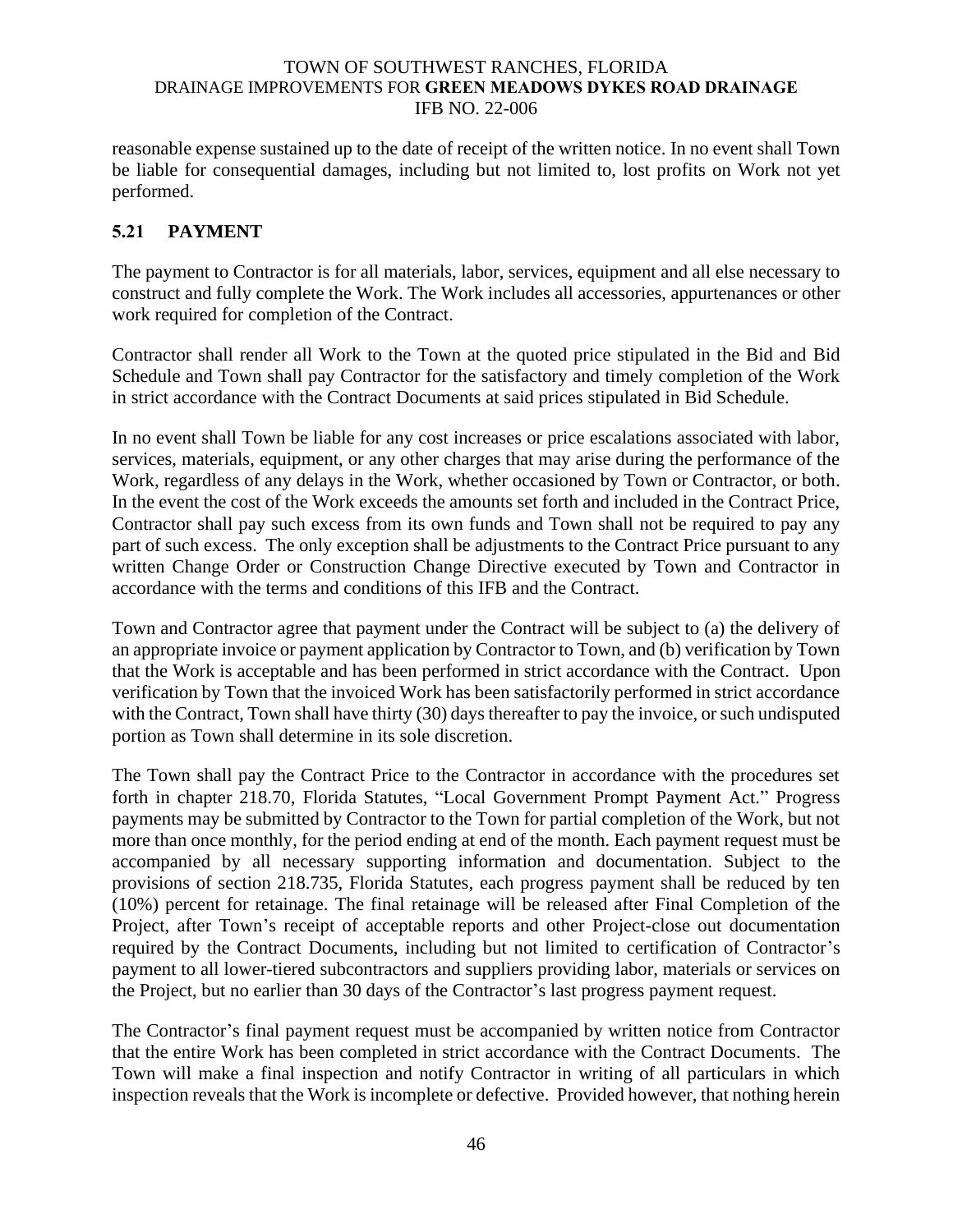reasonable expense sustained up to the date of receipt of the written notice. In no event shall Town be liable for consequential damages, including but not limited to, lost profits on Work not yet performed.

## 5.21 PAYMENT

The payment to Contractor is for all materials, labor, services, equipment and all else necessary to construct and fully complete the Work. The Work includes all accessories, appurtenances or other work required for completion of the Contract.

Contractor shall render all Work to the Town at the quoted price stipulated in the Bid and Bid Schedule and Town shall pay Contractor for the satisfactory and timely completion of the Work in strict accordance with the Contract Documents at said prices stipulated in Bid Schedule.

In no event shall Town be liable for any cost increases or price escalations associated with labor, services, materials, equipment, or any other charges that may arise during the performance of the Work, regardless of any delays in the Work, whether occasioned by Town or Contractor, or both. In the event the cost of the Work exceeds the amounts set forth and included in the Contract Price, Contractor shall pay such excess from its own funds and Town shall not be required to pay any part of such excess. The only exception shall be adjustments to the Contract Price pursuant to any written Change Order or Construction Change Directive executed by Town and Contractor in accordance with the terms and conditions of this IFB and the Contract.

Town and Contractor agree that payment under the Contract will be subject to (a) the delivery of an appropriate invoice or payment application by Contractor to Town, and (b) verification by Town that the Work is acceptable and has been performed in strict accordance with the Contract. Upon verification by Town that the invoiced Work has been satisfactorily performed in strict accordance with the Contract, Town shall have thirty (30) days thereafter to pay the invoice, or such undisputed portion as Town shall determine in its sole discretion.

The Town shall pay the Contract Price to the Contractor in accordance with the procedures set forth in chapter 218.70, Florida Statutes, "Local Government Prompt Payment Act." Progress payments may be submitted by Contractor to the Town for partial completion of the Work, but not more than once monthly, for the period ending at end of the month. Each payment request must be accompanied by all necessary supporting information and documentation. Subject to the provisions of section 218.735, Florida Statutes, each progress payment shall be reduced by ten (10%) percent for retainage. The final retainage will be released after Final Completion of the Project, after Town's receipt of acceptable reports and other Project-close out documentation required by the Contract Documents, including but not limited to certification of Contractor's payment to all lower-tiered subcontractors and suppliers providing labor, materials or services on the Project, but no earlier than 30 days of the Contractor's last progress payment request.

The Contractor's final payment request must be accompanied by written notice from Contractor that the entire Work has been completed in strict accordance with the Contract Documents. The Town will make a final inspection and notify Contractor in writing of all particulars in which inspection reveals that the Work is incomplete or defective. Provided however, that nothing herein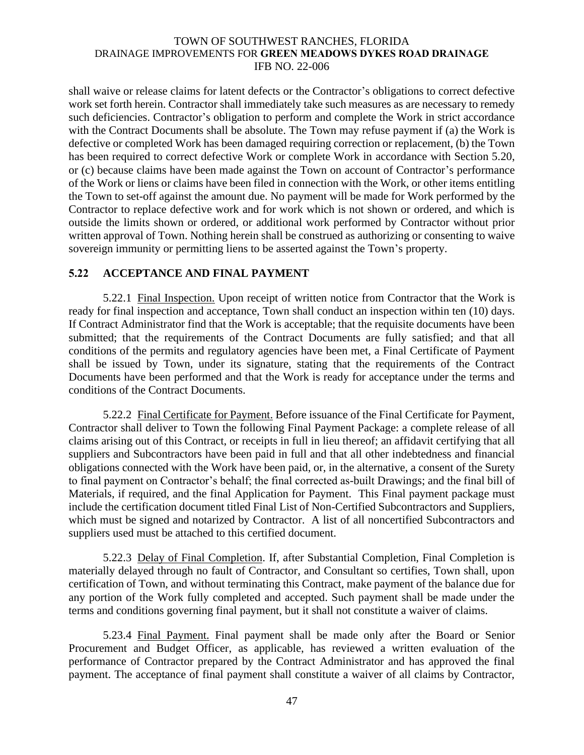shall waive or release claims for latent defects or the Contractor's obligations to correct defective work set forth herein. Contractor shall immediately take such measures as are necessary to remedy such deficiencies. Contractor's obligation to perform and complete the Work in strict accordance with the Contract Documents shall be absolute. The Town may refuse payment if (a) the Work is defective or completed Work has been damaged requiring correction or replacement, (b) the Town has been required to correct defective Work or complete Work in accordance with Section 5.20, or (c) because claims have been made against the Town on account of Contractor's performance of the Work or liens or claims have been filed in connection with the Work, or other items entitling the Town to set-off against the amount due. No payment will be made for Work performed by the Contractor to replace defective work and for work which is not shown or ordered, and which is outside the limits shown or ordered, or additional work performed by Contractor without prior written approval of Town. Nothing herein shall be construed as authorizing or consenting to waive sovereign immunity or permitting liens to be asserted against the Town's property.

## 5.22 ACCEPTANCE AND FINAL PAYMENT

5.22.1 Final Inspection. Upon receipt of written notice from Contractor that the Work is ready for final inspection and acceptance, Town shall conduct an inspection within ten (10) days. If Contract Administrator find that the Work is acceptable; that the requisite documents have been submitted; that the requirements of the Contract Documents are fully satisfied; and that all conditions of the permits and regulatory agencies have been met, a Final Certificate of Payment shall be issued by Town, under its signature, stating that the requirements of the Contract Documents have been performed and that the Work is ready for acceptance under the terms and conditions of the Contract Documents.

5.22.2 Final Certificate for Payment. Before issuance of the Final Certificate for Payment, Contractor shall deliver to Town the following Final Payment Package: a complete release of all claims arising out of this Contract, or receipts in full in lieu thereof; an affidavit certifying that all suppliers and Subcontractors have been paid in full and that all other indebtedness and financial obligations connected with the Work have been paid, or, in the alternative, a consent of the Surety to final payment on Contractor's behalf; the final corrected as-built Drawings; and the final bill of Materials, if required, and the final Application for Payment. This Final payment package must include the certification document titled Final List of Non-Certified Subcontractors and Suppliers, which must be signed and notarized by Contractor. A list of all noncertified Subcontractors and suppliers used must be attached to this certified document.

5.22.3 Delay of Final Completion. If, after Substantial Completion, Final Completion is materially delayed through no fault of Contractor, and Consultant so certifies, Town shall, upon certification of Town, and without terminating this Contract, make payment of the balance due for any portion of the Work fully completed and accepted. Such payment shall be made under the terms and conditions governing final payment, but it shall not constitute a waiver of claims.

5.23.4 Final Payment. Final payment shall be made only after the Board or Senior Procurement and Budget Officer, as applicable, has reviewed a written evaluation of the performance of Contractor prepared by the Contract Administrator and has approved the final payment. The acceptance of final payment shall constitute a waiver of all claims by Contractor,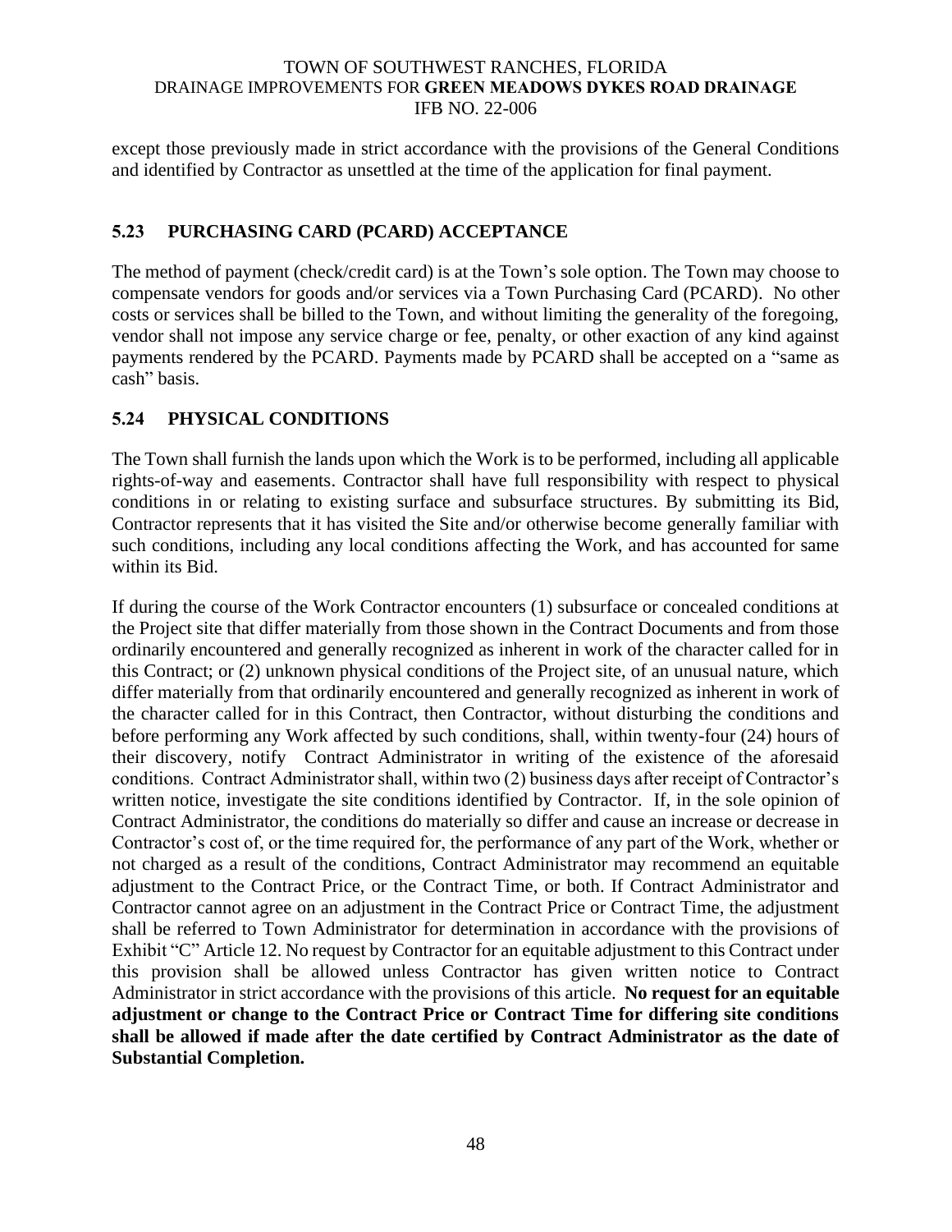except those previously made in strict accordance with the provisions of the General Conditions and identified by Contractor as unsettled at the time of the application for final payment.

### 5.23 PURCHASING CARD (PCARD) ACCEPTANCE

The method of payment (check/credit card) is at the Town's sole option. The Town may choose to compensate vendors for goods and/or services via a Town Purchasing Card (PCARD). No other costs or services shall be billed to the Town, and without limiting the generality of the foregoing, vendor shall not impose any service charge or fee, penalty, or other exaction of any kind against payments rendered by the PCARD. Payments made by PCARD shall be accepted on a "same as cash" basis.

### 5.24 PHYSICAL CONDITIONS

The Town shall furnish the lands upon which the Work is to be performed, including all applicable rights-of-way and easements. Contractor shall have full responsibility with respect to physical conditions in or relating to existing surface and subsurface structures. By submitting its Bid, Contractor represents that it has visited the Site and/or otherwise become generally familiar with such conditions, including any local conditions affecting the Work, and has accounted for same within its Bid.

If during the course of the Work Contractor encounters (1) subsurface or concealed conditions at the Project site that differ materially from those shown in the Contract Documents and from those ordinarily encountered and generally recognized as inherent in work of the character called for in this Contract; or (2) unknown physical conditions of the Project site, of an unusual nature, which differ materially from that ordinarily encountered and generally recognized as inherent in work of the character called for in this Contract, then Contractor, without disturbing the conditions and before performing any Work affected by such conditions, shall, within twenty-four (24) hours of their discovery, notify Contract Administrator in writing of the existence of the aforesaid conditions. Contract Administrator shall, within two (2) business days after receipt of Contractor's written notice, investigate the site conditions identified by Contractor. If, in the sole opinion of Contract Administrator, the conditions do materially so differ and cause an increase or decrease in Contractor's cost of, or the time required for, the performance of any part of the Work, whether or not charged as a result of the conditions, Contract Administrator may recommend an equitable adjustment to the Contract Price, or the Contract Time, or both. If Contract Administrator and Contractor cannot agree on an adjustment in the Contract Price or Contract Time, the adjustment shall be referred to Town Administrator for determination in accordance with the provisions of Exhibit "C" Article 12. No request by Contractor for an equitable adjustment to this Contract under this provision shall be allowed unless Contractor has given written notice to Contract Administrator in strict accordance with the provisions of this article. **No request for an equitable adjustment or change to the Contract Price or Contract Time for differing site conditions shall be allowed if made after the date certified by Contract Administrator as the date of Substantial Completion.**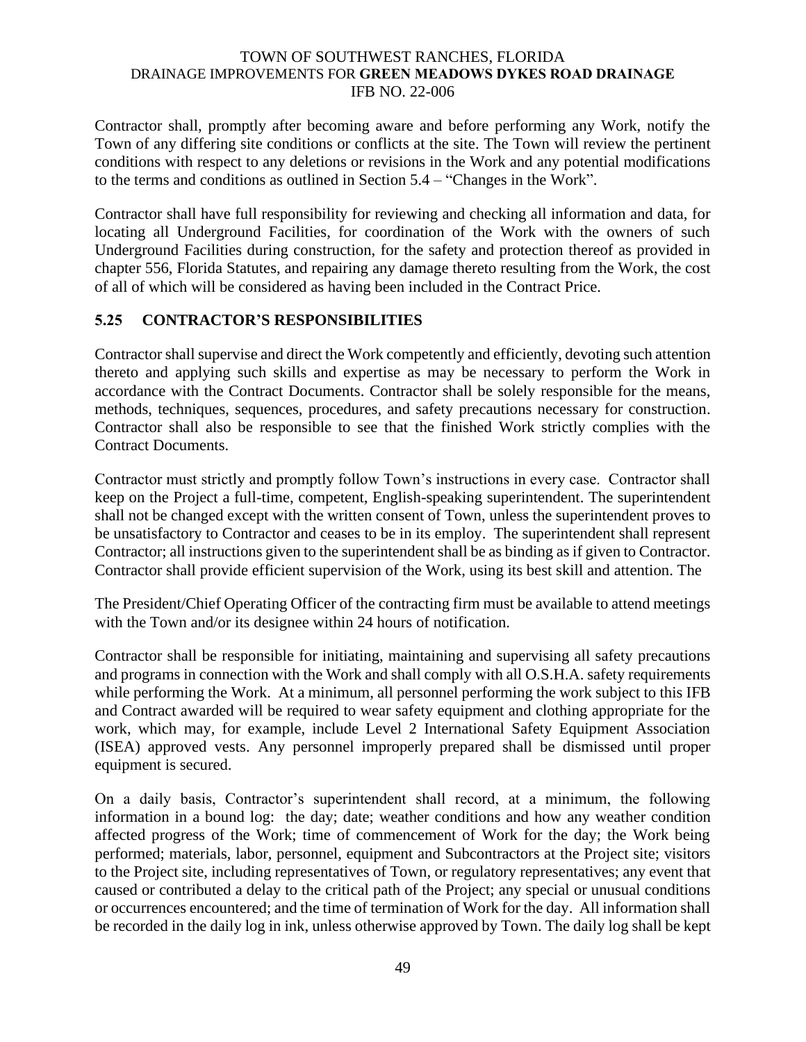Contractor shall, promptly after becoming aware and before performing any Work, notify the Town of any differing site conditions or conflicts at the site. The Town will review the pertinent conditions with respect to any deletions or revisions in the Work and any potential modifications to the terms and conditions as outlined in Section 5.4 – "Changes in the Work".

Contractor shall have full responsibility for reviewing and checking all information and data, for locating all Underground Facilities, for coordination of the Work with the owners of such Underground Facilities during construction, for the safety and protection thereof as provided in chapter 556, Florida Statutes, and repairing any damage thereto resulting from the Work, the cost of all of which will be considered as having been included in the Contract Price.

## 5.25 CONTRACTOR'S RESPONSIBILITIES

Contractor shall supervise and direct the Work competently and efficiently, devoting such attention thereto and applying such skills and expertise as may be necessary to perform the Work in accordance with the Contract Documents. Contractor shall be solely responsible for the means, methods, techniques, sequences, procedures, and safety precautions necessary for construction. Contractor shall also be responsible to see that the finished Work strictly complies with the Contract Documents.

Contractor must strictly and promptly follow Town's instructions in every case. Contractor shall keep on the Project a full-time, competent, English-speaking superintendent. The superintendent shall not be changed except with the written consent of Town, unless the superintendent proves to be unsatisfactory to Contractor and ceases to be in its employ. The superintendent shall represent Contractor; all instructions given to the superintendent shall be as binding as if given to Contractor. Contractor shall provide efficient supervision of the Work, using its best skill and attention. The

The President/Chief Operating Officer of the contracting firm must be available to attend meetings with the Town and/or its designee within 24 hours of notification.

Contractor shall be responsible for initiating, maintaining and supervising all safety precautions and programs in connection with the Work and shall comply with all O.S.H.A. safety requirements while performing the Work. At a minimum, all personnel performing the work subject to this IFB and Contract awarded will be required to wear safety equipment and clothing appropriate for the work, which may, for example, include Level 2 International Safety Equipment Association (ISEA) approved vests. Any personnel improperly prepared shall be dismissed until proper equipment is secured.

On a daily basis, Contractor's superintendent shall record, at a minimum, the following information in a bound log: the day; date; weather conditions and how any weather condition affected progress of the Work; time of commencement of Work for the day; the Work being performed; materials, labor, personnel, equipment and Subcontractors at the Project site; visitors to the Project site, including representatives of Town, or regulatory representatives; any event that caused or contributed a delay to the critical path of the Project; any special or unusual conditions or occurrences encountered; and the time of termination of Work for the day. All information shall be recorded in the daily log in ink, unless otherwise approved by Town. The daily log shall be kept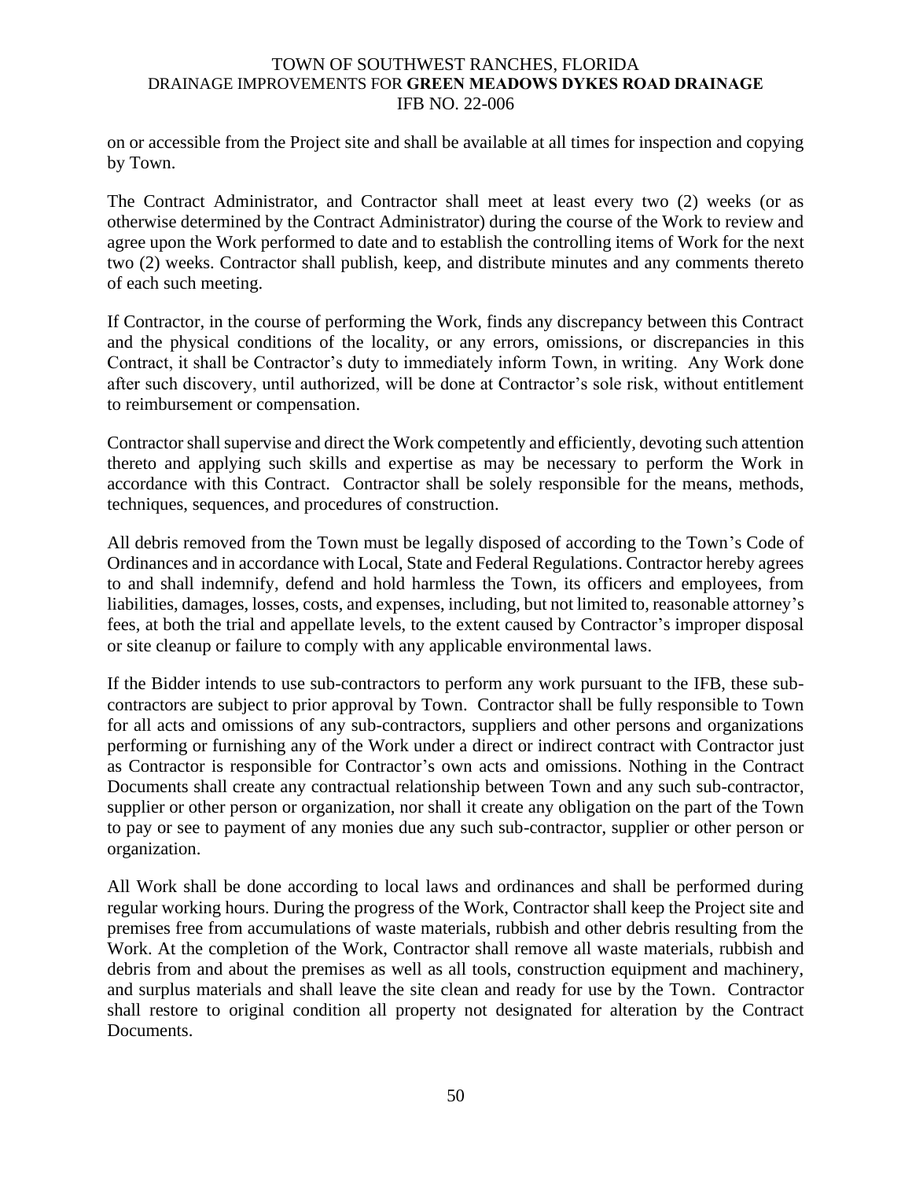on or accessible from the Project site and shall be available at all times for inspection and copying by Town.

The Contract Administrator, and Contractor shall meet at least every two (2) weeks (or as otherwise determined by the Contract Administrator) during the course of the Work to review and agree upon the Work performed to date and to establish the controlling items of Work for the next two (2) weeks. Contractor shall publish, keep, and distribute minutes and any comments thereto of each such meeting.

If Contractor, in the course of performing the Work, finds any discrepancy between this Contract and the physical conditions of the locality, or any errors, omissions, or discrepancies in this Contract, it shall be Contractor's duty to immediately inform Town, in writing. Any Work done after such discovery, until authorized, will be done at Contractor's sole risk, without entitlement to reimbursement or compensation.

Contractor shall supervise and direct the Work competently and efficiently, devoting such attention thereto and applying such skills and expertise as may be necessary to perform the Work in accordance with this Contract. Contractor shall be solely responsible for the means, methods, techniques, sequences, and procedures of construction.

All debris removed from the Town must be legally disposed of according to the Town's Code of Ordinances and in accordance with Local, State and Federal Regulations. Contractor hereby agrees to and shall indemnify, defend and hold harmless the Town, its officers and employees, from liabilities, damages, losses, costs, and expenses, including, but not limited to, reasonable attorney's fees, at both the trial and appellate levels, to the extent caused by Contractor's improper disposal or site cleanup or failure to comply with any applicable environmental laws.

If the Bidder intends to use sub-contractors to perform any work pursuant to the IFB, these sub-contractors are subject to prior approval by Town. Contractor shall be fully responsible to Town for all acts and omissions of any sub-contractors, suppliers and other persons and organizations performing or furnishing any of the Work under a direct or indirect contract with Contractor just as Contractor is responsible for Contractor's own acts and omissions. Nothing in the Contract Documents shall create any contractual relationship between Town and any such sub-contractor, supplier or other person or organization, nor shall it create any obligation on the part of the Town to pay or see to payment of any monies due any such sub-contractor, supplier or other person or organization.

All Work shall be done according to local laws and ordinances and shall be performed during regular working hours. During the progress of the Work, Contractor shall keep the Project site and premises free from accumulations of waste materials, rubbish and other debris resulting from the Work. At the completion of the Work, Contractor shall remove all waste materials, rubbish and debris from and about the premises as well as all tools, construction equipment and machinery, and surplus materials and shall leave the site clean and ready for use by the Town. Contractor shall restore to original condition all property not designated for alteration by the Contract Documents.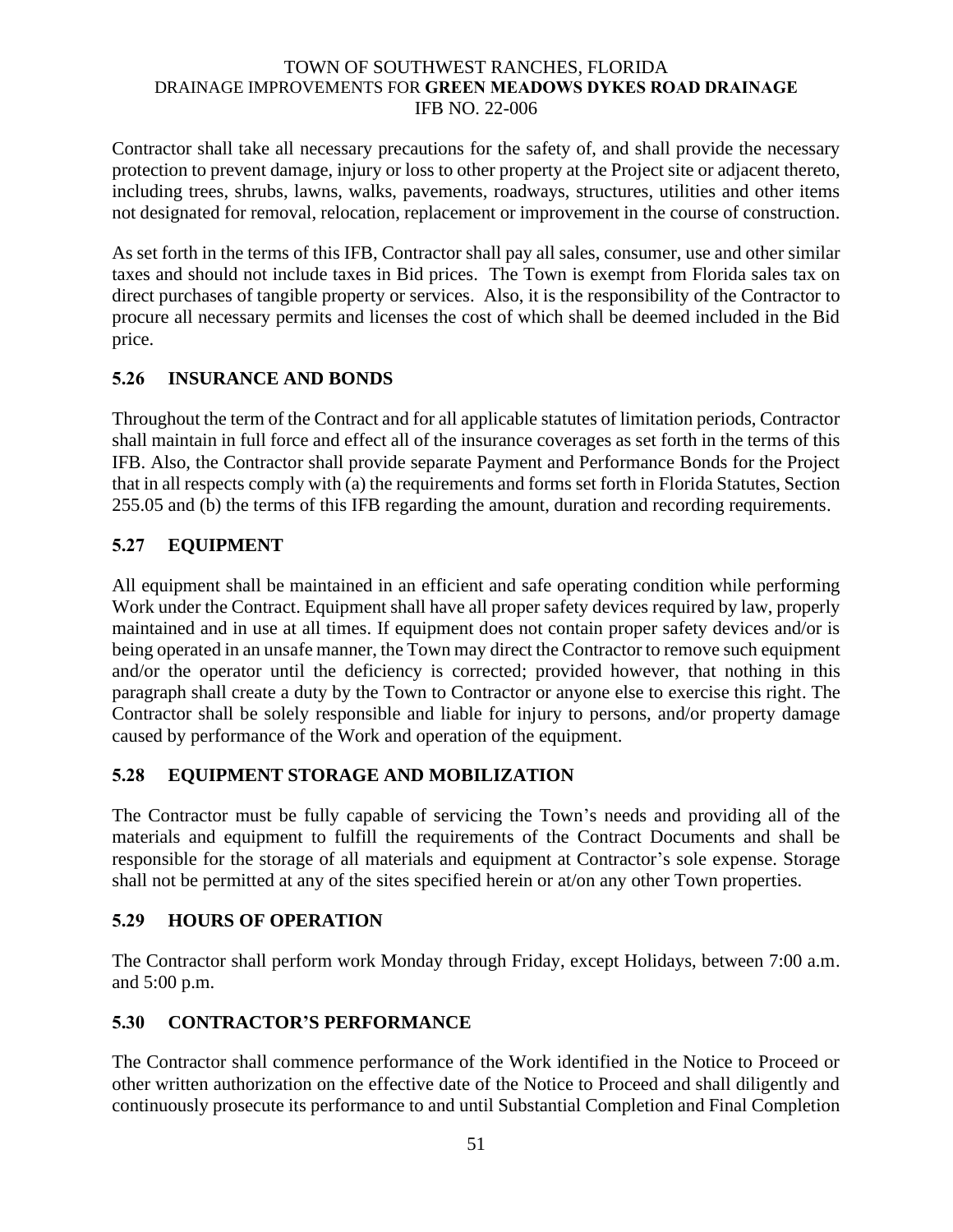Contractor shall take all necessary precautions for the safety of, and shall provide the necessary protection to prevent damage, injury or loss to other property at the Project site or adjacent thereto, including trees, shrubs, lawns, walks, pavements, roadways, structures, utilities and other items not designated for removal, relocation, replacement or improvement in the course of construction.

As set forth in the terms of this IFB, Contractor shall pay all sales, consumer, use and other similar taxes and should not include taxes in Bid prices. The Town is exempt from Florida sales tax on direct purchases of tangible property or services. Also, it is the responsibility of the Contractor to procure all necessary permits and licenses the cost of which shall be deemed included in the Bid price.

## 5.26 INSURANCE AND BONDS

Throughout the term of the Contract and for all applicable statutes of limitation periods, Contractor shall maintain in full force and effect all of the insurance coverages as set forth in the terms of this IFB. Also, the Contractor shall provide separate Payment and Performance Bonds for the Project that in all respects comply with (a) the requirements and forms set forth in Florida Statutes, Section 255.05 and (b) the terms of this IFB regarding the amount, duration and recording requirements.

## 5.27 EQUIPMENT

All equipment shall be maintained in an efficient and safe operating condition while performing Work under the Contract. Equipment shall have all proper safety devices required by law, properly maintained and in use at all times. If equipment does not contain proper safety devices and/or is being operated in an unsafe manner, the Town may direct the Contractor to remove such equipment and/or the operator until the deficiency is corrected; provided however, that nothing in this paragraph shall create a duty by the Town to Contractor or anyone else to exercise this right. The Contractor shall be solely responsible and liable for injury to persons, and/or property damage caused by performance of the Work and operation of the equipment.

## 5.28 EQUIPMENT STORAGE AND MOBILIZATION

The Contractor must be fully capable of servicing the Town's needs and providing all of the materials and equipment to fulfill the requirements of the Contract Documents and shall be responsible for the storage of all materials and equipment at Contractor's sole expense. Storage shall not be permitted at any of the sites specified herein or at/on any other Town properties.

## 5.29 HOURS OF OPERATION

The Contractor shall perform work Monday through Friday, except Holidays, between 7:00 a.m. and 5:00 p.m.

## 5.30 CONTRACTOR'S PERFORMANCE

The Contractor shall commence performance of the Work identified in the Notice to Proceed or other written authorization on the effective date of the Notice to Proceed and shall diligently and continuously prosecute its performance to and until Substantial Completion and Final Completion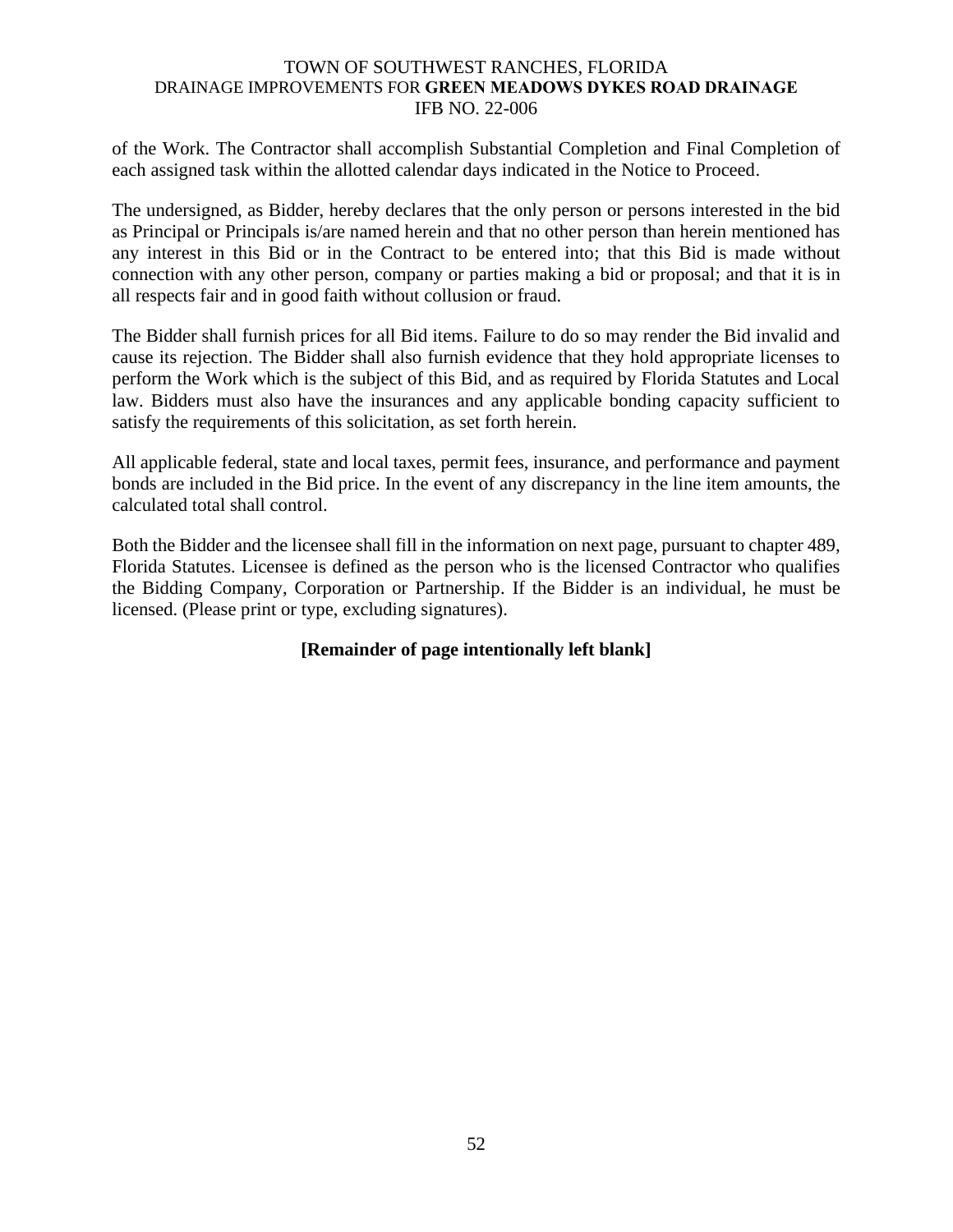of the Work. The Contractor shall accomplish Substantial Completion and Final Completion of each assigned task within the allotted calendar days indicated in the Notice to Proceed.

The undersigned, as Bidder, hereby declares that the only person or persons interested in the bid as Principal or Principals is/are named herein and that no other person than herein mentioned has any interest in this Bid or in the Contract to be entered into; that this Bid is made without connection with any other person, company or parties making a bid or proposal; and that it is in all respects fair and in good faith without collusion or fraud.

The Bidder shall furnish prices for all Bid items. Failure to do so may render the Bid invalid and cause its rejection. The Bidder shall also furnish evidence that they hold appropriate licenses to perform the Work which is the subject of this Bid, and as required by Florida Statutes and Local law. Bidders must also have the insurances and any applicable bonding capacity sufficient to satisfy the requirements of this solicitation, as set forth herein.

All applicable federal, state and local taxes, permit fees, insurance, and performance and payment bonds are included in the Bid price. In the event of any discrepancy in the line item amounts, the calculated total shall control.

Both the Bidder and the licensee shall fill in the information on next page, pursuant to chapter 489, Florida Statutes. Licensee is defined as the person who is the licensed Contractor who qualifies the Bidding Company, Corporation or Partnership. If the Bidder is an individual, he must be licensed. (Please print or type, excluding signatures).

**[Remainder of page intentionally left blank]**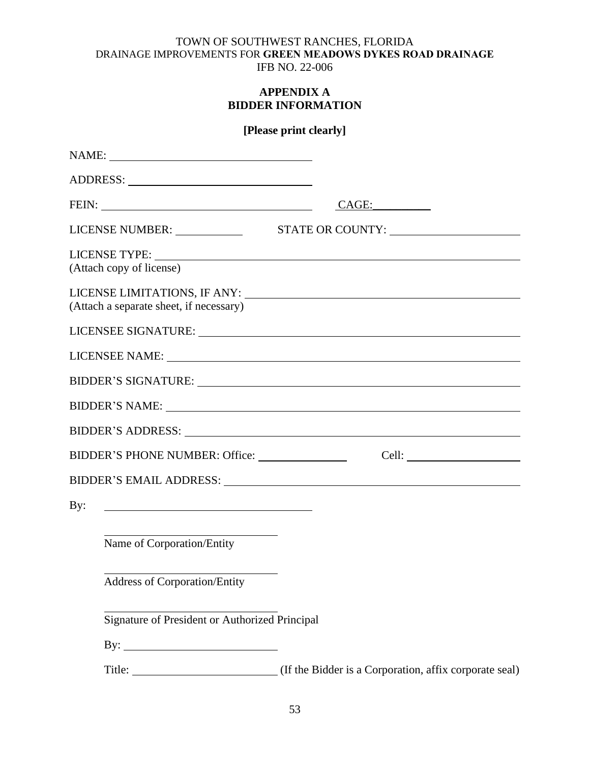TOWN OF SOUTHWEST RANCHES, FLORIDA
DRAINAGE IMPROVEMENTS FOR **GREEN MEADOWS DYKES ROAD DRAINAGE**
IFB NO. 22-006

## APPENDIX A
## BIDDER INFORMATION

**[Please print clearly]**

NAME: ___________________________________

ADDRESS: ___________________________________

FEIN: ___________________________________ CAGE:__________

LICENSE NUMBER: ____________ STATE OR COUNTY: _______________________

LICENSE TYPE: ___________________________________________________________
(Attach copy of license)

LICENSE LIMITATIONS, IF ANY: ____________________________________________
(Attach a separate sheet, if necessary)

LICENSEE SIGNATURE: _____________________________________________________

LICENSEE NAME: __________________________________________________________

BIDDER'S SIGNATURE: _____________________________________________________

BIDDER'S NAME: __________________________________________________________

BIDDER'S ADDRESS: _______________________________________________________

BIDDER'S PHONE NUMBER: Office: _______________ Cell: _____________________

BIDDER'S EMAIL ADDRESS: _________________________________________________

By: ___________________________________

_______________________________
Name of Corporation/Entity

_______________________________
Address of Corporation/Entity

_______________________________
Signature of President or Authorized Principal

By: ___________________________

Title: _________________________ (If the Bidder is a Corporation, affix corporate seal)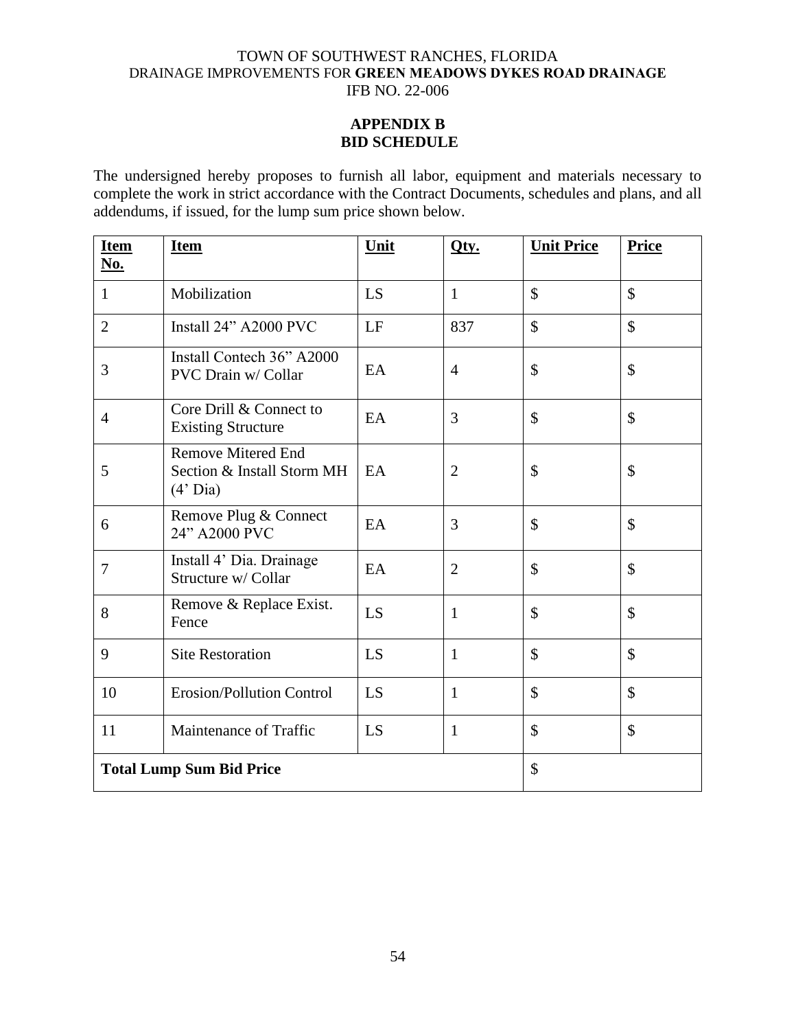TOWN OF SOUTHWEST RANCHES, FLORIDA
DRAINAGE IMPROVEMENTS FOR **GREEN MEADOWS DYKES ROAD DRAINAGE**
IFB NO. 22-006

## APPENDIX B
## BID SCHEDULE

The undersigned hereby proposes to furnish all labor, equipment and materials necessary to complete the work in strict accordance with the Contract Documents, schedules and plans, and all addendums, if issued, for the lump sum price shown below.

| Item No. | Item | Unit | Qty. | Unit Price | Price |
|---|---|---|---|---|---|
| 1 | Mobilization | LS | 1 | $ | $ |
| 2 | Install 24” A2000 PVC | LF | 837 | $ | $ |
| 3 | Install Contech 36” A2000 PVC Drain w/ Collar | EA | 4 | $ | $ |
| 4 | Core Drill & Connect to Existing Structure | EA | 3 | $ | $ |
| 5 | Remove Mitered End Section & Install Storm MH (4’ Dia) | EA | 2 | $ | $ |
| 6 | Remove Plug & Connect 24” A2000 PVC | EA | 3 | $ | $ |
| 7 | Install 4’ Dia. Drainage Structure w/ Collar | EA | 2 | $ | $ |
| 8 | Remove & Replace Exist. Fence | LS | 1 | $ | $ |
| 9 | Site Restoration | LS | 1 | $ | $ |
| 10 | Erosion/Pollution Control | LS | 1 | $ | $ |
| 11 | Maintenance of Traffic | LS | 1 | $ | $ |
| **Total Lump Sum Bid Price** | | | | $ | |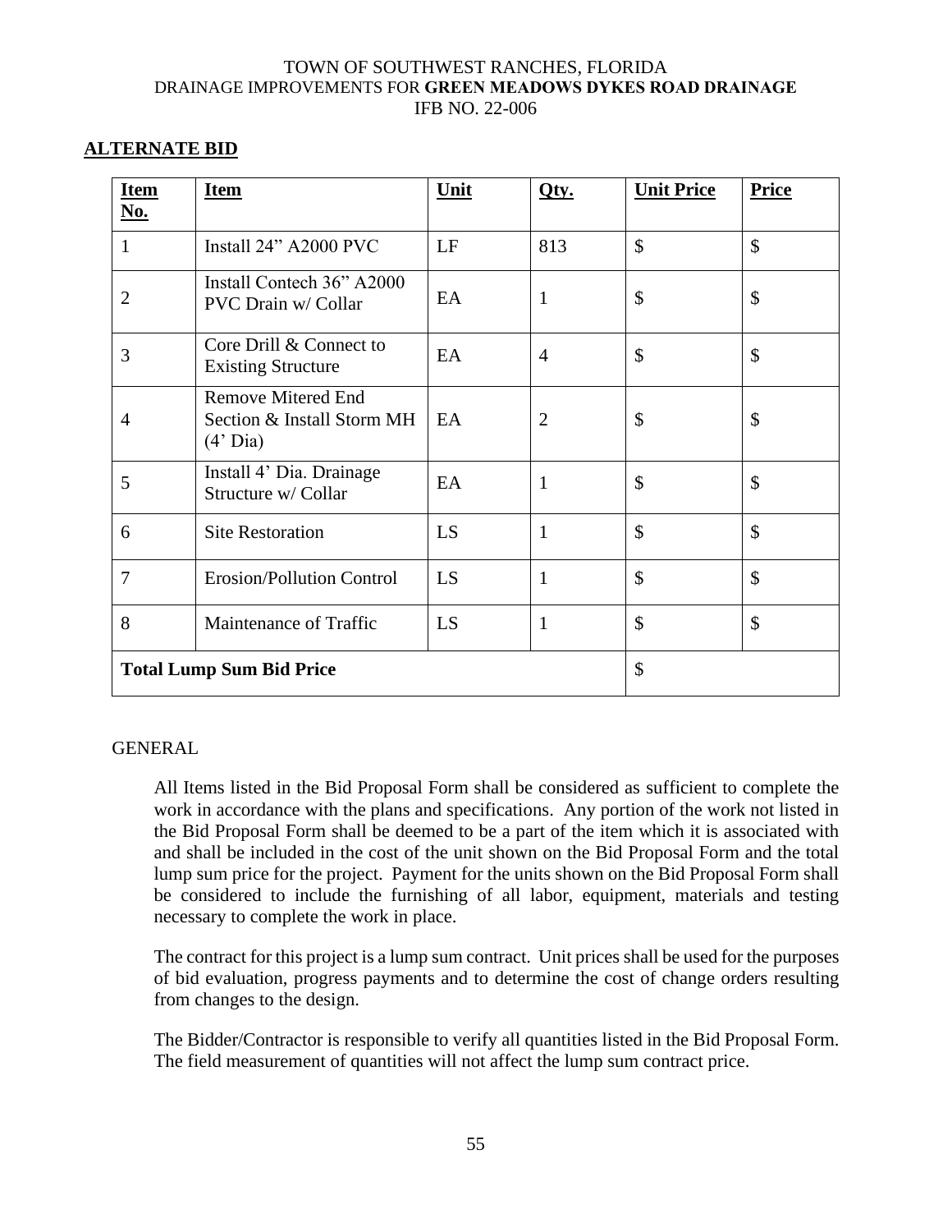TOWN OF SOUTHWEST RANCHES, FLORIDA
DRAINAGE IMPROVEMENTS FOR **GREEN MEADOWS DYKES ROAD DRAINAGE**
IFB NO. 22-006

## ALTERNATE BID

| Item No. | Item | Unit | Qty. | Unit Price | Price |
|---|---|---|---|---|---|
| 1 | Install 24" A2000 PVC | LF | 813 | $ | $ |
| 2 | Install Contech 36" A2000 PVC Drain w/ Collar | EA | 1 | $ | $ |
| 3 | Core Drill & Connect to Existing Structure | EA | 4 | $ | $ |
| 4 | Remove Mitered End Section & Install Storm MH (4' Dia) | EA | 2 | $ | $ |
| 5 | Install 4' Dia. Drainage Structure w/ Collar | EA | 1 | $ | $ |
| 6 | Site Restoration | LS | 1 | $ | $ |
| 7 | Erosion/Pollution Control | LS | 1 | $ | $ |
| 8 | Maintenance of Traffic | LS | 1 | $ | $ |
| **Total Lump Sum Bid Price** | | | | $ | |

GENERAL

All Items listed in the Bid Proposal Form shall be considered as sufficient to complete the work in accordance with the plans and specifications. Any portion of the work not listed in the Bid Proposal Form shall be deemed to be a part of the item which it is associated with and shall be included in the cost of the unit shown on the Bid Proposal Form and the total lump sum price for the project. Payment for the units shown on the Bid Proposal Form shall be considered to include the furnishing of all labor, equipment, materials and testing necessary to complete the work in place.

The contract for this project is a lump sum contract. Unit prices shall be used for the purposes of bid evaluation, progress payments and to determine the cost of change orders resulting from changes to the design.

The Bidder/Contractor is responsible to verify all quantities listed in the Bid Proposal Form. The field measurement of quantities will not affect the lump sum contract price.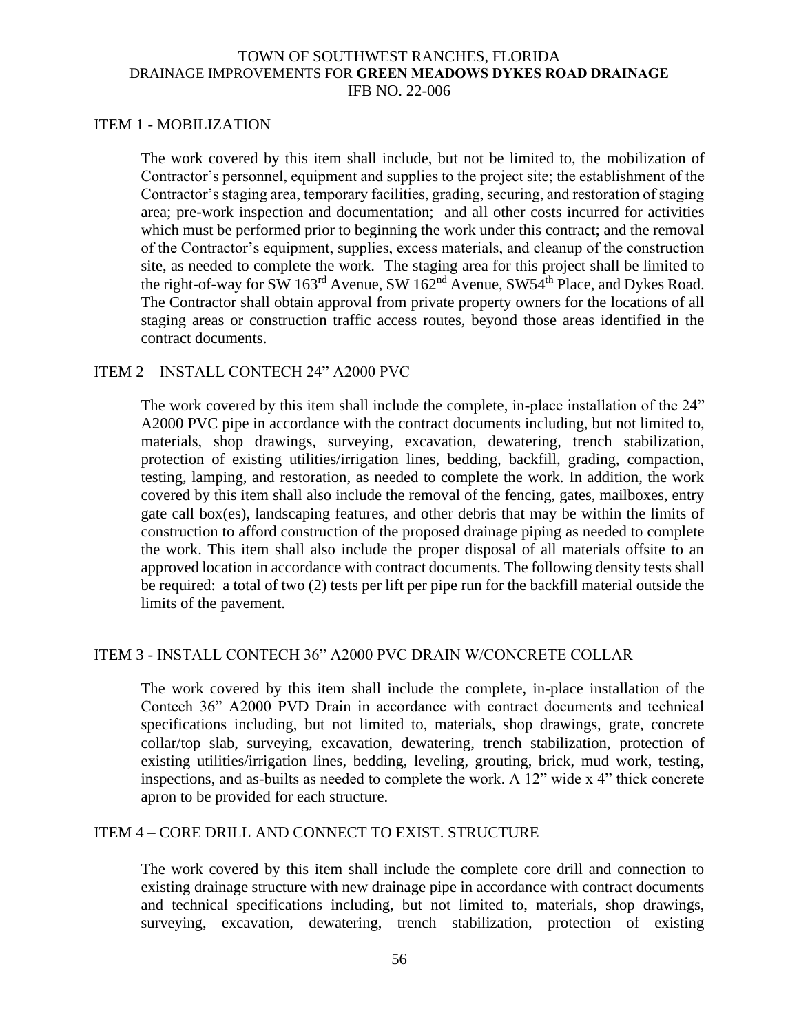TOWN OF SOUTHWEST RANCHES, FLORIDA
DRAINAGE IMPROVEMENTS FOR **GREEN MEADOWS DYKES ROAD DRAINAGE**
IFB NO. 22-006

## ITEM 1 - MOBILIZATION

The work covered by this item shall include, but not be limited to, the mobilization of Contractor's personnel, equipment and supplies to the project site; the establishment of the Contractor's staging area, temporary facilities, grading, securing, and restoration of staging area; pre-work inspection and documentation; and all other costs incurred for activities which must be performed prior to beginning the work under this contract; and the removal of the Contractor's equipment, supplies, excess materials, and cleanup of the construction site, as needed to complete the work. The staging area for this project shall be limited to the right-of-way for SW 163rd Avenue, SW 162nd Avenue, SW54th Place, and Dykes Road. The Contractor shall obtain approval from private property owners for the locations of all staging areas or construction traffic access routes, beyond those areas identified in the contract documents.

## ITEM 2 – INSTALL CONTECH 24" A2000 PVC

The work covered by this item shall include the complete, in-place installation of the 24" A2000 PVC pipe in accordance with the contract documents including, but not limited to, materials, shop drawings, surveying, excavation, dewatering, trench stabilization, protection of existing utilities/irrigation lines, bedding, backfill, grading, compaction, testing, lamping, and restoration, as needed to complete the work. In addition, the work covered by this item shall also include the removal of the fencing, gates, mailboxes, entry gate call box(es), landscaping features, and other debris that may be within the limits of construction to afford construction of the proposed drainage piping as needed to complete the work. This item shall also include the proper disposal of all materials offsite to an approved location in accordance with contract documents. The following density tests shall be required: a total of two (2) tests per lift per pipe run for the backfill material outside the limits of the pavement.

## ITEM 3 - INSTALL CONTECH 36" A2000 PVC DRAIN W/CONCRETE COLLAR

The work covered by this item shall include the complete, in-place installation of the Contech 36" A2000 PVD Drain in accordance with contract documents and technical specifications including, but not limited to, materials, shop drawings, grate, concrete collar/top slab, surveying, excavation, dewatering, trench stabilization, protection of existing utilities/irrigation lines, bedding, leveling, grouting, brick, mud work, testing, inspections, and as-builts as needed to complete the work. A 12" wide x 4" thick concrete apron to be provided for each structure.

## ITEM 4 – CORE DRILL AND CONNECT TO EXIST. STRUCTURE

The work covered by this item shall include the complete core drill and connection to existing drainage structure with new drainage pipe in accordance with contract documents and technical specifications including, but not limited to, materials, shop drawings, surveying, excavation, dewatering, trench stabilization, protection of existing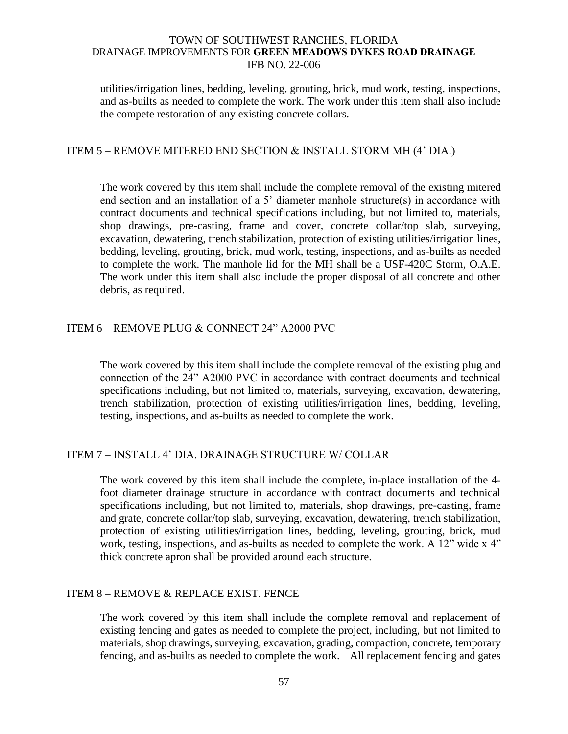utilities/irrigation lines, bedding, leveling, grouting, brick, mud work, testing, inspections, and as-builts as needed to complete the work. The work under this item shall also include the compete restoration of any existing concrete collars.

### ITEM 5 – REMOVE MITERED END SECTION & INSTALL STORM MH (4' DIA.)

The work covered by this item shall include the complete removal of the existing mitered end section and an installation of a 5' diameter manhole structure(s) in accordance with contract documents and technical specifications including, but not limited to, materials, shop drawings, pre-casting, frame and cover, concrete collar/top slab, surveying, excavation, dewatering, trench stabilization, protection of existing utilities/irrigation lines, bedding, leveling, grouting, brick, mud work, testing, inspections, and as-builts as needed to complete the work. The manhole lid for the MH shall be a USF-420C Storm, O.A.E. The work under this item shall also include the proper disposal of all concrete and other debris, as required.

### ITEM 6 – REMOVE PLUG & CONNECT 24" A2000 PVC

The work covered by this item shall include the complete removal of the existing plug and connection of the 24" A2000 PVC in accordance with contract documents and technical specifications including, but not limited to, materials, surveying, excavation, dewatering, trench stabilization, protection of existing utilities/irrigation lines, bedding, leveling, testing, inspections, and as-builts as needed to complete the work.

### ITEM 7 – INSTALL 4' DIA. DRAINAGE STRUCTURE W/ COLLAR

The work covered by this item shall include the complete, in-place installation of the 4-foot diameter drainage structure in accordance with contract documents and technical specifications including, but not limited to, materials, shop drawings, pre-casting, frame and grate, concrete collar/top slab, surveying, excavation, dewatering, trench stabilization, protection of existing utilities/irrigation lines, bedding, leveling, grouting, brick, mud work, testing, inspections, and as-builts as needed to complete the work. A 12" wide x 4" thick concrete apron shall be provided around each structure.

### ITEM 8 – REMOVE & REPLACE EXIST. FENCE

The work covered by this item shall include the complete removal and replacement of existing fencing and gates as needed to complete the project, including, but not limited to materials, shop drawings, surveying, excavation, grading, compaction, concrete, temporary fencing, and as-builts as needed to complete the work. All replacement fencing and gates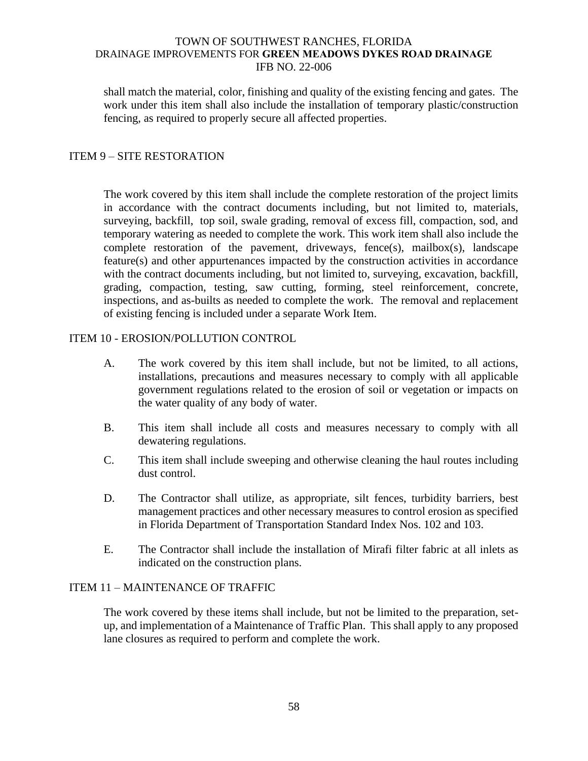shall match the material, color, finishing and quality of the existing fencing and gates. The work under this item shall also include the installation of temporary plastic/construction fencing, as required to properly secure all affected properties.

## ITEM 9 – SITE RESTORATION

The work covered by this item shall include the complete restoration of the project limits in accordance with the contract documents including, but not limited to, materials, surveying, backfill, top soil, swale grading, removal of excess fill, compaction, sod, and temporary watering as needed to complete the work. This work item shall also include the complete restoration of the pavement, driveways, fence(s), mailbox(s), landscape feature(s) and other appurtenances impacted by the construction activities in accordance with the contract documents including, but not limited to, surveying, excavation, backfill, grading, compaction, testing, saw cutting, forming, steel reinforcement, concrete, inspections, and as-builts as needed to complete the work. The removal and replacement of existing fencing is included under a separate Work Item.

## ITEM 10 - EROSION/POLLUTION CONTROL

A. The work covered by this item shall include, but not be limited, to all actions, installations, precautions and measures necessary to comply with all applicable government regulations related to the erosion of soil or vegetation or impacts on the water quality of any body of water.

B. This item shall include all costs and measures necessary to comply with all dewatering regulations.

C. This item shall include sweeping and otherwise cleaning the haul routes including dust control.

D. The Contractor shall utilize, as appropriate, silt fences, turbidity barriers, best management practices and other necessary measures to control erosion as specified in Florida Department of Transportation Standard Index Nos. 102 and 103.

E. The Contractor shall include the installation of Mirafi filter fabric at all inlets as indicated on the construction plans.

## ITEM 11 – MAINTENANCE OF TRAFFIC

The work covered by these items shall include, but not be limited to the preparation, set-up, and implementation of a Maintenance of Traffic Plan. This shall apply to any proposed lane closures as required to perform and complete the work.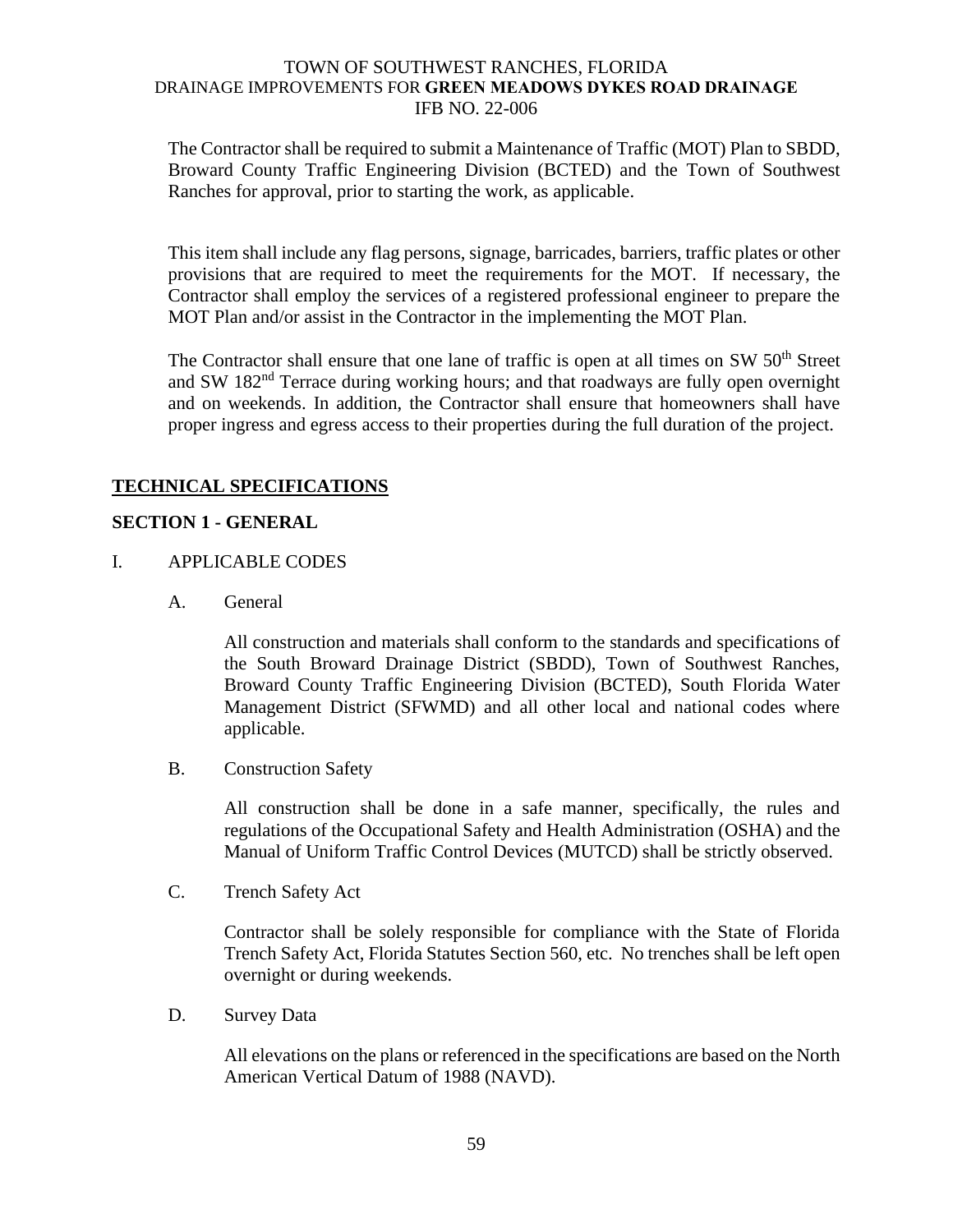The Contractor shall be required to submit a Maintenance of Traffic (MOT) Plan to SBDD, Broward County Traffic Engineering Division (BCTED) and the Town of Southwest Ranches for approval, prior to starting the work, as applicable.

This item shall include any flag persons, signage, barricades, barriers, traffic plates or other provisions that are required to meet the requirements for the MOT. If necessary, the Contractor shall employ the services of a registered professional engineer to prepare the MOT Plan and/or assist in the Contractor in the implementing the MOT Plan.

The Contractor shall ensure that one lane of traffic is open at all times on SW 50th Street and SW 182nd Terrace during working hours; and that roadways are fully open overnight and on weekends. In addition, the Contractor shall ensure that homeowners shall have proper ingress and egress access to their properties during the full duration of the project.

## TECHNICAL SPECIFICATIONS

### SECTION 1 - GENERAL

I. APPLICABLE CODES

A. General

All construction and materials shall conform to the standards and specifications of the South Broward Drainage District (SBDD), Town of Southwest Ranches, Broward County Traffic Engineering Division (BCTED), South Florida Water Management District (SFWMD) and all other local and national codes where applicable.

B. Construction Safety

All construction shall be done in a safe manner, specifically, the rules and regulations of the Occupational Safety and Health Administration (OSHA) and the Manual of Uniform Traffic Control Devices (MUTCD) shall be strictly observed.

C. Trench Safety Act

Contractor shall be solely responsible for compliance with the State of Florida Trench Safety Act, Florida Statutes Section 560, etc. No trenches shall be left open overnight or during weekends.

D. Survey Data

All elevations on the plans or referenced in the specifications are based on the North American Vertical Datum of 1988 (NAVD).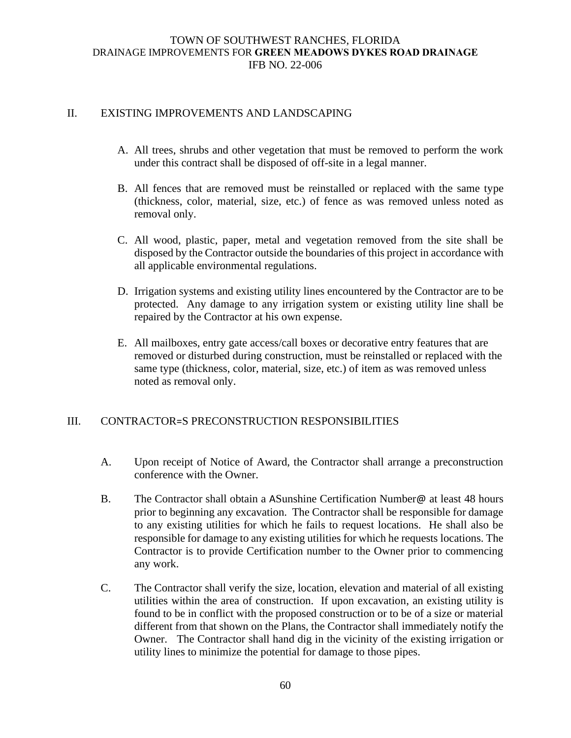## II. EXISTING IMPROVEMENTS AND LANDSCAPING

A. All trees, shrubs and other vegetation that must be removed to perform the work under this contract shall be disposed of off-site in a legal manner.

B. All fences that are removed must be reinstalled or replaced with the same type (thickness, color, material, size, etc.) of fence as was removed unless noted as removal only.

C. All wood, plastic, paper, metal and vegetation removed from the site shall be disposed by the Contractor outside the boundaries of this project in accordance with all applicable environmental regulations.

D. Irrigation systems and existing utility lines encountered by the Contractor are to be protected. Any damage to any irrigation system or existing utility line shall be repaired by the Contractor at his own expense.

E. All mailboxes, entry gate access/call boxes or decorative entry features that are removed or disturbed during construction, must be reinstalled or replaced with the same type (thickness, color, material, size, etc.) of item as was removed unless noted as removal only.

## III. CONTRACTOR=S PRECONSTRUCTION RESPONSIBILITIES

A. Upon receipt of Notice of Award, the Contractor shall arrange a preconstruction conference with the Owner.

B. The Contractor shall obtain a ASunshine Certification Number@ at least 48 hours prior to beginning any excavation. The Contractor shall be responsible for damage to any existing utilities for which he fails to request locations. He shall also be responsible for damage to any existing utilities for which he requests locations. The Contractor is to provide Certification number to the Owner prior to commencing any work.

C. The Contractor shall verify the size, location, elevation and material of all existing utilities within the area of construction. If upon excavation, an existing utility is found to be in conflict with the proposed construction or to be of a size or material different from that shown on the Plans, the Contractor shall immediately notify the Owner. The Contractor shall hand dig in the vicinity of the existing irrigation or utility lines to minimize the potential for damage to those pipes.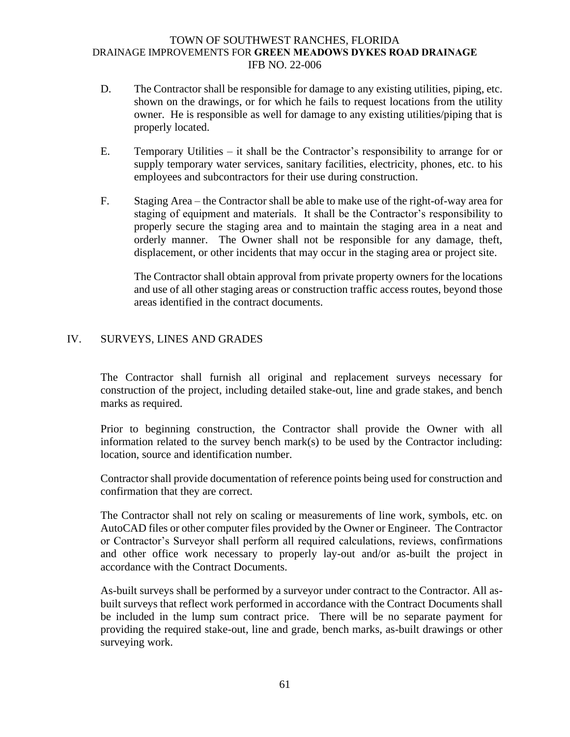D. The Contractor shall be responsible for damage to any existing utilities, piping, etc. shown on the drawings, or for which he fails to request locations from the utility owner. He is responsible as well for damage to any existing utilities/piping that is properly located.

E. Temporary Utilities – it shall be the Contractor's responsibility to arrange for or supply temporary water services, sanitary facilities, electricity, phones, etc. to his employees and subcontractors for their use during construction.

F. Staging Area – the Contractor shall be able to make use of the right-of-way area for staging of equipment and materials. It shall be the Contractor's responsibility to properly secure the staging area and to maintain the staging area in a neat and orderly manner. The Owner shall not be responsible for any damage, theft, displacement, or other incidents that may occur in the staging area or project site.

The Contractor shall obtain approval from private property owners for the locations and use of all other staging areas or construction traffic access routes, beyond those areas identified in the contract documents.

## IV. SURVEYS, LINES AND GRADES

The Contractor shall furnish all original and replacement surveys necessary for construction of the project, including detailed stake-out, line and grade stakes, and bench marks as required.

Prior to beginning construction, the Contractor shall provide the Owner with all information related to the survey bench mark(s) to be used by the Contractor including: location, source and identification number.

Contractor shall provide documentation of reference points being used for construction and confirmation that they are correct.

The Contractor shall not rely on scaling or measurements of line work, symbols, etc. on AutoCAD files or other computer files provided by the Owner or Engineer. The Contractor or Contractor's Surveyor shall perform all required calculations, reviews, confirmations and other office work necessary to properly lay-out and/or as-built the project in accordance with the Contract Documents.

As-built surveys shall be performed by a surveyor under contract to the Contractor. All as-built surveys that reflect work performed in accordance with the Contract Documents shall be included in the lump sum contract price. There will be no separate payment for providing the required stake-out, line and grade, bench marks, as-built drawings or other surveying work.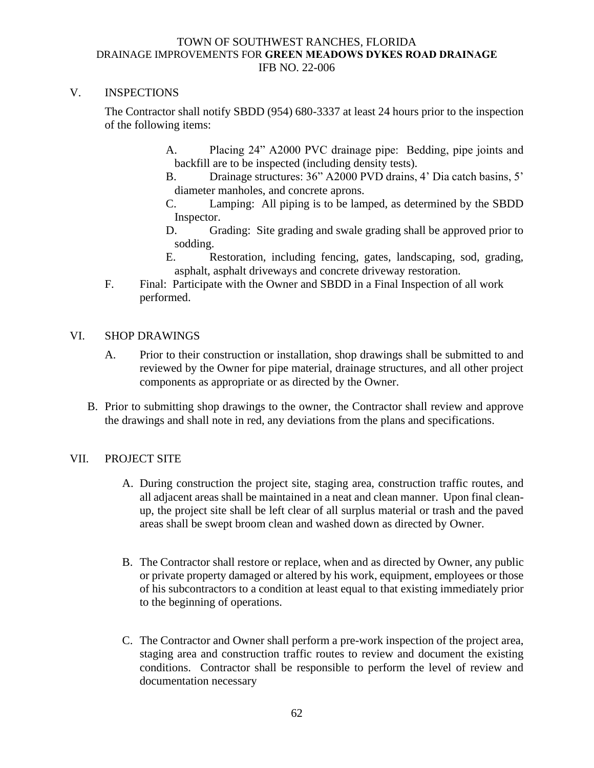## V. INSPECTIONS

The Contractor shall notify SBDD (954) 680-3337 at least 24 hours prior to the inspection of the following items:

A. Placing 24” A2000 PVC drainage pipe: Bedding, pipe joints and backfill are to be inspected (including density tests).

B. Drainage structures: 36” A2000 PVD drains, 4’ Dia catch basins, 5’ diameter manholes, and concrete aprons.

C. Lamping: All piping is to be lamped, as determined by the SBDD Inspector.

D. Grading: Site grading and swale grading shall be approved prior to sodding.

E. Restoration, including fencing, gates, landscaping, sod, grading, asphalt, asphalt driveways and concrete driveway restoration.

F. Final: Participate with the Owner and SBDD in a Final Inspection of all work performed.

## VI. SHOP DRAWINGS

A. Prior to their construction or installation, shop drawings shall be submitted to and reviewed by the Owner for pipe material, drainage structures, and all other project components as appropriate or as directed by the Owner.

B. Prior to submitting shop drawings to the owner, the Contractor shall review and approve the drawings and shall note in red, any deviations from the plans and specifications.

## VII. PROJECT SITE

A. During construction the project site, staging area, construction traffic routes, and all adjacent areas shall be maintained in a neat and clean manner. Upon final clean-up, the project site shall be left clear of all surplus material or trash and the paved areas shall be swept broom clean and washed down as directed by Owner.

B. The Contractor shall restore or replace, when and as directed by Owner, any public or private property damaged or altered by his work, equipment, employees or those of his subcontractors to a condition at least equal to that existing immediately prior to the beginning of operations.

C. The Contractor and Owner shall perform a pre-work inspection of the project area, staging area and construction traffic routes to review and document the existing conditions. Contractor shall be responsible to perform the level of review and documentation necessary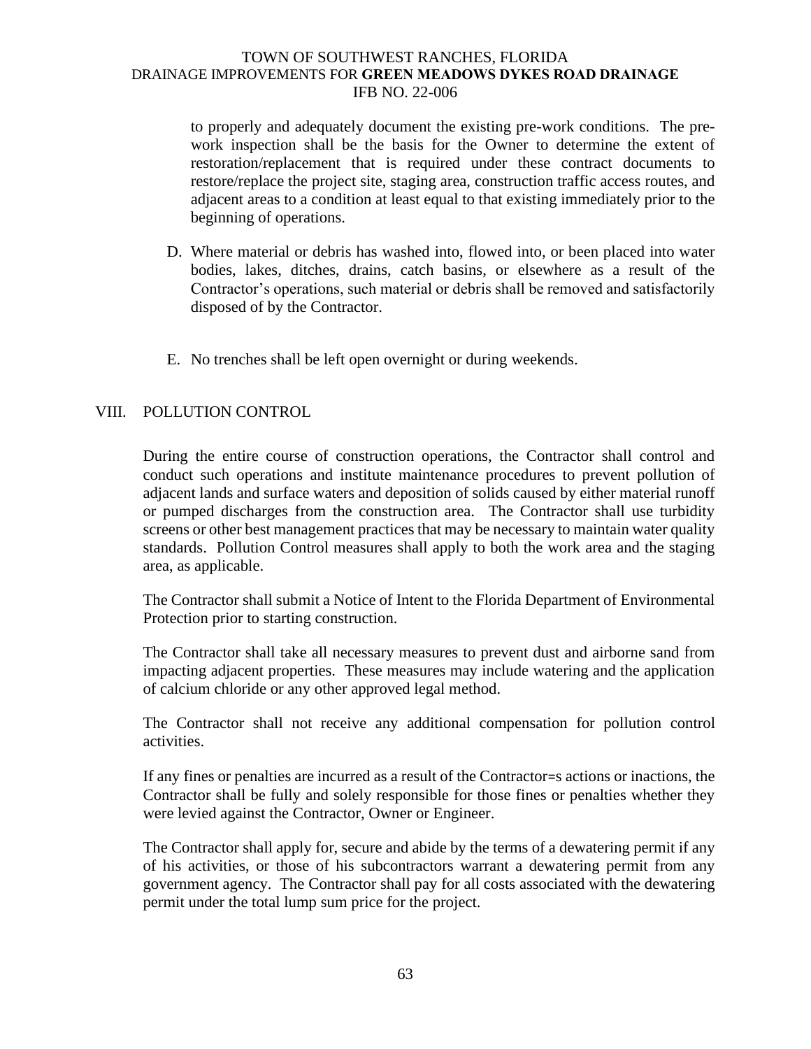to properly and adequately document the existing pre-work conditions. The pre-work inspection shall be the basis for the Owner to determine the extent of restoration/replacement that is required under these contract documents to restore/replace the project site, staging area, construction traffic access routes, and adjacent areas to a condition at least equal to that existing immediately prior to the beginning of operations.

D. Where material or debris has washed into, flowed into, or been placed into water bodies, lakes, ditches, drains, catch basins, or elsewhere as a result of the Contractor's operations, such material or debris shall be removed and satisfactorily disposed of by the Contractor.

E. No trenches shall be left open overnight or during weekends.

## VIII. POLLUTION CONTROL

During the entire course of construction operations, the Contractor shall control and conduct such operations and institute maintenance procedures to prevent pollution of adjacent lands and surface waters and deposition of solids caused by either material runoff or pumped discharges from the construction area. The Contractor shall use turbidity screens or other best management practices that may be necessary to maintain water quality standards. Pollution Control measures shall apply to both the work area and the staging area, as applicable.

The Contractor shall submit a Notice of Intent to the Florida Department of Environmental Protection prior to starting construction.

The Contractor shall take all necessary measures to prevent dust and airborne sand from impacting adjacent properties. These measures may include watering and the application of calcium chloride or any other approved legal method.

The Contractor shall not receive any additional compensation for pollution control activities.

If any fines or penalties are incurred as a result of the Contractor=s actions or inactions, the Contractor shall be fully and solely responsible for those fines or penalties whether they were levied against the Contractor, Owner or Engineer.

The Contractor shall apply for, secure and abide by the terms of a dewatering permit if any of his activities, or those of his subcontractors warrant a dewatering permit from any government agency. The Contractor shall pay for all costs associated with the dewatering permit under the total lump sum price for the project.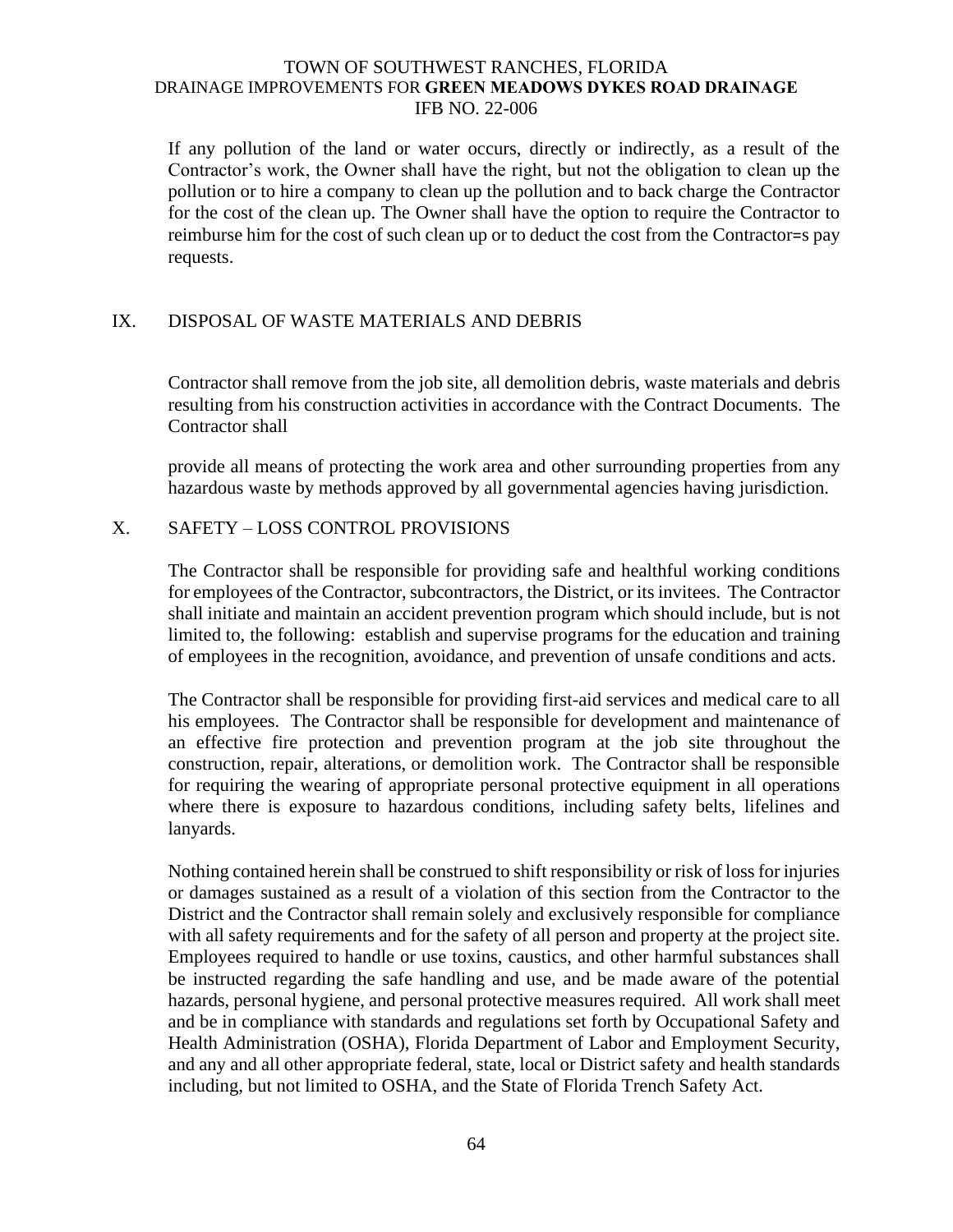If any pollution of the land or water occurs, directly or indirectly, as a result of the Contractor's work, the Owner shall have the right, but not the obligation to clean up the pollution or to hire a company to clean up the pollution and to back charge the Contractor for the cost of the clean up. The Owner shall have the option to require the Contractor to reimburse him for the cost of such clean up or to deduct the cost from the Contractor=s pay requests.

## IX. DISPOSAL OF WASTE MATERIALS AND DEBRIS

Contractor shall remove from the job site, all demolition debris, waste materials and debris resulting from his construction activities in accordance with the Contract Documents. The Contractor shall

provide all means of protecting the work area and other surrounding properties from any hazardous waste by methods approved by all governmental agencies having jurisdiction.

## X. SAFETY – LOSS CONTROL PROVISIONS

The Contractor shall be responsible for providing safe and healthful working conditions for employees of the Contractor, subcontractors, the District, or its invitees. The Contractor shall initiate and maintain an accident prevention program which should include, but is not limited to, the following: establish and supervise programs for the education and training of employees in the recognition, avoidance, and prevention of unsafe conditions and acts.

The Contractor shall be responsible for providing first-aid services and medical care to all his employees. The Contractor shall be responsible for development and maintenance of an effective fire protection and prevention program at the job site throughout the construction, repair, alterations, or demolition work. The Contractor shall be responsible for requiring the wearing of appropriate personal protective equipment in all operations where there is exposure to hazardous conditions, including safety belts, lifelines and lanyards.

Nothing contained herein shall be construed to shift responsibility or risk of loss for injuries or damages sustained as a result of a violation of this section from the Contractor to the District and the Contractor shall remain solely and exclusively responsible for compliance with all safety requirements and for the safety of all person and property at the project site. Employees required to handle or use toxins, caustics, and other harmful substances shall be instructed regarding the safe handling and use, and be made aware of the potential hazards, personal hygiene, and personal protective measures required. All work shall meet and be in compliance with standards and regulations set forth by Occupational Safety and Health Administration (OSHA), Florida Department of Labor and Employment Security, and any and all other appropriate federal, state, local or District safety and health standards including, but not limited to OSHA, and the State of Florida Trench Safety Act.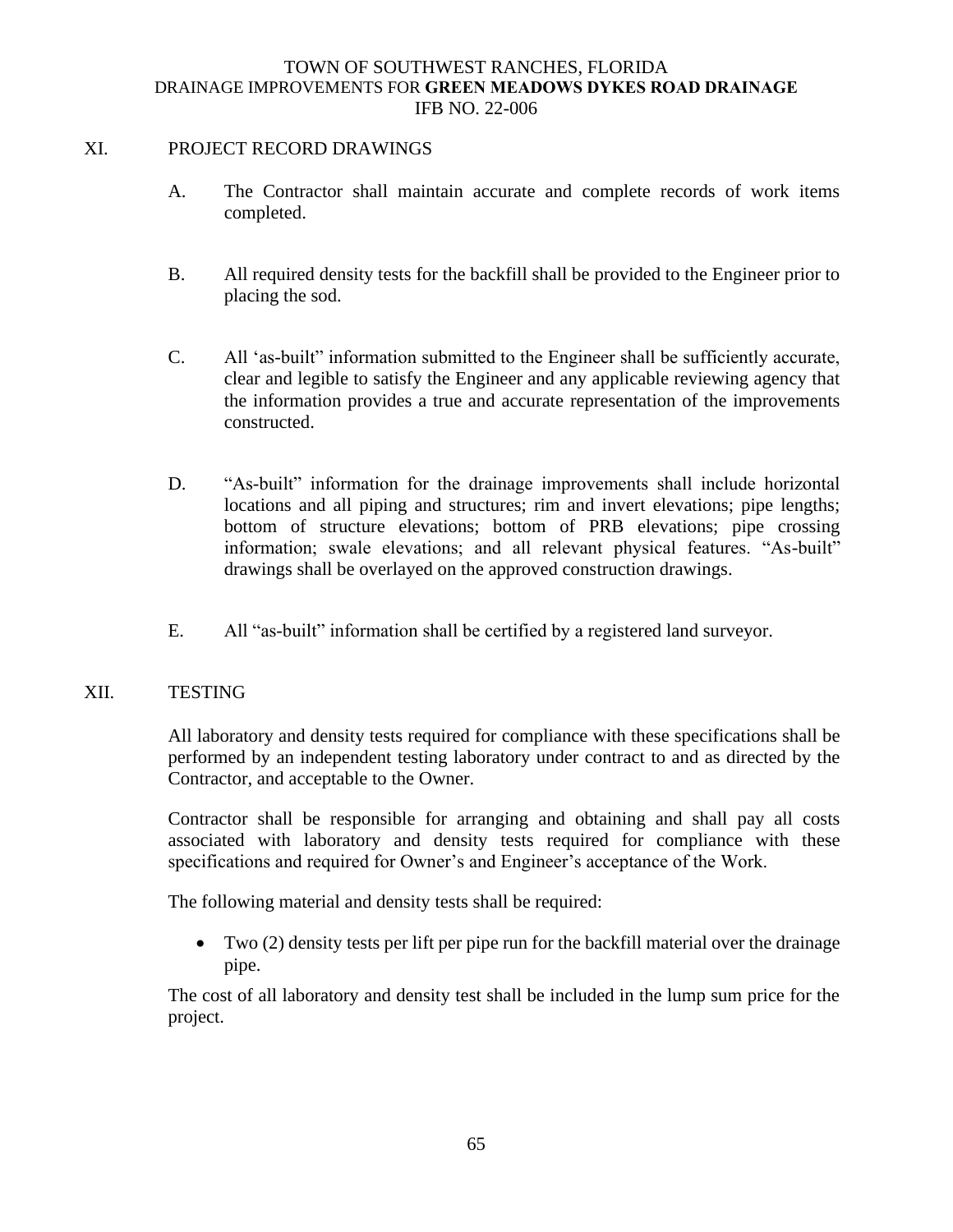## XI. PROJECT RECORD DRAWINGS

A. The Contractor shall maintain accurate and complete records of work items completed.

B. All required density tests for the backfill shall be provided to the Engineer prior to placing the sod.

C. All 'as-built" information submitted to the Engineer shall be sufficiently accurate, clear and legible to satisfy the Engineer and any applicable reviewing agency that the information provides a true and accurate representation of the improvements constructed.

D. "As-built" information for the drainage improvements shall include horizontal locations and all piping and structures; rim and invert elevations; pipe lengths; bottom of structure elevations; bottom of PRB elevations; pipe crossing information; swale elevations; and all relevant physical features. "As-built" drawings shall be overlayed on the approved construction drawings.

E. All "as-built" information shall be certified by a registered land surveyor.

## XII. TESTING

All laboratory and density tests required for compliance with these specifications shall be performed by an independent testing laboratory under contract to and as directed by the Contractor, and acceptable to the Owner.

Contractor shall be responsible for arranging and obtaining and shall pay all costs associated with laboratory and density tests required for compliance with these specifications and required for Owner's and Engineer's acceptance of the Work.

The following material and density tests shall be required:

- Two (2) density tests per lift per pipe run for the backfill material over the drainage pipe.

The cost of all laboratory and density test shall be included in the lump sum price for the project.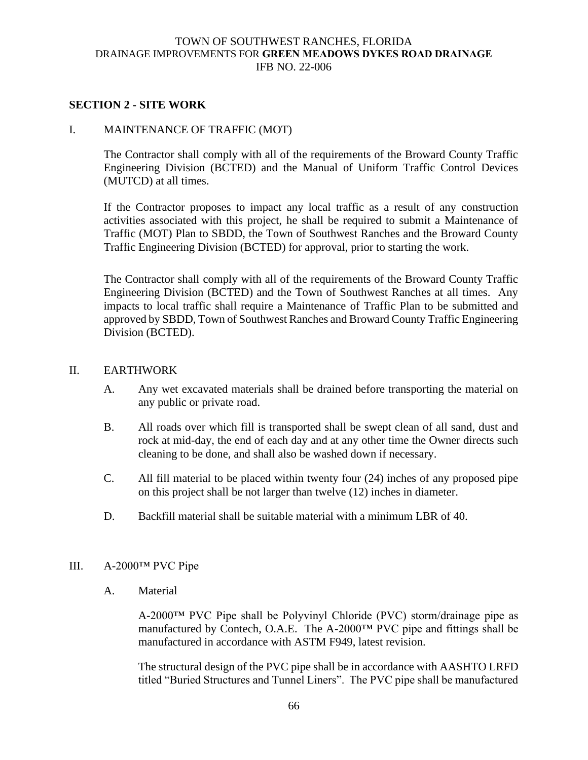## SECTION 2 - SITE WORK

I. MAINTENANCE OF TRAFFIC (MOT)

The Contractor shall comply with all of the requirements of the Broward County Traffic Engineering Division (BCTED) and the Manual of Uniform Traffic Control Devices (MUTCD) at all times.

If the Contractor proposes to impact any local traffic as a result of any construction activities associated with this project, he shall be required to submit a Maintenance of Traffic (MOT) Plan to SBDD, the Town of Southwest Ranches and the Broward County Traffic Engineering Division (BCTED) for approval, prior to starting the work.

The Contractor shall comply with all of the requirements of the Broward County Traffic Engineering Division (BCTED) and the Town of Southwest Ranches at all times. Any impacts to local traffic shall require a Maintenance of Traffic Plan to be submitted and approved by SBDD, Town of Southwest Ranches and Broward County Traffic Engineering Division (BCTED).

II. EARTHWORK

A. Any wet excavated materials shall be drained before transporting the material on any public or private road.

B. All roads over which fill is transported shall be swept clean of all sand, dust and rock at mid-day, the end of each day and at any other time the Owner directs such cleaning to be done, and shall also be washed down if necessary.

C. All fill material to be placed within twenty four (24) inches of any proposed pipe on this project shall be not larger than twelve (12) inches in diameter.

D. Backfill material shall be suitable material with a minimum LBR of 40.

III. A-2000™ PVC Pipe

A. Material

A-2000™ PVC Pipe shall be Polyvinyl Chloride (PVC) storm/drainage pipe as manufactured by Contech, O.A.E. The A-2000™ PVC pipe and fittings shall be manufactured in accordance with ASTM F949, latest revision.

The structural design of the PVC pipe shall be in accordance with AASHTO LRFD titled "Buried Structures and Tunnel Liners". The PVC pipe shall be manufactured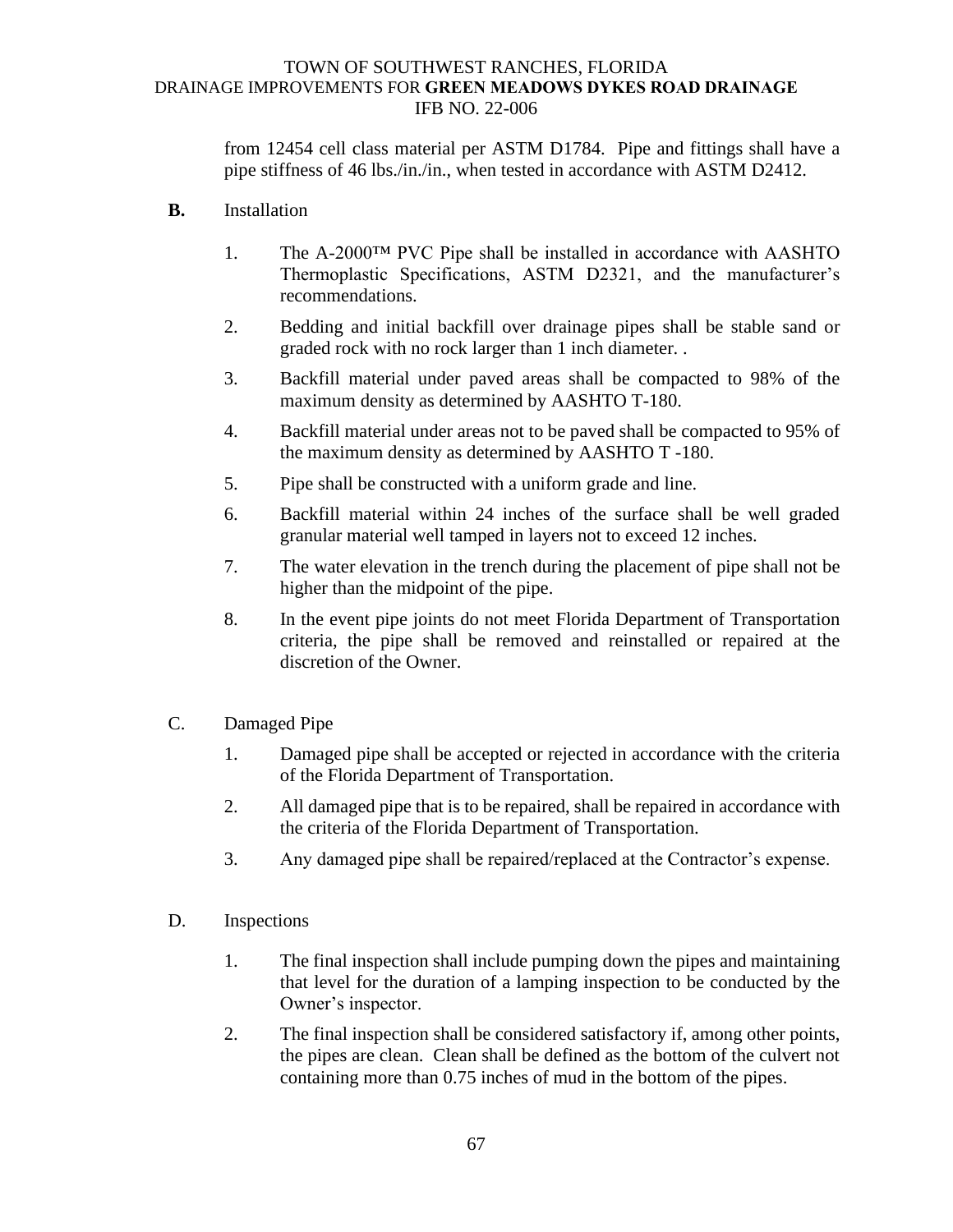from 12454 cell class material per ASTM D1784. Pipe and fittings shall have a pipe stiffness of 46 lbs./in./in., when tested in accordance with ASTM D2412.

**B.** Installation

1. The A-2000™ PVC Pipe shall be installed in accordance with AASHTO Thermoplastic Specifications, ASTM D2321, and the manufacturer's recommendations.
2. Bedding and initial backfill over drainage pipes shall be stable sand or graded rock with no rock larger than 1 inch diameter. .
3. Backfill material under paved areas shall be compacted to 98% of the maximum density as determined by AASHTO T-180.
4. Backfill material under areas not to be paved shall be compacted to 95% of the maximum density as determined by AASHTO T -180.
5. Pipe shall be constructed with a uniform grade and line.
6. Backfill material within 24 inches of the surface shall be well graded granular material well tamped in layers not to exceed 12 inches.
7. The water elevation in the trench during the placement of pipe shall not be higher than the midpoint of the pipe.
8. In the event pipe joints do not meet Florida Department of Transportation criteria, the pipe shall be removed and reinstalled or repaired at the discretion of the Owner.

C. Damaged Pipe

1. Damaged pipe shall be accepted or rejected in accordance with the criteria of the Florida Department of Transportation.
2. All damaged pipe that is to be repaired, shall be repaired in accordance with the criteria of the Florida Department of Transportation.
3. Any damaged pipe shall be repaired/replaced at the Contractor's expense.

D. Inspections

1. The final inspection shall include pumping down the pipes and maintaining that level for the duration of a lamping inspection to be conducted by the Owner's inspector.
2. The final inspection shall be considered satisfactory if, among other points, the pipes are clean. Clean shall be defined as the bottom of the culvert not containing more than 0.75 inches of mud in the bottom of the pipes.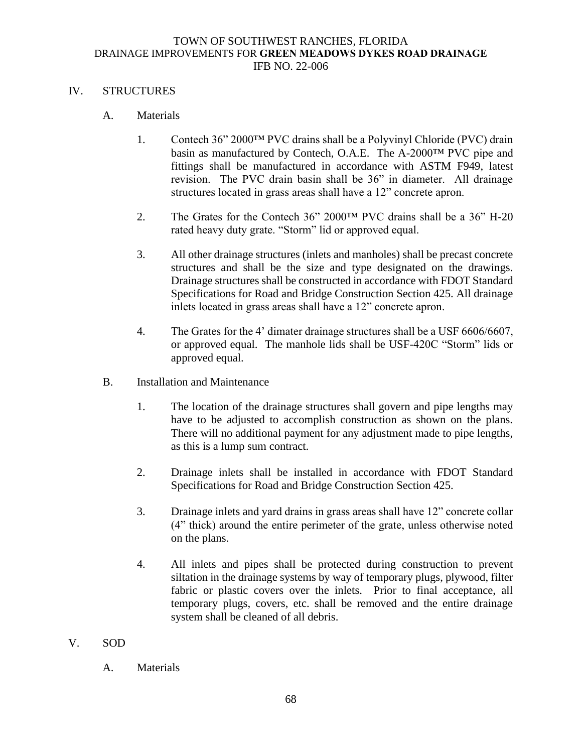## IV. STRUCTURES

### A. Materials

1. Contech 36" 2000™ PVC drains shall be a Polyvinyl Chloride (PVC) drain basin as manufactured by Contech, O.A.E. The A-2000™ PVC pipe and fittings shall be manufactured in accordance with ASTM F949, latest revision. The PVC drain basin shall be 36" in diameter. All drainage structures located in grass areas shall have a 12" concrete apron.

2. The Grates for the Contech 36" 2000™ PVC drains shall be a 36" H-20 rated heavy duty grate. "Storm" lid or approved equal.

3. All other drainage structures (inlets and manholes) shall be precast concrete structures and shall be the size and type designated on the drawings. Drainage structures shall be constructed in accordance with FDOT Standard Specifications for Road and Bridge Construction Section 425. All drainage inlets located in grass areas shall have a 12" concrete apron.

4. The Grates for the 4' dimater drainage structures shall be a USF 6606/6607, or approved equal. The manhole lids shall be USF-420C "Storm" lids or approved equal.

### B. Installation and Maintenance

1. The location of the drainage structures shall govern and pipe lengths may have to be adjusted to accomplish construction as shown on the plans. There will no additional payment for any adjustment made to pipe lengths, as this is a lump sum contract.

2. Drainage inlets shall be installed in accordance with FDOT Standard Specifications for Road and Bridge Construction Section 425.

3. Drainage inlets and yard drains in grass areas shall have 12" concrete collar (4" thick) around the entire perimeter of the grate, unless otherwise noted on the plans.

4. All inlets and pipes shall be protected during construction to prevent siltation in the drainage systems by way of temporary plugs, plywood, filter fabric or plastic covers over the inlets. Prior to final acceptance, all temporary plugs, covers, etc. shall be removed and the entire drainage system shall be cleaned of all debris.

## V. SOD

### A. Materials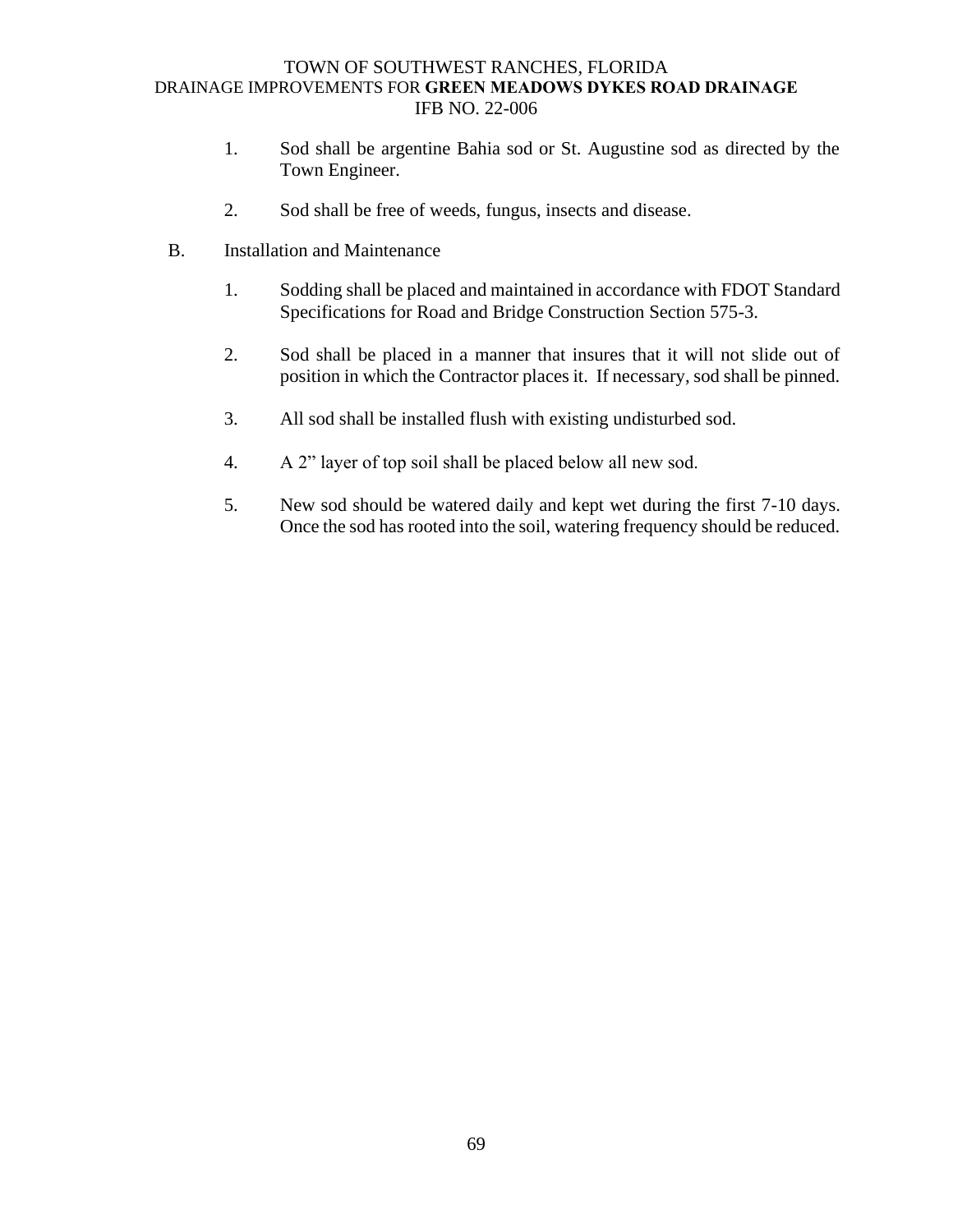1. Sod shall be argentine Bahia sod or St. Augustine sod as directed by the Town Engineer.

2. Sod shall be free of weeds, fungus, insects and disease.

B. Installation and Maintenance

1. Sodding shall be placed and maintained in accordance with FDOT Standard Specifications for Road and Bridge Construction Section 575-3.

2. Sod shall be placed in a manner that insures that it will not slide out of position in which the Contractor places it. If necessary, sod shall be pinned.

3. All sod shall be installed flush with existing undisturbed sod.

4. A 2" layer of top soil shall be placed below all new sod.

5. New sod should be watered daily and kept wet during the first 7-10 days. Once the sod has rooted into the soil, watering frequency should be reduced.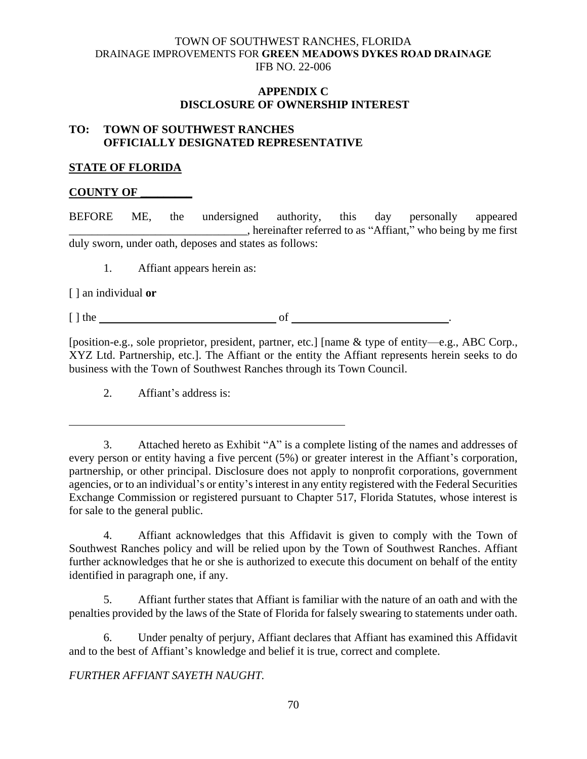TOWN OF SOUTHWEST RANCHES, FLORIDA
DRAINAGE IMPROVEMENTS FOR **GREEN MEADOWS DYKES ROAD DRAINAGE**
IFB NO. 22-006

## APPENDIX C
## DISCLOSURE OF OWNERSHIP INTEREST

**TO: TOWN OF SOUTHWEST RANCHES
OFFICIALLY DESIGNATED REPRESENTATIVE**

**STATE OF FLORIDA**

**COUNTY OF _________**

BEFORE ME, the undersigned authority, this day personally appeared _______________________________, hereinafter referred to as "Affiant," who being by me first duly sworn, under oath, deposes and states as follows:

1. Affiant appears herein as:

[ ] an individual **or**

[ ] the ________________________________ of ____________________________.

[position-e.g., sole proprietor, president, partner, etc.] [name & type of entity—e.g., ABC Corp., XYZ Ltd. Partnership, etc.]. The Affiant or the entity the Affiant represents herein seeks to do business with the Town of Southwest Ranches through its Town Council.

2. Affiant's address is:

________________________________________________

3. Attached hereto as Exhibit "A" is a complete listing of the names and addresses of every person or entity having a five percent (5%) or greater interest in the Affiant's corporation, partnership, or other principal. Disclosure does not apply to nonprofit corporations, government agencies, or to an individual's or entity's interest in any entity registered with the Federal Securities Exchange Commission or registered pursuant to Chapter 517, Florida Statutes, whose interest is for sale to the general public.

4. Affiant acknowledges that this Affidavit is given to comply with the Town of Southwest Ranches policy and will be relied upon by the Town of Southwest Ranches. Affiant further acknowledges that he or she is authorized to execute this document on behalf of the entity identified in paragraph one, if any.

5. Affiant further states that Affiant is familiar with the nature of an oath and with the penalties provided by the laws of the State of Florida for falsely swearing to statements under oath.

6. Under penalty of perjury, Affiant declares that Affiant has examined this Affidavit and to the best of Affiant's knowledge and belief it is true, correct and complete.

*FURTHER AFFIANT SAYETH NAUGHT.*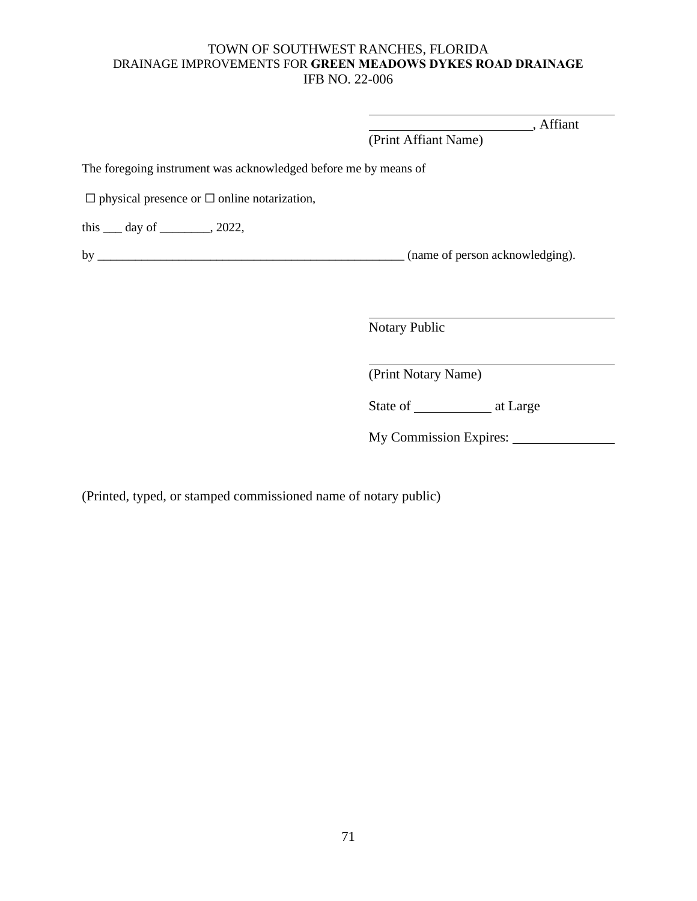TOWN OF SOUTHWEST RANCHES, FLORIDA
DRAINAGE IMPROVEMENTS FOR **GREEN MEADOWS DYKES ROAD DRAINAGE**
IFB NO. 22-006

\_\_\_\_\_\_\_\_\_\_\_\_\_\_\_\_\_\_\_\_\_\_\_\_\_\_\_\_\_\_\_\_\_\_\_\_\_\_

\_\_\_\_\_\_\_\_\_\_\_\_\_\_\_\_\_\_\_\_\_\_\_\_\_\_, Affiant
(Print Affiant Name)

The foregoing instrument was acknowledged before me by means of

☐ physical presence or ☐ online notarization,

this ___ day of ________, 2022,

by ___________________________________________________ (name of person acknowledging).

\_\_\_\_\_\_\_\_\_\_\_\_\_\_\_\_\_\_\_\_\_\_\_\_\_\_\_\_\_\_\_\_\_\_\_\_\_\_
Notary Public

\_\_\_\_\_\_\_\_\_\_\_\_\_\_\_\_\_\_\_\_\_\_\_\_\_\_\_\_\_\_\_\_\_\_\_\_\_\_
(Print Notary Name)

State of ____________ at Large

My Commission Expires: _______________

(Printed, typed, or stamped commissioned name of notary public)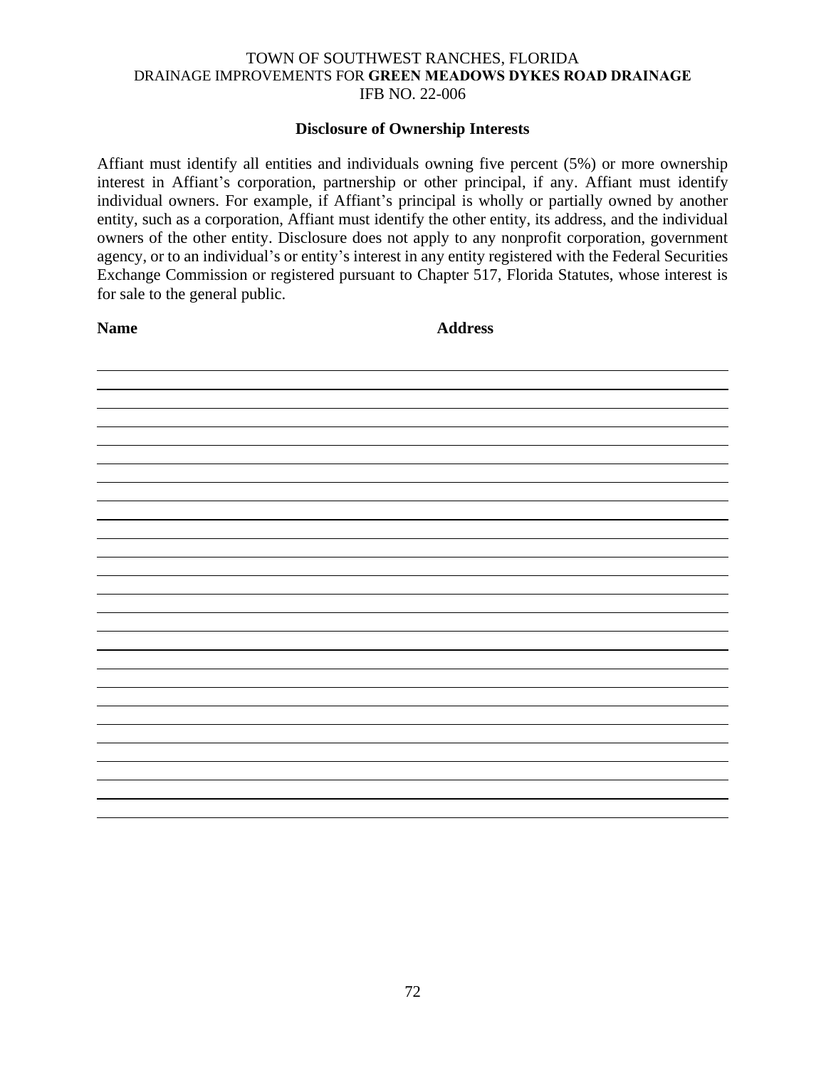TOWN OF SOUTHWEST RANCHES, FLORIDA
DRAINAGE IMPROVEMENTS FOR **GREEN MEADOWS DYKES ROAD DRAINAGE**
IFB NO. 22-006

## Disclosure of Ownership Interests

Affiant must identify all entities and individuals owning five percent (5%) or more ownership interest in Affiant's corporation, partnership or other principal, if any. Affiant must identify individual owners. For example, if Affiant's principal is wholly or partially owned by another entity, such as a corporation, Affiant must identify the other entity, its address, and the individual owners of the other entity. Disclosure does not apply to any nonprofit corporation, government agency, or to an individual's or entity's interest in any entity registered with the Federal Securities Exchange Commission or registered pursuant to Chapter 517, Florida Statutes, whose interest is for sale to the general public.

| Name | Address |
| --- | --- |
| | |
| | |
| | |
| | |
| | |
| | |
| | |
| | |
| | |
| | |
| | |
| | |
| | |
| | |
| | |
| | |
| | |
| | |
| | |
| | |
| | |
| | |
| | |
| | |
| | |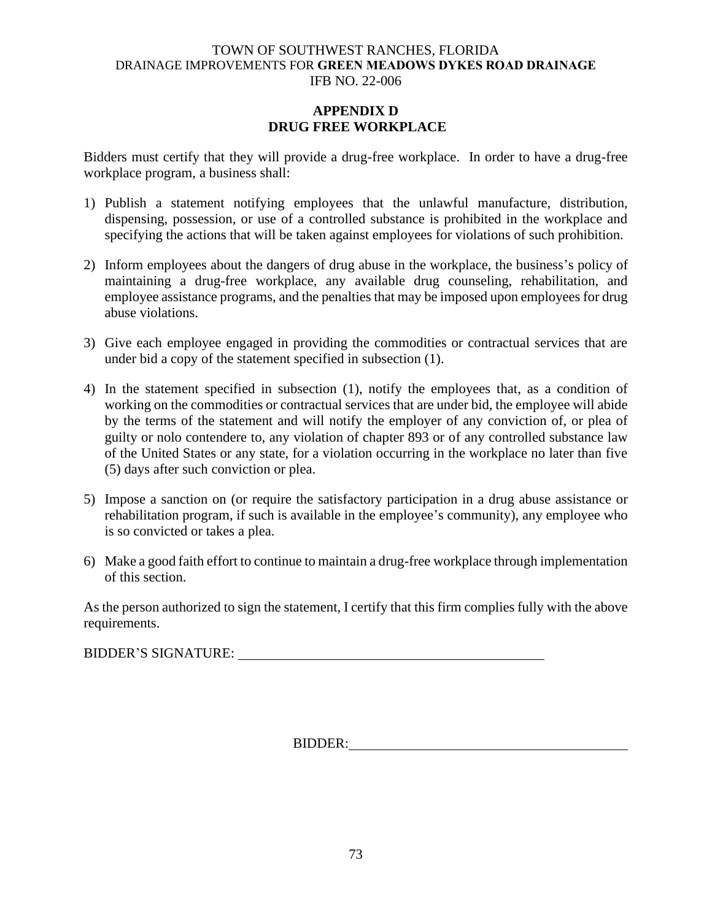TOWN OF SOUTHWEST RANCHES, FLORIDA
DRAINAGE IMPROVEMENTS FOR **GREEN MEADOWS DYKES ROAD DRAINAGE**
IFB NO. 22-006

## APPENDIX D
## DRUG FREE WORKPLACE

Bidders must certify that they will provide a drug-free workplace. In order to have a drug-free workplace program, a business shall:

1) Publish a statement notifying employees that the unlawful manufacture, distribution, dispensing, possession, or use of a controlled substance is prohibited in the workplace and specifying the actions that will be taken against employees for violations of such prohibition.

2) Inform employees about the dangers of drug abuse in the workplace, the business's policy of maintaining a drug-free workplace, any available drug counseling, rehabilitation, and employee assistance programs, and the penalties that may be imposed upon employees for drug abuse violations.

3) Give each employee engaged in providing the commodities or contractual services that are under bid a copy of the statement specified in subsection (1).

4) In the statement specified in subsection (1), notify the employees that, as a condition of working on the commodities or contractual services that are under bid, the employee will abide by the terms of the statement and will notify the employer of any conviction of, or plea of guilty or nolo contendere to, any violation of chapter 893 or of any controlled substance law of the United States or any state, for a violation occurring in the workplace no later than five (5) days after such conviction or plea.

5) Impose a sanction on (or require the satisfactory participation in a drug abuse assistance or rehabilitation program, if such is available in the employee's community), any employee who is so convicted or takes a plea.

6) Make a good faith effort to continue to maintain a drug-free workplace through implementation of this section.

As the person authorized to sign the statement, I certify that this firm complies fully with the above requirements.

BIDDER'S SIGNATURE: ____________________________________________

BIDDER: ________________________________________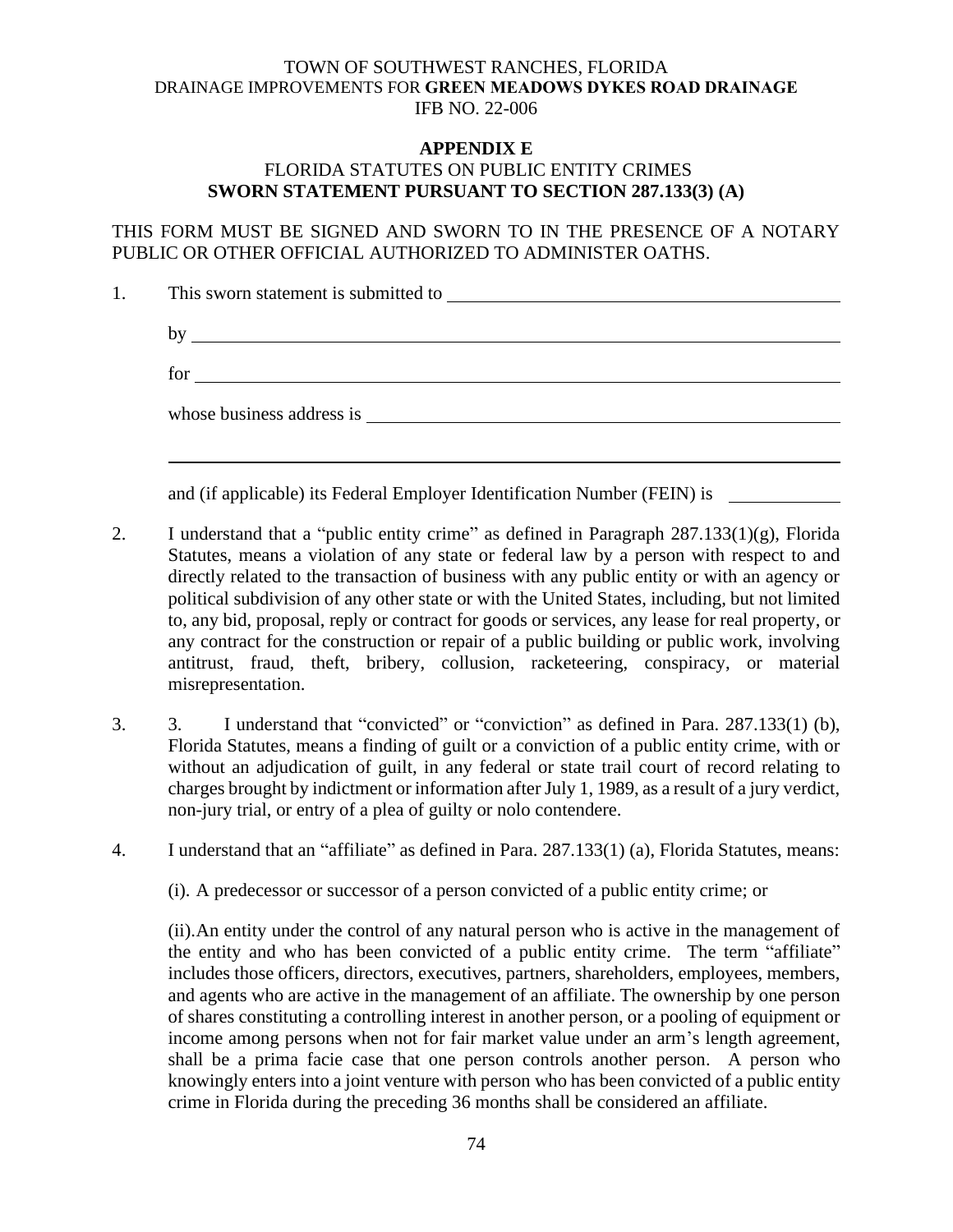TOWN OF SOUTHWEST RANCHES, FLORIDA
DRAINAGE IMPROVEMENTS FOR **GREEN MEADOWS DYKES ROAD DRAINAGE**
IFB NO. 22-006

## APPENDIX E

FLORIDA STATUTES ON PUBLIC ENTITY CRIMES

**SWORN STATEMENT PURSUANT TO SECTION 287.133(3) (A)**

THIS FORM MUST BE SIGNED AND SWORN TO IN THE PRESENCE OF A NOTARY PUBLIC OR OTHER OFFICIAL AUTHORIZED TO ADMINISTER OATHS.

1. This sworn statement is submitted to ______________________________

   by ______________________________

   for ______________________________

   whose business address is ______________________________

   ______________________________

   and (if applicable) its Federal Employer Identification Number (FEIN) is __________

2. I understand that a "public entity crime" as defined in Paragraph 287.133(1)(g), Florida Statutes, means a violation of any state or federal law by a person with respect to and directly related to the transaction of business with any public entity or with an agency or political subdivision of any other state or with the United States, including, but not limited to, any bid, proposal, reply or contract for goods or services, any lease for real property, or any contract for the construction or repair of a public building or public work, involving antitrust, fraud, theft, bribery, collusion, racketeering, conspiracy, or material misrepresentation.

3. 3. I understand that "convicted" or "conviction" as defined in Para. 287.133(1) (b), Florida Statutes, means a finding of guilt or a conviction of a public entity crime, with or without an adjudication of guilt, in any federal or state trail court of record relating to charges brought by indictment or information after July 1, 1989, as a result of a jury verdict, non-jury trial, or entry of a plea of guilty or nolo contendere.

4. I understand that an "affiliate" as defined in Para. 287.133(1) (a), Florida Statutes, means:

   (i). A predecessor or successor of a person convicted of a public entity crime; or

   (ii).An entity under the control of any natural person who is active in the management of the entity and who has been convicted of a public entity crime. The term "affiliate" includes those officers, directors, executives, partners, shareholders, employees, members, and agents who are active in the management of an affiliate. The ownership by one person of shares constituting a controlling interest in another person, or a pooling of equipment or income among persons when not for fair market value under an arm's length agreement, shall be a prima facie case that one person controls another person. A person who knowingly enters into a joint venture with person who has been convicted of a public entity crime in Florida during the preceding 36 months shall be considered an affiliate.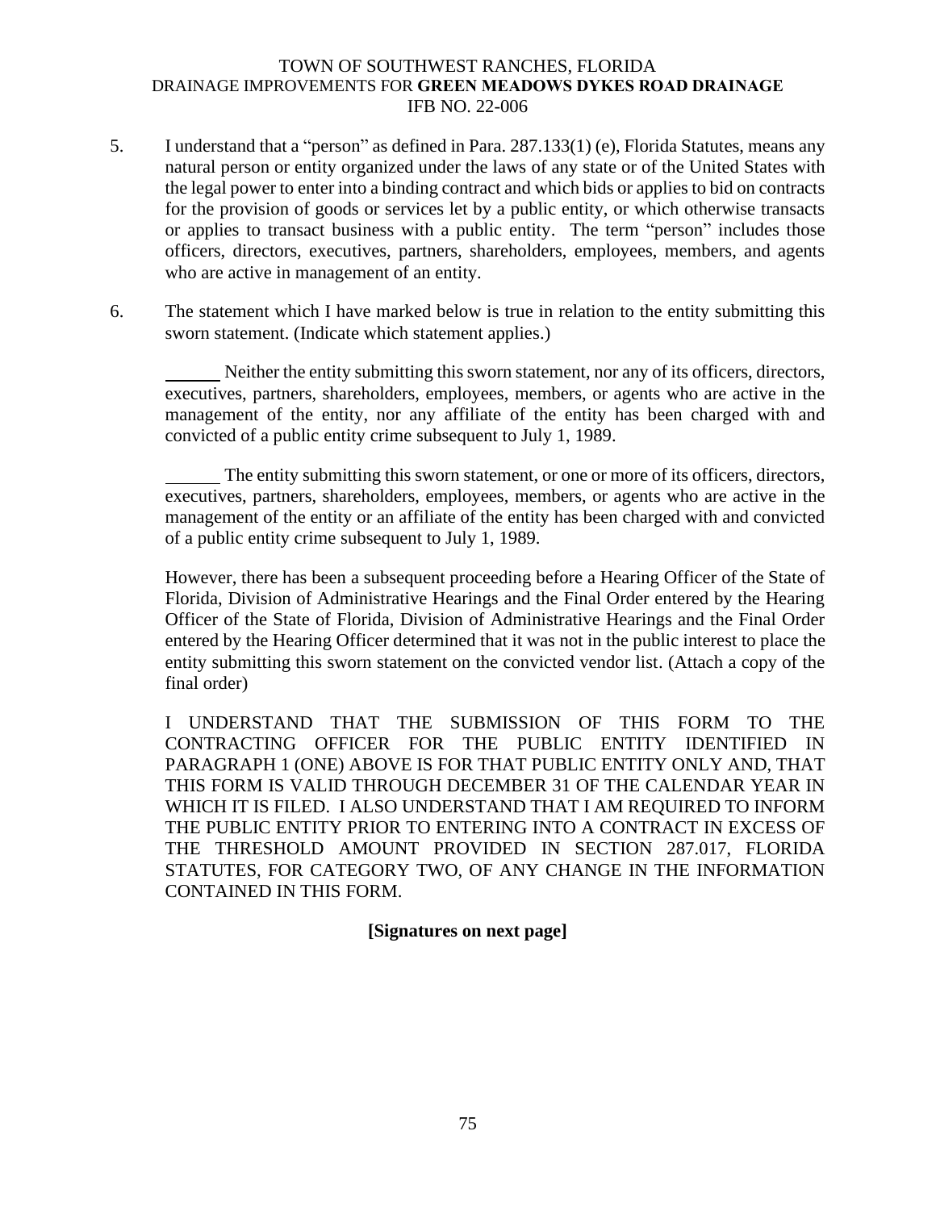5. I understand that a “person” as defined in Para. 287.133(1) (e), Florida Statutes, means any natural person or entity organized under the laws of any state or of the United States with the legal power to enter into a binding contract and which bids or applies to bid on contracts for the provision of goods or services let by a public entity, or which otherwise transacts or applies to transact business with a public entity. The term “person” includes those officers, directors, executives, partners, shareholders, employees, members, and agents who are active in management of an entity.

6. The statement which I have marked below is true in relation to the entity submitting this sworn statement. (Indicate which statement applies.)

   ______ Neither the entity submitting this sworn statement, nor any of its officers, directors, executives, partners, shareholders, employees, members, or agents who are active in the management of the entity, nor any affiliate of the entity has been charged with and convicted of a public entity crime subsequent to July 1, 1989.

   ______ The entity submitting this sworn statement, or one or more of its officers, directors, executives, partners, shareholders, employees, members, or agents who are active in the management of the entity or an affiliate of the entity has been charged with and convicted of a public entity crime subsequent to July 1, 1989.

   However, there has been a subsequent proceeding before a Hearing Officer of the State of Florida, Division of Administrative Hearings and the Final Order entered by the Hearing Officer of the State of Florida, Division of Administrative Hearings and the Final Order entered by the Hearing Officer determined that it was not in the public interest to place the entity submitting this sworn statement on the convicted vendor list. (Attach a copy of the final order)

   I UNDERSTAND THAT THE SUBMISSION OF THIS FORM TO THE CONTRACTING OFFICER FOR THE PUBLIC ENTITY IDENTIFIED IN PARAGRAPH 1 (ONE) ABOVE IS FOR THAT PUBLIC ENTITY ONLY AND, THAT THIS FORM IS VALID THROUGH DECEMBER 31 OF THE CALENDAR YEAR IN WHICH IT IS FILED. I ALSO UNDERSTAND THAT I AM REQUIRED TO INFORM THE PUBLIC ENTITY PRIOR TO ENTERING INTO A CONTRACT IN EXCESS OF THE THRESHOLD AMOUNT PROVIDED IN SECTION 287.017, FLORIDA STATUTES, FOR CATEGORY TWO, OF ANY CHANGE IN THE INFORMATION CONTAINED IN THIS FORM.

**[Signatures on next page]**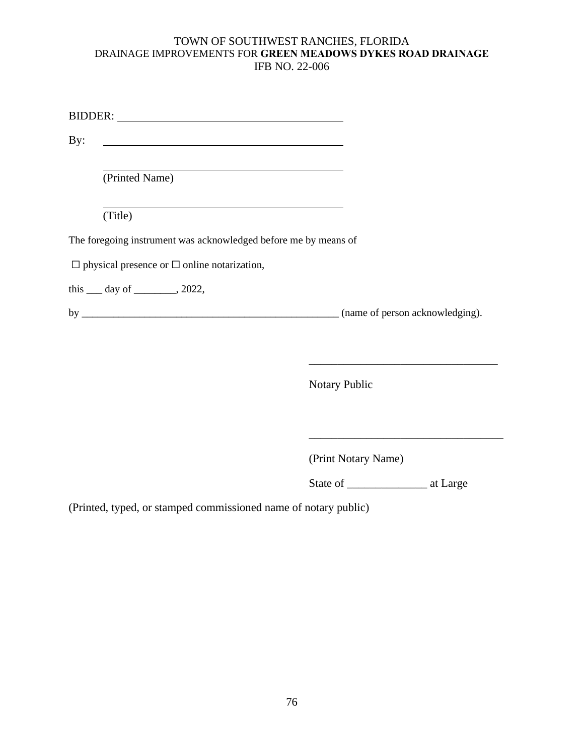TOWN OF SOUTHWEST RANCHES, FLORIDA
DRAINAGE IMPROVEMENTS FOR **GREEN MEADOWS DYKES ROAD DRAINAGE**
IFB NO. 22-006

BIDDER: ________________________________________

By: ________________________________________

________________________________________
(Printed Name)

________________________________________
(Title)

The foregoing instrument was acknowledged before me by means of

☐ physical presence or ☐ online notarization,

this ___ day of ________, 2022,

by ____________________________________________________ (name of person acknowledging).

__________________________________

Notary Public

___________________________________

(Print Notary Name)

State of ______________ at Large

(Printed, typed, or stamped commissioned name of notary public)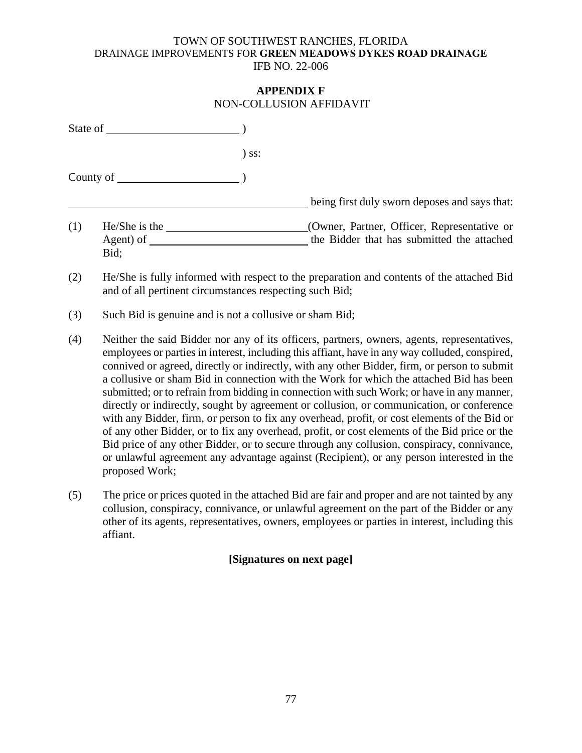TOWN OF SOUTHWEST RANCHES, FLORIDA
DRAINAGE IMPROVEMENTS FOR **GREEN MEADOWS DYKES ROAD DRAINAGE**
IFB NO. 22-006

## APPENDIX F
NON-COLLUSION AFFIDAVIT

State of ______________________ )

) ss:

County of _____________________ )

___________________________________________ being first duly sworn deposes and says that:

(1) He/She is the ________________________(Owner, Partner, Officer, Representative or Agent) of ____________________________ the Bidder that has submitted the attached Bid;

(2) He/She is fully informed with respect to the preparation and contents of the attached Bid and of all pertinent circumstances respecting such Bid;

(3) Such Bid is genuine and is not a collusive or sham Bid;

(4) Neither the said Bidder nor any of its officers, partners, owners, agents, representatives, employees or parties in interest, including this affiant, have in any way colluded, conspired, connived or agreed, directly or indirectly, with any other Bidder, firm, or person to submit a collusive or sham Bid in connection with the Work for which the attached Bid has been submitted; or to refrain from bidding in connection with such Work; or have in any manner, directly or indirectly, sought by agreement or collusion, or communication, or conference with any Bidder, firm, or person to fix any overhead, profit, or cost elements of the Bid or of any other Bidder, or to fix any overhead, profit, or cost elements of the Bid price or the Bid price of any other Bidder, or to secure through any collusion, conspiracy, connivance, or unlawful agreement any advantage against (Recipient), or any person interested in the proposed Work;

(5) The price or prices quoted in the attached Bid are fair and proper and are not tainted by any collusion, conspiracy, connivance, or unlawful agreement on the part of the Bidder or any other of its agents, representatives, owners, employees or parties in interest, including this affiant.

**[Signatures on next page]**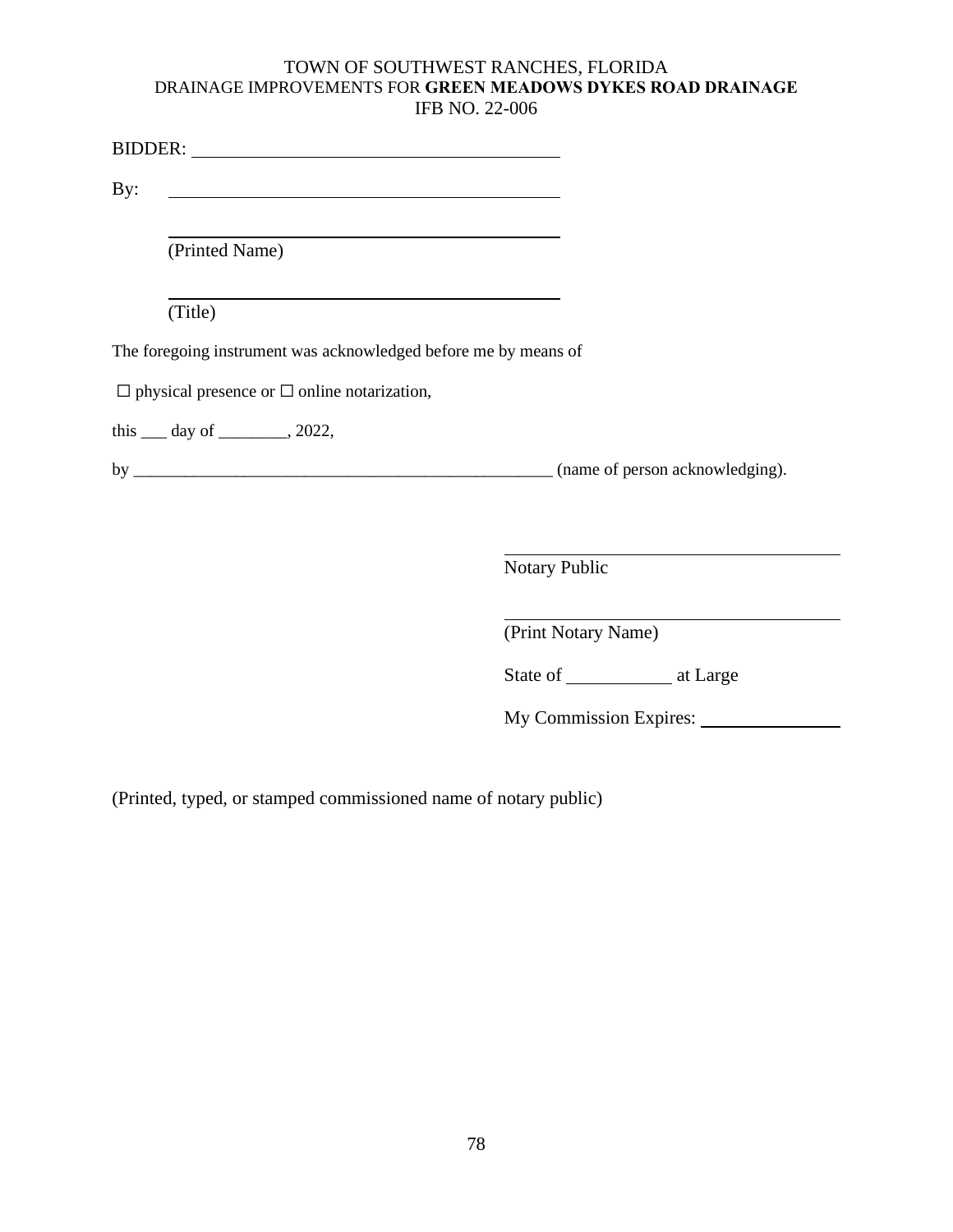TOWN OF SOUTHWEST RANCHES, FLORIDA
DRAINAGE IMPROVEMENTS FOR **GREEN MEADOWS DYKES ROAD DRAINAGE**
IFB NO. 22-006

BIDDER: ________________________________________

By: ________________________________________

________________________________________
(Printed Name)

________________________________________
(Title)

The foregoing instrument was acknowledged before me by means of

☐ physical presence or ☐ online notarization,

this ___ day of ________, 2022,

by ____________________________________________________ (name of person acknowledging).

________________________________________
Notary Public

________________________________________
(Print Notary Name)

State of ___________ at Large

My Commission Expires: _______________

(Printed, typed, or stamped commissioned name of notary public)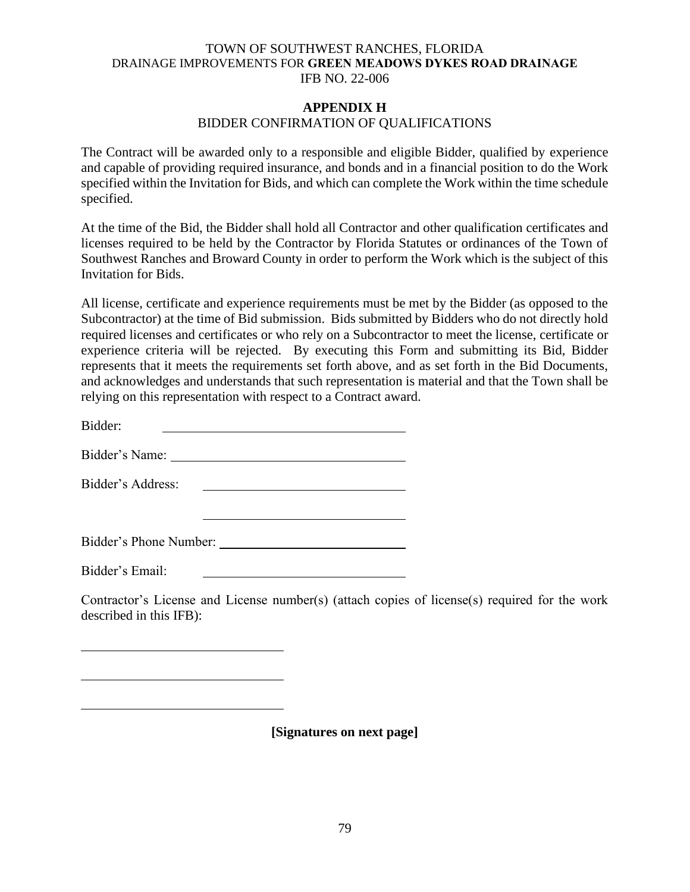TOWN OF SOUTHWEST RANCHES, FLORIDA
DRAINAGE IMPROVEMENTS FOR **GREEN MEADOWS DYKES ROAD DRAINAGE**
IFB NO. 22-006

## APPENDIX H

BIDDER CONFIRMATION OF QUALIFICATIONS

The Contract will be awarded only to a responsible and eligible Bidder, qualified by experience and capable of providing required insurance, and bonds and in a financial position to do the Work specified within the Invitation for Bids, and which can complete the Work within the time schedule specified.

At the time of the Bid, the Bidder shall hold all Contractor and other qualification certificates and licenses required to be held by the Contractor by Florida Statutes or ordinances of the Town of Southwest Ranches and Broward County in order to perform the Work which is the subject of this Invitation for Bids.

All license, certificate and experience requirements must be met by the Bidder (as opposed to the Subcontractor) at the time of Bid submission. Bids submitted by Bidders who do not directly hold required licenses and certificates or who rely on a Subcontractor to meet the license, certificate or experience criteria will be rejected. By executing this Form and submitting its Bid, Bidder represents that it meets the requirements set forth above, and as set forth in the Bid Documents, and acknowledges and understands that such representation is material and that the Town shall be relying on this representation with respect to a Contract award.

Bidder: ______________________________

Bidder's Name: ______________________________

Bidder's Address: ______________________________

______________________________

Bidder's Phone Number: ______________________________

Bidder's Email: ______________________________

Contractor's License and License number(s) (attach copies of license(s) required for the work described in this IFB):

______________________________

______________________________

______________________________

**[Signatures on next page]**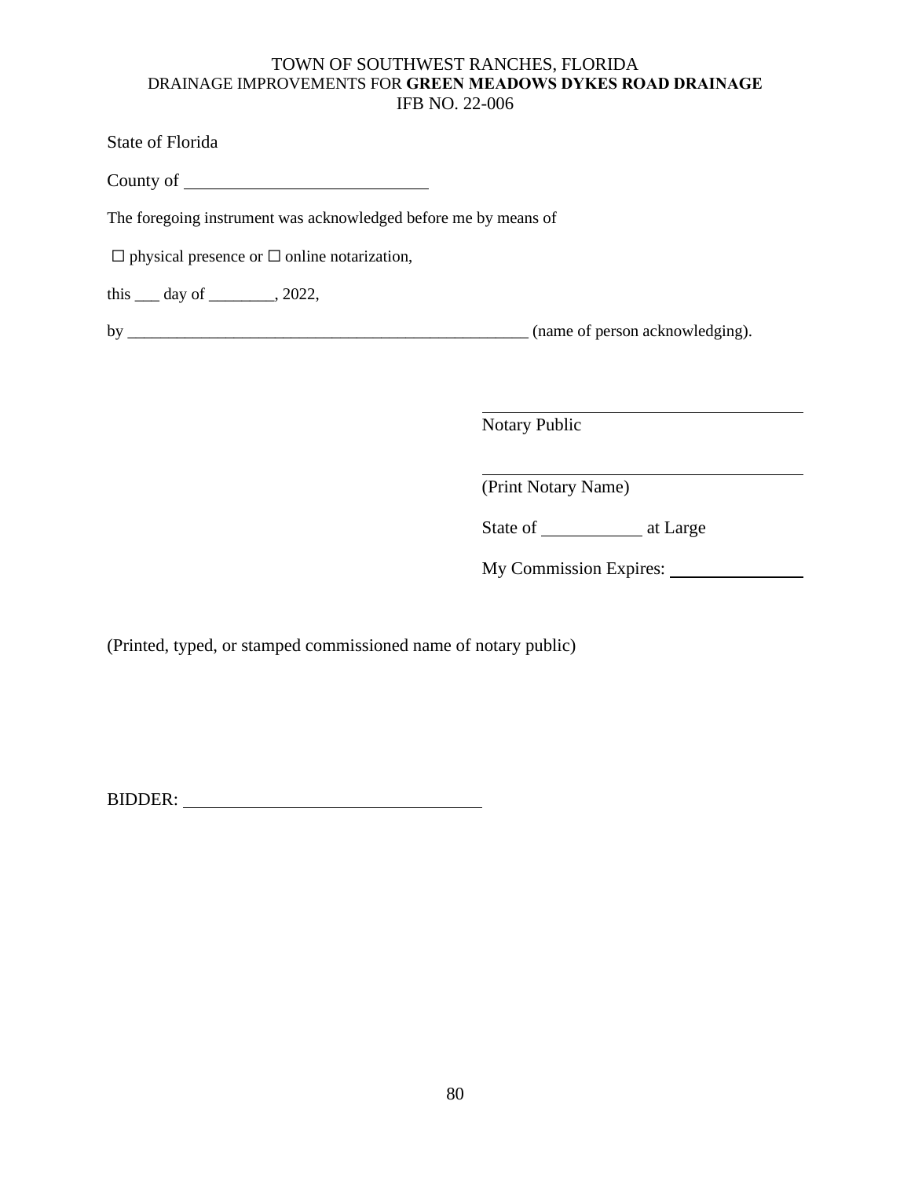TOWN OF SOUTHWEST RANCHES, FLORIDA
DRAINAGE IMPROVEMENTS FOR **GREEN MEADOWS DYKES ROAD DRAINAGE**
IFB NO. 22-006

State of Florida

County of ____________________________

The foregoing instrument was acknowledged before me by means of

☐ physical presence or ☐ online notarization,

this ___ day of ________, 2022,

by __________________________________________________ (name of person acknowledging).

______________________________________
Notary Public

______________________________________
(Print Notary Name)

State of ___________ at Large

My Commission Expires: _______________

(Printed, typed, or stamped commissioned name of notary public)

BIDDER: __________________________________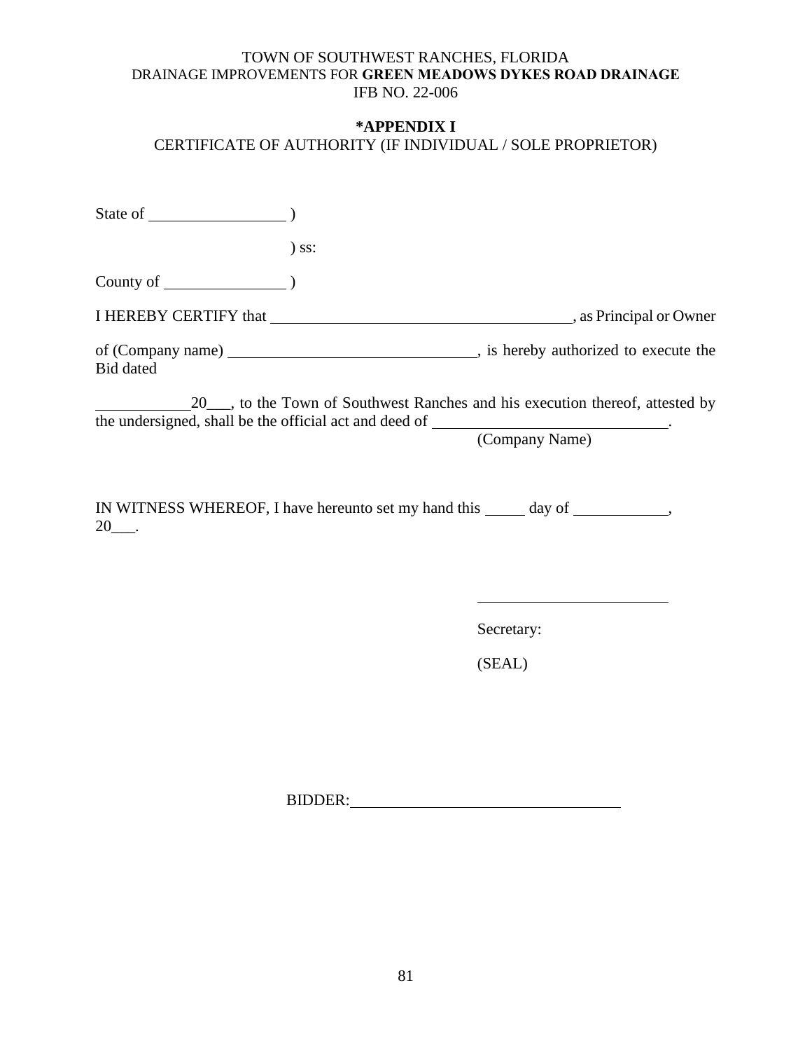TOWN OF SOUTHWEST RANCHES, FLORIDA
DRAINAGE IMPROVEMENTS FOR **GREEN MEADOWS DYKES ROAD DRAINAGE**
IFB NO. 22-006

**\*APPENDIX I**

CERTIFICATE OF AUTHORITY (IF INDIVIDUAL / SOLE PROPRIETOR)

State of \_\_\_\_\_\_\_\_\_\_\_\_\_\_\_\_\_\_ )

) ss:

County of \_\_\_\_\_\_\_\_\_\_\_\_\_\_\_\_\_ )

I HEREBY CERTIFY that \_\_\_\_\_\_\_\_\_\_\_\_\_\_\_\_\_\_\_\_\_\_\_\_\_\_\_\_\_\_\_\_\_\_\_\_\_\_\_\_, as Principal or Owner

of (Company name) \_\_\_\_\_\_\_\_\_\_\_\_\_\_\_\_\_\_\_\_\_\_\_\_\_\_\_\_\_\_\_\_\_\_, is hereby authorized to execute the Bid dated

\_\_\_\_\_\_\_\_\_\_\_\_20\_\_\_, to the Town of Southwest Ranches and his execution thereof, attested by the undersigned, shall be the official act and deed of \_\_\_\_\_\_\_\_\_\_\_\_\_\_\_\_\_\_\_\_\_\_\_\_\_\_\_\_\_\_.
(Company Name)

IN WITNESS WHEREOF, I have hereunto set my hand this \_\_\_\_\_ day of \_\_\_\_\_\_\_\_\_\_\_\_, 20\_\_\_.

\_\_\_\_\_\_\_\_\_\_\_\_\_\_\_\_\_\_\_\_\_\_\_\_\_

Secretary:

(SEAL)

BIDDER:\_\_\_\_\_\_\_\_\_\_\_\_\_\_\_\_\_\_\_\_\_\_\_\_\_\_\_\_\_\_\_\_\_\_\_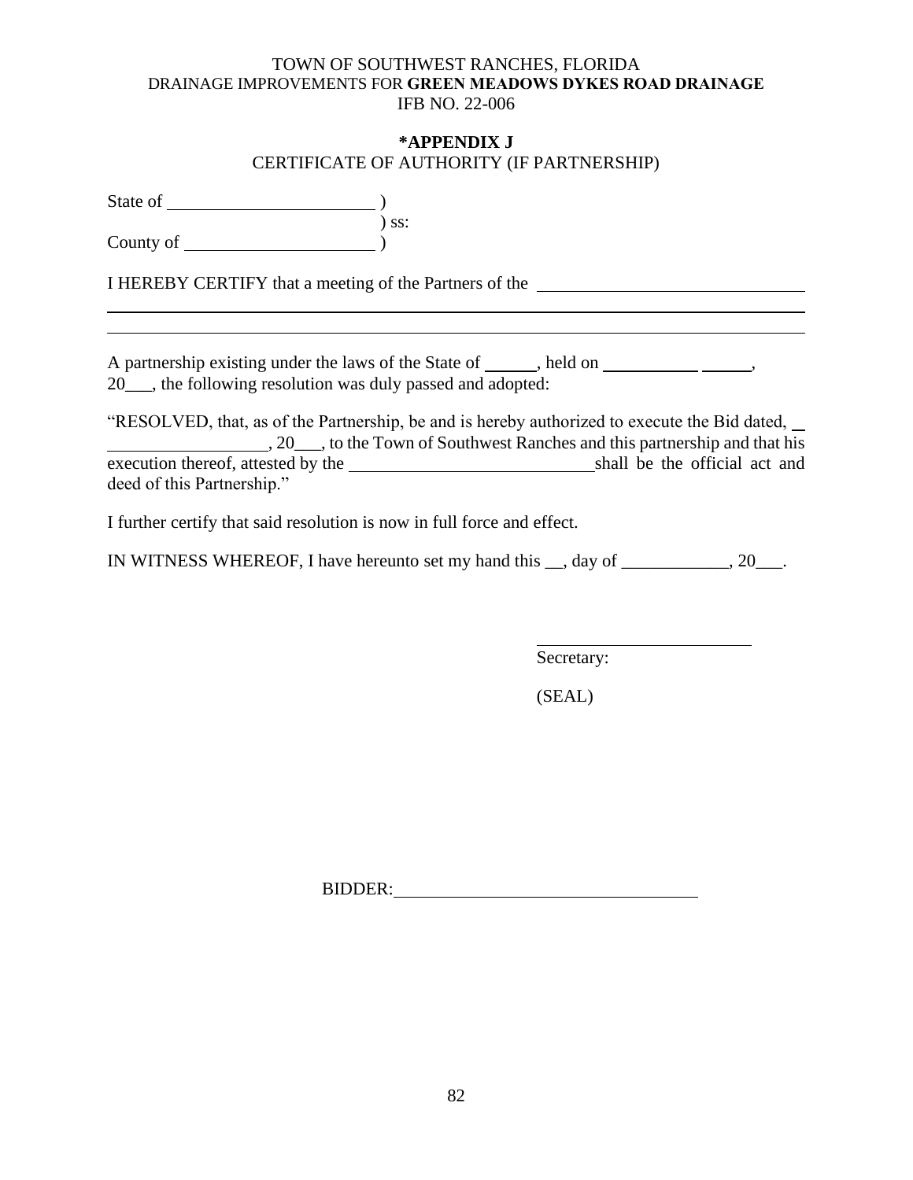TOWN OF SOUTHWEST RANCHES, FLORIDA
DRAINAGE IMPROVEMENTS FOR **GREEN MEADOWS DYKES ROAD DRAINAGE**
IFB NO. 22-006

## *APPENDIX J

CERTIFICATE OF AUTHORITY (IF PARTNERSHIP)

State of \_\_\_\_\_\_\_\_\_\_\_\_\_\_\_\_\_\_\_\_\_\_ )
) ss:
County of \_\_\_\_\_\_\_\_\_\_\_\_\_\_\_\_\_\_\_\_ )

I HEREBY CERTIFY that a meeting of the Partners of the \_\_\_\_\_\_\_\_\_\_\_\_\_\_\_\_\_\_\_\_\_\_\_\_\_\_\_\_\_\_
\_\_\_\_\_\_\_\_\_\_\_\_\_\_\_\_\_\_\_\_\_\_\_\_\_\_\_\_\_\_\_\_\_\_\_\_\_\_\_\_\_\_\_\_\_\_\_\_\_\_\_\_\_\_\_\_\_\_\_\_\_\_\_\_\_\_\_\_\_\_\_\_\_\_\_\_
\_\_\_\_\_\_\_\_\_\_\_\_\_\_\_\_\_\_\_\_\_\_\_\_\_\_\_\_\_\_\_\_\_\_\_\_\_\_\_\_\_\_\_\_\_\_\_\_\_\_\_\_\_\_\_\_\_\_\_\_\_\_\_\_\_\_\_\_\_\_\_\_\_\_\_\_

A partnership existing under the laws of the State of \_\_\_\_\_, held on \_\_\_\_\_\_\_\_\_\_ \_\_\_\_\_, 20\_\_\_, the following resolution was duly passed and adopted:

"RESOLVED, that, as of the Partnership, be and is hereby authorized to execute the Bid dated, \_\_\_\_\_\_\_\_\_\_\_\_\_\_\_\_\_\_\_, 20\_\_\_, to the Town of Southwest Ranches and this partnership and that his execution thereof, attested by the \_\_\_\_\_\_\_\_\_\_\_\_\_\_\_\_\_\_\_\_\_\_\_\_\_\_\_ shall be the official act and deed of this Partnership."

I further certify that said resolution is now in full force and effect.

IN WITNESS WHEREOF, I have hereunto set my hand this \_\_, day of \_\_\_\_\_\_\_\_\_\_\_\_, 20\_\_\_.

\_\_\_\_\_\_\_\_\_\_\_\_\_\_\_\_\_\_\_\_\_\_\_\_\_
Secretary:

(SEAL)

BIDDER: \_\_\_\_\_\_\_\_\_\_\_\_\_\_\_\_\_\_\_\_\_\_\_\_\_\_\_\_\_\_\_\_\_\_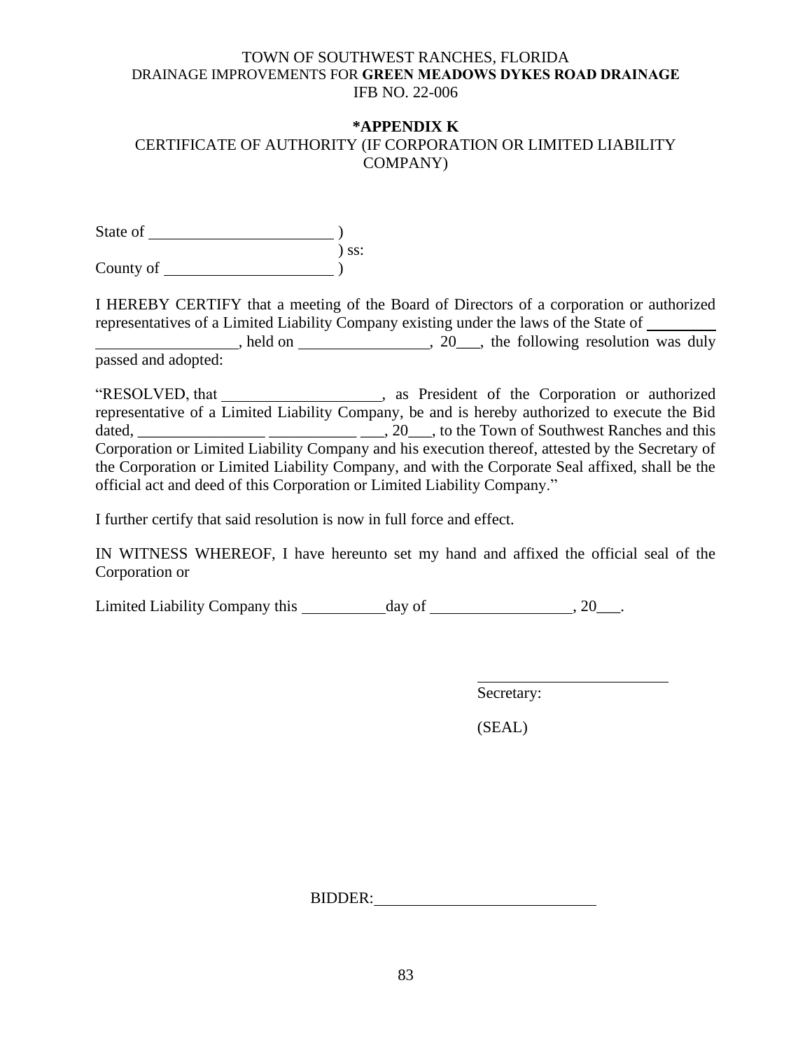TOWN OF SOUTHWEST RANCHES, FLORIDA
DRAINAGE IMPROVEMENTS FOR **GREEN MEADOWS DYKES ROAD DRAINAGE**
IFB NO. 22-006

## *APPENDIX K

## CERTIFICATE OF AUTHORITY (IF CORPORATION OR LIMITED LIABILITY COMPANY)

State of ________________________ )
) ss:
County of ______________________ )

I HEREBY CERTIFY that a meeting of the Board of Directors of a corporation or authorized representatives of a Limited Liability Company existing under the laws of the State of ____________________________, held on _________________, 20___, the following resolution was duly passed and adopted:

"RESOLVED, that ____________________, as President of the Corporation or authorized representative of a Limited Liability Company, be and is hereby authorized to execute the Bid dated, ________________ ___________ ___, 20___, to the Town of Southwest Ranches and this Corporation or Limited Liability Company and his execution thereof, attested by the Secretary of the Corporation or Limited Liability Company, and with the Corporate Seal affixed, shall be the official act and deed of this Corporation or Limited Liability Company."

I further certify that said resolution is now in full force and effect.

IN WITNESS WHEREOF, I have hereunto set my hand and affixed the official seal of the Corporation or

Limited Liability Company this ___________day of __________________, 20___.

__________________________
Secretary:

(SEAL)

BIDDER:____________________________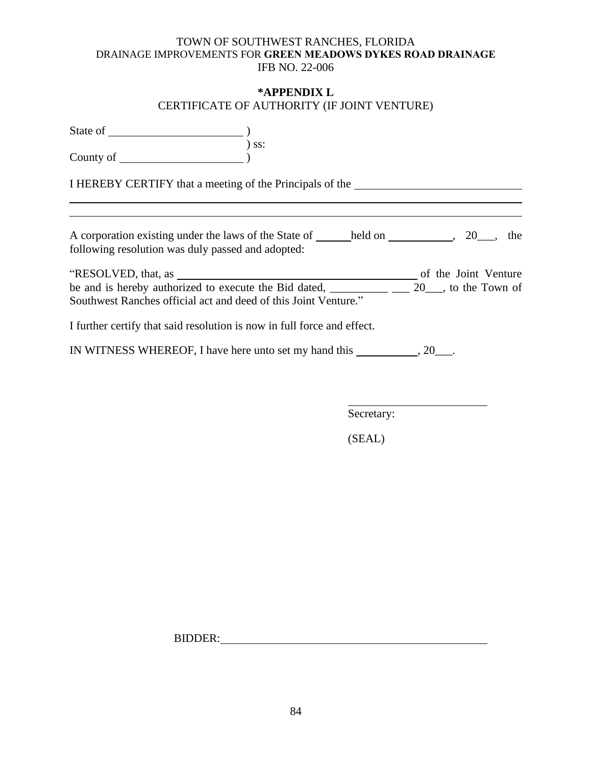TOWN OF SOUTHWEST RANCHES, FLORIDA
DRAINAGE IMPROVEMENTS FOR **GREEN MEADOWS DYKES ROAD DRAINAGE**
IFB NO. 22-006

## *APPENDIX L

CERTIFICATE OF AUTHORITY (IF JOINT VENTURE)

State of ______________________ )
) ss:
County of ____________________ )

I HEREBY CERTIFY that a meeting of the Principals of the ____________________________
______________________________________________________________________________
______________________________________________________________________________

A corporation existing under the laws of the State of ______ held on ___________, 20___, the following resolution was duly passed and adopted:

"RESOLVED, that, as ________________________________________ of the Joint Venture be and is hereby authorized to execute the Bid dated, __________ ___ 20___, to the Town of Southwest Ranches official act and deed of this Joint Venture."

I further certify that said resolution is now in full force and effect.

IN WITNESS WHEREOF, I have here unto set my hand this ___________, 20___.

________________________
Secretary:

(SEAL)

BIDDER:_____________________________________________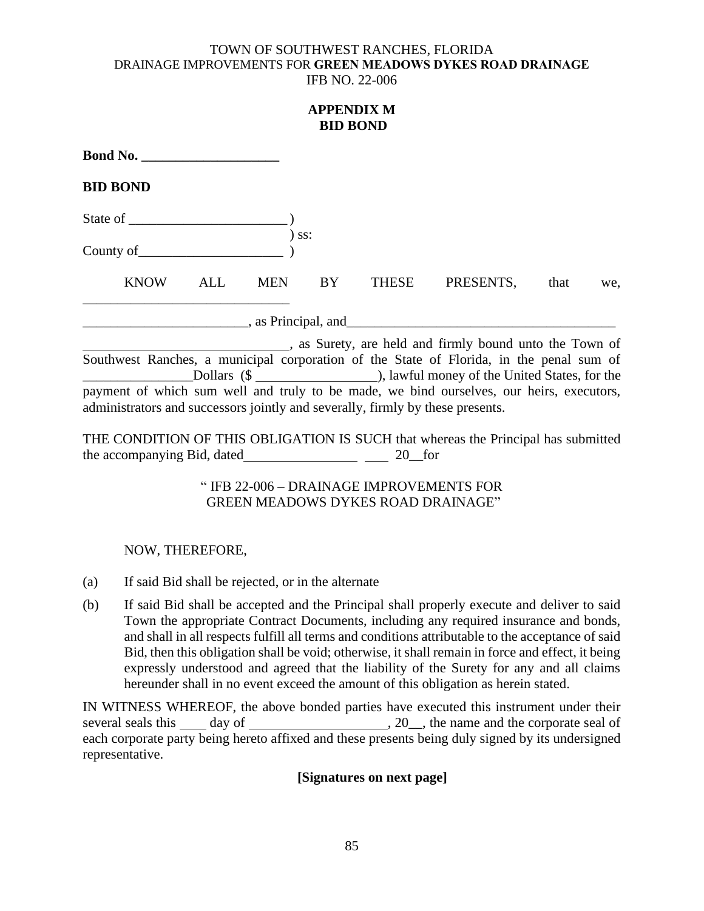TOWN OF SOUTHWEST RANCHES, FLORIDA
DRAINAGE IMPROVEMENTS FOR **GREEN MEADOWS DYKES ROAD DRAINAGE**
IFB NO. 22-006

**APPENDIX M**
**BID BOND**

**Bond No. ____________________**

**BID BOND**

State of _______________________ )
) ss:
County of_____________________ )

KNOW ALL MEN BY THESE PRESENTS, that we, ______________________________

________________________, as Principal, and_______________________________________

______________________________, as Surety, are held and firmly bound unto the Town of Southwest Ranches, a municipal corporation of the State of Florida, in the penal sum of ________________Dollars ($ _________________), lawful money of the United States, for the payment of which sum well and truly to be made, we bind ourselves, our heirs, executors, administrators and successors jointly and severally, firmly by these presents.

THE CONDITION OF THIS OBLIGATION IS SUCH that whereas the Principal has submitted the accompanying Bid, dated________________ ___ 20__for

" IFB 22-006 – DRAINAGE IMPROVEMENTS FOR
GREEN MEADOWS DYKES ROAD DRAINAGE"

NOW, THEREFORE,

(a) If said Bid shall be rejected, or in the alternate

(b) If said Bid shall be accepted and the Principal shall properly execute and deliver to said Town the appropriate Contract Documents, including any required insurance and bonds, and shall in all respects fulfill all terms and conditions attributable to the acceptance of said Bid, then this obligation shall be void; otherwise, it shall remain in force and effect, it being expressly understood and agreed that the liability of the Surety for any and all claims hereunder shall in no event exceed the amount of this obligation as herein stated.

IN WITNESS WHEREOF, the above bonded parties have executed this instrument under their several seals this ____ day of ____________________, 20__, the name and the corporate seal of each corporate party being hereto affixed and these presents being duly signed by its undersigned representative.

**[Signatures on next page]**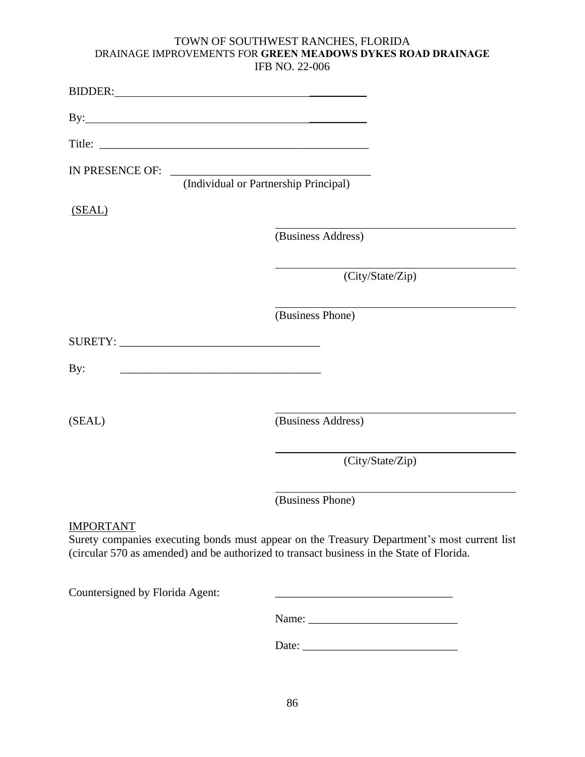TOWN OF SOUTHWEST RANCHES, FLORIDA
DRAINAGE IMPROVEMENTS FOR **GREEN MEADOWS DYKES ROAD DRAINAGE**
IFB NO. 22-006

BIDDER:____________________________________________

By:________________________________________________

Title: ______________________________________________

IN PRESENCE OF: ___________________________________
(Individual or Partnership Principal)

(SEAL)

_____________________________________________
(Business Address)

_____________________________________________
(City/State/Zip)

_____________________________________________
(Business Phone)

SURETY: ___________________________________

By: ___________________________________

(SEAL)

_____________________________________________
(Business Address)

_____________________________________________
(City/State/Zip)

_____________________________________________
(Business Phone)

IMPORTANT

Surety companies executing bonds must appear on the Treasury Department's most current list (circular 570 as amended) and be authorized to transact business in the State of Florida.

Countersigned by Florida Agent: _______________________________

Name: __________________________

Date: ___________________________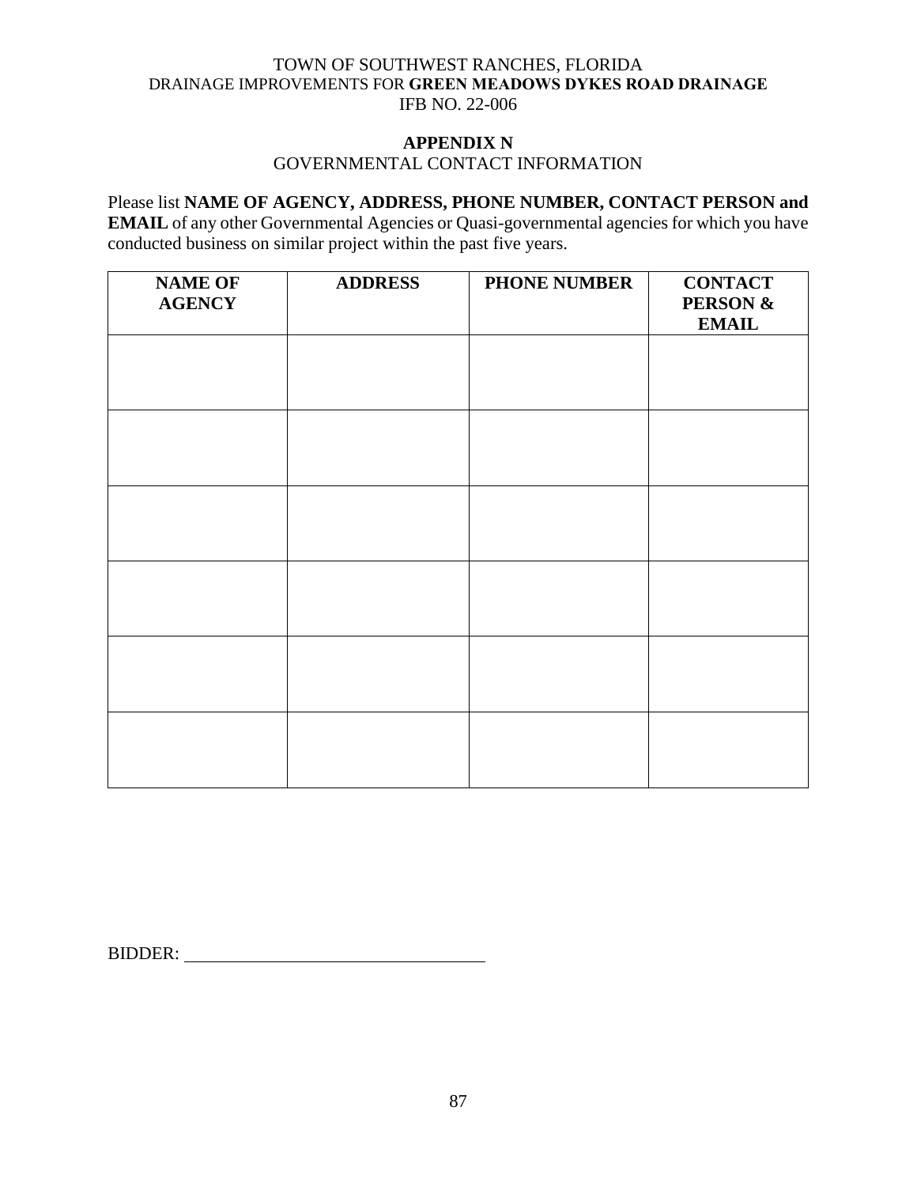TOWN OF SOUTHWEST RANCHES, FLORIDA
DRAINAGE IMPROVEMENTS FOR **GREEN MEADOWS DYKES ROAD DRAINAGE**
IFB NO. 22-006

## APPENDIX N

GOVERNMENTAL CONTACT INFORMATION

Please list **NAME OF AGENCY, ADDRESS, PHONE NUMBER, CONTACT PERSON and EMAIL** of any other Governmental Agencies or Quasi-governmental agencies for which you have conducted business on similar project within the past five years.

| NAME OF AGENCY | ADDRESS | PHONE NUMBER | CONTACT PERSON & EMAIL |
|---|---|---|---|
| | | | |
| | | | |
| | | | |
| | | | |
| | | | |
| | | | |

BIDDER: ______________________________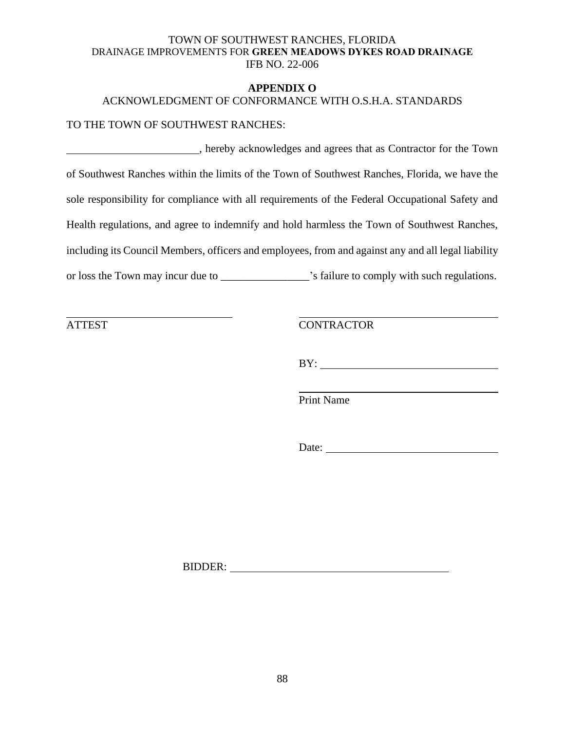TOWN OF SOUTHWEST RANCHES, FLORIDA
DRAINAGE IMPROVEMENTS FOR **GREEN MEADOWS DYKES ROAD DRAINAGE**
IFB NO. 22-006

**APPENDIX O**

ACKNOWLEDGMENT OF CONFORMANCE WITH O.S.H.A. STANDARDS

TO THE TOWN OF SOUTHWEST RANCHES:

________________________, hereby acknowledges and agrees that as Contractor for the Town of Southwest Ranches within the limits of the Town of Southwest Ranches, Florida, we have the sole responsibility for compliance with all requirements of the Federal Occupational Safety and Health regulations, and agree to indemnify and hold harmless the Town of Southwest Ranches, including its Council Members, officers and employees, from and against any and all legal liability or loss the Town may incur due to ________________'s failure to comply with such regulations.

______________________________
ATTEST

______________________________
CONTRACTOR

BY: ______________________________

______________________________
Print Name

Date: ______________________________

BIDDER: ______________________________________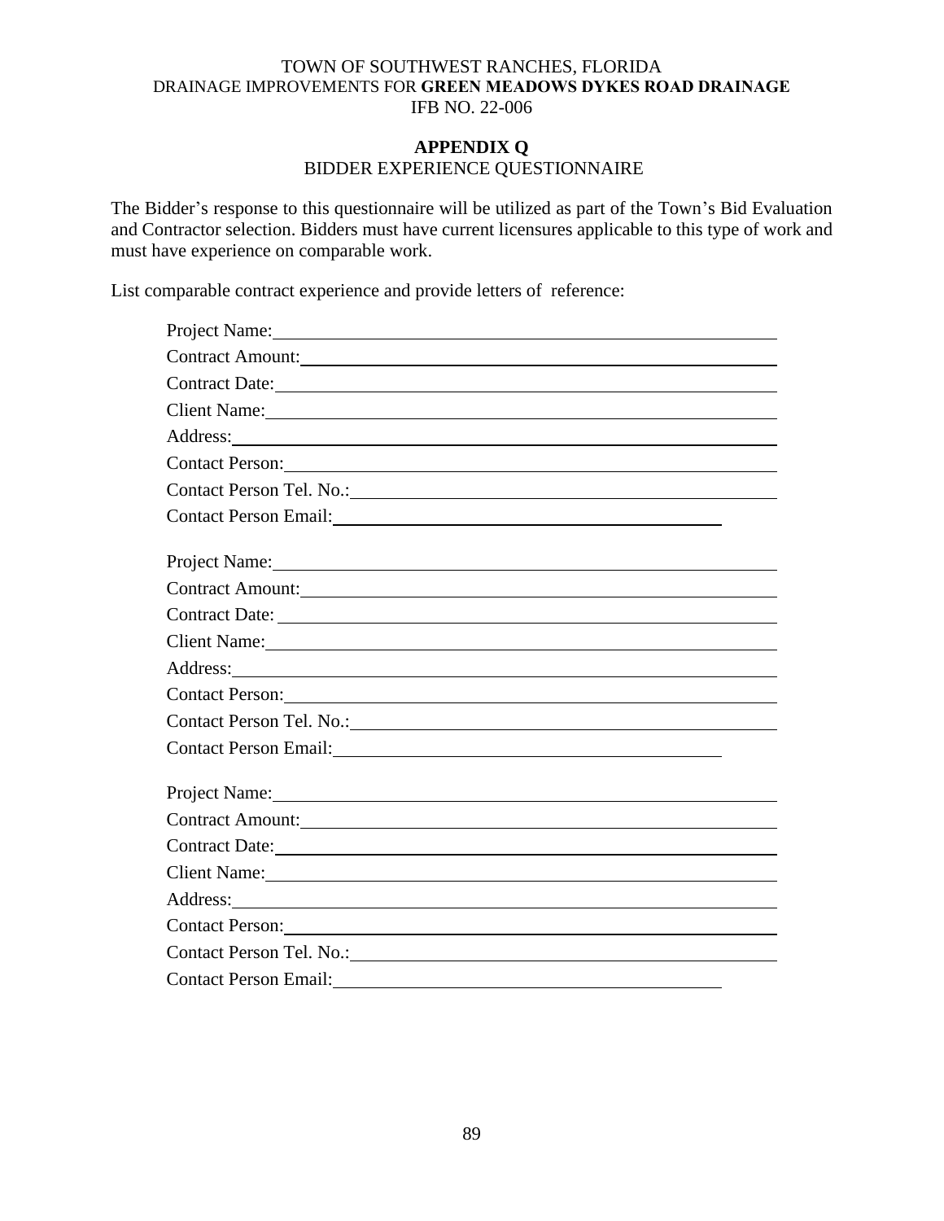TOWN OF SOUTHWEST RANCHES, FLORIDA
DRAINAGE IMPROVEMENTS FOR **GREEN MEADOWS DYKES ROAD DRAINAGE**
IFB NO. 22-006

## APPENDIX Q
BIDDER EXPERIENCE QUESTIONNAIRE

The Bidder's response to this questionnaire will be utilized as part of the Town's Bid Evaluation and Contractor selection. Bidders must have current licensures applicable to this type of work and must have experience on comparable work.

List comparable contract experience and provide letters of reference:

Project Name: ______________________________
Contract Amount: ______________________________
Contract Date: ______________________________
Client Name: ______________________________
Address: ______________________________
Contact Person: ______________________________
Contact Person Tel. No.: ______________________________
Contact Person Email: ______________________________

Project Name: ______________________________
Contract Amount: ______________________________
Contract Date: ______________________________
Client Name: ______________________________
Address: ______________________________
Contact Person: ______________________________
Contact Person Tel. No.: ______________________________
Contact Person Email: ______________________________

Project Name: ______________________________
Contract Amount: ______________________________
Contract Date: ______________________________
Client Name: ______________________________
Address: ______________________________
Contact Person: ______________________________
Contact Person Tel. No.: ______________________________
Contact Person Email: ______________________________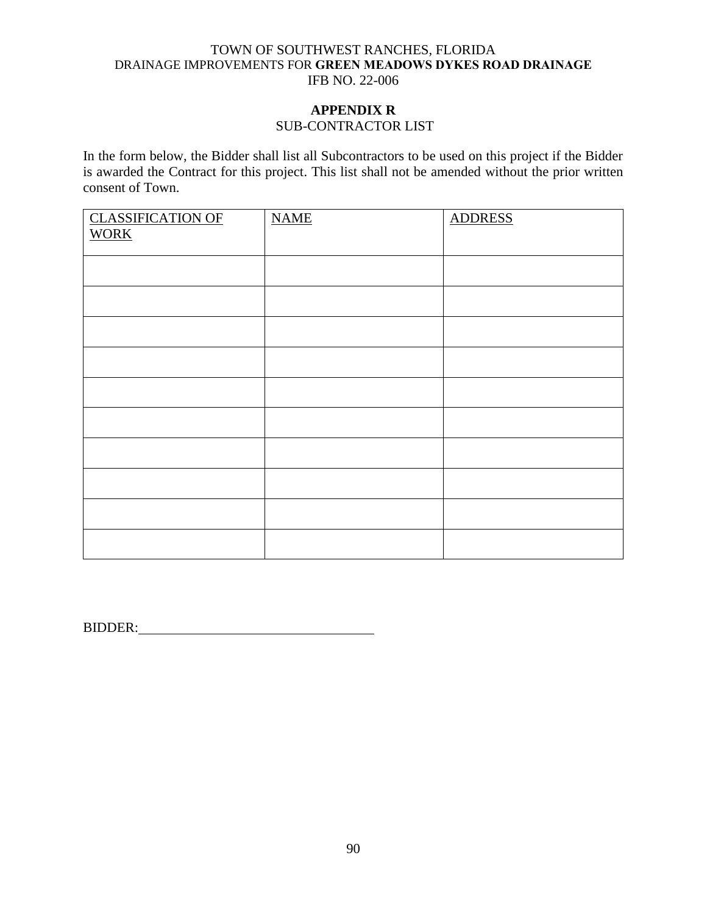TOWN OF SOUTHWEST RANCHES, FLORIDA
DRAINAGE IMPROVEMENTS FOR **GREEN MEADOWS DYKES ROAD DRAINAGE**
IFB NO. 22-006

## APPENDIX R

SUB-CONTRACTOR LIST

In the form below, the Bidder shall list all Subcontractors to be used on this project if the Bidder is awarded the Contract for this project. This list shall not be amended without the prior written consent of Town.

| CLASSIFICATION OF WORK | NAME | ADDRESS |
|---|---|---|
| | | |
| | | |
| | | |
| | | |
| | | |
| | | |
| | | |
| | | |
| | | |
| | | |

BIDDER:___________________________________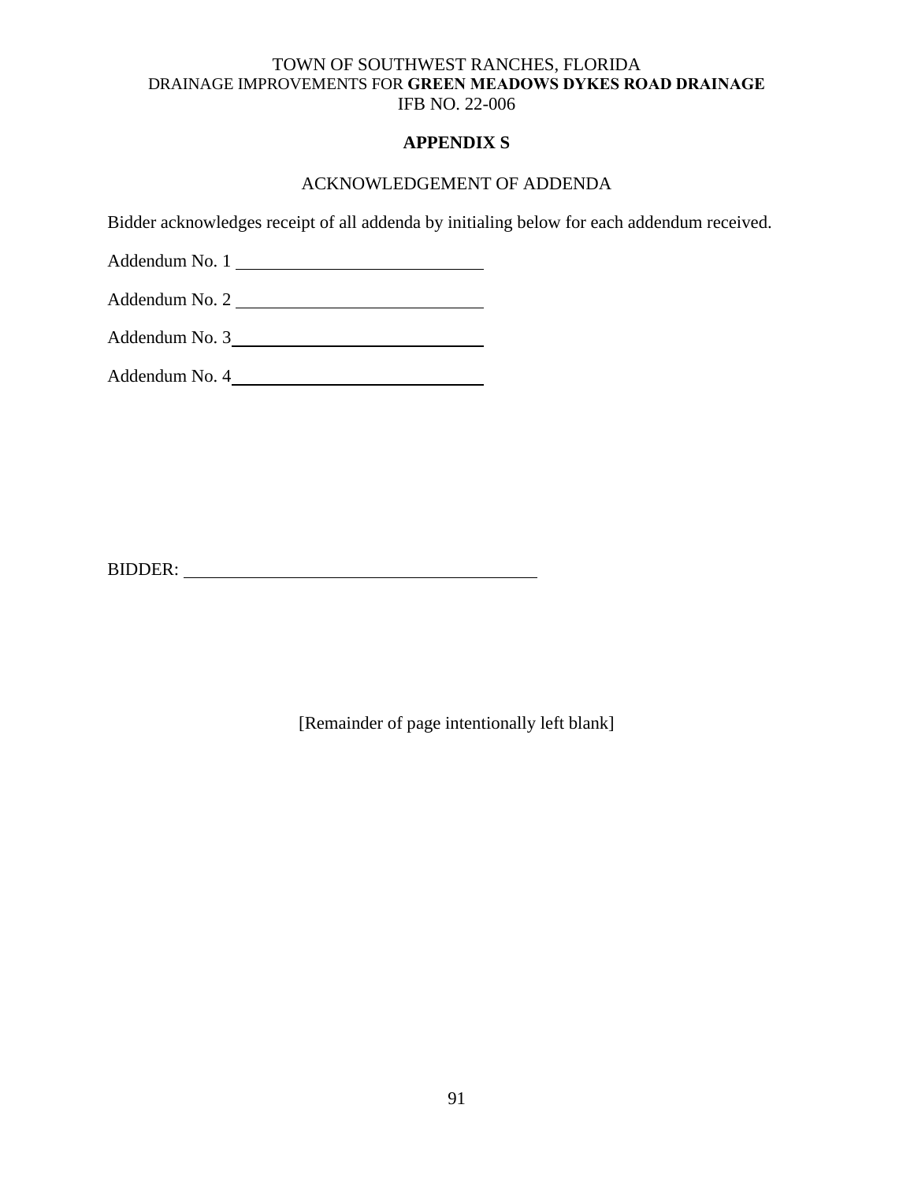TOWN OF SOUTHWEST RANCHES, FLORIDA
DRAINAGE IMPROVEMENTS FOR **GREEN MEADOWS DYKES ROAD DRAINAGE**
IFB NO. 22-006

## APPENDIX S

ACKNOWLEDGEMENT OF ADDENDA

Bidder acknowledges receipt of all addenda by initialing below for each addendum received.

Addendum No. 1 ____________________________

Addendum No. 2 ____________________________

Addendum No. 3____________________________

Addendum No. 4____________________________

BIDDER: ____________________________________

[Remainder of page intentionally left blank]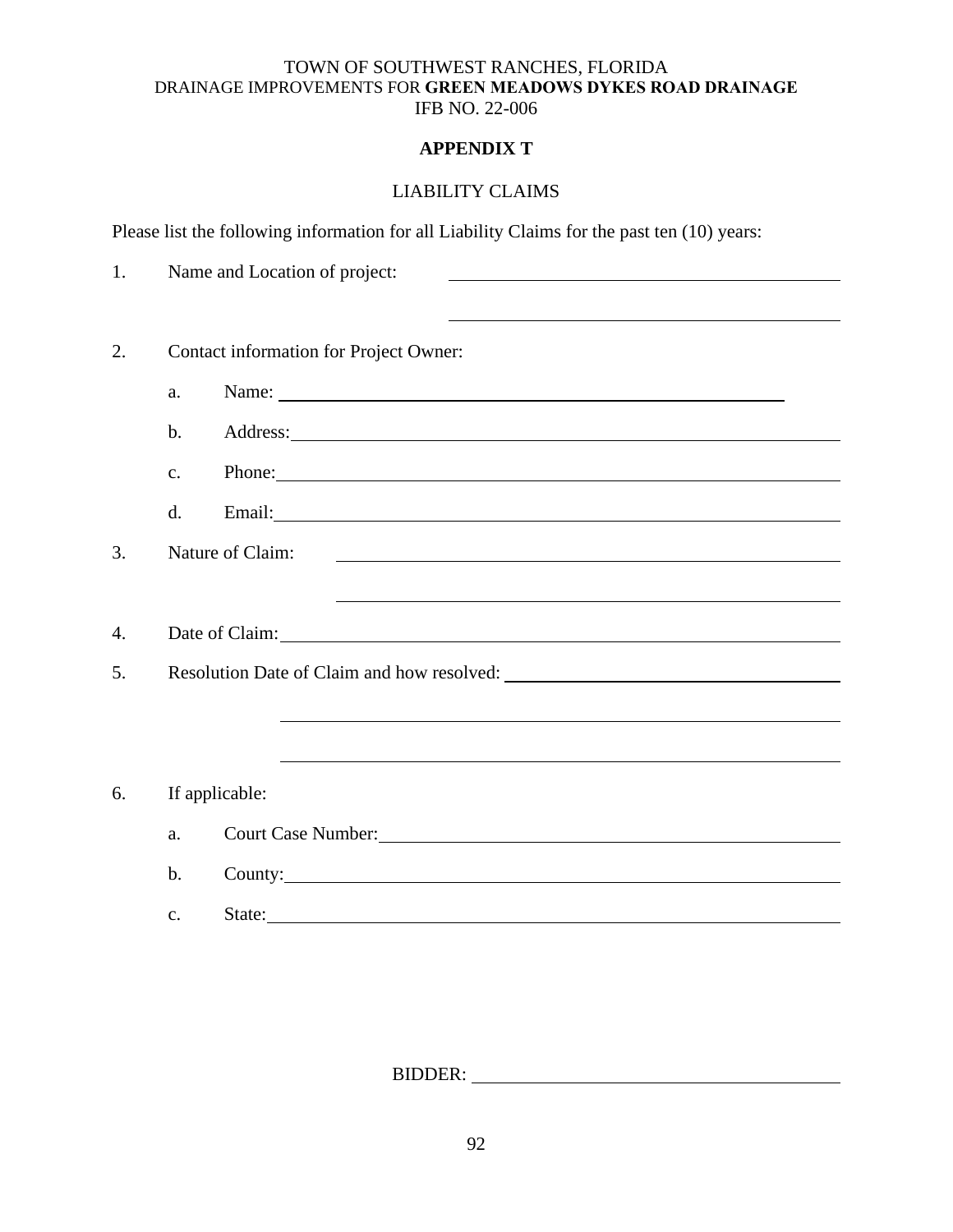TOWN OF SOUTHWEST RANCHES, FLORIDA
DRAINAGE IMPROVEMENTS FOR **GREEN MEADOWS DYKES ROAD DRAINAGE**
IFB NO. 22-006

## APPENDIX T

LIABILITY CLAIMS

Please list the following information for all Liability Claims for the past ten (10) years:

1. Name and Location of project: ______________________________________

   ______________________________________

2. Contact information for Project Owner:

   a. Name: ______________________________________

   b. Address: ______________________________________

   c. Phone: ______________________________________

   d. Email: ______________________________________

3. Nature of Claim: ______________________________________

   ______________________________________

4. Date of Claim: ______________________________________

5. Resolution Date of Claim and how resolved: ______________________________________

   ______________________________________

   ______________________________________

6. If applicable:

   a. Court Case Number: ______________________________________

   b. County: ______________________________________

   c. State: ______________________________________

BIDDER: ______________________________________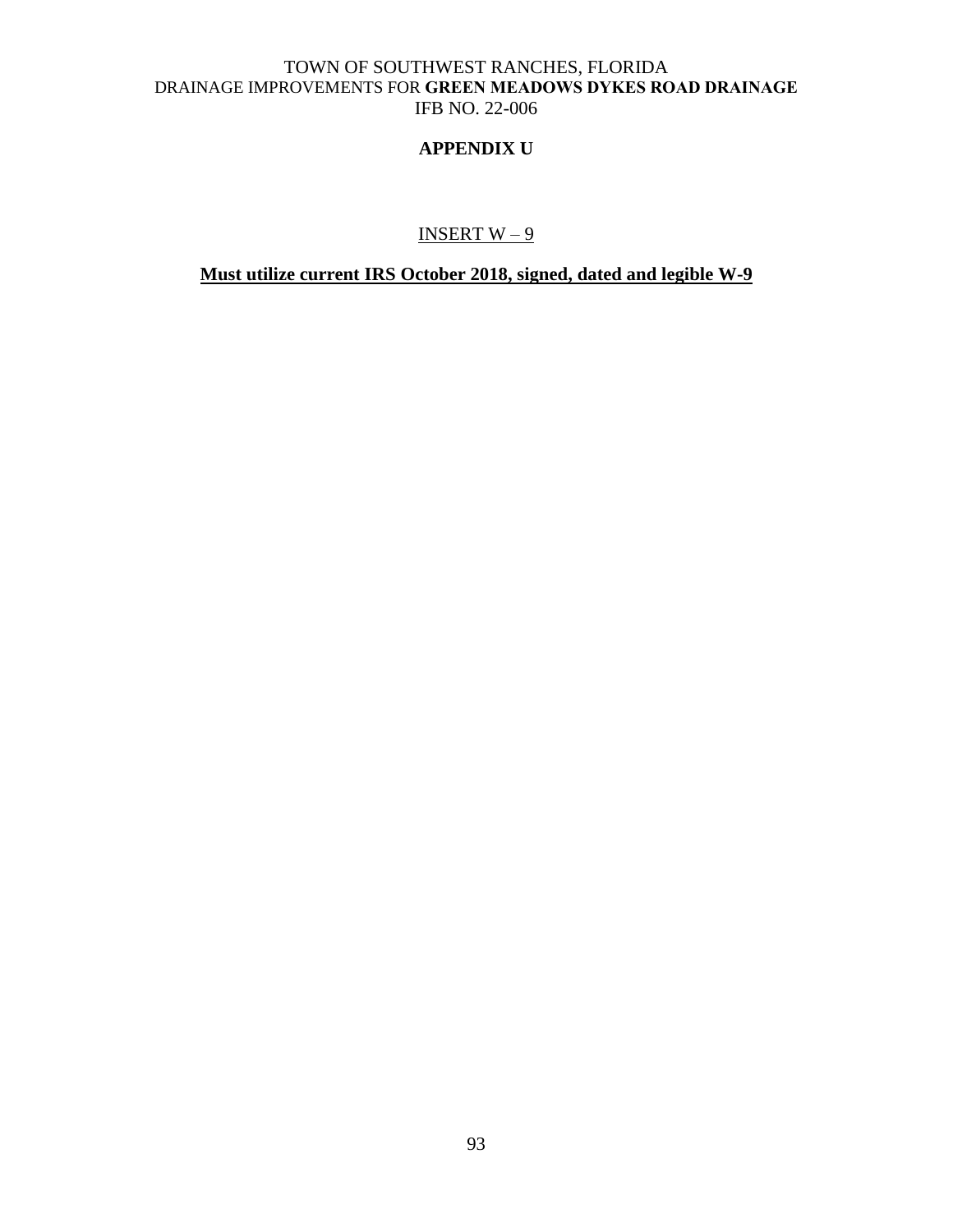## APPENDIX U

INSERT W – 9

**Must utilize current IRS October 2018, signed, dated and legible W-9**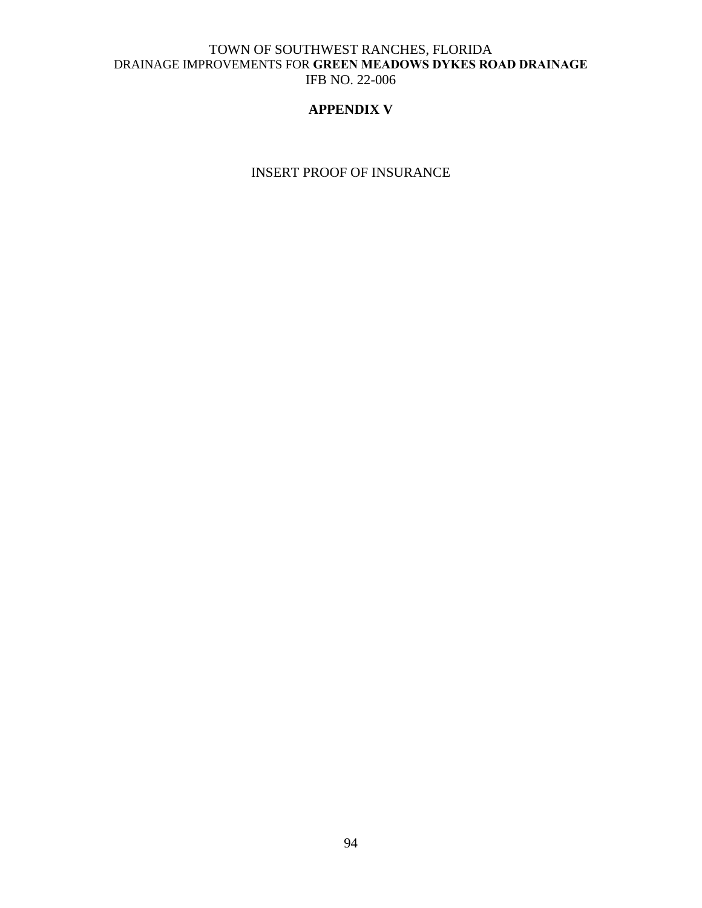# APPENDIX V

INSERT PROOF OF INSURANCE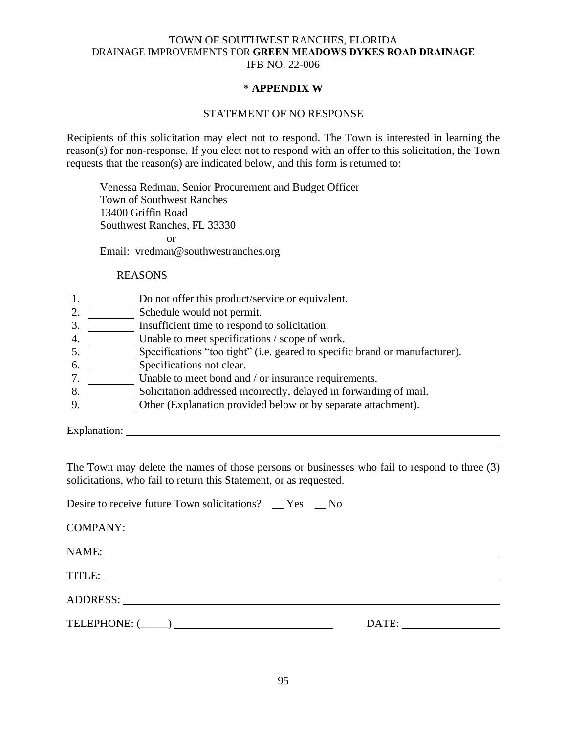TOWN OF SOUTHWEST RANCHES, FLORIDA
DRAINAGE IMPROVEMENTS FOR **GREEN MEADOWS DYKES ROAD DRAINAGE**
IFB NO. 22-006

## * APPENDIX W

### STATEMENT OF NO RESPONSE

Recipients of this solicitation may elect not to respond. The Town is interested in learning the reason(s) for non-response. If you elect not to respond with an offer to this solicitation, the Town requests that the reason(s) are indicated below, and this form is returned to:

Venessa Redman, Senior Procurement and Budget Officer
Town of Southwest Ranches
13400 Griffin Road
Southwest Ranches, FL 33330
or
Email: vredman@southwestranches.org

REASONS

1. ________ Do not offer this product/service or equivalent.
2. ________ Schedule would not permit.
3. ________ Insufficient time to respond to solicitation.
4. ________ Unable to meet specifications / scope of work.
5. ________ Specifications "too tight" (i.e. geared to specific brand or manufacturer).
6. ________ Specifications not clear.
7. ________ Unable to meet bond and / or insurance requirements.
8. ________ Solicitation addressed incorrectly, delayed in forwarding of mail.
9. ________ Other (Explanation provided below or by separate attachment).

Explanation: ____________________________________________________________

______________________________________________________________________

The Town may delete the names of those persons or businesses who fail to respond to three (3) solicitations, who fail to return this Statement, or as requested.

Desire to receive future Town solicitations? __ Yes __ No

COMPANY: ______________________________________________________________

NAME: _________________________________________________________________

TITLE: _________________________________________________________________

ADDRESS: ______________________________________________________________

TELEPHONE: (_____) ____________________________ DATE: ________________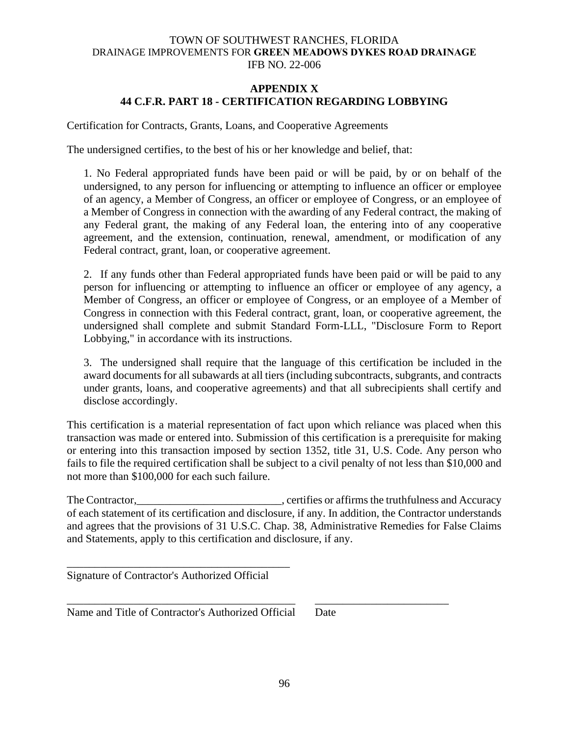TOWN OF SOUTHWEST RANCHES, FLORIDA
DRAINAGE IMPROVEMENTS FOR **GREEN MEADOWS DYKES ROAD DRAINAGE**
IFB NO. 22-006

## APPENDIX X
## 44 C.F.R. PART 18 - CERTIFICATION REGARDING LOBBYING

Certification for Contracts, Grants, Loans, and Cooperative Agreements

The undersigned certifies, to the best of his or her knowledge and belief, that:

1. No Federal appropriated funds have been paid or will be paid, by or on behalf of the undersigned, to any person for influencing or attempting to influence an officer or employee of an agency, a Member of Congress, an officer or employee of Congress, or an employee of a Member of Congress in connection with the awarding of any Federal contract, the making of any Federal grant, the making of any Federal loan, the entering into of any cooperative agreement, and the extension, continuation, renewal, amendment, or modification of any Federal contract, grant, loan, or cooperative agreement.

2. If any funds other than Federal appropriated funds have been paid or will be paid to any person for influencing or attempting to influence an officer or employee of any agency, a Member of Congress, an officer or employee of Congress, or an employee of a Member of Congress in connection with this Federal contract, grant, loan, or cooperative agreement, the undersigned shall complete and submit Standard Form-LLL, "Disclosure Form to Report Lobbying," in accordance with its instructions.

3. The undersigned shall require that the language of this certification be included in the award documents for all subawards at all tiers (including subcontracts, subgrants, and contracts under grants, loans, and cooperative agreements) and that all subrecipients shall certify and disclose accordingly.

This certification is a material representation of fact upon which reliance was placed when this transaction was made or entered into. Submission of this certification is a prerequisite for making or entering into this transaction imposed by section 1352, title 31, U.S. Code. Any person who fails to file the required certification shall be subject to a civil penalty of not less than $10,000 and not more than $100,000 for each such failure.

The Contractor,__________________________, certifies or affirms the truthfulness and Accuracy of each statement of its certification and disclosure, if any. In addition, the Contractor understands and agrees that the provisions of 31 U.S.C. Chap. 38, Administrative Remedies for False Claims and Statements, apply to this certification and disclosure, if any.

________________________________________
Signature of Contractor's Authorized Official

________________________________________ ________________________
Name and Title of Contractor's Authorized Official Date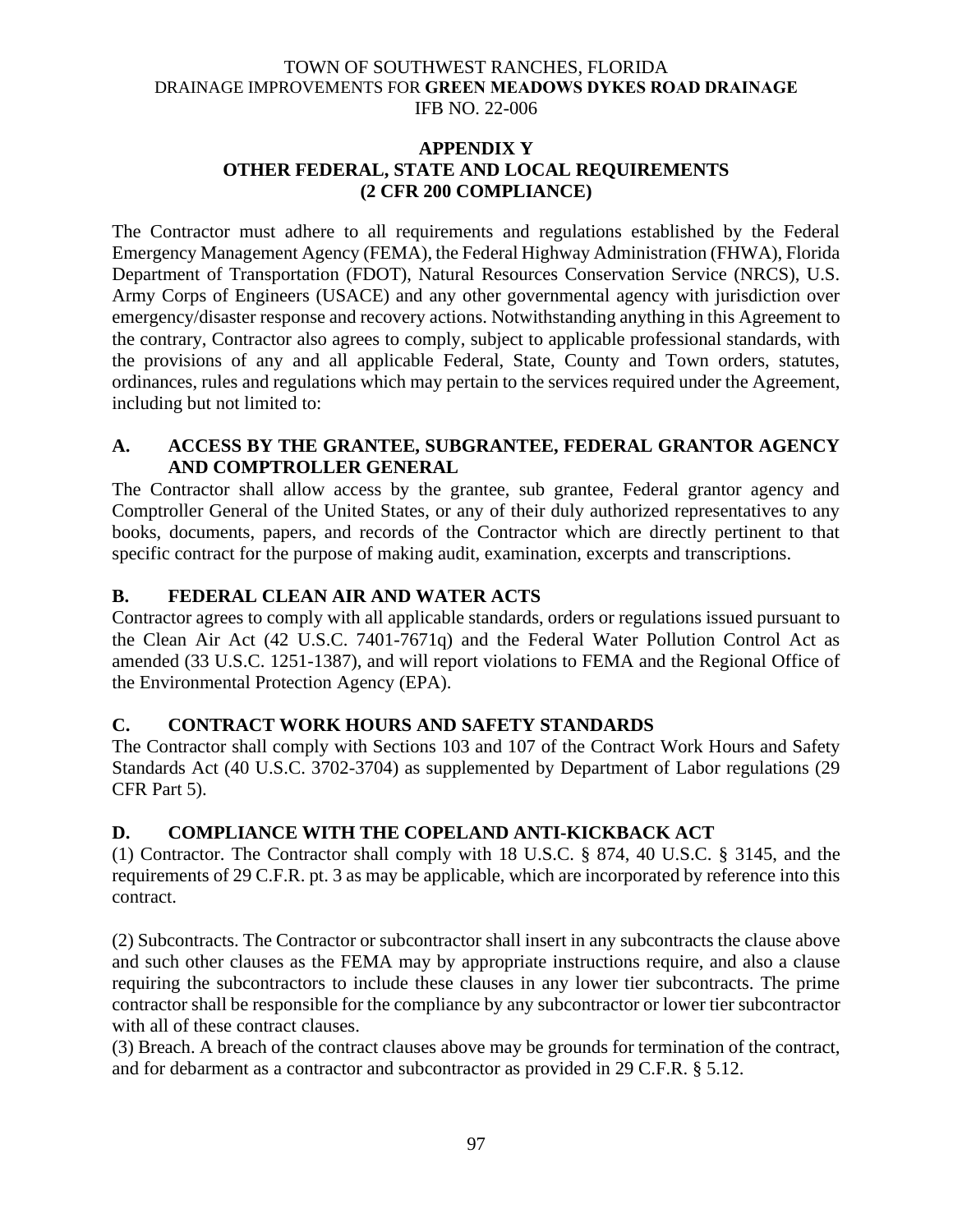## APPENDIX Y
## OTHER FEDERAL, STATE AND LOCAL REQUIREMENTS
## (2 CFR 200 COMPLIANCE)

The Contractor must adhere to all requirements and regulations established by the Federal Emergency Management Agency (FEMA), the Federal Highway Administration (FHWA), Florida Department of Transportation (FDOT), Natural Resources Conservation Service (NRCS), U.S. Army Corps of Engineers (USACE) and any other governmental agency with jurisdiction over emergency/disaster response and recovery actions. Notwithstanding anything in this Agreement to the contrary, Contractor also agrees to comply, subject to applicable professional standards, with the provisions of any and all applicable Federal, State, County and Town orders, statutes, ordinances, rules and regulations which may pertain to the services required under the Agreement, including but not limited to:

### A. ACCESS BY THE GRANTEE, SUBGRANTEE, FEDERAL GRANTOR AGENCY AND COMPTROLLER GENERAL

The Contractor shall allow access by the grantee, sub grantee, Federal grantor agency and Comptroller General of the United States, or any of their duly authorized representatives to any books, documents, papers, and records of the Contractor which are directly pertinent to that specific contract for the purpose of making audit, examination, excerpts and transcriptions.

### B. FEDERAL CLEAN AIR AND WATER ACTS

Contractor agrees to comply with all applicable standards, orders or regulations issued pursuant to the Clean Air Act (42 U.S.C. 7401-7671q) and the Federal Water Pollution Control Act as amended (33 U.S.C. 1251-1387), and will report violations to FEMA and the Regional Office of the Environmental Protection Agency (EPA).

### C. CONTRACT WORK HOURS AND SAFETY STANDARDS

The Contractor shall comply with Sections 103 and 107 of the Contract Work Hours and Safety Standards Act (40 U.S.C. 3702-3704) as supplemented by Department of Labor regulations (29 CFR Part 5).

### D. COMPLIANCE WITH THE COPELAND ANTI-KICKBACK ACT

(1) Contractor. The Contractor shall comply with 18 U.S.C. § 874, 40 U.S.C. § 3145, and the requirements of 29 C.F.R. pt. 3 as may be applicable, which are incorporated by reference into this contract.

(2) Subcontracts. The Contractor or subcontractor shall insert in any subcontracts the clause above and such other clauses as the FEMA may by appropriate instructions require, and also a clause requiring the subcontractors to include these clauses in any lower tier subcontracts. The prime contractor shall be responsible for the compliance by any subcontractor or lower tier subcontractor with all of these contract clauses.

(3) Breach. A breach of the contract clauses above may be grounds for termination of the contract, and for debarment as a contractor and subcontractor as provided in 29 C.F.R. § 5.12.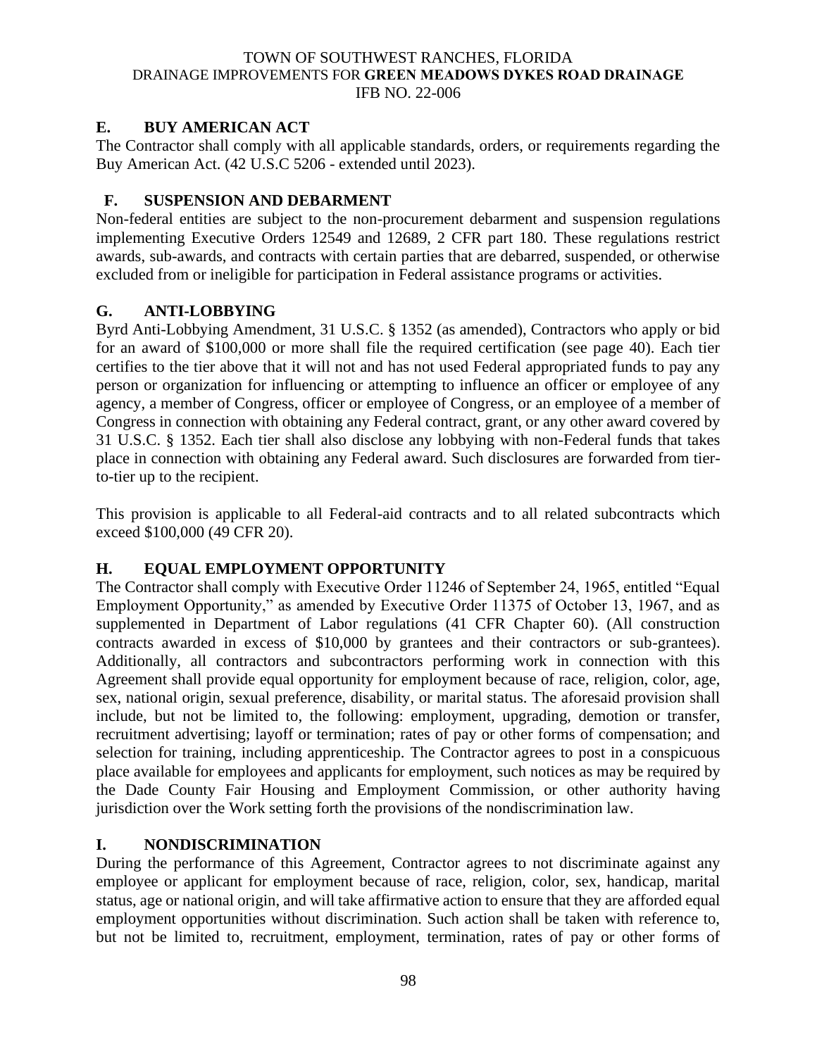## E. BUY AMERICAN ACT

The Contractor shall comply with all applicable standards, orders, or requirements regarding the Buy American Act. (42 U.S.C 5206 - extended until 2023).

## F. SUSPENSION AND DEBARMENT

Non-federal entities are subject to the non-procurement debarment and suspension regulations implementing Executive Orders 12549 and 12689, 2 CFR part 180. These regulations restrict awards, sub-awards, and contracts with certain parties that are debarred, suspended, or otherwise excluded from or ineligible for participation in Federal assistance programs or activities.

## G. ANTI-LOBBYING

Byrd Anti-Lobbying Amendment, 31 U.S.C. § 1352 (as amended), Contractors who apply or bid for an award of $100,000 or more shall file the required certification (see page 40). Each tier certifies to the tier above that it will not and has not used Federal appropriated funds to pay any person or organization for influencing or attempting to influence an officer or employee of any agency, a member of Congress, officer or employee of Congress, or an employee of a member of Congress in connection with obtaining any Federal contract, grant, or any other award covered by 31 U.S.C. § 1352. Each tier shall also disclose any lobbying with non-Federal funds that takes place in connection with obtaining any Federal award. Such disclosures are forwarded from tier-to-tier up to the recipient.

This provision is applicable to all Federal-aid contracts and to all related subcontracts which exceed $100,000 (49 CFR 20).

## H. EQUAL EMPLOYMENT OPPORTUNITY

The Contractor shall comply with Executive Order 11246 of September 24, 1965, entitled "Equal Employment Opportunity," as amended by Executive Order 11375 of October 13, 1967, and as supplemented in Department of Labor regulations (41 CFR Chapter 60). (All construction contracts awarded in excess of $10,000 by grantees and their contractors or sub-grantees). Additionally, all contractors and subcontractors performing work in connection with this Agreement shall provide equal opportunity for employment because of race, religion, color, age, sex, national origin, sexual preference, disability, or marital status. The aforesaid provision shall include, but not be limited to, the following: employment, upgrading, demotion or transfer, recruitment advertising; layoff or termination; rates of pay or other forms of compensation; and selection for training, including apprenticeship. The Contractor agrees to post in a conspicuous place available for employees and applicants for employment, such notices as may be required by the Dade County Fair Housing and Employment Commission, or other authority having jurisdiction over the Work setting forth the provisions of the nondiscrimination law.

## I. NONDISCRIMINATION

During the performance of this Agreement, Contractor agrees to not discriminate against any employee or applicant for employment because of race, religion, color, sex, handicap, marital status, age or national origin, and will take affirmative action to ensure that they are afforded equal employment opportunities without discrimination. Such action shall be taken with reference to, but not be limited to, recruitment, employment, termination, rates of pay or other forms of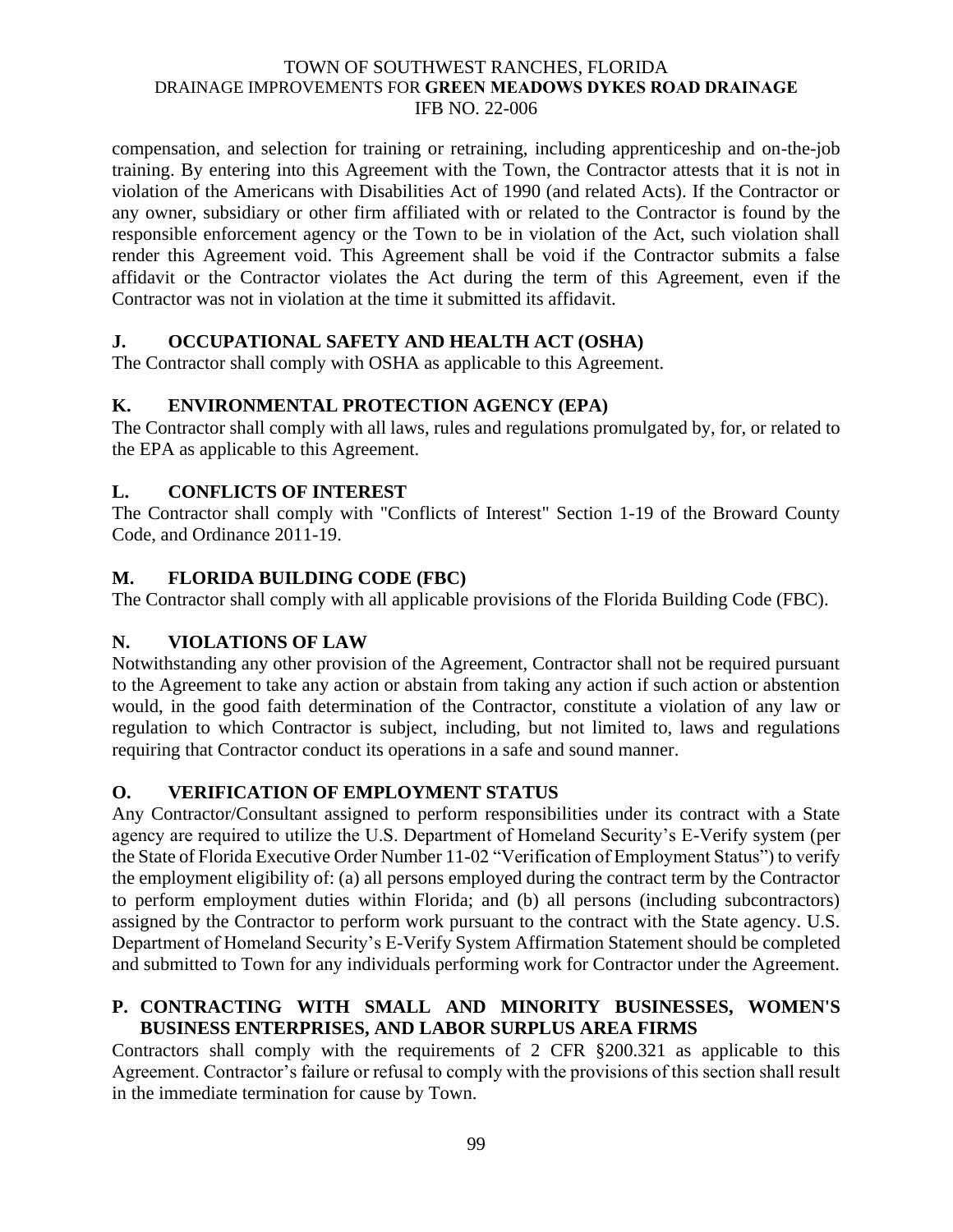compensation, and selection for training or retraining, including apprenticeship and on-the-job training. By entering into this Agreement with the Town, the Contractor attests that it is not in violation of the Americans with Disabilities Act of 1990 (and related Acts). If the Contractor or any owner, subsidiary or other firm affiliated with or related to the Contractor is found by the responsible enforcement agency or the Town to be in violation of the Act, such violation shall render this Agreement void. This Agreement shall be void if the Contractor submits a false affidavit or the Contractor violates the Act during the term of this Agreement, even if the Contractor was not in violation at the time it submitted its affidavit.

## J. OCCUPATIONAL SAFETY AND HEALTH ACT (OSHA)

The Contractor shall comply with OSHA as applicable to this Agreement.

## K. ENVIRONMENTAL PROTECTION AGENCY (EPA)

The Contractor shall comply with all laws, rules and regulations promulgated by, for, or related to the EPA as applicable to this Agreement.

## L. CONFLICTS OF INTEREST

The Contractor shall comply with "Conflicts of Interest" Section 1-19 of the Broward County Code, and Ordinance 2011-19.

## M. FLORIDA BUILDING CODE (FBC)

The Contractor shall comply with all applicable provisions of the Florida Building Code (FBC).

## N. VIOLATIONS OF LAW

Notwithstanding any other provision of the Agreement, Contractor shall not be required pursuant to the Agreement to take any action or abstain from taking any action if such action or abstention would, in the good faith determination of the Contractor, constitute a violation of any law or regulation to which Contractor is subject, including, but not limited to, laws and regulations requiring that Contractor conduct its operations in a safe and sound manner.

## O. VERIFICATION OF EMPLOYMENT STATUS

Any Contractor/Consultant assigned to perform responsibilities under its contract with a State agency are required to utilize the U.S. Department of Homeland Security's E-Verify system (per the State of Florida Executive Order Number 11-02 "Verification of Employment Status") to verify the employment eligibility of: (a) all persons employed during the contract term by the Contractor to perform employment duties within Florida; and (b) all persons (including subcontractors) assigned by the Contractor to perform work pursuant to the contract with the State agency. U.S. Department of Homeland Security's E-Verify System Affirmation Statement should be completed and submitted to Town for any individuals performing work for Contractor under the Agreement.

## P. CONTRACTING WITH SMALL AND MINORITY BUSINESSES, WOMEN'S BUSINESS ENTERPRISES, AND LABOR SURPLUS AREA FIRMS

Contractors shall comply with the requirements of 2 CFR §200.321 as applicable to this Agreement. Contractor's failure or refusal to comply with the provisions of this section shall result in the immediate termination for cause by Town.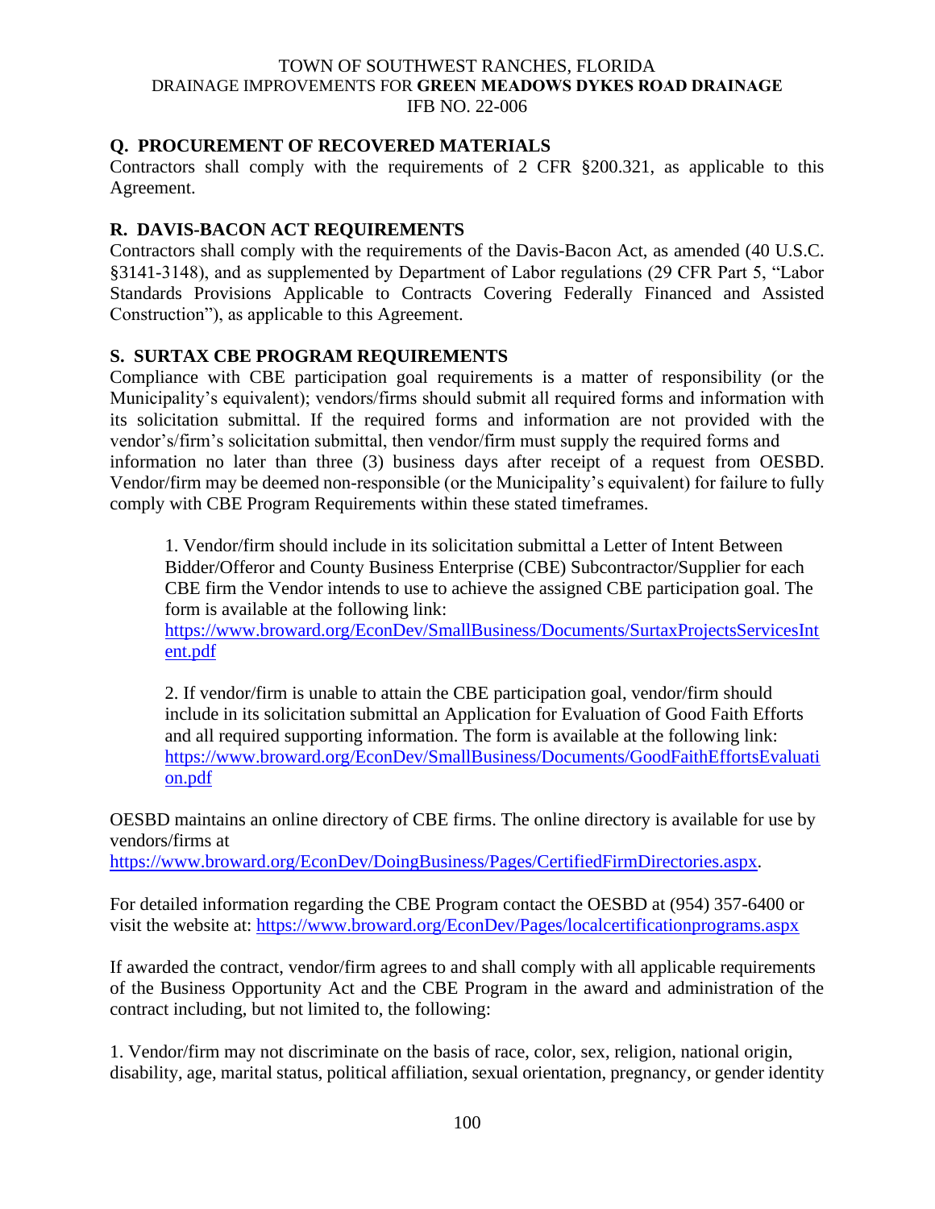## Q. PROCUREMENT OF RECOVERED MATERIALS

Contractors shall comply with the requirements of 2 CFR §200.321, as applicable to this Agreement.

## R. DAVIS-BACON ACT REQUIREMENTS

Contractors shall comply with the requirements of the Davis-Bacon Act, as amended (40 U.S.C. §3141-3148), and as supplemented by Department of Labor regulations (29 CFR Part 5, "Labor Standards Provisions Applicable to Contracts Covering Federally Financed and Assisted Construction"), as applicable to this Agreement.

## S. SURTAX CBE PROGRAM REQUIREMENTS

Compliance with CBE participation goal requirements is a matter of responsibility (or the Municipality's equivalent); vendors/firms should submit all required forms and information with its solicitation submittal. If the required forms and information are not provided with the vendor's/firm's solicitation submittal, then vendor/firm must supply the required forms and information no later than three (3) business days after receipt of a request from OESBD. Vendor/firm may be deemed non-responsible (or the Municipality's equivalent) for failure to fully comply with CBE Program Requirements within these stated timeframes.

1. Vendor/firm should include in its solicitation submittal a Letter of Intent Between Bidder/Offeror and County Business Enterprise (CBE) Subcontractor/Supplier for each CBE firm the Vendor intends to use to achieve the assigned CBE participation goal. The form is available at the following link: https://www.broward.org/EconDev/SmallBusiness/Documents/SurtaxProjectsServicesIntent.pdf

2. If vendor/firm is unable to attain the CBE participation goal, vendor/firm should include in its solicitation submittal an Application for Evaluation of Good Faith Efforts and all required supporting information. The form is available at the following link: https://www.broward.org/EconDev/SmallBusiness/Documents/GoodFaithEffortsEvaluation.pdf

OESBD maintains an online directory of CBE firms. The online directory is available for use by vendors/firms at https://www.broward.org/EconDev/DoingBusiness/Pages/CertifiedFirmDirectories.aspx.

For detailed information regarding the CBE Program contact the OESBD at (954) 357-6400 or visit the website at: https://www.broward.org/EconDev/Pages/localcertificationprograms.aspx

If awarded the contract, vendor/firm agrees to and shall comply with all applicable requirements of the Business Opportunity Act and the CBE Program in the award and administration of the contract including, but not limited to, the following:

1. Vendor/firm may not discriminate on the basis of race, color, sex, religion, national origin, disability, age, marital status, political affiliation, sexual orientation, pregnancy, or gender identity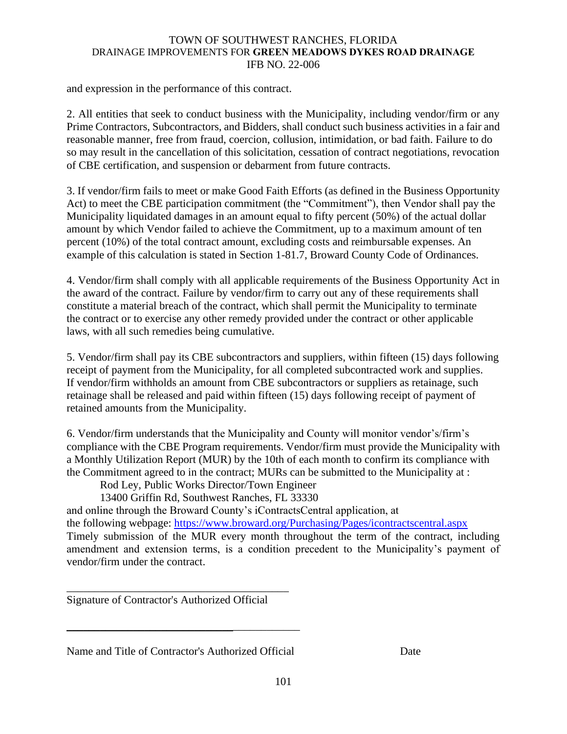and expression in the performance of this contract.

2. All entities that seek to conduct business with the Municipality, including vendor/firm or any Prime Contractors, Subcontractors, and Bidders, shall conduct such business activities in a fair and reasonable manner, free from fraud, coercion, collusion, intimidation, or bad faith. Failure to do so may result in the cancellation of this solicitation, cessation of contract negotiations, revocation of CBE certification, and suspension or debarment from future contracts.

3. If vendor/firm fails to meet or make Good Faith Efforts (as defined in the Business Opportunity Act) to meet the CBE participation commitment (the "Commitment"), then Vendor shall pay the Municipality liquidated damages in an amount equal to fifty percent (50%) of the actual dollar amount by which Vendor failed to achieve the Commitment, up to a maximum amount of ten percent (10%) of the total contract amount, excluding costs and reimbursable expenses. An example of this calculation is stated in Section 1-81.7, Broward County Code of Ordinances.

4. Vendor/firm shall comply with all applicable requirements of the Business Opportunity Act in the award of the contract. Failure by vendor/firm to carry out any of these requirements shall constitute a material breach of the contract, which shall permit the Municipality to terminate the contract or to exercise any other remedy provided under the contract or other applicable laws, with all such remedies being cumulative.

5. Vendor/firm shall pay its CBE subcontractors and suppliers, within fifteen (15) days following receipt of payment from the Municipality, for all completed subcontracted work and supplies. If vendor/firm withholds an amount from CBE subcontractors or suppliers as retainage, such retainage shall be released and paid within fifteen (15) days following receipt of payment of retained amounts from the Municipality.

6. Vendor/firm understands that the Municipality and County will monitor vendor's/firm's compliance with the CBE Program requirements. Vendor/firm must provide the Municipality with a Monthly Utilization Report (MUR) by the 10th of each month to confirm its compliance with the Commitment agreed to in the contract; MURs can be submitted to the Municipality at :

Rod Ley, Public Works Director/Town Engineer
13400 Griffin Rd, Southwest Ranches, FL 33330

and online through the Broward County's iContractsCentral application, at the following webpage: https://www.broward.org/Purchasing/Pages/icontractscentral.aspx
Timely submission of the MUR every month throughout the term of the contract, including amendment and extension terms, is a condition precedent to the Municipality's payment of vendor/firm under the contract.

\_\_\_\_\_\_\_\_\_\_\_\_\_\_\_\_\_\_\_\_\_\_\_\_\_\_\_\_\_\_\_\_\_\_\_\_\_\_\_
Signature of Contractor's Authorized Official

\_\_\_\_\_\_\_\_\_\_\_\_\_\_\_\_\_\_\_\_\_\_\_\_\_\_\_\_\_\_\_\_\_\_\_\_\_\_\_\_

Name and Title of Contractor's Authorized Official                    Date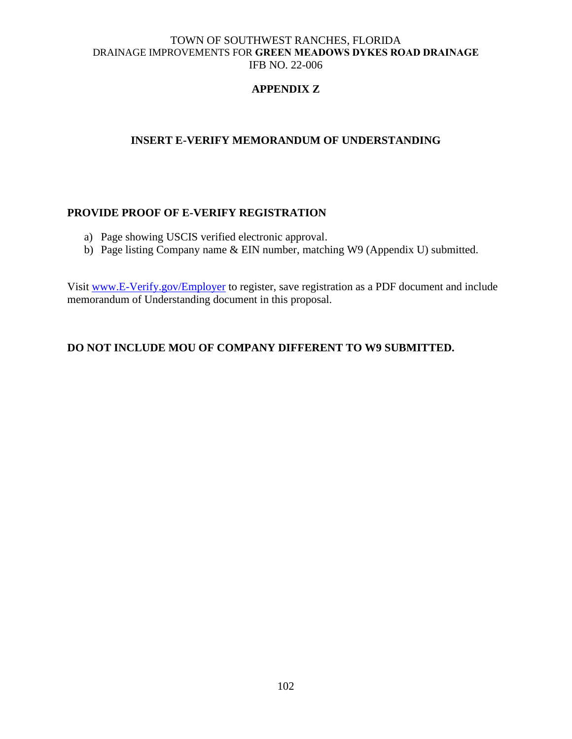## APPENDIX Z

### INSERT E-VERIFY MEMORANDUM OF UNDERSTANDING

**PROVIDE PROOF OF E-VERIFY REGISTRATION**

a) Page showing USCIS verified electronic approval.
b) Page listing Company name & EIN number, matching W9 (Appendix U) submitted.

Visit [www.E-Verify.gov/Employer](www.E-Verify.gov/Employer) to register, save registration as a PDF document and include memorandum of Understanding document in this proposal.

**DO NOT INCLUDE MOU OF COMPANY DIFFERENT TO W9 SUBMITTED.**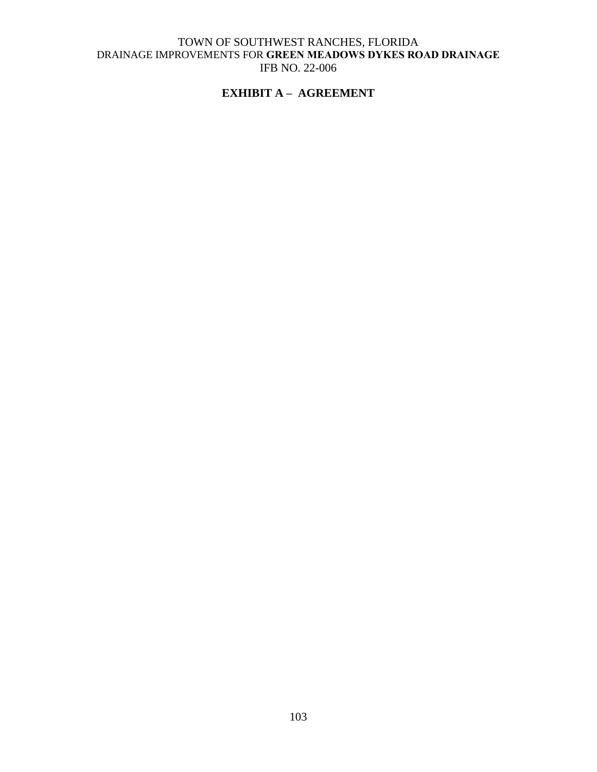## EXHIBIT A – AGREEMENT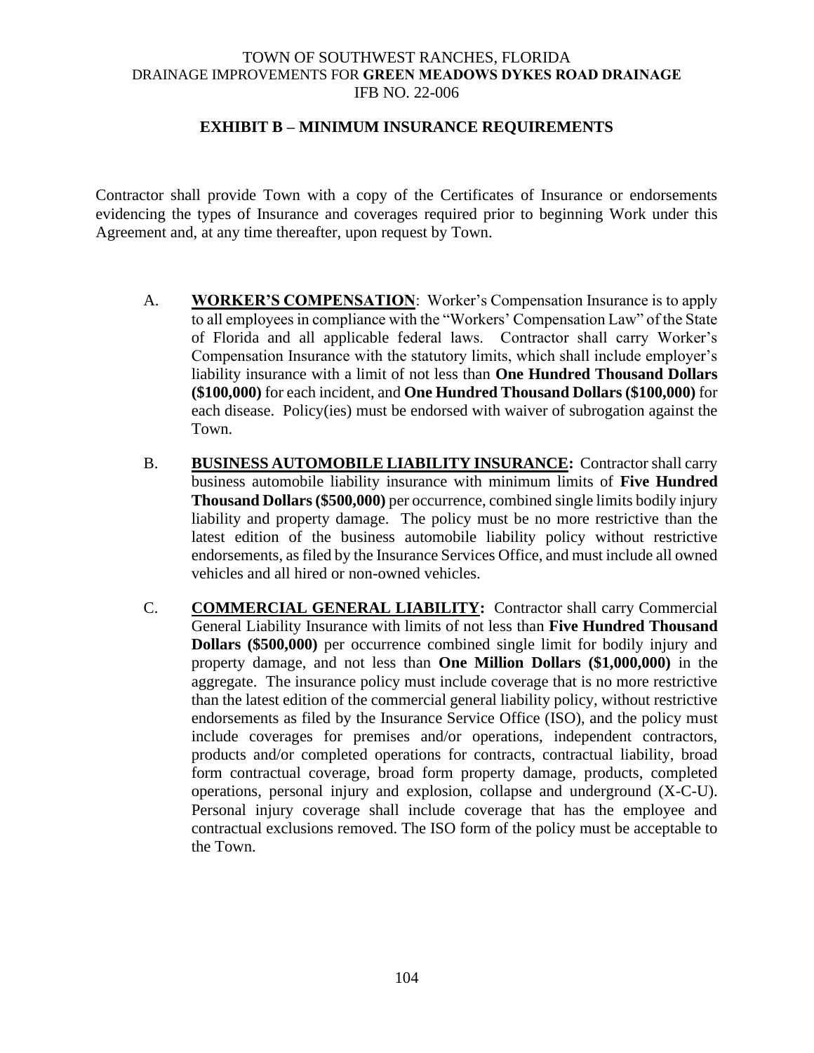TOWN OF SOUTHWEST RANCHES, FLORIDA
DRAINAGE IMPROVEMENTS FOR **GREEN MEADOWS DYKES ROAD DRAINAGE**
IFB NO. 22-006

## EXHIBIT B – MINIMUM INSURANCE REQUIREMENTS

Contractor shall provide Town with a copy of the Certificates of Insurance or endorsements evidencing the types of Insurance and coverages required prior to beginning Work under this Agreement and, at any time thereafter, upon request by Town.

A. **WORKER'S COMPENSATION**: Worker's Compensation Insurance is to apply to all employees in compliance with the "Workers' Compensation Law" of the State of Florida and all applicable federal laws. Contractor shall carry Worker's Compensation Insurance with the statutory limits, which shall include employer's liability insurance with a limit of not less than **One Hundred Thousand Dollars ($100,000)** for each incident, and **One Hundred Thousand Dollars ($100,000)** for each disease. Policy(ies) must be endorsed with waiver of subrogation against the Town.

B. **BUSINESS AUTOMOBILE LIABILITY INSURANCE:** Contractor shall carry business automobile liability insurance with minimum limits of **Five Hundred Thousand Dollars ($500,000)** per occurrence, combined single limits bodily injury liability and property damage. The policy must be no more restrictive than the latest edition of the business automobile liability policy without restrictive endorsements, as filed by the Insurance Services Office, and must include all owned vehicles and all hired or non-owned vehicles.

C. **COMMERCIAL GENERAL LIABILITY:** Contractor shall carry Commercial General Liability Insurance with limits of not less than **Five Hundred Thousand Dollars ($500,000)** per occurrence combined single limit for bodily injury and property damage, and not less than **One Million Dollars ($1,000,000)** in the aggregate. The insurance policy must include coverage that is no more restrictive than the latest edition of the commercial general liability policy, without restrictive endorsements as filed by the Insurance Service Office (ISO), and the policy must include coverages for premises and/or operations, independent contractors, products and/or completed operations for contracts, contractual liability, broad form contractual coverage, broad form property damage, products, completed operations, personal injury and explosion, collapse and underground (X-C-U). Personal injury coverage shall include coverage that has the employee and contractual exclusions removed. The ISO form of the policy must be acceptable to the Town.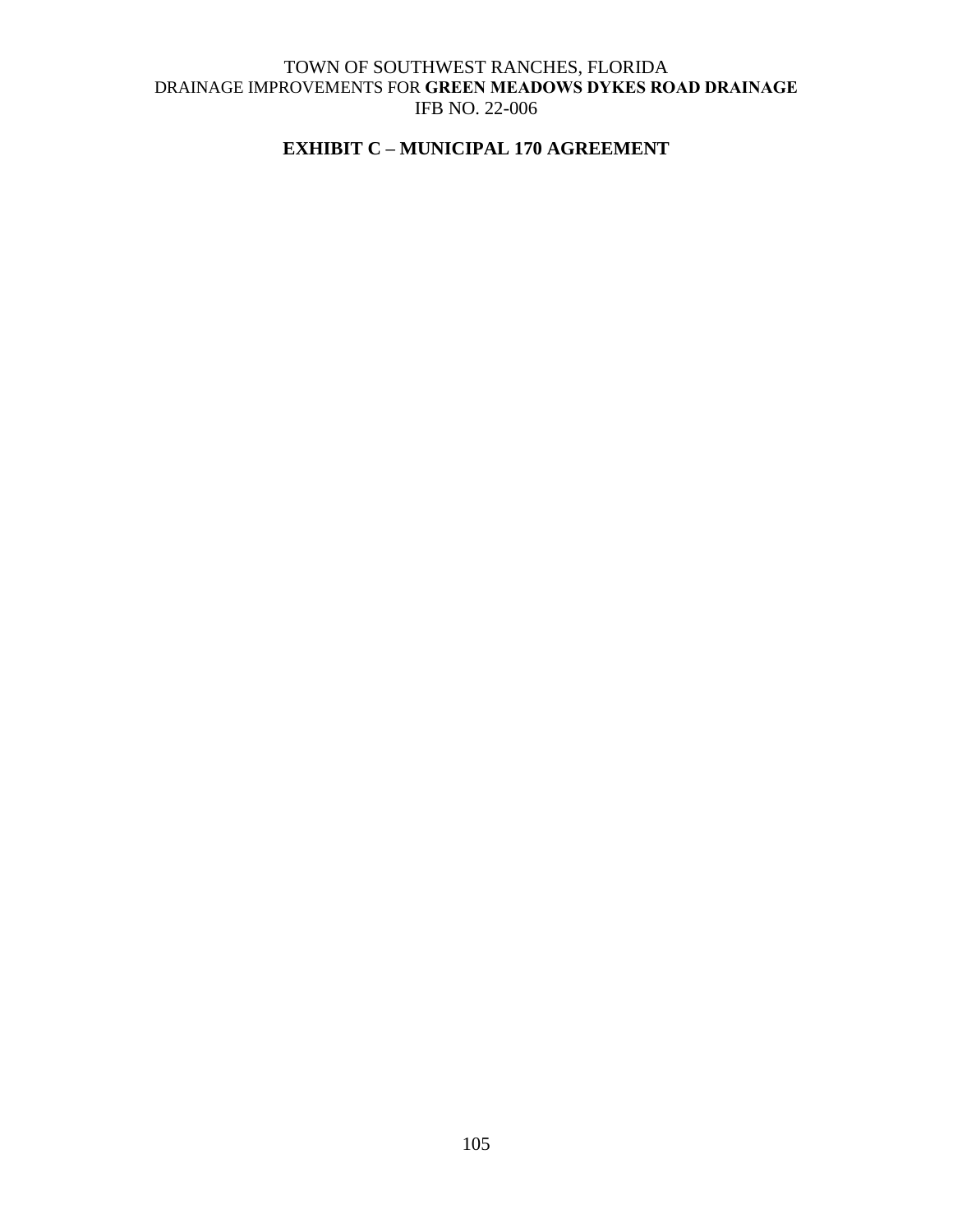## EXHIBIT C – MUNICIPAL 170 AGREEMENT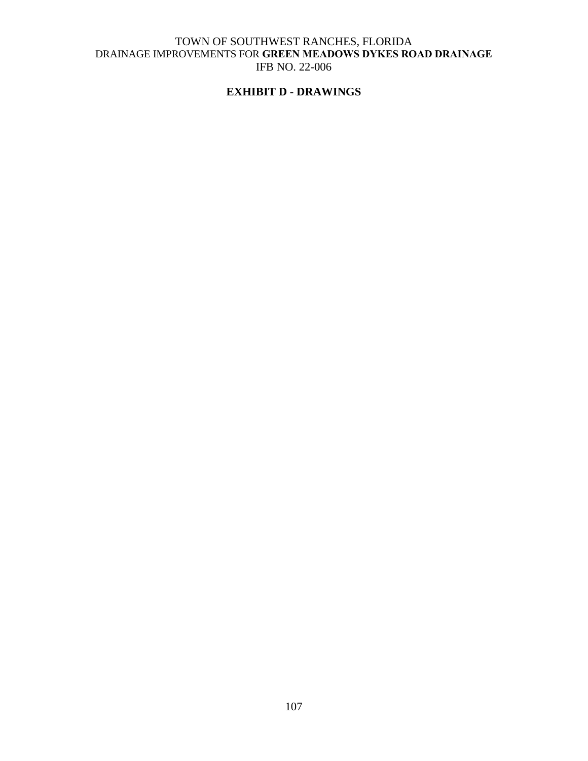# EXHIBIT D - DRAWINGS